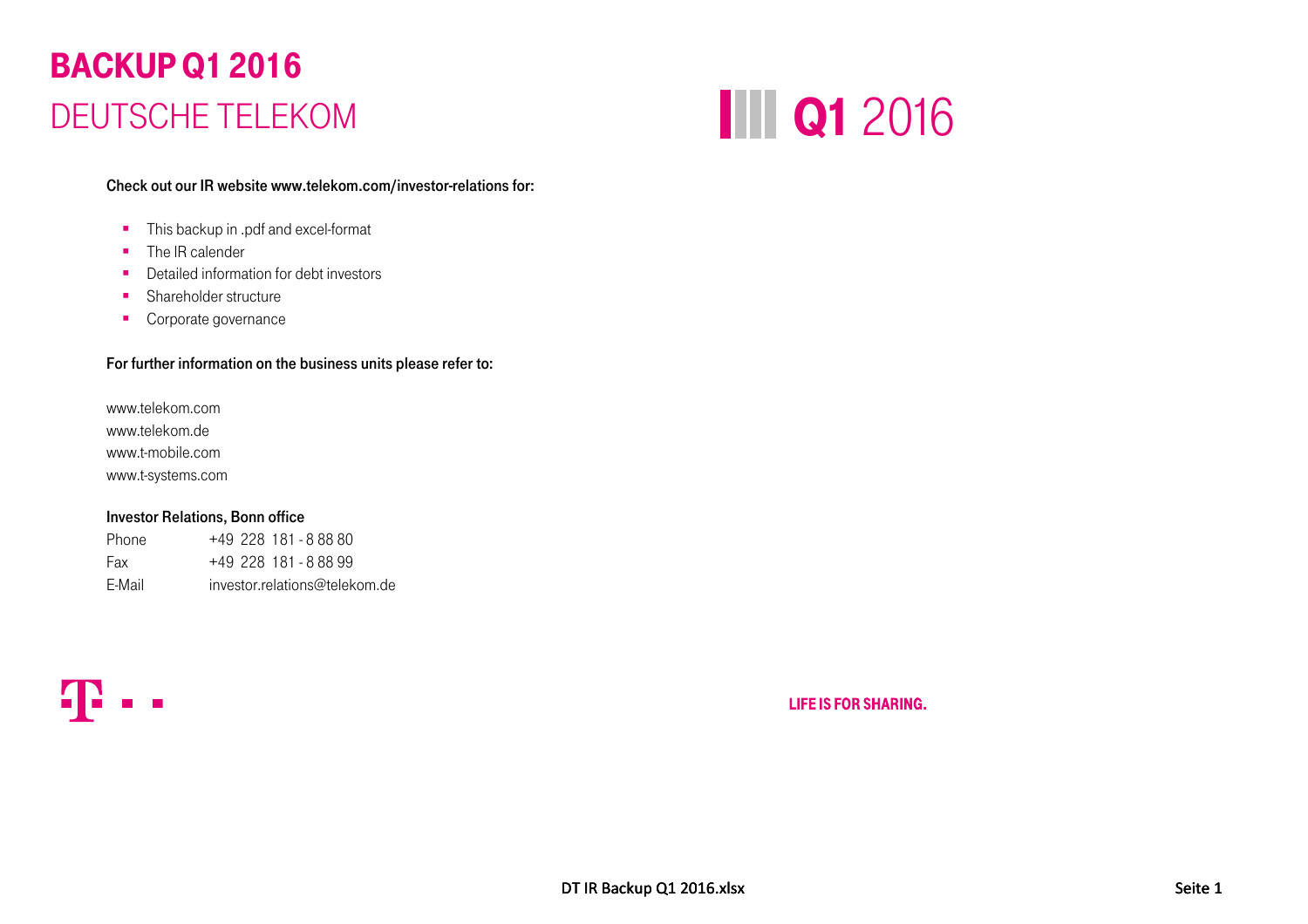# BACKUP Q1 2016

## DEUTSCHE TELEKOM

**Q1** 2016

**Check out our IR website www.telekom.com/investor-relations for:**

- This backup in .pdf and excel-format
- The IR calender
- Detailed information for debt investors
- Shareholder structure
- Corporate governance

**For further information on the business units please refer to:**

www.telekom.com
www.telekom.de
www.t-mobile.com
www.t-systems.com

**Investor Relations, Bonn office**

| | |
|---|---|
| Phone | +49 228 181 - 8 88 80 |
| Fax | +49 228 181 - 8 88 99 |
| E-Mail | investor.relations@telekom.de |

**LIFE IS FOR SHARING.**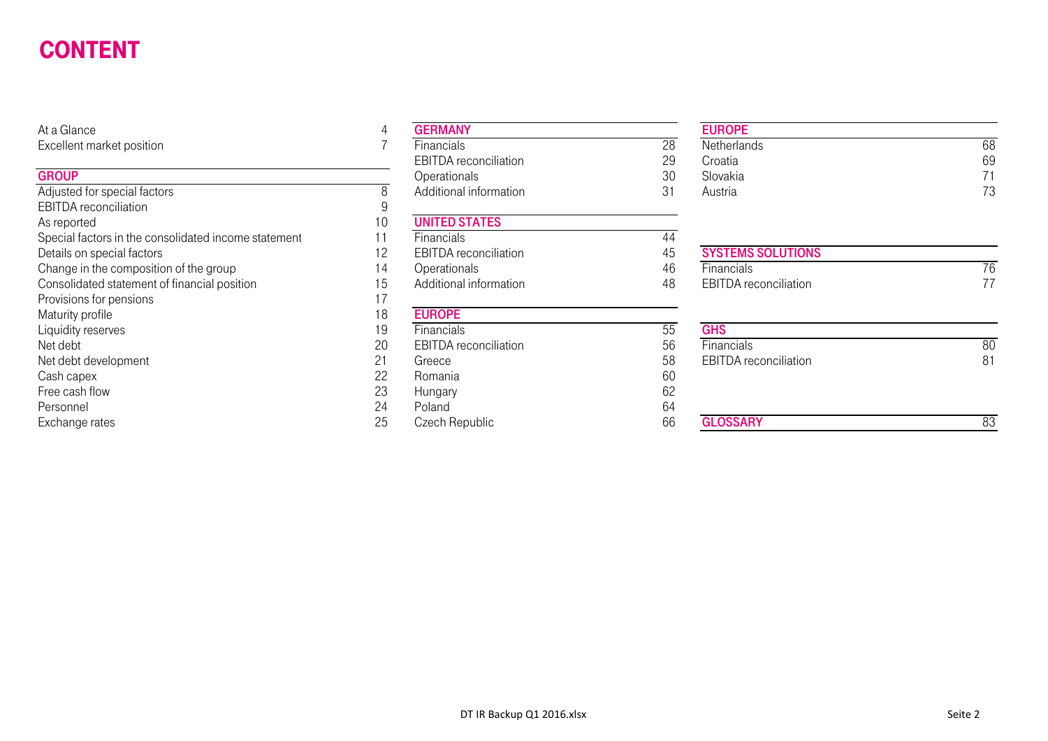# CONTENT

| | |
|---|---|
| At a Glance | 4 |
| Excellent market position | 7 |

| GROUP | |
|---|---|
| Adjusted for special factors | 8 |
| EBITDA reconciliation | 9 |
| As reported | 10 |
| Special factors in the consolidated income statement | 11 |
| Details on special factors | 12 |
| Change in the composition of the group | 14 |
| Consolidated statement of financial position | 15 |
| Provisions for pensions | 17 |
| Maturity profile | 18 |
| Liquidity reserves | 19 |
| Net debt | 20 |
| Net debt development | 21 |
| Cash capex | 22 |
| Free cash flow | 23 |
| Personnel | 24 |
| Exchange rates | 25 |

| GERMANY | |
|---|---|
| Financials | 28 |
| EBITDA reconciliation | 29 |
| Operationals | 30 |
| Additional information | 31 |

| UNITED STATES | |
|---|---|
| Financials | 44 |
| EBITDA reconciliation | 45 |
| Operationals | 46 |
| Additional information | 48 |

| EUROPE | |
|---|---|
| Financials | 55 |
| EBITDA reconciliation | 56 |
| Greece | 58 |
| Romania | 60 |
| Hungary | 62 |
| Poland | 64 |
| Czech Republic | 66 |

| EUROPE | |
|---|---|
| Netherlands | 68 |
| Croatia | 69 |
| Slovakia | 71 |
| Austria | 73 |

| SYSTEMS SOLUTIONS | |
|---|---|
| Financials | 76 |
| EBITDA reconciliation | 77 |

| GHS | |
|---|---|
| Financials | 80 |
| EBITDA reconciliation | 81 |

| GLOSSARY | 83 |
|---|---|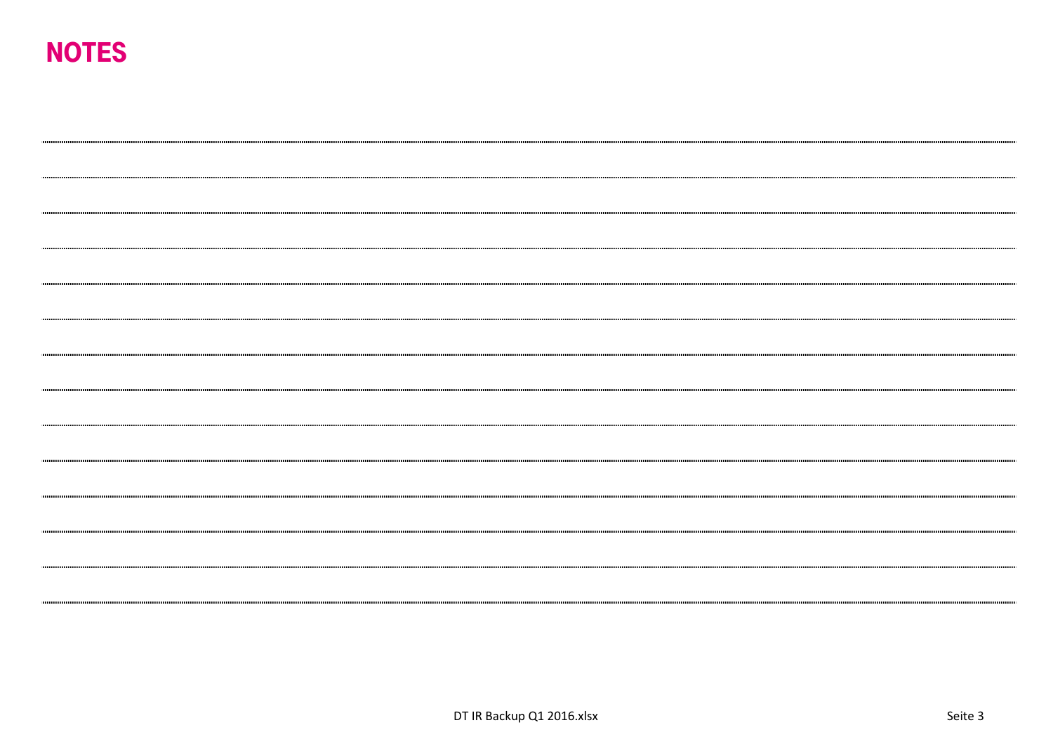# NOTES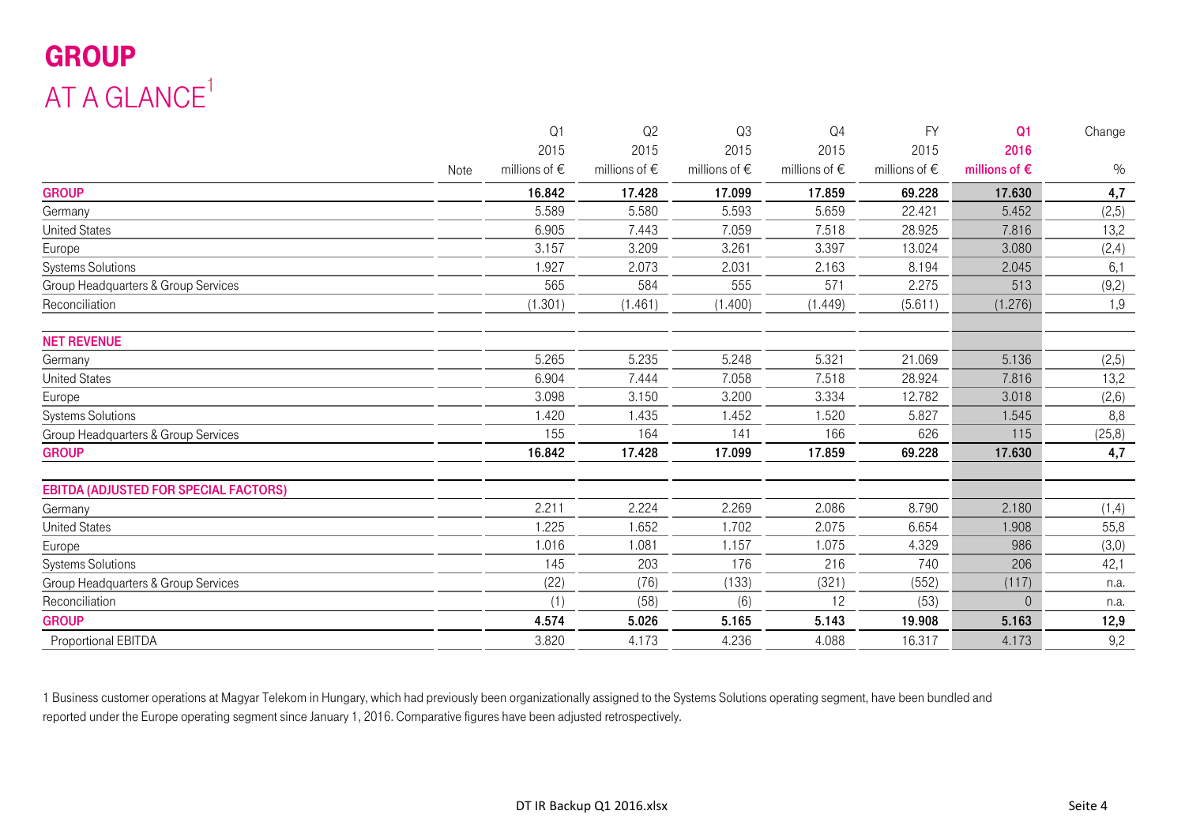# GROUP

## AT A GLANCE[1]

| | Note | Q1 2015 millions of € | Q2 2015 millions of € | Q3 2015 millions of € | Q4 2015 millions of € | FY 2015 millions of € | **Q1 2016 millions of €** | Change % |
|---|---|---|---|---|---|---|---|---|
| **GROUP** | | **16.842** | **17.428** | **17.099** | **17.859** | **69.228** | **17.630** | **4,7** |
| Germany | | 5.589 | 5.580 | 5.593 | 5.659 | 22.421 | 5.452 | (2,5) |
| United States | | 6.905 | 7.443 | 7.059 | 7.518 | 28.925 | 7.816 | 13,2 |
| Europe | | 3.157 | 3.209 | 3.261 | 3.397 | 13.024 | 3.080 | (2,4) |
| Systems Solutions | | 1.927 | 2.073 | 2.031 | 2.163 | 8.194 | 2.045 | 6,1 |
| Group Headquarters & Group Services | | 565 | 584 | 555 | 571 | 2.275 | 513 | (9,2) |
| Reconciliation | | (1.301) | (1.461) | (1.400) | (1.449) | (5.611) | (1.276) | 1,9 |
| | | | | | | | | |
| **NET REVENUE** | | | | | | | | |
| Germany | | 5.265 | 5.235 | 5.248 | 5.321 | 21.069 | 5.136 | (2,5) |
| United States | | 6.904 | 7.444 | 7.058 | 7.518 | 28.924 | 7.816 | 13,2 |
| Europe | | 3.098 | 3.150 | 3.200 | 3.334 | 12.782 | 3.018 | (2,6) |
| Systems Solutions | | 1.420 | 1.435 | 1.452 | 1.520 | 5.827 | 1.545 | 8,8 |
| Group Headquarters & Group Services | | 155 | 164 | 141 | 166 | 626 | 115 | (25,8) |
| **GROUP** | | **16.842** | **17.428** | **17.099** | **17.859** | **69.228** | **17.630** | **4,7** |
| | | | | | | | | |
| **EBITDA (ADJUSTED FOR SPECIAL FACTORS)** | | | | | | | | |
| Germany | | 2.211 | 2.224 | 2.269 | 2.086 | 8.790 | 2.180 | (1,4) |
| United States | | 1.225 | 1.652 | 1.702 | 2.075 | 6.654 | 1.908 | 55,8 |
| Europe | | 1.016 | 1.081 | 1.157 | 1.075 | 4.329 | 986 | (3,0) |
| Systems Solutions | | 145 | 203 | 176 | 216 | 740 | 206 | 42,1 |
| Group Headquarters & Group Services | | (22) | (76) | (133) | (321) | (552) | (117) | n.a. |
| Reconciliation | | (1) | (58) | (6) | 12 | (53) | 0 | n.a. |
| **GROUP** | | **4.574** | **5.026** | **5.165** | **5.143** | **19.908** | **5.163** | **12,9** |
| Proportional EBITDA | | 3.820 | 4.173 | 4.236 | 4.088 | 16.317 | 4.173 | 9,2 |

1 Business customer operations at Magyar Telekom in Hungary, which had previously been organizationally assigned to the Systems Solutions operating segment, have been bundled and reported under the Europe operating segment since January 1, 2016. Comparative figures have been adjusted retrospectively.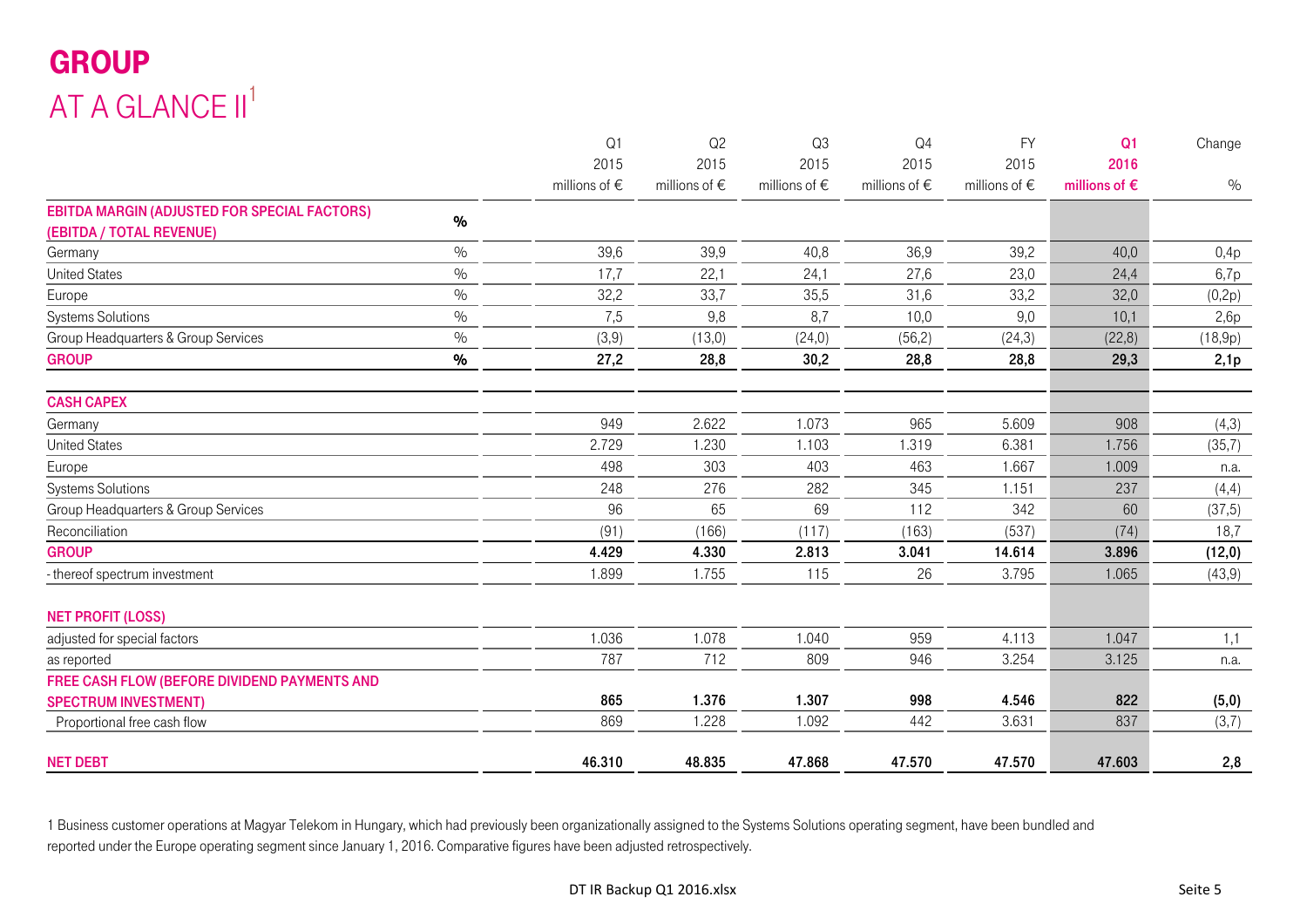# GROUP

## AT A GLANCE II[1]

| | | Q1 2015 millions of € | Q2 2015 millions of € | Q3 2015 millions of € | Q4 2015 millions of € | FY 2015 millions of € | Q1 2016 millions of € | Change % |
|---|---|---|---|---|---|---|---|---|
| **EBITDA MARGIN (ADJUSTED FOR SPECIAL FACTORS) (EBITDA / TOTAL REVENUE)** | **%** | | | | | | | |
| Germany | % | 39,6 | 39,9 | 40,8 | 36,9 | 39,2 | 40,0 | 0,4p |
| United States | % | 17,7 | 22,1 | 24,1 | 27,6 | 23,0 | 24,4 | 6,7p |
| Europe | % | 32,2 | 33,7 | 35,5 | 31,6 | 33,2 | 32,0 | (0,2p) |
| Systems Solutions | % | 7,5 | 9,8 | 8,7 | 10,0 | 9,0 | 10,1 | 2,6p |
| Group Headquarters & Group Services | % | (3,9) | (13,0) | (24,0) | (56,2) | (24,3) | (22,8) | (18,9p) |
| **GROUP** | **%** | **27,2** | **28,8** | **30,2** | **28,8** | **28,8** | **29,3** | **2,1p** |
| **CASH CAPEX** | | | | | | | | |
| Germany | | 949 | 2.622 | 1.073 | 965 | 5.609 | 908 | (4,3) |
| United States | | 2.729 | 1.230 | 1.103 | 1.319 | 6.381 | 1.756 | (35,7) |
| Europe | | 498 | 303 | 403 | 463 | 1.667 | 1.009 | n.a. |
| Systems Solutions | | 248 | 276 | 282 | 345 | 1.151 | 237 | (4,4) |
| Group Headquarters & Group Services | | 96 | 65 | 69 | 112 | 342 | 60 | (37,5) |
| Reconciliation | | (91) | (166) | (117) | (163) | (537) | (74) | 18,7 |
| **GROUP** | | **4.429** | **4.330** | **2.813** | **3.041** | **14.614** | **3.896** | **(12,0)** |
| - thereof spectrum investment | | 1.899 | 1.755 | 115 | 26 | 3.795 | 1.065 | (43,9) |
| **NET PROFIT (LOSS)** | | | | | | | | |
| adjusted for special factors | | 1.036 | 1.078 | 1.040 | 959 | 4.113 | 1.047 | 1,1 |
| as reported | | 787 | 712 | 809 | 946 | 3.254 | 3.125 | n.a. |
| **FREE CASH FLOW (BEFORE DIVIDEND PAYMENTS AND SPECTRUM INVESTMENT)** | | **865** | **1.376** | **1.307** | **998** | **4.546** | **822** | **(5,0)** |
| Proportional free cash flow | | 869 | 1.228 | 1.092 | 442 | 3.631 | 837 | (3,7) |
| **NET DEBT** | | **46.310** | **48.835** | **47.868** | **47.570** | **47.570** | **47.603** | **2,8** |

1 Business customer operations at Magyar Telekom in Hungary, which had previously been organizationally assigned to the Systems Solutions operating segment, have been bundled and reported under the Europe operating segment since January 1, 2016. Comparative figures have been adjusted retrospectively.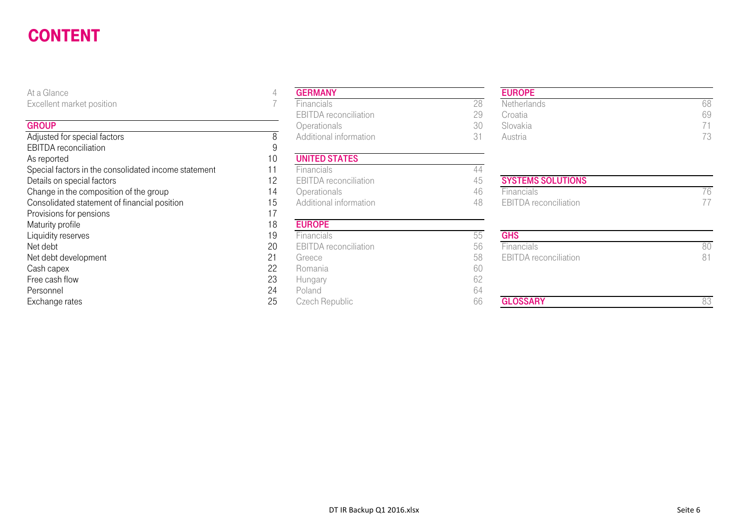# CONTENT

| | |
|---|---|
| At a Glance | 4 |
| Excellent market position | 7 |

| GROUP | |
|---|---|
| Adjusted for special factors | 8 |
| EBITDA reconciliation | 9 |
| As reported | 10 |
| Special factors in the consolidated income statement | 11 |
| Details on special factors | 12 |
| Change in the composition of the group | 14 |
| Consolidated statement of financial position | 15 |
| Provisions for pensions | 17 |
| Maturity profile | 18 |
| Liquidity reserves | 19 |
| Net debt | 20 |
| Net debt development | 21 |
| Cash capex | 22 |
| Free cash flow | 23 |
| Personnel | 24 |
| Exchange rates | 25 |

| GERMANY | |
|---|---|
| Financials | 28 |
| EBITDA reconciliation | 29 |
| Operationals | 30 |
| Additional information | 31 |

| UNITED STATES | |
|---|---|
| Financials | 44 |
| EBITDA reconciliation | 45 |
| Operationals | 46 |
| Additional information | 48 |

| EUROPE | |
|---|---|
| Financials | 55 |
| EBITDA reconciliation | 56 |
| Greece | 58 |
| Romania | 60 |
| Hungary | 62 |
| Poland | 64 |
| Czech Republic | 66 |
| Netherlands | 68 |
| Croatia | 69 |
| Slovakia | 71 |
| Austria | 73 |

| SYSTEMS SOLUTIONS | |
|---|---|
| Financials | 76 |
| EBITDA reconciliation | 77 |

| GHS | |
|---|---|
| Financials | 80 |
| EBITDA reconciliation | 81 |

| GLOSSARY | 83 |
|---|---|

DT IR Backup Q1 2016.xlsx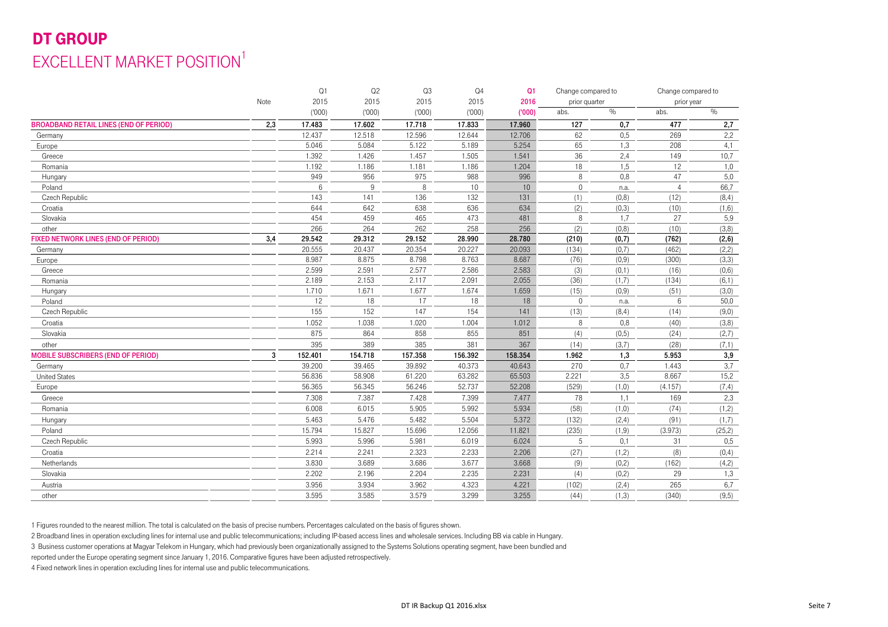# DT GROUP

## EXCELLENT MARKET POSITION[1]

| | Note | Q1 2015 ('000) | Q2 2015 ('000) | Q3 2015 ('000) | Q4 2015 ('000) | Q1 2016 ('000) | Change compared to prior quarter abs. | Change compared to prior quarter % | Change compared to prior year abs. | Change compared to prior year % |
|---|---|---|---|---|---|---|---|---|---|---|
| **BROADBAND RETAIL LINES (END OF PERIOD)** | **2,3** | **17.483** | **17.602** | **17.718** | **17.833** | **17.960** | **127** | **0,7** | **477** | **2,7** |
| Germany | | 12.437 | 12.518 | 12.596 | 12.644 | 12.706 | 62 | 0,5 | 269 | 2,2 |
| Europe | | 5.046 | 5.084 | 5.122 | 5.189 | 5.254 | 65 | 1,3 | 208 | 4,1 |
| Greece | | 1.392 | 1.426 | 1.457 | 1.505 | 1.541 | 36 | 2,4 | 149 | 10,7 |
| Romania | | 1.192 | 1.186 | 1.181 | 1.186 | 1.204 | 18 | 1,5 | 12 | 1,0 |
| Hungary | | 949 | 956 | 975 | 988 | 996 | 8 | 0,8 | 47 | 5,0 |
| Poland | | 6 | 9 | 8 | 10 | 10 | 0 | n.a. | 4 | 66,7 |
| Czech Republic | | 143 | 141 | 136 | 132 | 131 | (1) | (0,8) | (12) | (8,4) |
| Croatia | | 644 | 642 | 638 | 636 | 634 | (2) | (0,3) | (10) | (1,6) |
| Slovakia | | 454 | 459 | 465 | 473 | 481 | 8 | 1,7 | 27 | 5,9 |
| other | | 266 | 264 | 262 | 258 | 256 | (2) | (0,8) | (10) | (3,8) |
| **FIXED NETWORK LINES (END OF PERIOD)** | **3,4** | **29.542** | **29.312** | **29.152** | **28.990** | **28.780** | **(210)** | **(0,7)** | **(762)** | **(2,6)** |
| Germany | | 20.555 | 20.437 | 20.354 | 20.227 | 20.093 | (134) | (0,7) | (462) | (2,2) |
| Europe | | 8.987 | 8.875 | 8.798 | 8.763 | 8.687 | (76) | (0,9) | (300) | (3,3) |
| Greece | | 2.599 | 2.591 | 2.577 | 2.586 | 2.583 | (3) | (0,1) | (16) | (0,6) |
| Romania | | 2.189 | 2.153 | 2.117 | 2.091 | 2.055 | (36) | (1,7) | (134) | (6,1) |
| Hungary | | 1.710 | 1.671 | 1.677 | 1.674 | 1.659 | (15) | (0,9) | (51) | (3,0) |
| Poland | | 12 | 18 | 17 | 18 | 18 | 0 | n.a. | 6 | 50,0 |
| Czech Republic | | 155 | 152 | 147 | 154 | 141 | (13) | (8,4) | (14) | (9,0) |
| Croatia | | 1.052 | 1.038 | 1.020 | 1.004 | 1.012 | 8 | 0,8 | (40) | (3,8) |
| Slovakia | | 875 | 864 | 858 | 855 | 851 | (4) | (0,5) | (24) | (2,7) |
| other | | 395 | 389 | 385 | 381 | 367 | (14) | (3,7) | (28) | (7,1) |
| **MOBILE SUBSCRIBERS (END OF PERIOD)** | **3** | **152.401** | **154.718** | **157.358** | **156.392** | **158.354** | **1.962** | **1,3** | **5.953** | **3,9** |
| Germany | | 39.200 | 39.465 | 39.892 | 40.373 | 40.643 | 270 | 0,7 | 1.443 | 3,7 |
| United States | | 56.836 | 58.908 | 61.220 | 63.282 | 65.503 | 2.221 | 3,5 | 8.667 | 15,2 |
| Europe | | 56.365 | 56.345 | 56.246 | 52.737 | 52.208 | (529) | (1,0) | (4.157) | (7,4) |
| Greece | | 7.308 | 7.387 | 7.428 | 7.399 | 7.477 | 78 | 1,1 | 169 | 2,3 |
| Romania | | 6.008 | 6.015 | 5.905 | 5.992 | 5.934 | (58) | (1,0) | (74) | (1,2) |
| Hungary | | 5.463 | 5.476 | 5.482 | 5.504 | 5.372 | (132) | (2,4) | (91) | (1,7) |
| Poland | | 15.794 | 15.827 | 15.696 | 12.056 | 11.821 | (235) | (1,9) | (3.973) | (25,2) |
| Czech Republic | | 5.993 | 5.996 | 5.981 | 6.019 | 6.024 | 5 | 0,1 | 31 | 0,5 |
| Croatia | | 2.214 | 2.241 | 2.323 | 2.233 | 2.206 | (27) | (1,2) | (8) | (0,4) |
| Netherlands | | 3.830 | 3.689 | 3.686 | 3.677 | 3.668 | (9) | (0,2) | (162) | (4,2) |
| Slovakia | | 2.202 | 2.196 | 2.204 | 2.235 | 2.231 | (4) | (0,2) | 29 | 1,3 |
| Austria | | 3.956 | 3.934 | 3.962 | 4.323 | 4.221 | (102) | (2,4) | 265 | 6,7 |
| other | | 3.595 | 3.585 | 3.579 | 3.299 | 3.255 | (44) | (1,3) | (340) | (9,5) |

1 Figures rounded to the nearest million. The total is calculated on the basis of precise numbers. Percentages calculated on the basis of figures shown.

2 Broadband lines in operation excluding lines for internal use and public telecommunications; including IP-based access lines and wholesale services. Including BB via cable in Hungary.

3 Business customer operations at Magyar Telekom in Hungary, which had previously been organizationally assigned to the Systems Solutions operating segment, have been bundled and reported under the Europe operating segment since January 1, 2016. Comparative figures have been adjusted retrospectively.

4 Fixed network lines in operation excluding lines for internal use and public telecommunications.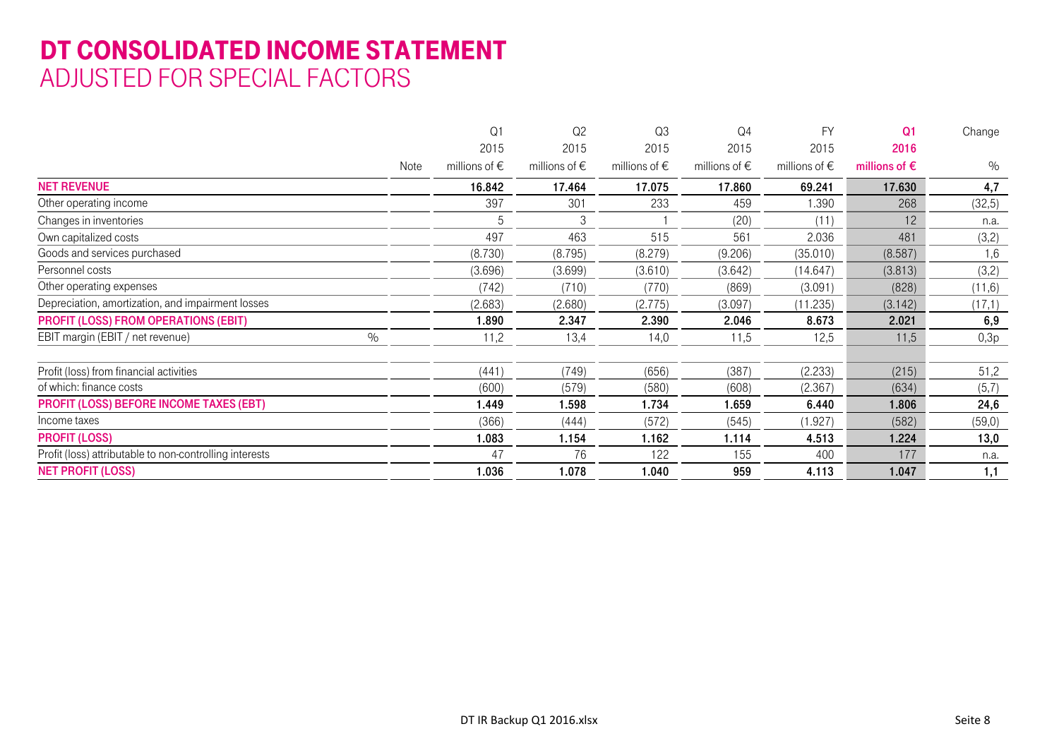# DT CONSOLIDATED INCOME STATEMENT
## ADJUSTED FOR SPECIAL FACTORS

| | Note | Q1 2015 millions of € | Q2 2015 millions of € | Q3 2015 millions of € | Q4 2015 millions of € | FY 2015 millions of € | **Q1 2016 millions of €** | Change % |
|---|---|---|---|---|---|---|---|---|
| **NET REVENUE** | | **16.842** | **17.464** | **17.075** | **17.860** | **69.241** | **17.630** | **4,7** |
| Other operating income | | 397 | 301 | 233 | 459 | 1.390 | 268 | (32,5) |
| Changes in inventories | | 5 | 3 | 1 | (20) | (11) | 12 | n.a. |
| Own capitalized costs | | 497 | 463 | 515 | 561 | 2.036 | 481 | (3,2) |
| Goods and services purchased | | (8.730) | (8.795) | (8.279) | (9.206) | (35.010) | (8.587) | 1,6 |
| Personnel costs | | (3.696) | (3.699) | (3.610) | (3.642) | (14.647) | (3.813) | (3,2) |
| Other operating expenses | | (742) | (710) | (770) | (869) | (3.091) | (828) | (11,6) |
| Depreciation, amortization, and impairment losses | | (2.683) | (2.680) | (2.775) | (3.097) | (11.235) | (3.142) | (17,1) |
| **PROFIT (LOSS) FROM OPERATIONS (EBIT)** | | **1.890** | **2.347** | **2.390** | **2.046** | **8.673** | **2.021** | **6,9** |
| EBIT margin (EBIT / net revenue) | % | 11,2 | 13,4 | 14,0 | 11,5 | 12,5 | 11,5 | 0,3p |
| | | | | | | | | |
| Profit (loss) from financial activities | | (441) | (749) | (656) | (387) | (2.233) | (215) | 51,2 |
| of which: finance costs | | (600) | (579) | (580) | (608) | (2.367) | (634) | (5,7) |
| **PROFIT (LOSS) BEFORE INCOME TAXES (EBT)** | | **1.449** | **1.598** | **1.734** | **1.659** | **6.440** | **1.806** | **24,6** |
| Income taxes | | (366) | (444) | (572) | (545) | (1.927) | (582) | (59,0) |
| **PROFIT (LOSS)** | | **1.083** | **1.154** | **1.162** | **1.114** | **4.513** | **1.224** | **13,0** |
| Profit (loss) attributable to non-controlling interests | | 47 | 76 | 122 | 155 | 400 | 177 | n.a. |
| **NET PROFIT (LOSS)** | | **1.036** | **1.078** | **1.040** | **959** | **4.113** | **1.047** | **1,1** |

DT IR Backup Q1 2016.xlsx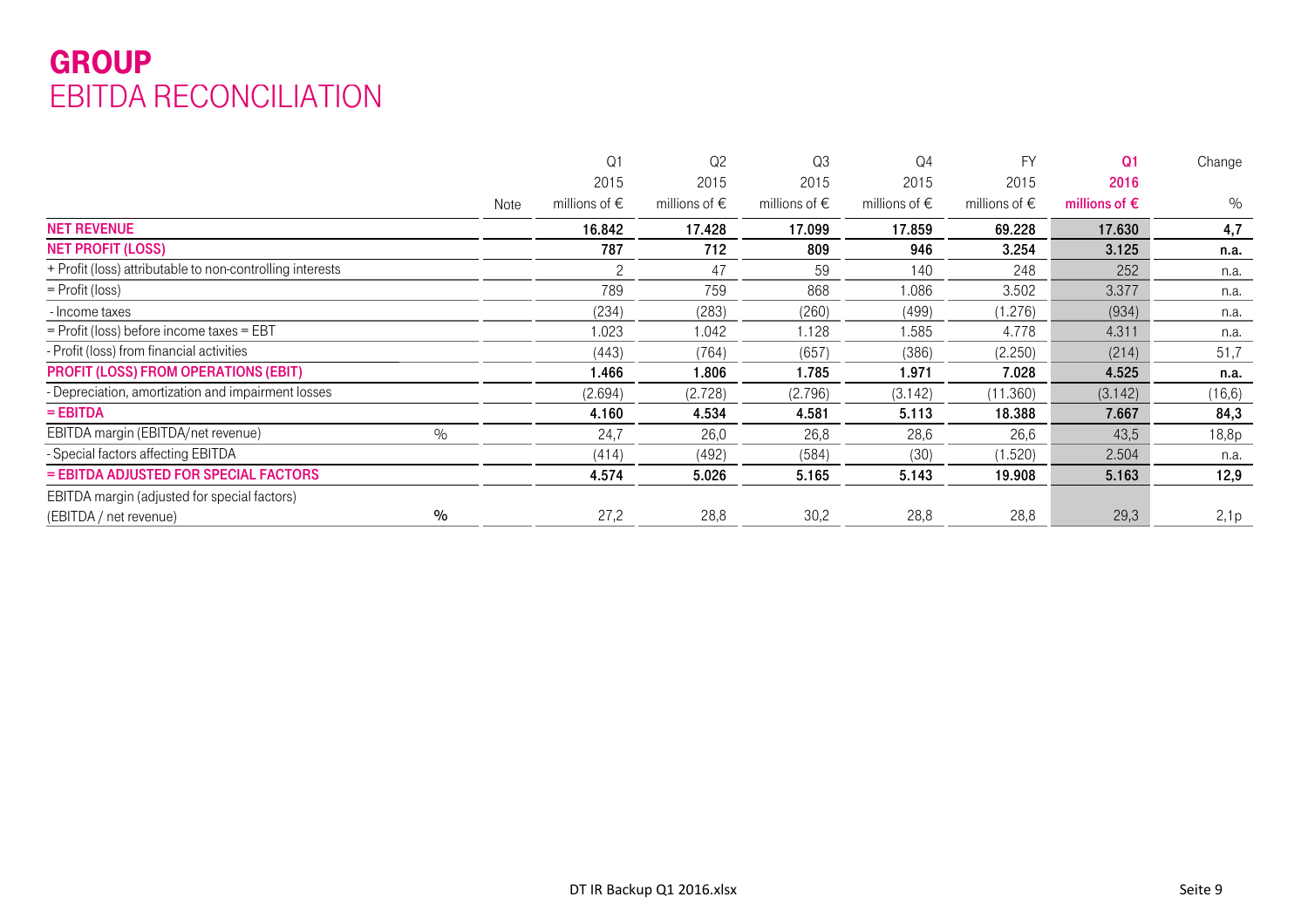# GROUP
## EBITDA RECONCILIATION

| | | Note | Q1 2015 millions of € | Q2 2015 millions of € | Q3 2015 millions of € | Q4 2015 millions of € | FY 2015 millions of € | Q1 2016 millions of € | Change % |
|---|---|---|---|---|---|---|---|---|---|
| **NET REVENUE** | | | **16.842** | **17.428** | **17.099** | **17.859** | **69.228** | **17.630** | **4,7** |
| **NET PROFIT (LOSS)** | | | **787** | **712** | **809** | **946** | **3.254** | **3.125** | **n.a.** |
| + Profit (loss) attributable to non-controlling interests | | | 2 | 47 | 59 | 140 | 248 | 252 | n.a. |
| = Profit (loss) | | | 789 | 759 | 868 | 1.086 | 3.502 | 3.377 | n.a. |
| - Income taxes | | | (234) | (283) | (260) | (499) | (1.276) | (934) | n.a. |
| = Profit (loss) before income taxes = EBT | | | 1.023 | 1.042 | 1.128 | 1.585 | 4.778 | 4.311 | n.a. |
| - Profit (loss) from financial activities | | | (443) | (764) | (657) | (386) | (2.250) | (214) | 51,7 |
| **PROFIT (LOSS) FROM OPERATIONS (EBIT)** | | | **1.466** | **1.806** | **1.785** | **1.971** | **7.028** | **4.525** | **n.a.** |
| - Depreciation, amortization and impairment losses | | | (2.694) | (2.728) | (2.796) | (3.142) | (11.360) | (3.142) | (16,6) |
| **= EBITDA** | | | **4.160** | **4.534** | **4.581** | **5.113** | **18.388** | **7.667** | **84,3** |
| EBITDA margin (EBITDA/net revenue) | % | | 24,7 | 26,0 | 26,8 | 28,6 | 26,6 | 43,5 | 18,8p |
| - Special factors affecting EBITDA | | | (414) | (492) | (584) | (30) | (1.520) | 2.504 | n.a. |
| **= EBITDA ADJUSTED FOR SPECIAL FACTORS** | | | **4.574** | **5.026** | **5.165** | **5.143** | **19.908** | **5.163** | **12,9** |
| EBITDA margin (adjusted for special factors) (EBITDA / net revenue) | % | | 27,2 | 28,8 | 30,2 | 28,8 | 28,8 | 29,3 | 2,1p |

DT IR Backup Q1 2016.xlsx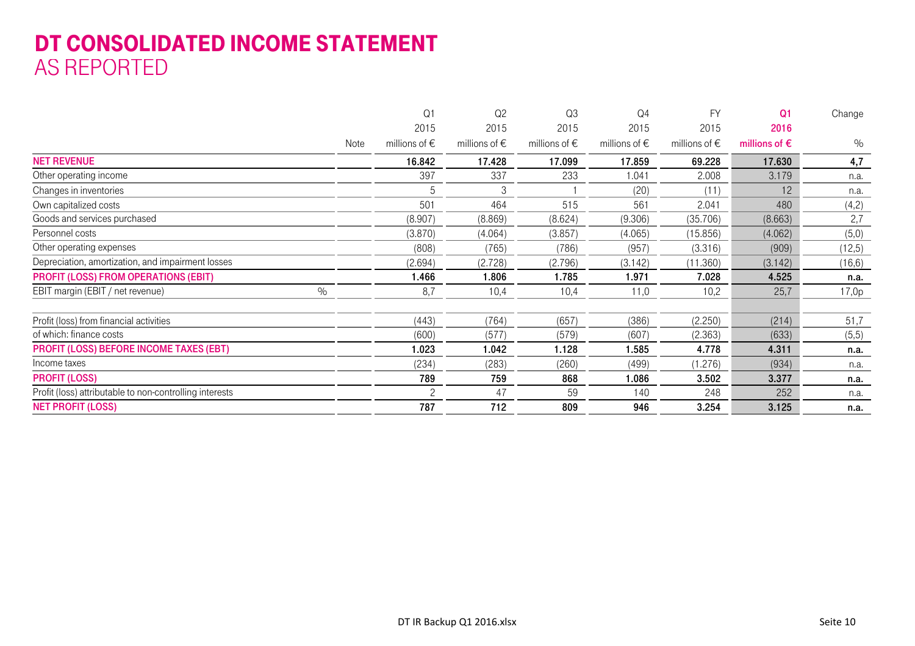# DT CONSOLIDATED INCOME STATEMENT
## AS REPORTED

| | Note | Q1 2015 millions of € | Q2 2015 millions of € | Q3 2015 millions of € | Q4 2015 millions of € | FY 2015 millions of € | Q1 2016 millions of € | Change % |
|---|---|---|---|---|---|---|---|---|
| **NET REVENUE** | | **16.842** | **17.428** | **17.099** | **17.859** | **69.228** | **17.630** | **4,7** |
| Other operating income | | 397 | 337 | 233 | 1.041 | 2.008 | 3.179 | n.a. |
| Changes in inventories | | 5 | 3 | 1 | (20) | (11) | 12 | n.a. |
| Own capitalized costs | | 501 | 464 | 515 | 561 | 2.041 | 480 | (4,2) |
| Goods and services purchased | | (8.907) | (8.869) | (8.624) | (9.306) | (35.706) | (8.663) | 2,7 |
| Personnel costs | | (3.870) | (4.064) | (3.857) | (4.065) | (15.856) | (4.062) | (5,0) |
| Other operating expenses | | (808) | (765) | (786) | (957) | (3.316) | (909) | (12,5) |
| Depreciation, amortization, and impairment losses | | (2.694) | (2.728) | (2.796) | (3.142) | (11.360) | (3.142) | (16,6) |
| **PROFIT (LOSS) FROM OPERATIONS (EBIT)** | | **1.466** | **1.806** | **1.785** | **1.971** | **7.028** | **4.525** | **n.a.** |
| EBIT margin (EBIT / net revenue) | % | 8,7 | 10,4 | 10,4 | 11,0 | 10,2 | 25,7 | 17,0p |
| Profit (loss) from financial activities | | (443) | (764) | (657) | (386) | (2.250) | (214) | 51,7 |
| of which: finance costs | | (600) | (577) | (579) | (607) | (2.363) | (633) | (5,5) |
| **PROFIT (LOSS) BEFORE INCOME TAXES (EBT)** | | **1.023** | **1.042** | **1.128** | **1.585** | **4.778** | **4.311** | **n.a.** |
| Income taxes | | (234) | (283) | (260) | (499) | (1.276) | (934) | n.a. |
| **PROFIT (LOSS)** | | **789** | **759** | **868** | **1.086** | **3.502** | **3.377** | **n.a.** |
| Profit (loss) attributable to non-controlling interests | | 2 | 47 | 59 | 140 | 248 | 252 | n.a. |
| **NET PROFIT (LOSS)** | | **787** | **712** | **809** | **946** | **3.254** | **3.125** | **n.a.** |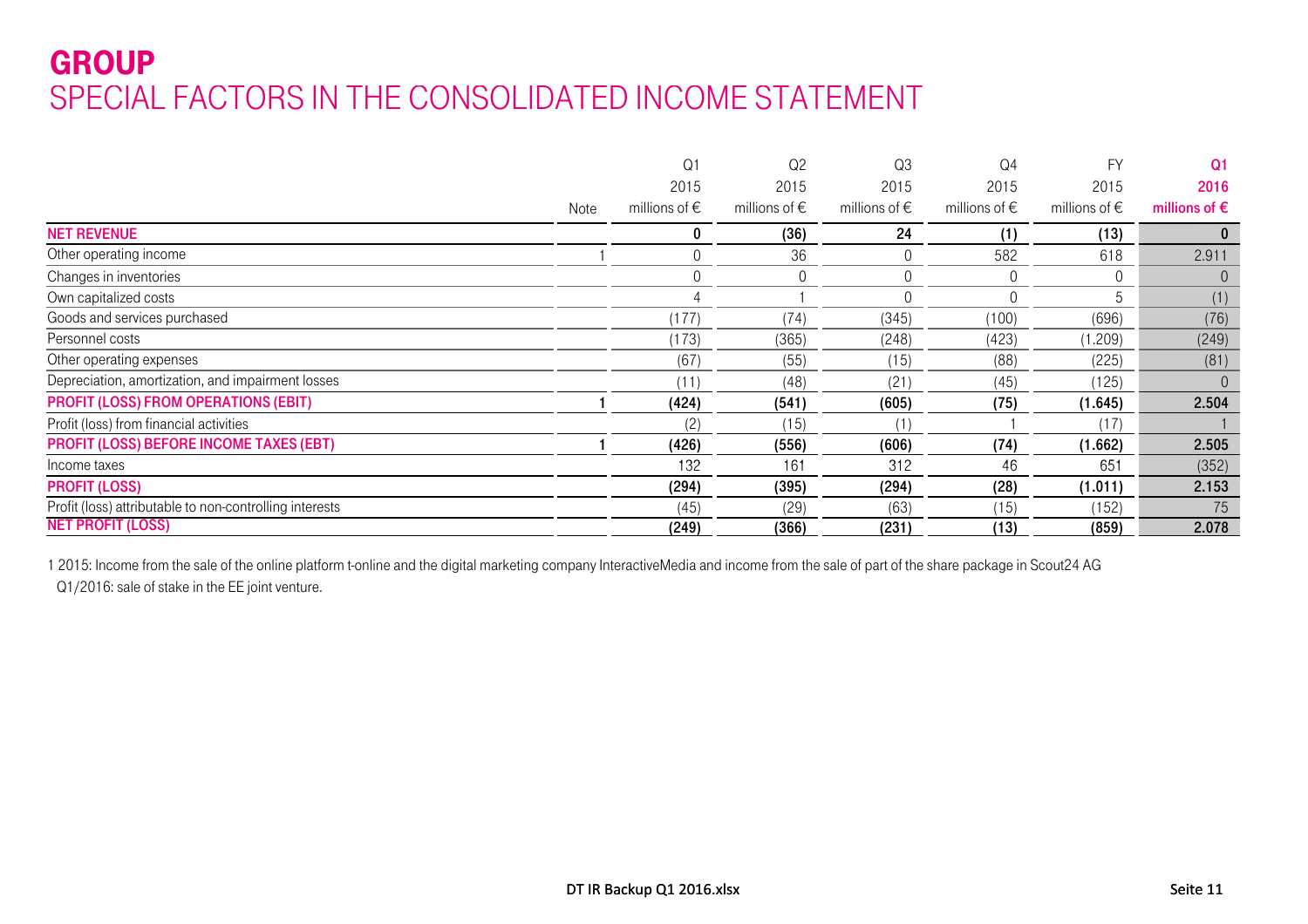# GROUP

## SPECIAL FACTORS IN THE CONSOLIDATED INCOME STATEMENT

| | Note | Q1 2015 millions of € | Q2 2015 millions of € | Q3 2015 millions of € | Q4 2015 millions of € | FY 2015 millions of € | **Q1 2016 millions of €** |
|---|---|---|---|---|---|---|---|
| **NET REVENUE** | | **0** | **(36)** | **24** | **(1)** | **(13)** | **0** |
| Other operating income | 1 | 0 | 36 | 0 | 582 | 618 | 2.911 |
| Changes in inventories | | 0 | 0 | 0 | 0 | 0 | 0 |
| Own capitalized costs | | 4 | 1 | 0 | 0 | 5 | (1) |
| Goods and services purchased | | (177) | (74) | (345) | (100) | (696) | (76) |
| Personnel costs | | (173) | (365) | (248) | (423) | (1.209) | (249) |
| Other operating expenses | | (67) | (55) | (15) | (88) | (225) | (81) |
| Depreciation, amortization, and impairment losses | | (11) | (48) | (21) | (45) | (125) | 0 |
| **PROFIT (LOSS) FROM OPERATIONS (EBIT)** | **1** | **(424)** | **(541)** | **(605)** | **(75)** | **(1.645)** | **2.504** |
| Profit (loss) from financial activities | | (2) | (15) | (1) | 1 | (17) | 1 |
| **PROFIT (LOSS) BEFORE INCOME TAXES (EBT)** | **1** | **(426)** | **(556)** | **(606)** | **(74)** | **(1.662)** | **2.505** |
| Income taxes | | 132 | 161 | 312 | 46 | 651 | (352) |
| **PROFIT (LOSS)** | | **(294)** | **(395)** | **(294)** | **(28)** | **(1.011)** | **2.153** |
| Profit (loss) attributable to non-controlling interests | | (45) | (29) | (63) | (15) | (152) | 75 |
| **NET PROFIT (LOSS)** | | **(249)** | **(366)** | **(231)** | **(13)** | **(859)** | **2.078** |

1 2015: Income from the sale of the online platform t-online and the digital marketing company InteractiveMedia and income from the sale of part of the share package in Scout24 AG
Q1/2016: sale of stake in the EE joint venture.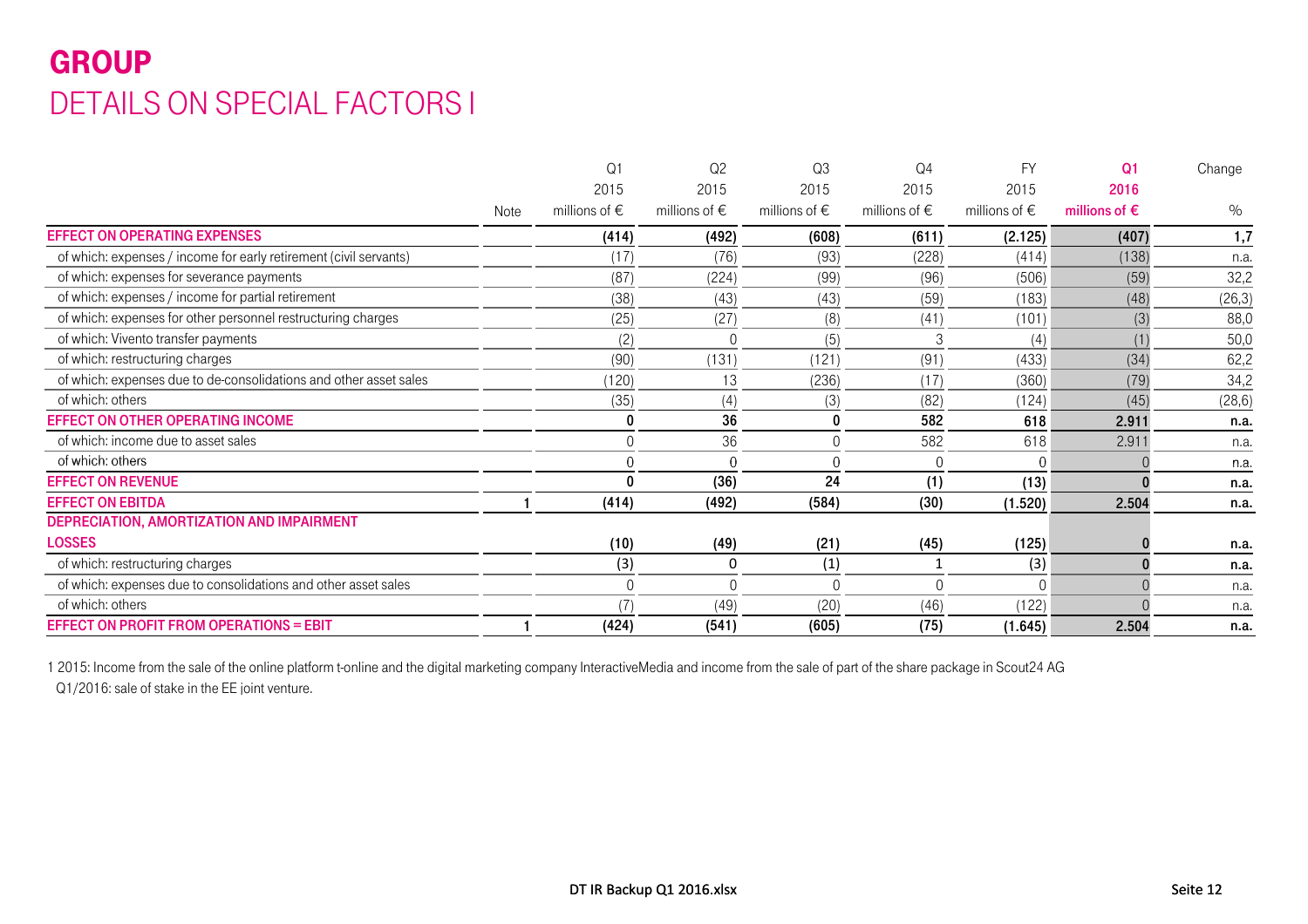# GROUP

## DETAILS ON SPECIAL FACTORS I

| | Note | Q1 2015 millions of € | Q2 2015 millions of € | Q3 2015 millions of € | Q4 2015 millions of € | FY 2015 millions of € | Q1 2016 millions of € | Change % |
|---|---|---|---|---|---|---|---|---|
| **EFFECT ON OPERATING EXPENSES** | | **(414)** | **(492)** | **(608)** | **(611)** | **(2.125)** | **(407)** | **1,7** |
| of which: expenses / income for early retirement (civil servants) | | (17) | (76) | (93) | (228) | (414) | (138) | n.a. |
| of which: expenses for severance payments | | (87) | (224) | (99) | (96) | (506) | (59) | 32,2 |
| of which: expenses / income for partial retirement | | (38) | (43) | (43) | (59) | (183) | (48) | (26,3) |
| of which: expenses for other personnel restructuring charges | | (25) | (27) | (8) | (41) | (101) | (3) | 88,0 |
| of which: Vivento transfer payments | | (2) | 0 | (5) | 3 | (4) | (1) | 50,0 |
| of which: restructuring charges | | (90) | (131) | (121) | (91) | (433) | (34) | 62,2 |
| of which: expenses due to de-consolidations and other asset sales | | (120) | 13 | (236) | (17) | (360) | (79) | 34,2 |
| of which: others | | (35) | (4) | (3) | (82) | (124) | (45) | (28,6) |
| **EFFECT ON OTHER OPERATING INCOME** | | **0** | **36** | **0** | **582** | **618** | **2.911** | **n.a.** |
| of which: income due to asset sales | | 0 | 36 | 0 | 582 | 618 | 2.911 | n.a. |
| of which: others | | 0 | 0 | 0 | 0 | 0 | 0 | n.a. |
| **EFFECT ON REVENUE** | | **0** | **(36)** | **24** | **(1)** | **(13)** | **0** | **n.a.** |
| **EFFECT ON EBITDA** | **1** | **(414)** | **(492)** | **(584)** | **(30)** | **(1.520)** | **2.504** | **n.a.** |
| **DEPRECIATION, AMORTIZATION AND IMPAIRMENT LOSSES** | | **(10)** | **(49)** | **(21)** | **(45)** | **(125)** | **0** | **n.a.** |
| of which: restructuring charges | | **(3)** | **0** | **(1)** | **1** | **(3)** | **0** | **n.a.** |
| of which: expenses due to consolidations and other asset sales | | 0 | 0 | 0 | 0 | 0 | 0 | n.a. |
| of which: others | | (7) | (49) | (20) | (46) | (122) | 0 | n.a. |
| **EFFECT ON PROFIT FROM OPERATIONS = EBIT** | **1** | **(424)** | **(541)** | **(605)** | **(75)** | **(1.645)** | **2.504** | **n.a.** |

1 2015: Income from the sale of the online platform t-online and the digital marketing company InteractiveMedia and income from the sale of part of the share package in Scout24 AG
Q1/2016: sale of stake in the EE joint venture.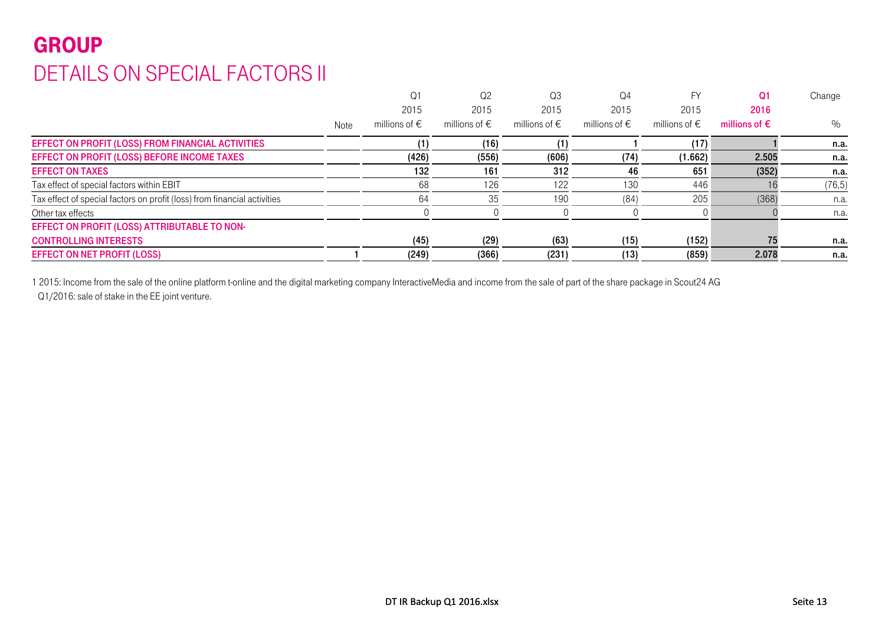# GROUP

## DETAILS ON SPECIAL FACTORS II

| | Note | Q1 2015 millions of € | Q2 2015 millions of € | Q3 2015 millions of € | Q4 2015 millions of € | FY 2015 millions of € | Q1 2016 millions of € | Change % |
|---|---|---|---|---|---|---|---|---|
| **EFFECT ON PROFIT (LOSS) FROM FINANCIAL ACTIVITIES** | | **(1)** | **(16)** | **(1)** | **1** | **(17)** | **1** | **n.a.** |
| **EFFECT ON PROFIT (LOSS) BEFORE INCOME TAXES** | | **(426)** | **(556)** | **(606)** | **(74)** | **(1.662)** | **2.505** | **n.a.** |
| **EFFECT ON TAXES** | | **132** | **161** | **312** | **46** | **651** | **(352)** | **n.a.** |
| Tax effect of special factors within EBIT | | 68 | 126 | 122 | 130 | 446 | 16 | (76,5) |
| Tax effect of special factors on profit (loss) from financial activities | | 64 | 35 | 190 | (84) | 205 | (368) | n.a. |
| Other tax effects | | 0 | 0 | 0 | 0 | 0 | 0 | n.a. |
| **EFFECT ON PROFIT (LOSS) ATTRIBUTABLE TO NON-CONTROLLING INTERESTS** | | **(45)** | **(29)** | **(63)** | **(15)** | **(152)** | **75** | **n.a.** |
| **EFFECT ON NET PROFIT (LOSS)** | 1 | **(249)** | **(366)** | **(231)** | **(13)** | **(859)** | **2.078** | **n.a.** |

1 2015: Income from the sale of the online platform t-online and the digital marketing company InteractiveMedia and income from the sale of part of the share package in Scout24 AG
Q1/2016: sale of stake in the EE joint venture.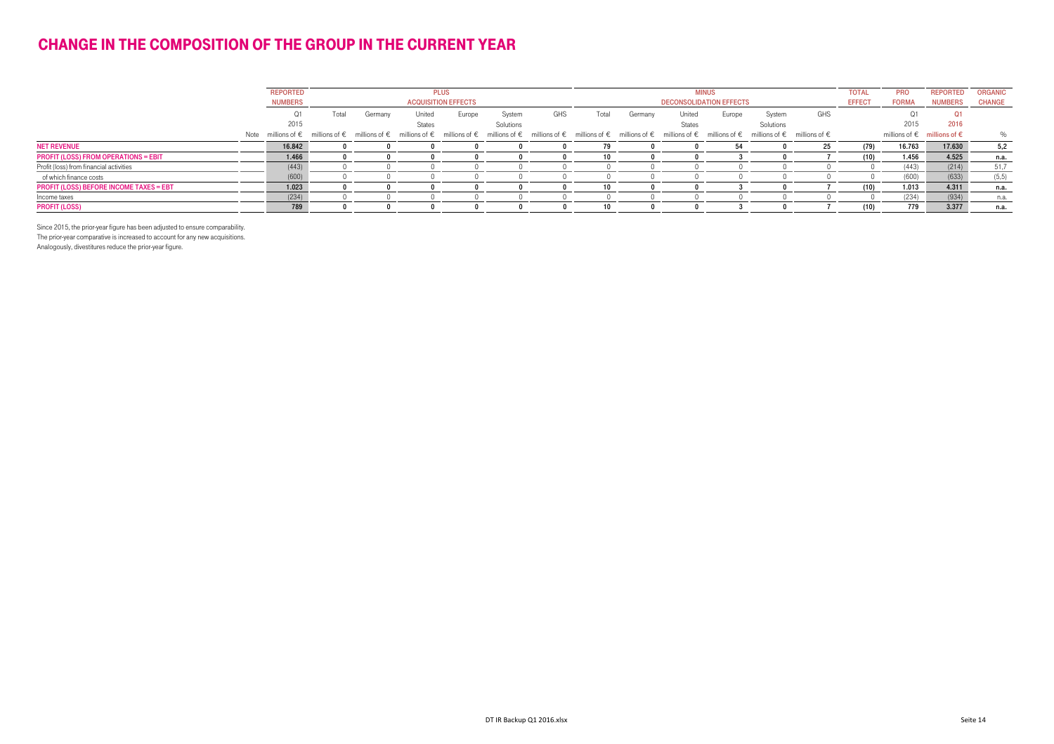# CHANGE IN THE COMPOSITION OF THE GROUP IN THE CURRENT YEAR

| | Note | REPORTED NUMBERS | PLUS ACQUISITION EFFECTS | | | | | | MINUS DECONSOLIDATION EFFECTS | | | | | | TOTAL EFFECT | PRO FORMA | REPORTED NUMBERS | ORGANIC CHANGE |
|---|---|---|---|---|---|---|---|---|---|---|---|---|---|---|---|---|---|---|
| | | Q1 2015 | Total | Germany | United States | Europe | System Solutions | GHS | Total | Germany | United States | Europe | System Solutions | GHS | | Q1 2015 | Q1 2016 | |
| | | millions of € | millions of € | millions of € | millions of € | millions of € | millions of € | millions of € | millions of € | millions of € | millions of € | millions of € | millions of € | millions of € | | millions of € | millions of € | % |
| **NET REVENUE** | | **16.842** | **0** | **0** | **0** | **0** | **0** | **0** | **79** | **0** | **0** | **54** | **0** | **25** | **(79)** | **16.763** | **17.630** | **5,2** |
| **PROFIT (LOSS) FROM OPERATIONS = EBIT** | | **1.466** | **0** | **0** | **0** | **0** | **0** | **0** | **10** | **0** | **0** | **3** | **0** | **7** | **(10)** | **1.456** | **4.525** | **n.a.** |
| Profit (loss) from financial activities | | (443) | 0 | 0 | 0 | 0 | 0 | 0 | 0 | 0 | 0 | 0 | 0 | 0 | 0 | (443) | (214) | 51,7 |
| of which finance costs | | (600) | 0 | 0 | 0 | 0 | 0 | 0 | 0 | 0 | 0 | 0 | 0 | 0 | 0 | (600) | (633) | (5,5) |
| **PROFIT (LOSS) BEFORE INCOME TAXES = EBT** | | **1.023** | **0** | **0** | **0** | **0** | **0** | **0** | **10** | **0** | **0** | **3** | **0** | **7** | **(10)** | **1.013** | **4.311** | **n.a.** |
| Income taxes | | (234) | 0 | 0 | 0 | 0 | 0 | 0 | 0 | 0 | 0 | 0 | 0 | 0 | 0 | (234) | (934) | n.a. |
| **PROFIT (LOSS)** | | **789** | **0** | **0** | **0** | **0** | **0** | **0** | **10** | **0** | **0** | **3** | **0** | **7** | **(10)** | **779** | **3.377** | **n.a.** |

Since 2015, the prior-year figure has been adjusted to ensure comparability.
The prior-year comparative is increased to account for any new acquisitions.
Analogously, divestitures reduce the prior-year figure.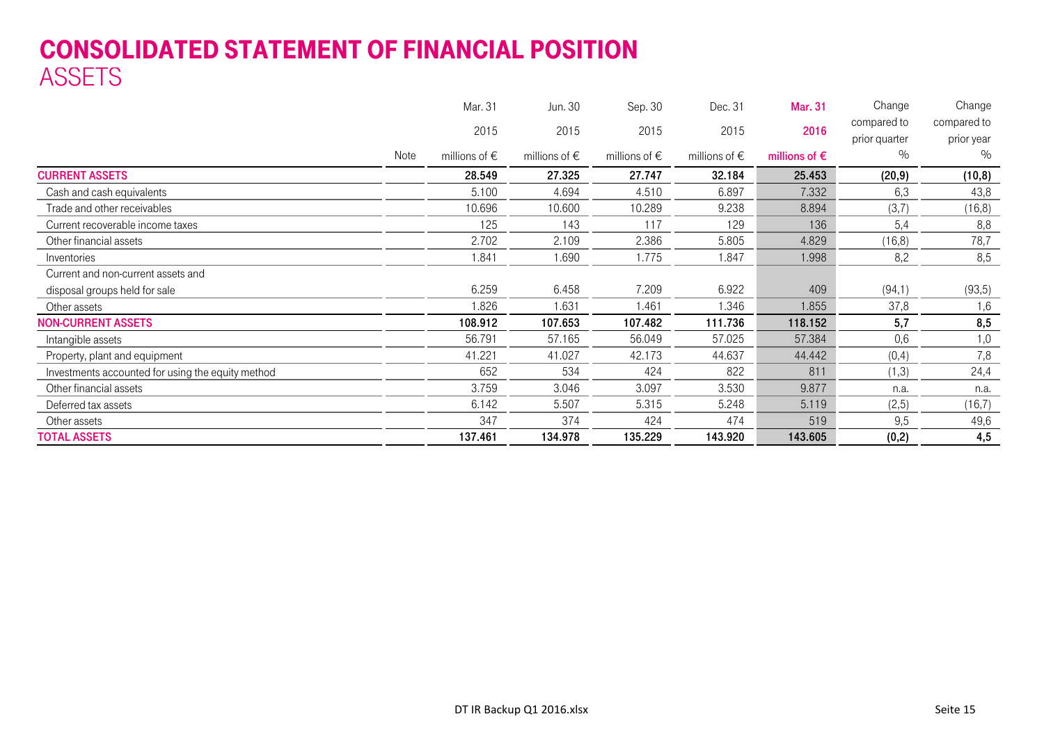# CONSOLIDATED STATEMENT OF FINANCIAL POSITION

## ASSETS

| | Note | Mar. 31 2015 millions of € | Jun. 30 2015 millions of € | Sep. 30 2015 millions of € | Dec. 31 2015 millions of € | **Mar. 31 2016 millions of €** | Change compared to prior quarter % | Change compared to prior year % |
|---|---|---|---|---|---|---|---|---|
| **CURRENT ASSETS** | | **28.549** | **27.325** | **27.747** | **32.184** | **25.453** | **(20,9)** | **(10,8)** |
| Cash and cash equivalents | | 5.100 | 4.694 | 4.510 | 6.897 | 7.332 | 6,3 | 43,8 |
| Trade and other receivables | | 10.696 | 10.600 | 10.289 | 9.238 | 8.894 | (3,7) | (16,8) |
| Current recoverable income taxes | | 125 | 143 | 117 | 129 | 136 | 5,4 | 8,8 |
| Other financial assets | | 2.702 | 2.109 | 2.386 | 5.805 | 4.829 | (16,8) | 78,7 |
| Inventories | | 1.841 | 1.690 | 1.775 | 1.847 | 1.998 | 8,2 | 8,5 |
| Current and non-current assets and disposal groups held for sale | | 6.259 | 6.458 | 7.209 | 6.922 | 409 | (94,1) | (93,5) |
| Other assets | | 1.826 | 1.631 | 1.461 | 1.346 | 1.855 | 37,8 | 1,6 |
| **NON-CURRENT ASSETS** | | **108.912** | **107.653** | **107.482** | **111.736** | **118.152** | **5,7** | **8,5** |
| Intangible assets | | 56.791 | 57.165 | 56.049 | 57.025 | 57.384 | 0,6 | 1,0 |
| Property, plant and equipment | | 41.221 | 41.027 | 42.173 | 44.637 | 44.442 | (0,4) | 7,8 |
| Investments accounted for using the equity method | | 652 | 534 | 424 | 822 | 811 | (1,3) | 24,4 |
| Other financial assets | | 3.759 | 3.046 | 3.097 | 3.530 | 9.877 | n.a. | n.a. |
| Deferred tax assets | | 6.142 | 5.507 | 5.315 | 5.248 | 5.119 | (2,5) | (16,7) |
| Other assets | | 347 | 374 | 424 | 474 | 519 | 9,5 | 49,6 |
| **TOTAL ASSETS** | | **137.461** | **134.978** | **135.229** | **143.920** | **143.605** | **(0,2)** | **4,5** |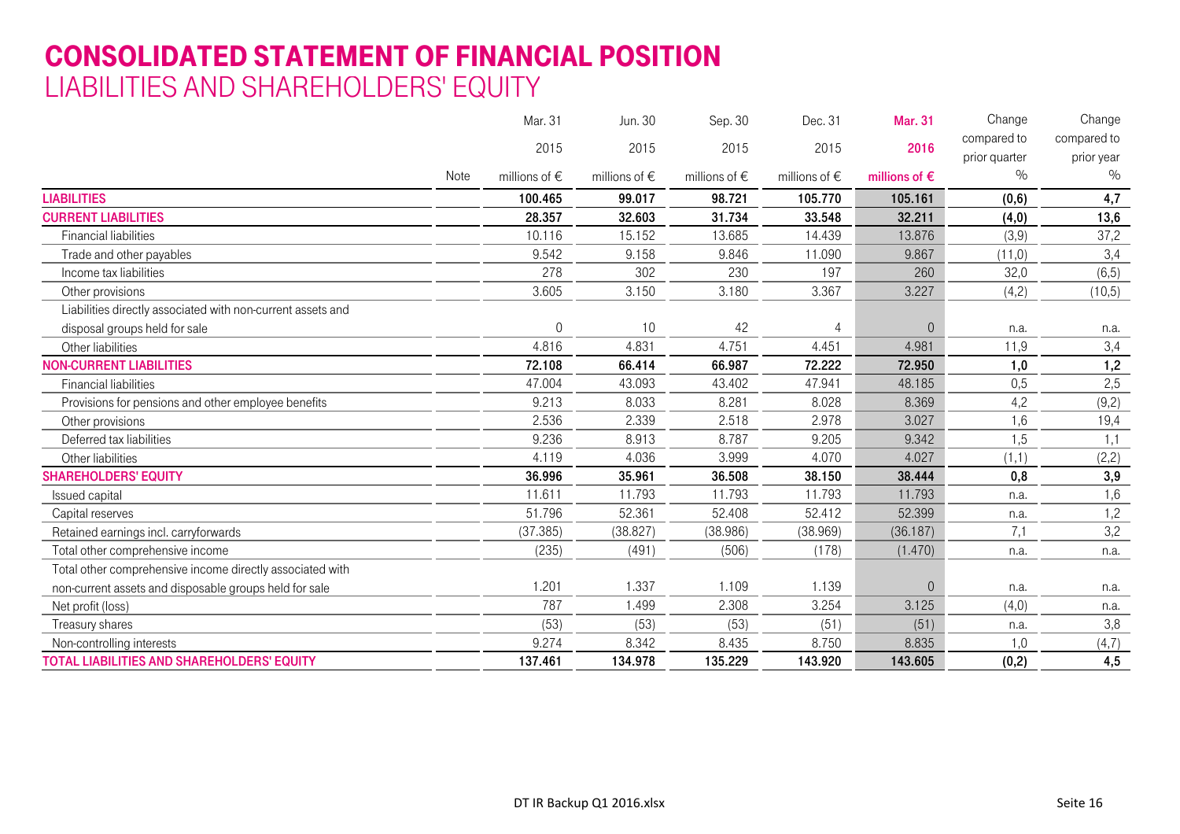# CONSOLIDATED STATEMENT OF FINANCIAL POSITION
## LIABILITIES AND SHAREHOLDERS' EQUITY

| | Note | Mar. 31 2015 millions of € | Jun. 30 2015 millions of € | Sep. 30 2015 millions of € | Dec. 31 2015 millions of € | Mar. 31 2016 millions of € | Change compared to prior quarter % | Change compared to prior year % |
|---|---|---|---|---|---|---|---|---|
| **LIABILITIES** | | **100.465** | **99.017** | **98.721** | **105.770** | **105.161** | **(0,6)** | **4,7** |
| **CURRENT LIABILITIES** | | **28.357** | **32.603** | **31.734** | **33.548** | **32.211** | **(4,0)** | **13,6** |
| Financial liabilities | | 10.116 | 15.152 | 13.685 | 14.439 | 13.876 | (3,9) | 37,2 |
| Trade and other payables | | 9.542 | 9.158 | 9.846 | 11.090 | 9.867 | (11,0) | 3,4 |
| Income tax liabilities | | 278 | 302 | 230 | 197 | 260 | 32,0 | (6,5) |
| Other provisions | | 3.605 | 3.150 | 3.180 | 3.367 | 3.227 | (4,2) | (10,5) |
| Liabilities directly associated with non-current assets and disposal groups held for sale | | 0 | 10 | 42 | 4 | 0 | n.a. | n.a. |
| Other liabilities | | 4.816 | 4.831 | 4.751 | 4.451 | 4.981 | 11,9 | 3,4 |
| **NON-CURRENT LIABILITIES** | | **72.108** | **66.414** | **66.987** | **72.222** | **72.950** | **1,0** | **1,2** |
| Financial liabilities | | 47.004 | 43.093 | 43.402 | 47.941 | 48.185 | 0,5 | 2,5 |
| Provisions for pensions and other employee benefits | | 9.213 | 8.033 | 8.281 | 8.028 | 8.369 | 4,2 | (9,2) |
| Other provisions | | 2.536 | 2.339 | 2.518 | 2.978 | 3.027 | 1,6 | 19,4 |
| Deferred tax liabilities | | 9.236 | 8.913 | 8.787 | 9.205 | 9.342 | 1,5 | 1,1 |
| Other liabilities | | 4.119 | 4.036 | 3.999 | 4.070 | 4.027 | (1,1) | (2,2) |
| **SHAREHOLDERS' EQUITY** | | **36.996** | **35.961** | **36.508** | **38.150** | **38.444** | **0,8** | **3,9** |
| Issued capital | | 11.611 | 11.793 | 11.793 | 11.793 | 11.793 | n.a. | 1,6 |
| Capital reserves | | 51.796 | 52.361 | 52.408 | 52.412 | 52.399 | n.a. | 1,2 |
| Retained earnings incl. carryforwards | | (37.385) | (38.827) | (38.986) | (38.969) | (36.187) | 7,1 | 3,2 |
| Total other comprehensive income | | (235) | (491) | (506) | (178) | (1.470) | n.a. | n.a. |
| Total other comprehensive income directly associated with non-current assets and disposable groups held for sale | | 1.201 | 1.337 | 1.109 | 1.139 | 0 | n.a. | n.a. |
| Net profit (loss) | | 787 | 1.499 | 2.308 | 3.254 | 3.125 | (4,0) | n.a. |
| Treasury shares | | (53) | (53) | (53) | (51) | (51) | n.a. | 3,8 |
| Non-controlling interests | | 9.274 | 8.342 | 8.435 | 8.750 | 8.835 | 1,0 | (4,7) |
| **TOTAL LIABILITIES AND SHAREHOLDERS' EQUITY** | | **137.461** | **134.978** | **135.229** | **143.920** | **143.605** | **(0,2)** | **4,5** |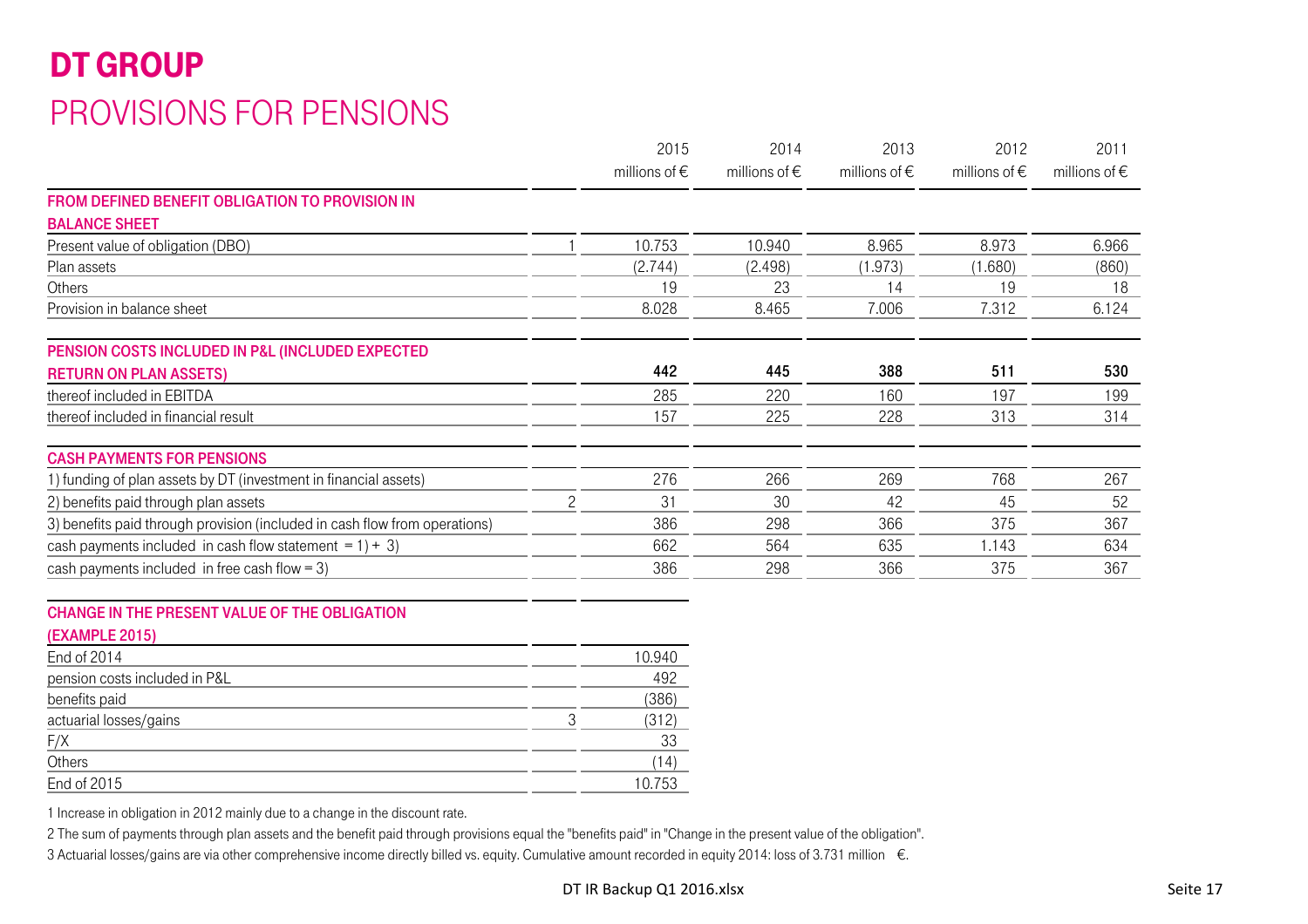# DT GROUP

## PROVISIONS FOR PENSIONS

| | | 2015 | 2014 | 2013 | 2012 | 2011 |
|---|---|---|---|---|---|---|
| | | millions of € | millions of € | millions of € | millions of € | millions of € |
| **FROM DEFINED BENEFIT OBLIGATION TO PROVISION IN BALANCE SHEET** | | | | | | |
| Present value of obligation (DBO) | 1 | 10.753 | 10.940 | 8.965 | 8.973 | 6.966 |
| Plan assets | | (2.744) | (2.498) | (1.973) | (1.680) | (860) |
| Others | | 19 | 23 | 14 | 19 | 18 |
| Provision in balance sheet | | 8.028 | 8.465 | 7.006 | 7.312 | 6.124 |
| **PENSION COSTS INCLUDED IN P&L (INCLUDED EXPECTED RETURN ON PLAN ASSETS)** | | **442** | **445** | **388** | **511** | **530** |
| thereof included in EBITDA | | 285 | 220 | 160 | 197 | 199 |
| thereof included in financial result | | 157 | 225 | 228 | 313 | 314 |
| **CASH PAYMENTS FOR PENSIONS** | | | | | | |
| 1) funding of plan assets by DT (investment in financial assets) | | 276 | 266 | 269 | 768 | 267 |
| 2) benefits paid through plan assets | 2 | 31 | 30 | 42 | 45 | 52 |
| 3) benefits paid through provision (included in cash flow from operations) | | 386 | 298 | 366 | 375 | 367 |
| cash payments included in cash flow statement = 1) + 3) | | 662 | 564 | 635 | 1.143 | 634 |
| cash payments included in free cash flow = 3) | | 386 | 298 | 366 | 375 | 367 |

| **CHANGE IN THE PRESENT VALUE OF THE OBLIGATION (EXAMPLE 2015)** | | |
|---|---|---|
| End of 2014 | | 10.940 |
| pension costs included in P&L | | 492 |
| benefits paid | | (386) |
| actuarial losses/gains | 3 | (312) |
| F/X | | 33 |
| Others | | (14) |
| End of 2015 | | 10.753 |

1 Increase in obligation in 2012 mainly due to a change in the discount rate.

2 The sum of payments through plan assets and the benefit paid through provisions equal the "benefits paid" in "Change in the present value of the obligation".

3 Actuarial losses/gains are via other comprehensive income directly billed vs. equity. Cumulative amount recorded in equity 2014: loss of 3.731 million €.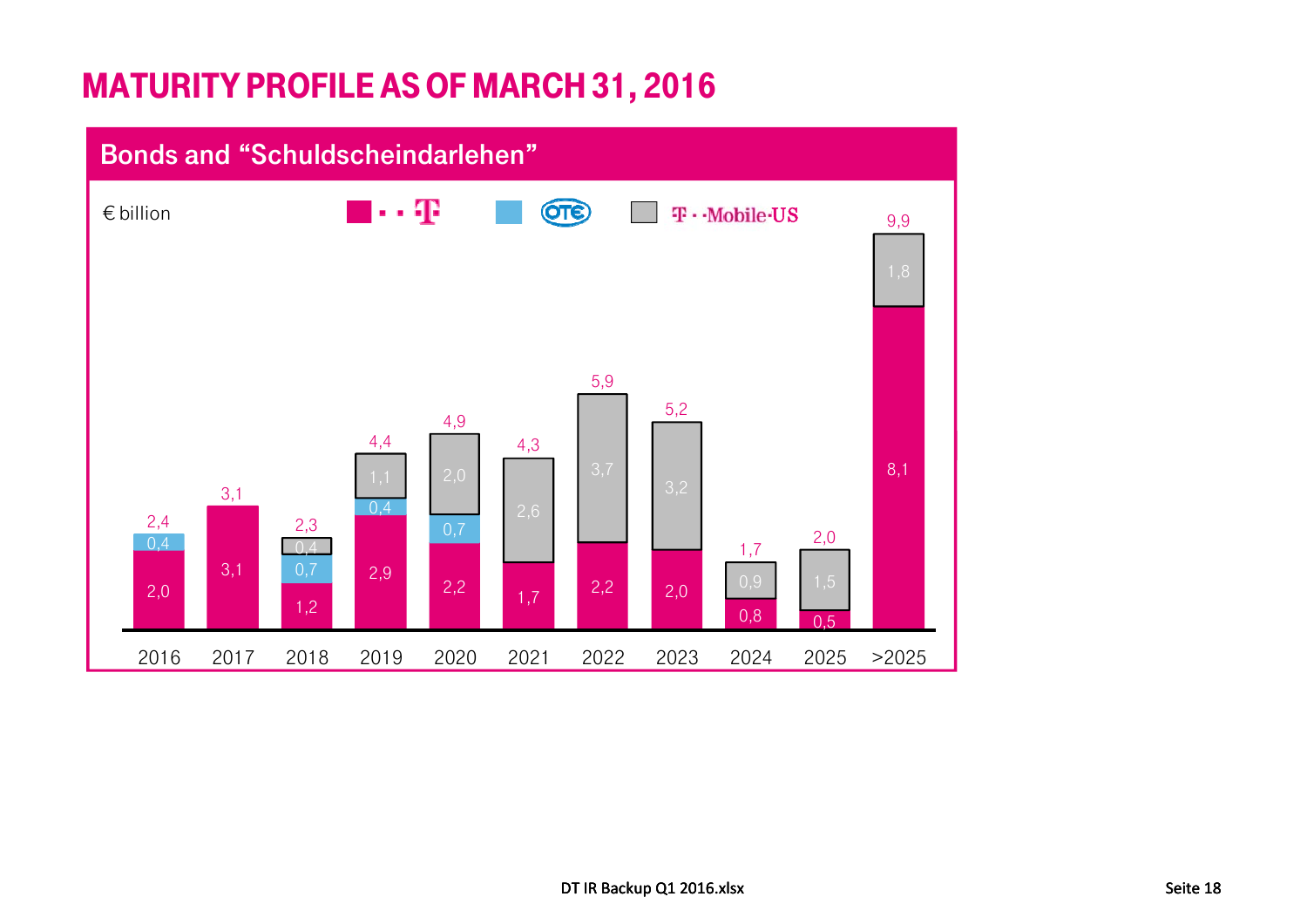# MATURITY PROFILE AS OF MARCH 31, 2016

## Bonds and "Schuldscheindarlehen"

€ billion

| | 2016 | 2017 | 2018 | 2019 | 2020 | 2021 | 2022 | 2023 | 2024 | 2025 | >2025 |
|---|---|---|---|---|---|---|---|---|---|---|---|
| T | 2,0 | 3,1 | 1,2 | 2,9 | 2,2 | 1,7 | 2,2 | 2,0 | 0,8 | 0,5 | 8,1 |
| OTE | 0,4 | | 0,7 | 0,4 | 0,7 | | | | | | |
| T-Mobile US | | | 0,4 | 1,1 | 2,0 | 2,6 | 3,7 | 3,2 | 0,9 | 1,5 | 1,8 |
| Total | 2,4 | 3,1 | 2,3 | 4,4 | 4,9 | 4,3 | 5,9 | 5,2 | 1,7 | 2,0 | 9,9 |

DT IR Backup Q1 2016.xlsx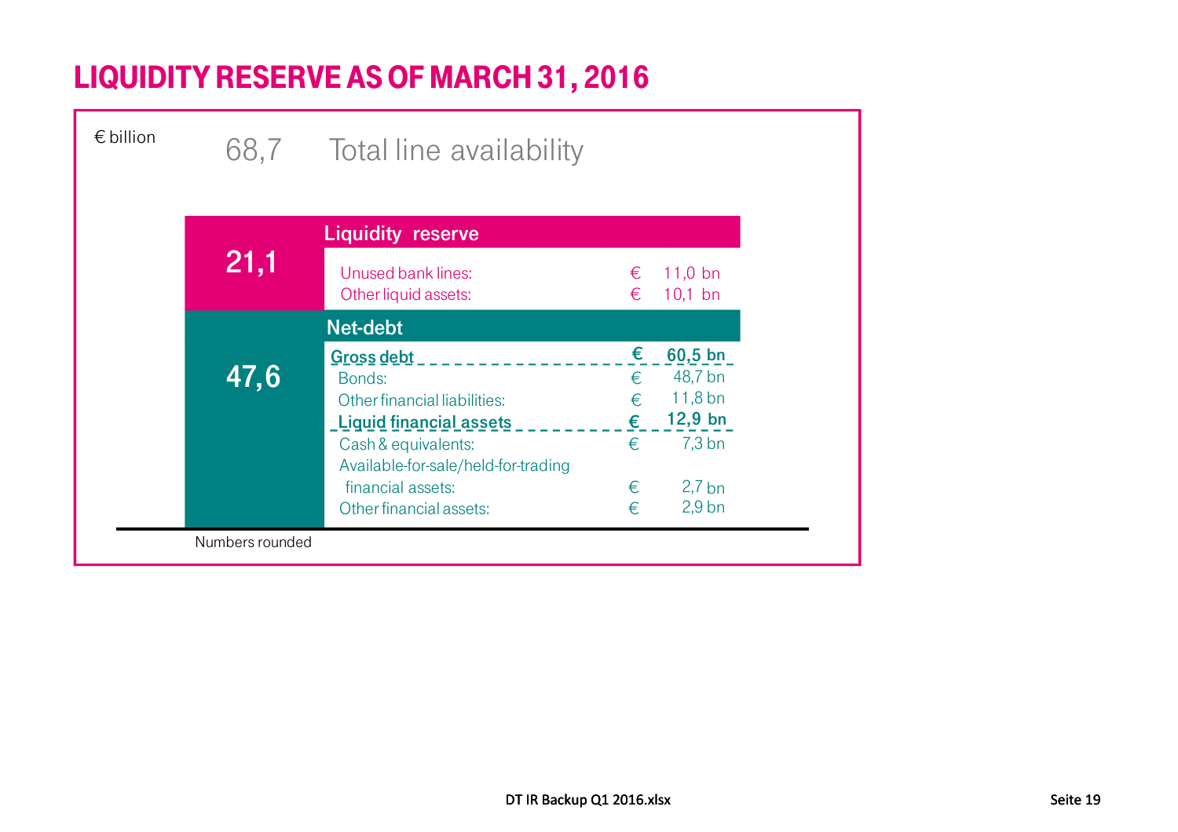# LIQUIDITY RESERVE AS OF MARCH 31, 2016

€ billion

**68,7** Total line availability

| | | | |
|---|---|---|---|
| **21,1** | **Liquidity reserve** | | |
| | Unused bank lines: | € | 11,0 bn |
| | Other liquid assets: | € | 10,1 bn |
| **47,6** | **Net-debt** | | |
| | **Gross debt** | **€** | **60,5 bn** |
| | Bonds: | € | 48,7 bn |
| | Other financial liabilities: | € | 11,8 bn |
| | **Liquid financial assets** | **€** | **12,9 bn** |
| | Cash & equivalents: | € | 7,3 bn |
| | Available-for-sale/held-for-trading financial assets: | € | 2,7 bn |
| | Other financial assets: | € | 2,9 bn |

Numbers rounded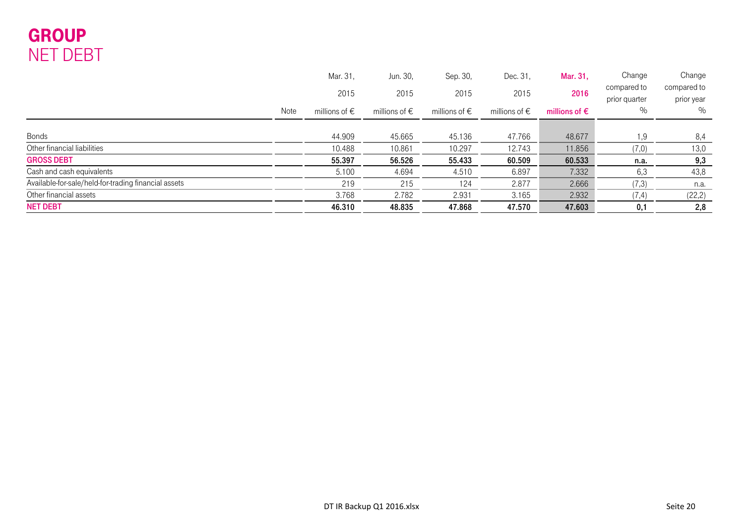# GROUP
## NET DEBT

| | Note | Mar. 31, 2015 millions of € | Jun. 30, 2015 millions of € | Sep. 30, 2015 millions of € | Dec. 31, 2015 millions of € | Mar. 31, 2016 millions of € | Change compared to prior quarter % | Change compared to prior year % |
|---|---|---|---|---|---|---|---|---|
| Bonds | | 44.909 | 45.665 | 45.136 | 47.766 | 48.677 | 1,9 | 8,4 |
| Other financial liabilities | | 10.488 | 10.861 | 10.297 | 12.743 | 11.856 | (7,0) | 13,0 |
| **GROSS DEBT** | | **55.397** | **56.526** | **55.433** | **60.509** | **60.533** | **n.a.** | **9,3** |
| Cash and cash equivalents | | 5.100 | 4.694 | 4.510 | 6.897 | 7.332 | 6,3 | 43,8 |
| Available-for-sale/held-for-trading financial assets | | 219 | 215 | 124 | 2.877 | 2.666 | (7,3) | n.a. |
| Other financial assets | | 3.768 | 2.782 | 2.931 | 3.165 | 2.932 | (7,4) | (22,2) |
| **NET DEBT** | | **46.310** | **48.835** | **47.868** | **47.570** | **47.603** | **0,1** | **2,8** |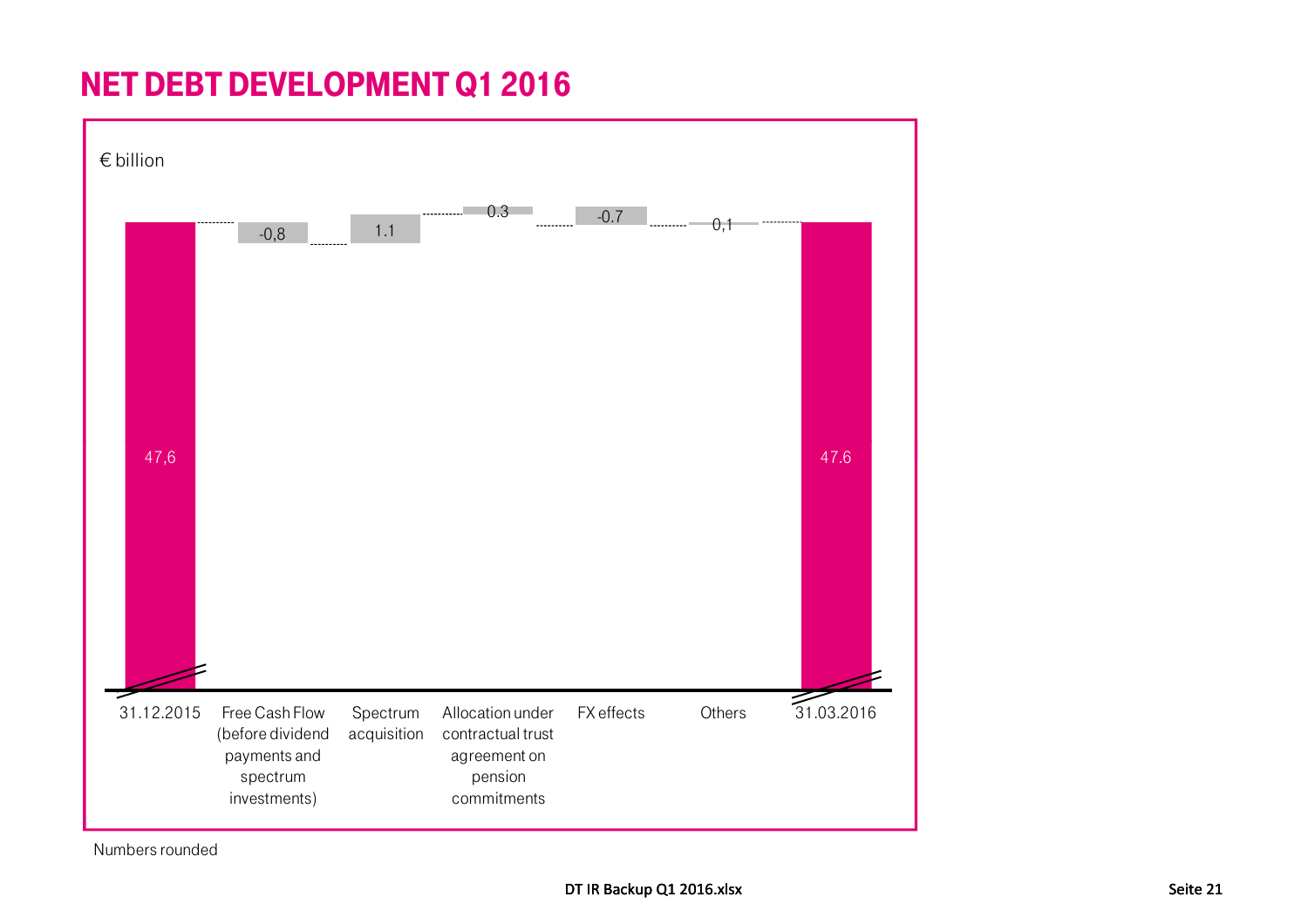# NET DEBT DEVELOPMENT Q1 2016

€ billion

| | Value |
|---|---|
| 31.12.2015 | 47,6 |
| Free Cash Flow (before dividend payments and spectrum investments) | -0,8 |
| Spectrum acquisition | 1.1 |
| Allocation under contractual trust agreement on pension commitments | 0.3 |
| FX effects | -0.7 |
| Others | 0,1 |
| 31.03.2016 | 47.6 |

Numbers rounded

DT IR Backup Q1 2016.xlsx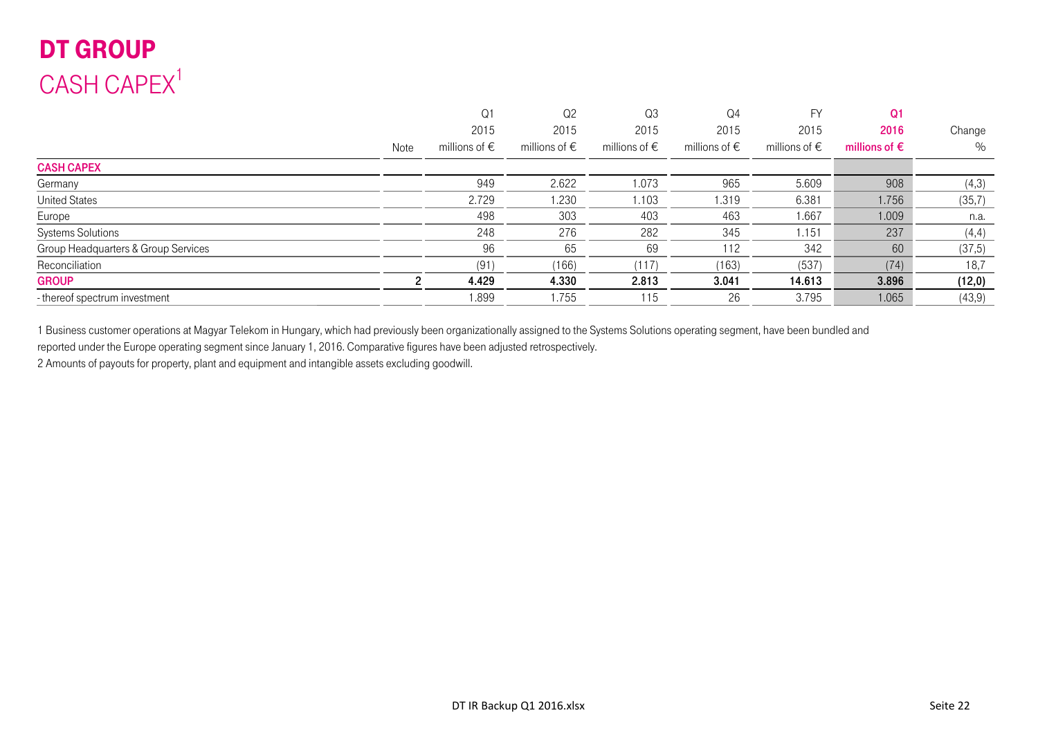# DT GROUP

## CASH CAPEX[1]

| | Note | Q1 2015 millions of € | Q2 2015 millions of € | Q3 2015 millions of € | Q4 2015 millions of € | FY 2015 millions of € | **Q1 2016 millions of €** | Change % |
|---|---|---|---|---|---|---|---|---|
| **CASH CAPEX** | | | | | | | | |
| Germany | | 949 | 2.622 | 1.073 | 965 | 5.609 | 908 | (4,3) |
| United States | | 2.729 | 1.230 | 1.103 | 1.319 | 6.381 | 1.756 | (35,7) |
| Europe | | 498 | 303 | 403 | 463 | 1.667 | 1.009 | n.a. |
| Systems Solutions | | 248 | 276 | 282 | 345 | 1.151 | 237 | (4,4) |
| Group Headquarters & Group Services | | 96 | 65 | 69 | 112 | 342 | 60 | (37,5) |
| Reconciliation | | (91) | (166) | (117) | (163) | (537) | (74) | 18,7 |
| **GROUP** | 2 | **4.429** | **4.330** | **2.813** | **3.041** | **14.613** | **3.896** | **(12,0)** |
| - thereof spectrum investment | | 1.899 | 1.755 | 115 | 26 | 3.795 | 1.065 | (43,9) |

1 Business customer operations at Magyar Telekom in Hungary, which had previously been organizationally assigned to the Systems Solutions operating segment, have been bundled and reported under the Europe operating segment since January 1, 2016. Comparative figures have been adjusted retrospectively.

2 Amounts of payouts for property, plant and equipment and intangible assets excluding goodwill.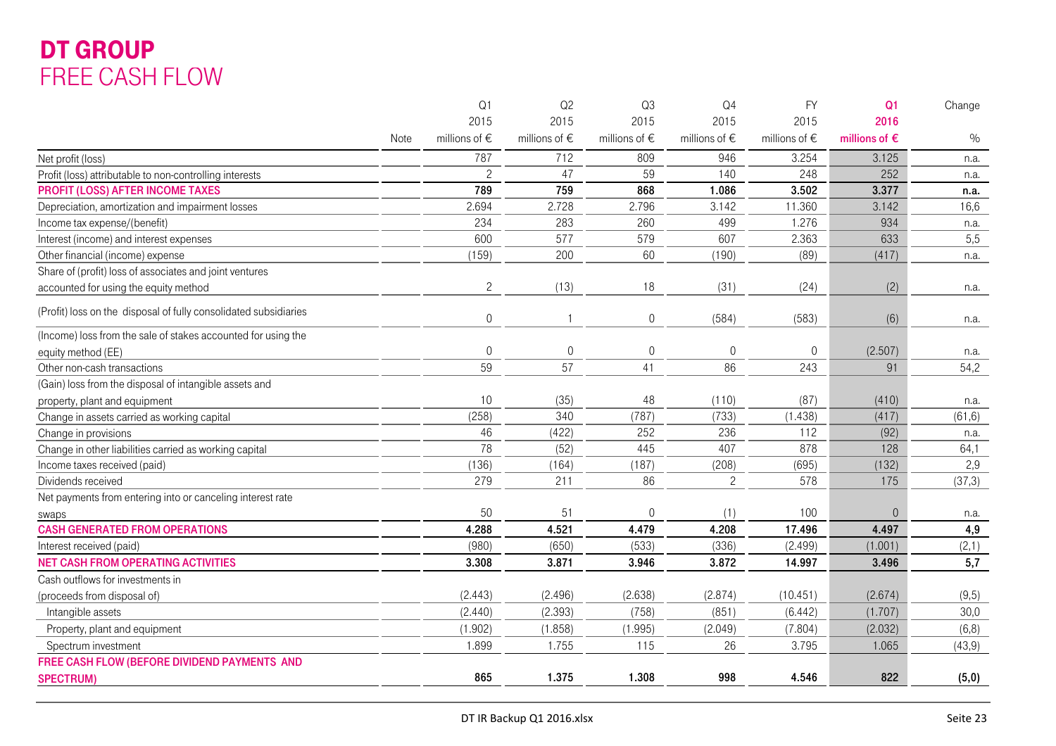# DT GROUP
## FREE CASH FLOW

| | Note | Q1 2015 millions of € | Q2 2015 millions of € | Q3 2015 millions of € | Q4 2015 millions of € | FY 2015 millions of € | Q1 2016 millions of € | Change % |
|---|---|---|---|---|---|---|---|---|
| Net profit (loss) | | 787 | 712 | 809 | 946 | 3.254 | 3.125 | n.a. |
| Profit (loss) attributable to non-controlling interests | | 2 | 47 | 59 | 140 | 248 | 252 | n.a. |
| **PROFIT (LOSS) AFTER INCOME TAXES** | | **789** | **759** | **868** | **1.086** | **3.502** | **3.377** | **n.a.** |
| Depreciation, amortization and impairment losses | | 2.694 | 2.728 | 2.796 | 3.142 | 11.360 | 3.142 | 16,6 |
| Income tax expense/(benefit) | | 234 | 283 | 260 | 499 | 1.276 | 934 | n.a. |
| Interest (income) and interest expenses | | 600 | 577 | 579 | 607 | 2.363 | 633 | 5,5 |
| Other financial (income) expense | | (159) | 200 | 60 | (190) | (89) | (417) | n.a. |
| Share of (profit) loss of associates and joint ventures accounted for using the equity method | | 2 | (13) | 18 | (31) | (24) | (2) | n.a. |
| (Profit) loss on the disposal of fully consolidated subsidiaries | | 0 | 1 | 0 | (584) | (583) | (6) | n.a. |
| (Income) loss from the sale of stakes accounted for using the equity method (EE) | | 0 | 0 | 0 | 0 | 0 | (2.507) | n.a. |
| Other non-cash transactions | | 59 | 57 | 41 | 86 | 243 | 91 | 54,2 |
| (Gain) loss from the disposal of intangible assets and property, plant and equipment | | 10 | (35) | 48 | (110) | (87) | (410) | n.a. |
| Change in assets carried as working capital | | (258) | 340 | (787) | (733) | (1.438) | (417) | (61,6) |
| Change in provisions | | 46 | (422) | 252 | 236 | 112 | (92) | n.a. |
| Change in other liabilities carried as working capital | | 78 | (52) | 445 | 407 | 878 | 128 | 64,1 |
| Income taxes received (paid) | | (136) | (164) | (187) | (208) | (695) | (132) | 2,9 |
| Dividends received | | 279 | 211 | 86 | 2 | 578 | 175 | (37,3) |
| Net payments from entering into or canceling interest rate swaps | | 50 | 51 | 0 | (1) | 100 | 0 | n.a. |
| **CASH GENERATED FROM OPERATIONS** | | **4.288** | **4.521** | **4.479** | **4.208** | **17.496** | **4.497** | **4,9** |
| Interest received (paid) | | (980) | (650) | (533) | (336) | (2.499) | (1.001) | (2,1) |
| **NET CASH FROM OPERATING ACTIVITIES** | | **3.308** | **3.871** | **3.946** | **3.872** | **14.997** | **3.496** | **5,7** |
| Cash outflows for investments in (proceeds from disposal of) | | (2.443) | (2.496) | (2.638) | (2.874) | (10.451) | (2.674) | (9,5) |
| Intangible assets | | (2.440) | (2.393) | (758) | (851) | (6.442) | (1.707) | 30,0 |
| Property, plant and equipment | | (1.902) | (1.858) | (1.995) | (2.049) | (7.804) | (2.032) | (6,8) |
| Spectrum investment | | 1.899 | 1.755 | 115 | 26 | 3.795 | 1.065 | (43,9) |
| **FREE CASH FLOW (BEFORE DIVIDEND PAYMENTS AND SPECTRUM)** | | **865** | **1.375** | **1.308** | **998** | **4.546** | **822** | **(5,0)** |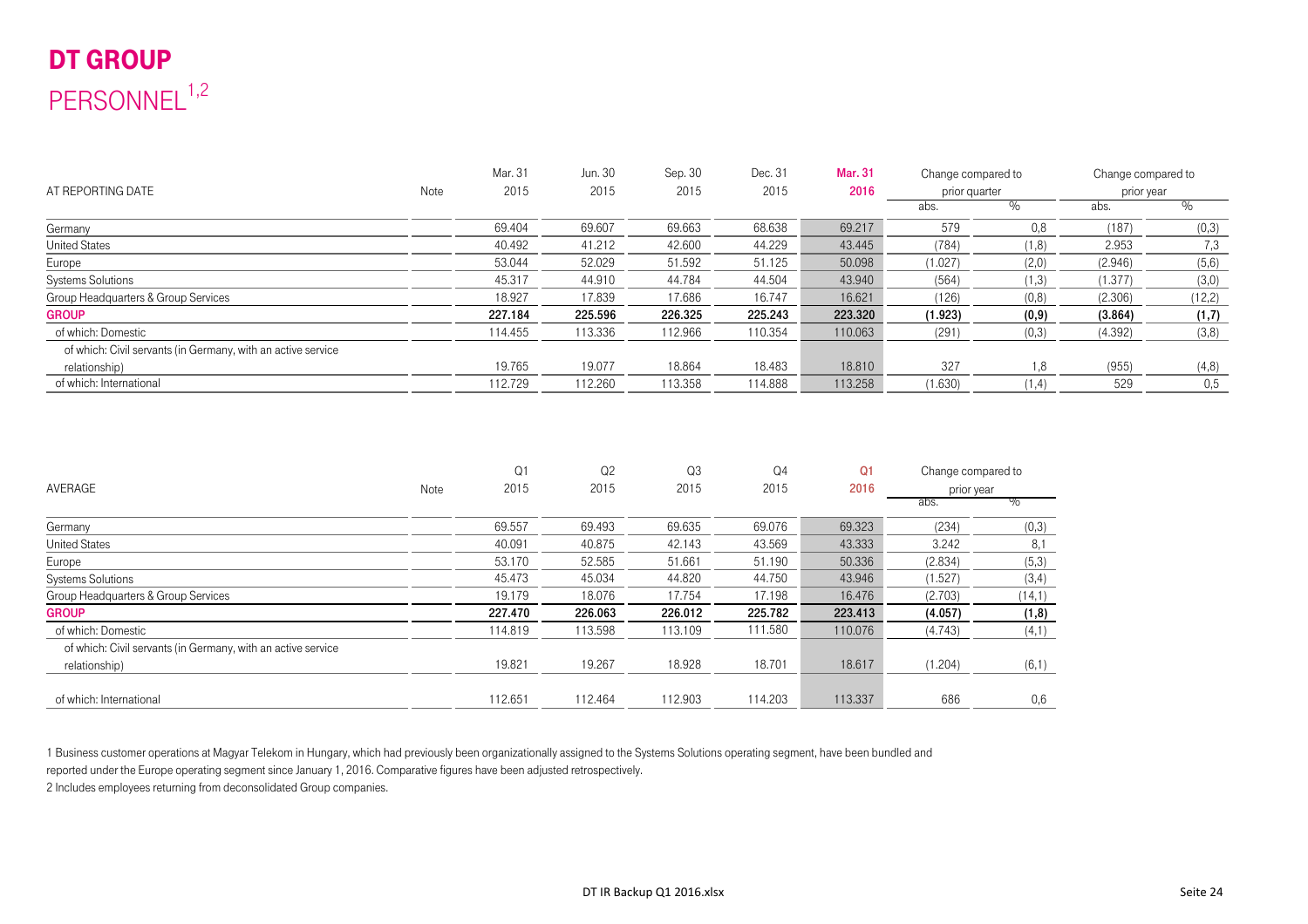# DT GROUP

## PERSONNEL[1,2]

| AT REPORTING DATE | Note | Mar. 31 2015 | Jun. 30 2015 | Sep. 30 2015 | Dec. 31 2015 | Mar. 31 2016 | Change compared to prior quarter | | Change compared to prior year | |
|---|---|---|---|---|---|---|---|---|---|---|
| | | | | | | | abs. | % | abs. | % |
| Germany | | 69.404 | 69.607 | 69.663 | 68.638 | 69.217 | 579 | 0,8 | (187) | (0,3) |
| United States | | 40.492 | 41.212 | 42.600 | 44.229 | 43.445 | (784) | (1,8) | 2.953 | 7,3 |
| Europe | | 53.044 | 52.029 | 51.592 | 51.125 | 50.098 | (1.027) | (2,0) | (2.946) | (5,6) |
| Systems Solutions | | 45.317 | 44.910 | 44.784 | 44.504 | 43.940 | (564) | (1,3) | (1.377) | (3,0) |
| Group Headquarters & Group Services | | 18.927 | 17.839 | 17.686 | 16.747 | 16.621 | (126) | (0,8) | (2.306) | (12,2) |
| **GROUP** | | **227.184** | **225.596** | **226.325** | **225.243** | **223.320** | **(1.923)** | **(0,9)** | **(3.864)** | **(1,7)** |
| of which: Domestic | | 114.455 | 113.336 | 112.966 | 110.354 | 110.063 | (291) | (0,3) | (4.392) | (3,8) |
| of which: Civil servants (in Germany, with an active service relationship) | | 19.765 | 19.077 | 18.864 | 18.483 | 18.810 | 327 | 1,8 | (955) | (4,8) |
| of which: International | | 112.729 | 112.260 | 113.358 | 114.888 | 113.258 | (1.630) | (1,4) | 529 | 0,5 |

| AVERAGE | Note | Q1 2015 | Q2 2015 | Q3 2015 | Q4 2015 | Q1 2016 | Change compared to prior year | |
|---|---|---|---|---|---|---|---|---|
| | | | | | | | abs. | % |
| Germany | | 69.557 | 69.493 | 69.635 | 69.076 | 69.323 | (234) | (0,3) |
| United States | | 40.091 | 40.875 | 42.143 | 43.569 | 43.333 | 3.242 | 8,1 |
| Europe | | 53.170 | 52.585 | 51.661 | 51.190 | 50.336 | (2.834) | (5,3) |
| Systems Solutions | | 45.473 | 45.034 | 44.820 | 44.750 | 43.946 | (1.527) | (3,4) |
| Group Headquarters & Group Services | | 19.179 | 18.076 | 17.754 | 17.198 | 16.476 | (2.703) | (14,1) |
| **GROUP** | | **227.470** | **226.063** | **226.012** | **225.782** | **223.413** | **(4.057)** | **(1,8)** |
| of which: Domestic | | 114.819 | 113.598 | 113.109 | 111.580 | 110.076 | (4.743) | (4,1) |
| of which: Civil servants (in Germany, with an active service relationship) | | 19.821 | 19.267 | 18.928 | 18.701 | 18.617 | (1.204) | (6,1) |
| of which: International | | 112.651 | 112.464 | 112.903 | 114.203 | 113.337 | 686 | 0,6 |

1 Business customer operations at Magyar Telekom in Hungary, which had previously been organizationally assigned to the Systems Solutions operating segment, have been bundled and reported under the Europe operating segment since January 1, 2016. Comparative figures have been adjusted retrospectively.

2 Includes employees returning from deconsolidated Group companies.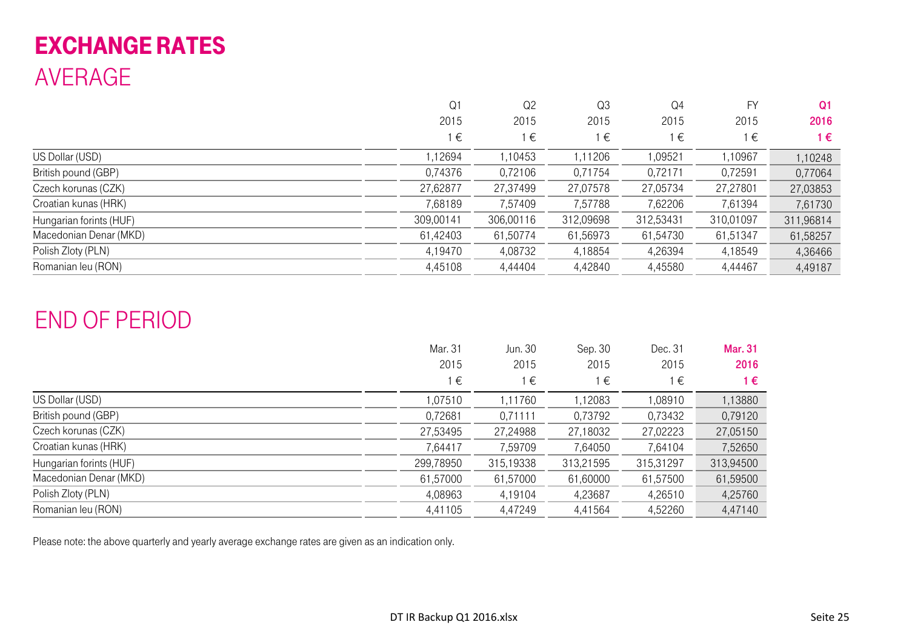# EXCHANGE RATES

## AVERAGE

| | Q1 2015 1 € | Q2 2015 1 € | Q3 2015 1 € | Q4 2015 1 € | FY 2015 1 € | **Q1 2016 1 €** |
|---|---|---|---|---|---|---|
| US Dollar (USD) | 1,12694 | 1,10453 | 1,11206 | 1,09521 | 1,10967 | 1,10248 |
| British pound (GBP) | 0,74376 | 0,72106 | 0,71754 | 0,72171 | 0,72591 | 0,77064 |
| Czech korunas (CZK) | 27,62877 | 27,37499 | 27,07578 | 27,05734 | 27,27801 | 27,03853 |
| Croatian kunas (HRK) | 7,68189 | 7,57409 | 7,57788 | 7,62206 | 7,61394 | 7,61730 |
| Hungarian forints (HUF) | 309,00141 | 306,00116 | 312,09698 | 312,53431 | 310,01097 | 311,96814 |
| Macedonian Denar (MKD) | 61,42403 | 61,50774 | 61,56973 | 61,54730 | 61,51347 | 61,58257 |
| Polish Zloty (PLN) | 4,19470 | 4,08732 | 4,18854 | 4,26394 | 4,18549 | 4,36466 |
| Romanian leu (RON) | 4,45108 | 4,44404 | 4,42840 | 4,45580 | 4,44467 | 4,49187 |

## END OF PERIOD

| | Mar. 31 2015 1 € | Jun. 30 2015 1 € | Sep. 30 2015 1 € | Dec. 31 2015 1 € | **Mar. 31 2016 1 €** |
|---|---|---|---|---|---|
| US Dollar (USD) | 1,07510 | 1,11760 | 1,12083 | 1,08910 | 1,13880 |
| British pound (GBP) | 0,72681 | 0,71111 | 0,73792 | 0,73432 | 0,79120 |
| Czech korunas (CZK) | 27,53495 | 27,24988 | 27,18032 | 27,02223 | 27,05150 |
| Croatian kunas (HRK) | 7,64417 | 7,59709 | 7,64050 | 7,64104 | 7,52650 |
| Hungarian forints (HUF) | 299,78950 | 315,19338 | 313,21595 | 315,31297 | 313,94500 |
| Macedonian Denar (MKD) | 61,57000 | 61,57000 | 61,60000 | 61,57500 | 61,59500 |
| Polish Zloty (PLN) | 4,08963 | 4,19104 | 4,23687 | 4,26510 | 4,25760 |
| Romanian leu (RON) | 4,41105 | 4,47249 | 4,41564 | 4,52260 | 4,47140 |

Please note: the above quarterly and yearly average exchange rates are given as an indication only.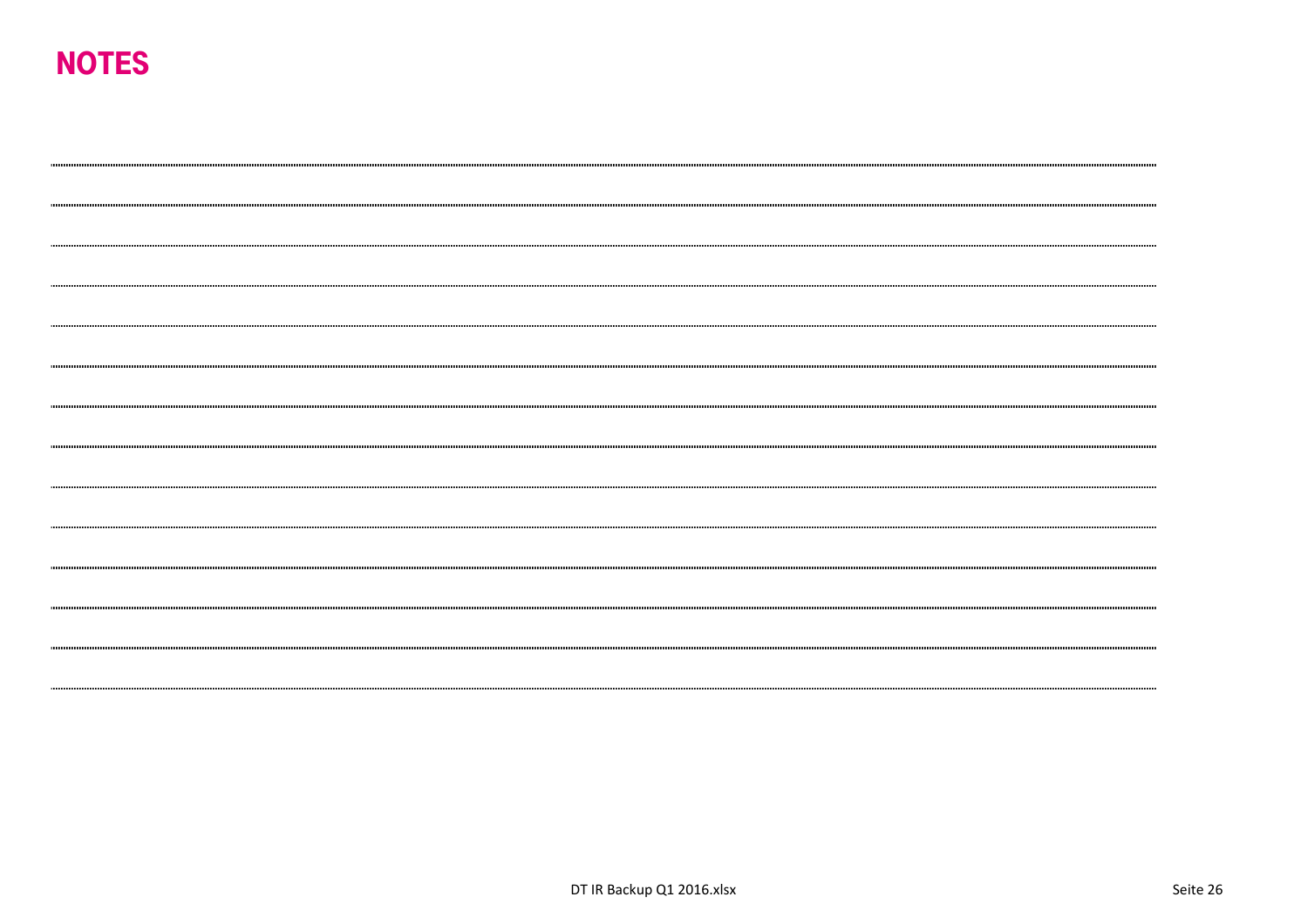# NOTES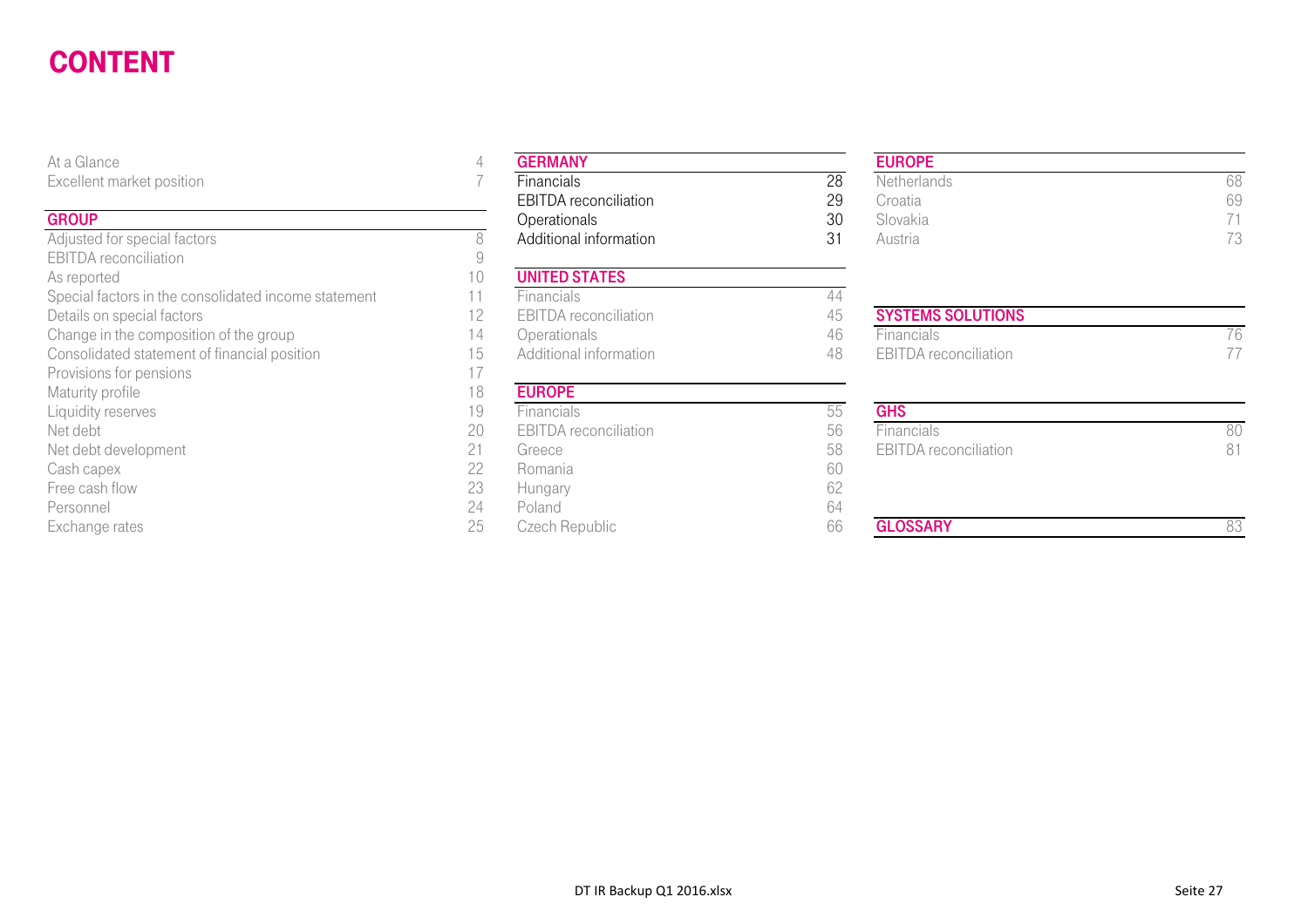# CONTENT

| | |
|---|---|
| At a Glance | 4 |
| Excellent market position | 7 |

| GROUP | |
|---|---|
| Adjusted for special factors | 8 |
| EBITDA reconciliation | 9 |
| As reported | 10 |
| Special factors in the consolidated income statement | 11 |
| Details on special factors | 12 |
| Change in the composition of the group | 14 |
| Consolidated statement of financial position | 15 |
| Provisions for pensions | 17 |
| Maturity profile | 18 |
| Liquidity reserves | 19 |
| Net debt | 20 |
| Net debt development | 21 |
| Cash capex | 22 |
| Free cash flow | 23 |
| Personnel | 24 |
| Exchange rates | 25 |

| GERMANY | |
|---|---|
| Financials | 28 |
| EBITDA reconciliation | 29 |
| Operationals | 30 |
| Additional information | 31 |

| UNITED STATES | |
|---|---|
| Financials | 44 |
| EBITDA reconciliation | 45 |
| Operationals | 46 |
| Additional information | 48 |

| EUROPE | |
|---|---|
| Financials | 55 |
| EBITDA reconciliation | 56 |
| Greece | 58 |
| Romania | 60 |
| Hungary | 62 |
| Poland | 64 |
| Czech Republic | 66 |
| Netherlands | 68 |
| Croatia | 69 |
| Slovakia | 71 |
| Austria | 73 |

| SYSTEMS SOLUTIONS | |
|---|---|
| Financials | 76 |
| EBITDA reconciliation | 77 |

| GHS | |
|---|---|
| Financials | 80 |
| EBITDA reconciliation | 81 |

| GLOSSARY | 83 |
|---|---|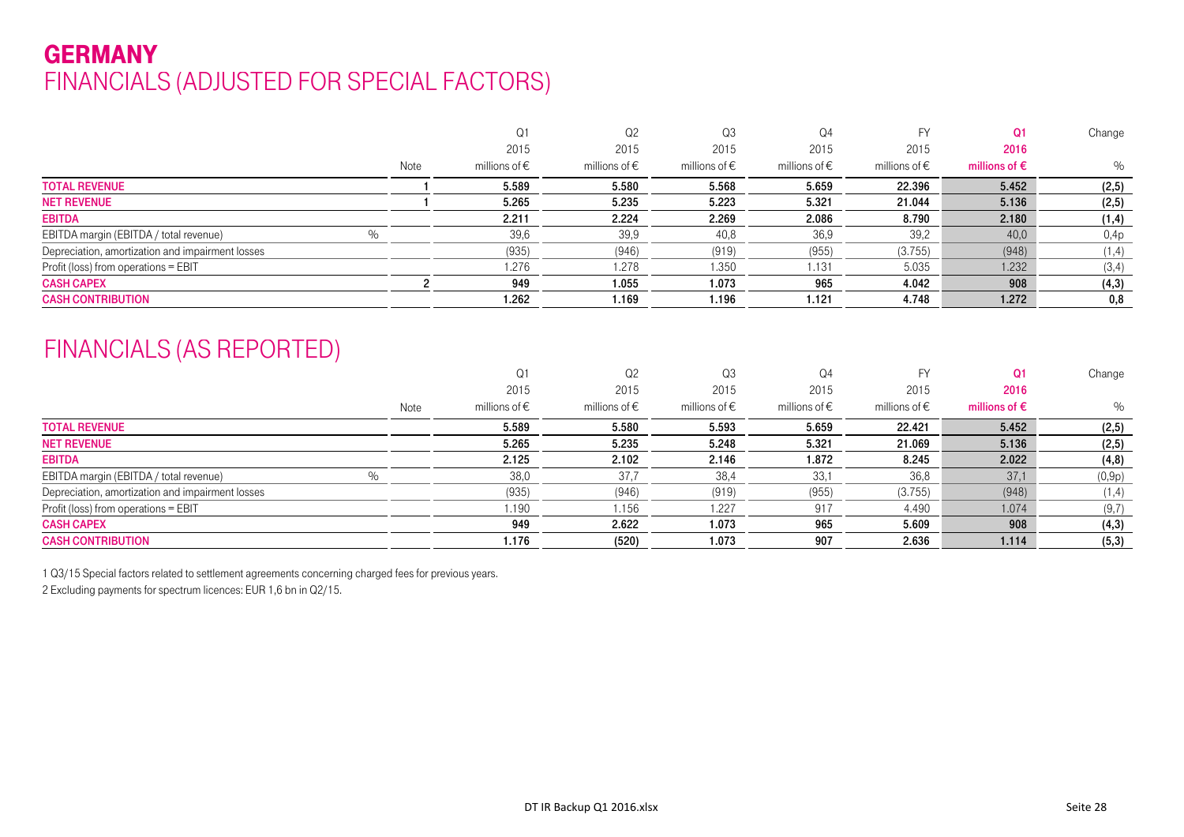# GERMANY

## FINANCIALS (ADJUSTED FOR SPECIAL FACTORS)

| | Note | Q1 2015 millions of € | Q2 2015 millions of € | Q3 2015 millions of € | Q4 2015 millions of € | FY 2015 millions of € | Q1 2016 millions of € | Change % |
|---|---|---|---|---|---|---|---|---|
| **TOTAL REVENUE** | 1 | 5.589 | 5.580 | 5.568 | 5.659 | 22.396 | 5.452 | (2,5) |
| **NET REVENUE** | 1 | 5.265 | 5.235 | 5.223 | 5.321 | 21.044 | 5.136 | (2,5) |
| **EBITDA** | | 2.211 | 2.224 | 2.269 | 2.086 | 8.790 | 2.180 | (1,4) |
| EBITDA margin (EBITDA / total revenue) % | | 39,6 | 39,9 | 40,8 | 36,9 | 39,2 | 40,0 | 0,4p |
| Depreciation, amortization and impairment losses | | (935) | (946) | (919) | (955) | (3.755) | (948) | (1,4) |
| Profit (loss) from operations = EBIT | | 1.276 | 1.278 | 1.350 | 1.131 | 5.035 | 1.232 | (3,4) |
| **CASH CAPEX** | 2 | 949 | 1.055 | 1.073 | 965 | 4.042 | 908 | (4,3) |
| **CASH CONTRIBUTION** | | 1.262 | 1.169 | 1.196 | 1.121 | 4.748 | 1.272 | 0,8 |

## FINANCIALS (AS REPORTED)

| | Note | Q1 2015 millions of € | Q2 2015 millions of € | Q3 2015 millions of € | Q4 2015 millions of € | FY 2015 millions of € | Q1 2016 millions of € | Change % |
|---|---|---|---|---|---|---|---|---|
| **TOTAL REVENUE** | | 5.589 | 5.580 | 5.593 | 5.659 | 22.421 | 5.452 | (2,5) |
| **NET REVENUE** | | 5.265 | 5.235 | 5.248 | 5.321 | 21.069 | 5.136 | (2,5) |
| **EBITDA** | | 2.125 | 2.102 | 2.146 | 1.872 | 8.245 | 2.022 | (4,8) |
| EBITDA margin (EBITDA / total revenue) % | | 38,0 | 37,7 | 38,4 | 33,1 | 36,8 | 37,1 | (0,9p) |
| Depreciation, amortization and impairment losses | | (935) | (946) | (919) | (955) | (3.755) | (948) | (1,4) |
| Profit (loss) from operations = EBIT | | 1.190 | 1.156 | 1.227 | 917 | 4.490 | 1.074 | (9,7) |
| **CASH CAPEX** | | 949 | 2.622 | 1.073 | 965 | 5.609 | 908 | (4,3) |
| **CASH CONTRIBUTION** | | 1.176 | (520) | 1.073 | 907 | 2.636 | 1.114 | (5,3) |

1 Q3/15 Special factors related to settlement agreements concerning charged fees for previous years.

2 Excluding payments for spectrum licences: EUR 1,6 bn in Q2/15.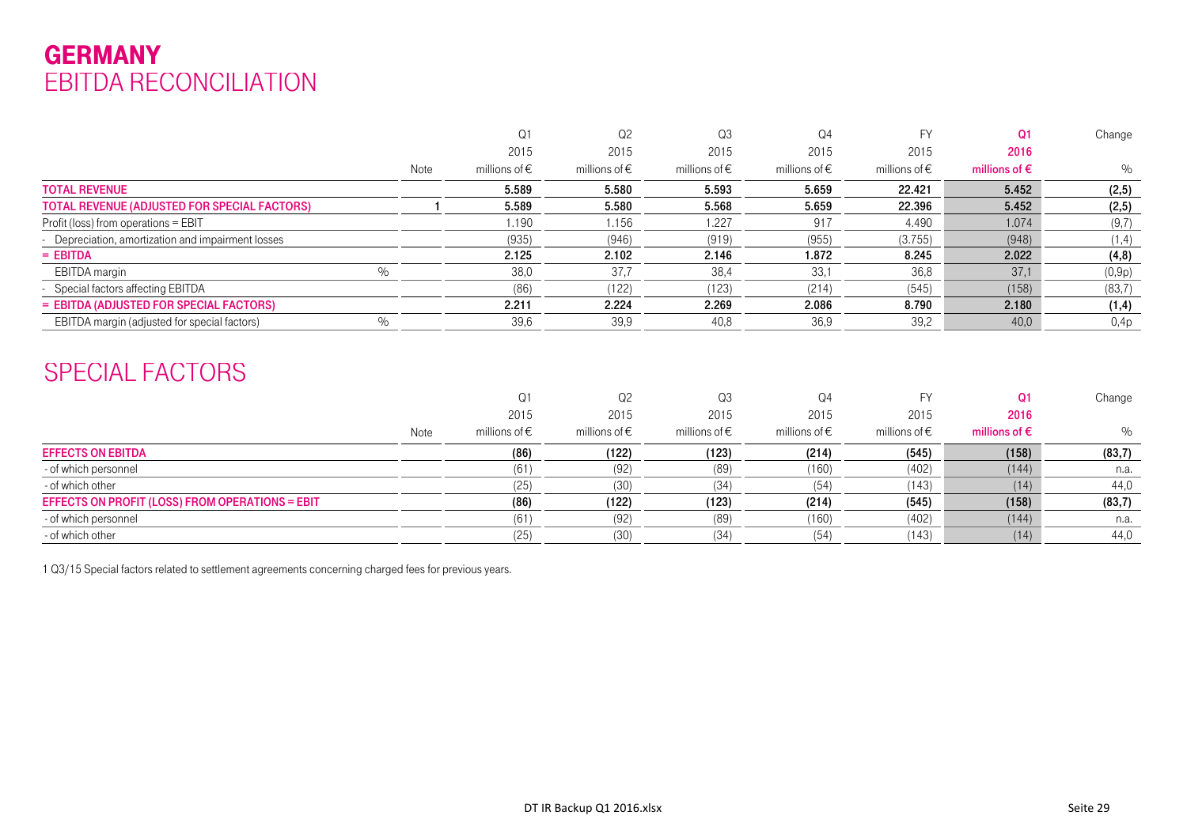# GERMANY
## EBITDA RECONCILIATION

| | Note | Q1 2015 millions of € | Q2 2015 millions of € | Q3 2015 millions of € | Q4 2015 millions of € | FY 2015 millions of € | Q1 2016 millions of € | Change % |
|---|---|---|---|---|---|---|---|---|
| **TOTAL REVENUE** | | **5.589** | **5.580** | **5.593** | **5.659** | **22.421** | **5.452** | **(2,5)** |
| **TOTAL REVENUE (ADJUSTED FOR SPECIAL FACTORS)** | 1 | **5.589** | **5.580** | **5.568** | **5.659** | **22.396** | **5.452** | **(2,5)** |
| Profit (loss) from operations = EBIT | | 1.190 | 1.156 | 1.227 | 917 | 4.490 | 1.074 | (9,7) |
| - Depreciation, amortization and impairment losses | | (935) | (946) | (919) | (955) | (3.755) | (948) | (1,4) |
| **= EBITDA** | | **2.125** | **2.102** | **2.146** | **1.872** | **8.245** | **2.022** | **(4,8)** |
| EBITDA margin % | | 38,0 | 37,7 | 38,4 | 33,1 | 36,8 | 37,1 | (0,9p) |
| - Special factors affecting EBITDA | | (86) | (122) | (123) | (214) | (545) | (158) | (83,7) |
| **= EBITDA (ADJUSTED FOR SPECIAL FACTORS)** | | **2.211** | **2.224** | **2.269** | **2.086** | **8.790** | **2.180** | **(1,4)** |
| EBITDA margin (adjusted for special factors) % | | 39,6 | 39,9 | 40,8 | 36,9 | 39,2 | 40,0 | 0,4p |

## SPECIAL FACTORS

| | Note | Q1 2015 millions of € | Q2 2015 millions of € | Q3 2015 millions of € | Q4 2015 millions of € | FY 2015 millions of € | Q1 2016 millions of € | Change % |
|---|---|---|---|---|---|---|---|---|
| **EFFECTS ON EBITDA** | | **(86)** | **(122)** | **(123)** | **(214)** | **(545)** | **(158)** | **(83,7)** |
| - of which personnel | | (61) | (92) | (89) | (160) | (402) | (144) | n.a. |
| - of which other | | (25) | (30) | (34) | (54) | (143) | (14) | 44,0 |
| **EFFECTS ON PROFIT (LOSS) FROM OPERATIONS = EBIT** | | **(86)** | **(122)** | **(123)** | **(214)** | **(545)** | **(158)** | **(83,7)** |
| - of which personnel | | (61) | (92) | (89) | (160) | (402) | (144) | n.a. |
| - of which other | | (25) | (30) | (34) | (54) | (143) | (14) | 44,0 |

1 Q3/15 Special factors related to settlement agreements concerning charged fees for previous years.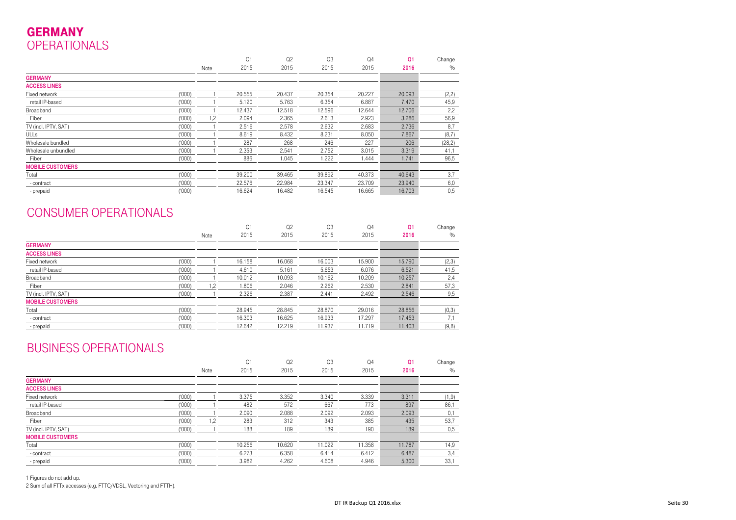# GERMANY
## OPERATIONALS

| | | Note | Q1 2015 | Q2 2015 | Q3 2015 | Q4 2015 | Q1 2016 | Change % |
|---|---|---|---|---|---|---|---|---|
| **GERMANY** | | | | | | | | |
| **ACCESS LINES** | | | | | | | | |
| Fixed network | ('000) | 1 | 20.555 | 20.437 | 20.354 | 20.227 | 20.093 | (2,2) |
| retail IP-based | ('000) | 1 | 5.120 | 5.763 | 6.354 | 6.887 | 7.470 | 45,9 |
| Broadband | ('000) | 1 | 12.437 | 12.518 | 12.596 | 12.644 | 12.706 | 2,2 |
| Fiber | ('000) | 1,2 | 2.094 | 2.365 | 2.613 | 2.923 | 3.286 | 56,9 |
| TV (incl. IPTV, SAT) | ('000) | 1 | 2.516 | 2.578 | 2.632 | 2.683 | 2.736 | 8,7 |
| ULLs | ('000) | 1 | 8.619 | 8.432 | 8.231 | 8.050 | 7.867 | (8,7) |
| Wholesale bundled | ('000) | 1 | 287 | 268 | 246 | 227 | 206 | (28,2) |
| Wholesale unbundled | ('000) | 1 | 2.353 | 2.541 | 2.752 | 3.015 | 3.319 | 41,1 |
| Fiber | ('000) | | 886 | 1.045 | 1.222 | 1.444 | 1.741 | 96,5 |
| **MOBILE CUSTOMERS** | | | | | | | | |
| Total | ('000) | | 39.200 | 39.465 | 39.892 | 40.373 | 40.643 | 3,7 |
| - contract | ('000) | | 22.576 | 22.984 | 23.347 | 23.709 | 23.940 | 6,0 |
| - prepaid | ('000) | | 16.624 | 16.482 | 16.545 | 16.665 | 16.703 | 0,5 |

## CONSUMER OPERATIONALS

| | | Note | Q1 2015 | Q2 2015 | Q3 2015 | Q4 2015 | Q1 2016 | Change % |
|---|---|---|---|---|---|---|---|---|
| **GERMANY** | | | | | | | | |
| **ACCESS LINES** | | | | | | | | |
| Fixed network | ('000) | 1 | 16.158 | 16.068 | 16.003 | 15.900 | 15.790 | (2,3) |
| retail IP-based | ('000) | 1 | 4.610 | 5.161 | 5.653 | 6.076 | 6.521 | 41,5 |
| Broadband | ('000) | 1 | 10.012 | 10.093 | 10.162 | 10.209 | 10.257 | 2,4 |
| Fiber | ('000) | 1,2 | 1.806 | 2.046 | 2.262 | 2.530 | 2.841 | 57,3 |
| TV (incl. IPTV, SAT) | ('000) | 1 | 2.326 | 2.387 | 2.441 | 2.492 | 2.546 | 9,5 |
| **MOBILE CUSTOMERS** | | | | | | | | |
| Total | ('000) | | 28.945 | 28.845 | 28.870 | 29.016 | 28.856 | (0,3) |
| - contract | ('000) | | 16.303 | 16.625 | 16.933 | 17.297 | 17.453 | 7,1 |
| - prepaid | ('000) | | 12.642 | 12.219 | 11.937 | 11.719 | 11.403 | (9,8) |

## BUSINESS OPERATIONALS

| | | Note | Q1 2015 | Q2 2015 | Q3 2015 | Q4 2015 | Q1 2016 | Change % |
|---|---|---|---|---|---|---|---|---|
| **GERMANY** | | | | | | | | |
| **ACCESS LINES** | | | | | | | | |
| Fixed network | ('000) | 1 | 3.375 | 3.352 | 3.340 | 3.339 | 3.311 | (1,9) |
| retail IP-based | ('000) | 1 | 482 | 572 | 667 | 773 | 897 | 86,1 |
| Broadband | ('000) | 1 | 2.090 | 2.088 | 2.092 | 2.093 | 2.093 | 0,1 |
| Fiber | ('000) | 1,2 | 283 | 312 | 343 | 385 | 435 | 53,7 |
| TV (incl. IPTV, SAT) | ('000) | 1 | 188 | 189 | 189 | 190 | 189 | 0,5 |
| **MOBILE CUSTOMERS** | | | | | | | | |
| Total | ('000) | | 10.256 | 10.620 | 11.022 | 11.358 | 11.787 | 14,9 |
| - contract | ('000) | | 6.273 | 6.358 | 6.414 | 6.412 | 6.487 | 3,4 |
| - prepaid | ('000) | | 3.982 | 4.262 | 4.608 | 4.946 | 5.300 | 33,1 |

1 Figures do not add up.

2 Sum of all FTTx accesses (e.g. FTTC/VDSL, Vectoring and FTTH).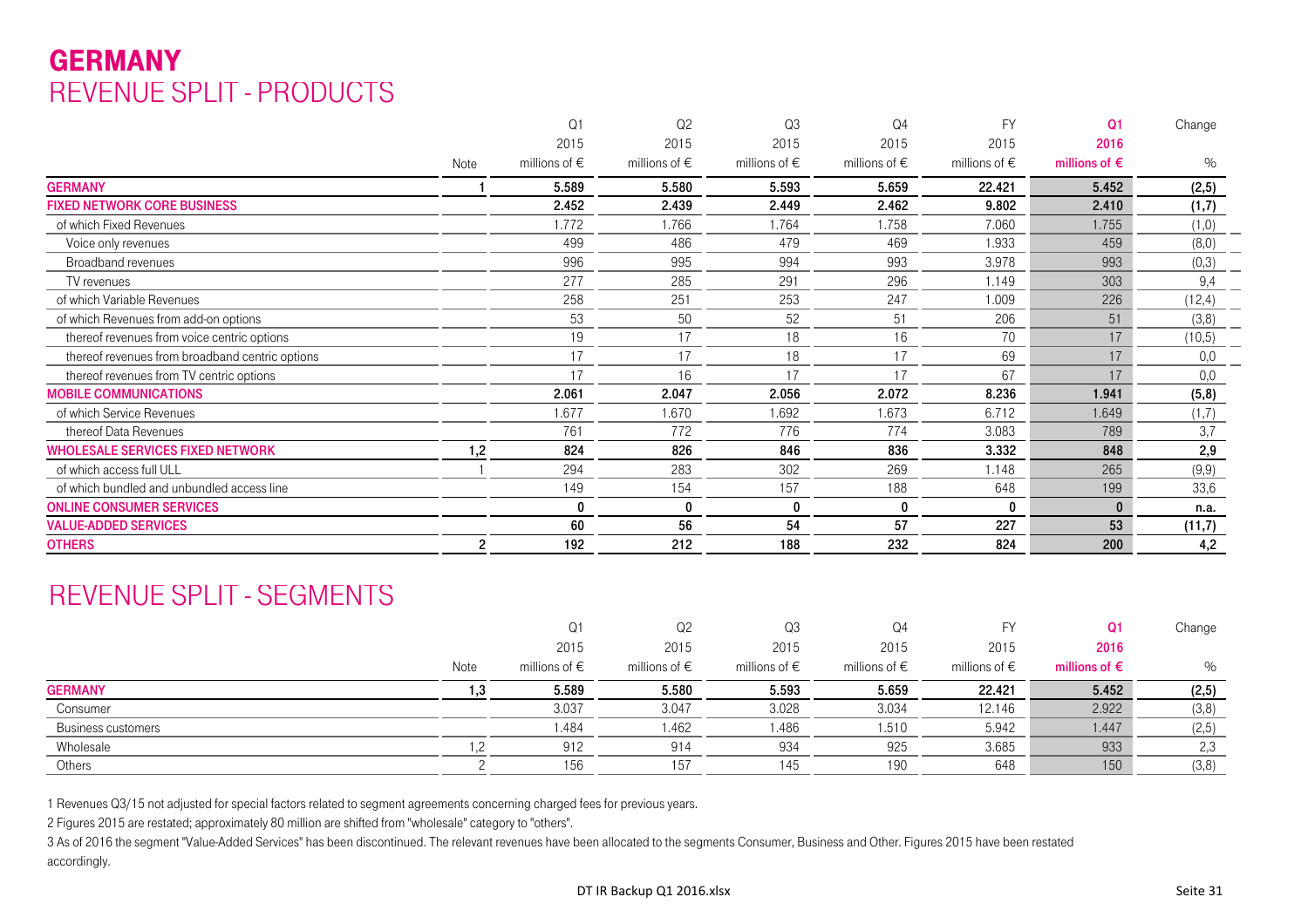# GERMANY

## REVENUE SPLIT - PRODUCTS

| | Note | Q1 2015 millions of € | Q2 2015 millions of € | Q3 2015 millions of € | Q4 2015 millions of € | FY 2015 millions of € | Q1 2016 millions of € | Change % |
|---|---|---|---|---|---|---|---|---|
| **GERMANY** | 1 | **5.589** | **5.580** | **5.593** | **5.659** | **22.421** | **5.452** | **(2,5)** |
| **FIXED NETWORK CORE BUSINESS** | | **2.452** | **2.439** | **2.449** | **2.462** | **9.802** | **2.410** | **(1,7)** |
| of which Fixed Revenues | | 1.772 | 1.766 | 1.764 | 1.758 | 7.060 | 1.755 | (1,0) |
| Voice only revenues | | 499 | 486 | 479 | 469 | 1.933 | 459 | (8,0) |
| Broadband revenues | | 996 | 995 | 994 | 993 | 3.978 | 993 | (0,3) |
| TV revenues | | 277 | 285 | 291 | 296 | 1.149 | 303 | 9,4 |
| of which Variable Revenues | | 258 | 251 | 253 | 247 | 1.009 | 226 | (12,4) |
| of which Revenues from add-on options | | 53 | 50 | 52 | 51 | 206 | 51 | (3,8) |
| thereof revenues from voice centric options | | 19 | 17 | 18 | 16 | 70 | 17 | (10,5) |
| thereof revenues from broadband centric options | | 17 | 17 | 18 | 17 | 69 | 17 | 0,0 |
| thereof revenues from TV centric options | | 17 | 16 | 17 | 17 | 67 | 17 | 0,0 |
| **MOBILE COMMUNICATIONS** | | **2.061** | **2.047** | **2.056** | **2.072** | **8.236** | **1.941** | **(5,8)** |
| of which Service Revenues | | 1.677 | 1.670 | 1.692 | 1.673 | 6.712 | 1.649 | (1,7) |
| thereof Data Revenues | | 761 | 772 | 776 | 774 | 3.083 | 789 | 3,7 |
| **WHOLESALE SERVICES FIXED NETWORK** | 1,2 | **824** | **826** | **846** | **836** | **3.332** | **848** | **2,9** |
| of which access full ULL | 1 | 294 | 283 | 302 | 269 | 1.148 | 265 | (9,9) |
| of which bundled and unbundled access line | | 149 | 154 | 157 | 188 | 648 | 199 | 33,6 |
| **ONLINE CONSUMER SERVICES** | | **0** | **0** | **0** | **0** | **0** | **0** | **n.a.** |
| **VALUE-ADDED SERVICES** | | **60** | **56** | **54** | **57** | **227** | **53** | **(11,7)** |
| **OTHERS** | 2 | **192** | **212** | **188** | **232** | **824** | **200** | **4,2** |

## REVENUE SPLIT - SEGMENTS

| | Note | Q1 2015 millions of € | Q2 2015 millions of € | Q3 2015 millions of € | Q4 2015 millions of € | FY 2015 millions of € | Q1 2016 millions of € | Change % |
|---|---|---|---|---|---|---|---|---|
| **GERMANY** | 1,3 | **5.589** | **5.580** | **5.593** | **5.659** | **22.421** | **5.452** | **(2,5)** |
| Consumer | | 3.037 | 3.047 | 3.028 | 3.034 | 12.146 | 2.922 | (3,8) |
| Business customers | | 1.484 | 1.462 | 1.486 | 1.510 | 5.942 | 1.447 | (2,5) |
| Wholesale | 1,2 | 912 | 914 | 934 | 925 | 3.685 | 933 | 2,3 |
| Others | 2 | 156 | 157 | 145 | 190 | 648 | 150 | (3,8) |

1 Revenues Q3/15 not adjusted for special factors related to segment agreements concerning charged fees for previous years.

2 Figures 2015 are restated; approximately 80 million are shifted from "wholesale" category to "others".

3 As of 2016 the segment "Value-Added Services" has been discontinued. The relevant revenues have been allocated to the segments Consumer, Business and Other. Figures 2015 have been restated accordingly.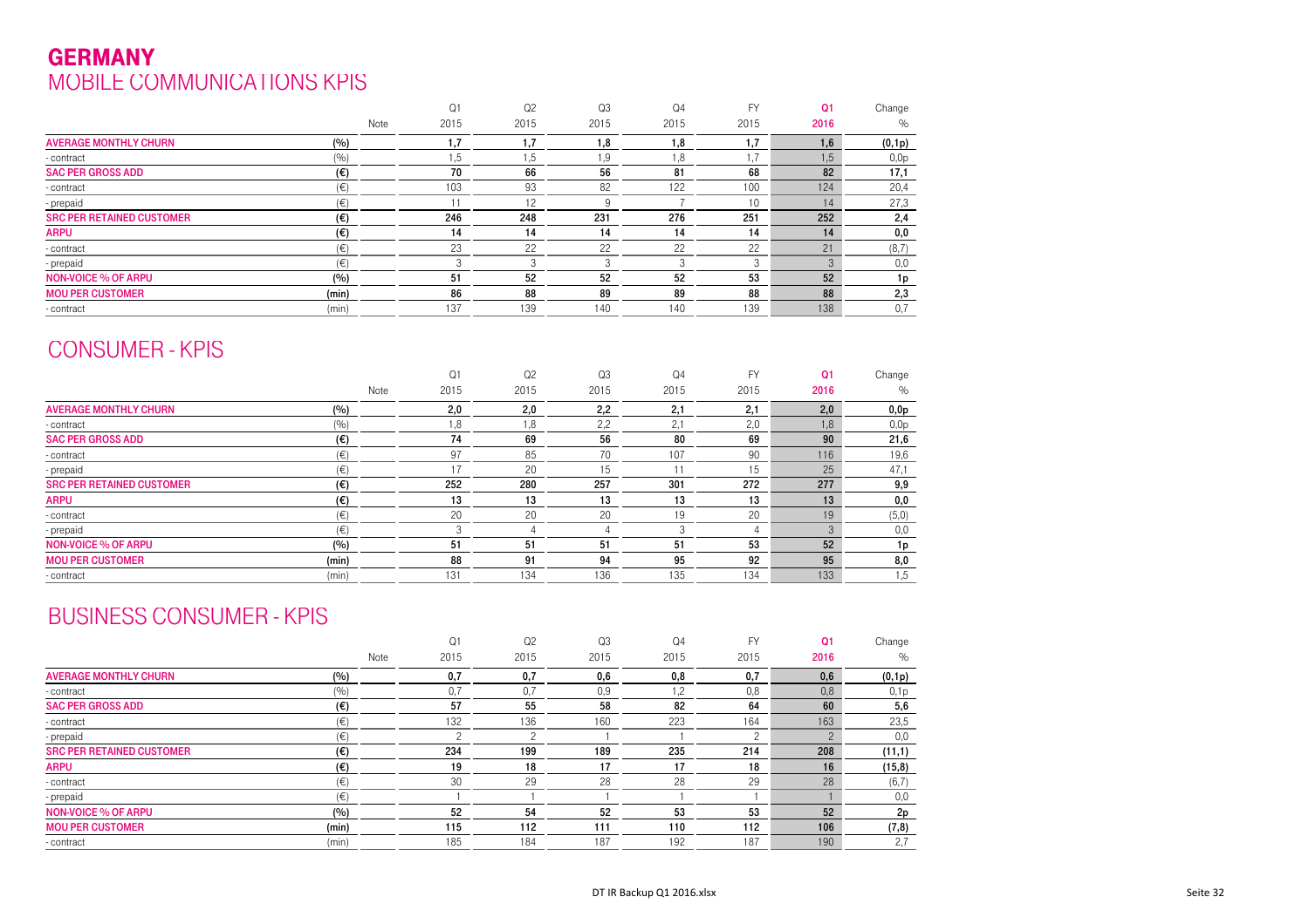# GERMANY

## MOBILE COMMUNICATIONS KPIS

| | | Note | Q1 2015 | Q2 2015 | Q3 2015 | Q4 2015 | FY 2015 | Q1 2016 | Change % |
|---|---|---|---|---|---|---|---|---|---|
| **AVERAGE MONTHLY CHURN** | **(%)** | | **1,7** | **1,7** | **1,8** | **1,8** | **1,7** | **1,6** | **(0,1p)** |
| - contract | (%) | | 1,5 | 1,5 | 1,9 | 1,8 | 1,7 | 1,5 | 0,0p |
| **SAC PER GROSS ADD** | **(€)** | | **70** | **66** | **56** | **81** | **68** | **82** | **17,1** |
| - contract | (€) | | 103 | 93 | 82 | 122 | 100 | 124 | 20,4 |
| - prepaid | (€) | | 11 | 12 | 9 | 7 | 10 | 14 | 27,3 |
| **SRC PER RETAINED CUSTOMER** | **(€)** | | **246** | **248** | **231** | **276** | **251** | **252** | **2,4** |
| **ARPU** | **(€)** | | **14** | **14** | **14** | **14** | **14** | **14** | **0,0** |
| - contract | (€) | | 23 | 22 | 22 | 22 | 22 | 21 | (8,7) |
| - prepaid | (€) | | 3 | 3 | 3 | 3 | 3 | 3 | 0,0 |
| **NON-VOICE % OF ARPU** | **(%)** | | **51** | **52** | **52** | **52** | **53** | **52** | **1p** |
| **MOU PER CUSTOMER** | **(min)** | | **86** | **88** | **89** | **89** | **88** | **88** | **2,3** |
| - contract | (min) | | 137 | 139 | 140 | 140 | 139 | 138 | 0,7 |

## CONSUMER - KPIS

| | | Note | Q1 2015 | Q2 2015 | Q3 2015 | Q4 2015 | FY 2015 | Q1 2016 | Change % |
|---|---|---|---|---|---|---|---|---|---|
| **AVERAGE MONTHLY CHURN** | **(%)** | | **2,0** | **2,0** | **2,2** | **2,1** | **2,1** | **2,0** | **0,0p** |
| - contract | (%) | | 1,8 | 1,8 | 2,2 | 2,1 | 2,0 | 1,8 | 0,0p |
| **SAC PER GROSS ADD** | **(€)** | | **74** | **69** | **56** | **80** | **69** | **90** | **21,6** |
| - contract | (€) | | 97 | 85 | 70 | 107 | 90 | 116 | 19,6 |
| - prepaid | (€) | | 17 | 20 | 15 | 11 | 15 | 25 | 47,1 |
| **SRC PER RETAINED CUSTOMER** | **(€)** | | **252** | **280** | **257** | **301** | **272** | **277** | **9,9** |
| **ARPU** | **(€)** | | **13** | **13** | **13** | **13** | **13** | **13** | **0,0** |
| - contract | (€) | | 20 | 20 | 20 | 19 | 20 | 19 | (5,0) |
| - prepaid | (€) | | 3 | 4 | 4 | 3 | 4 | 3 | 0,0 |
| **NON-VOICE % OF ARPU** | **(%)** | | **51** | **51** | **51** | **51** | **53** | **52** | **1p** |
| **MOU PER CUSTOMER** | **(min)** | | **88** | **91** | **94** | **95** | **92** | **95** | **8,0** |
| - contract | (min) | | 131 | 134 | 136 | 135 | 134 | 133 | 1,5 |

## BUSINESS CONSUMER - KPIS

| | | Note | Q1 2015 | Q2 2015 | Q3 2015 | Q4 2015 | FY 2015 | Q1 2016 | Change % |
|---|---|---|---|---|---|---|---|---|---|
| **AVERAGE MONTHLY CHURN** | **(%)** | | **0,7** | **0,7** | **0,6** | **0,8** | **0,7** | **0,6** | **(0,1p)** |
| - contract | (%) | | 0,7 | 0,7 | 0,9 | 1,2 | 0,8 | 0,8 | 0,1p |
| **SAC PER GROSS ADD** | **(€)** | | **57** | **55** | **58** | **82** | **64** | **60** | **5,6** |
| - contract | (€) | | 132 | 136 | 160 | 223 | 164 | 163 | 23,5 |
| - prepaid | (€) | | 2 | 2 | 1 | 1 | 2 | 2 | 0,0 |
| **SRC PER RETAINED CUSTOMER** | **(€)** | | **234** | **199** | **189** | **235** | **214** | **208** | **(11,1)** |
| **ARPU** | **(€)** | | **19** | **18** | **17** | **17** | **18** | **16** | **(15,8)** |
| - contract | (€) | | 30 | 29 | 28 | 28 | 29 | 28 | (6,7) |
| - prepaid | (€) | | 1 | 1 | 1 | 1 | 1 | 1 | 0,0 |
| **NON-VOICE % OF ARPU** | **(%)** | | **52** | **54** | **52** | **53** | **53** | **52** | **2p** |
| **MOU PER CUSTOMER** | **(min)** | | **115** | **112** | **111** | **110** | **112** | **106** | **(7,8)** |
| - contract | (min) | | 185 | 184 | 187 | 192 | 187 | 190 | 2,7 |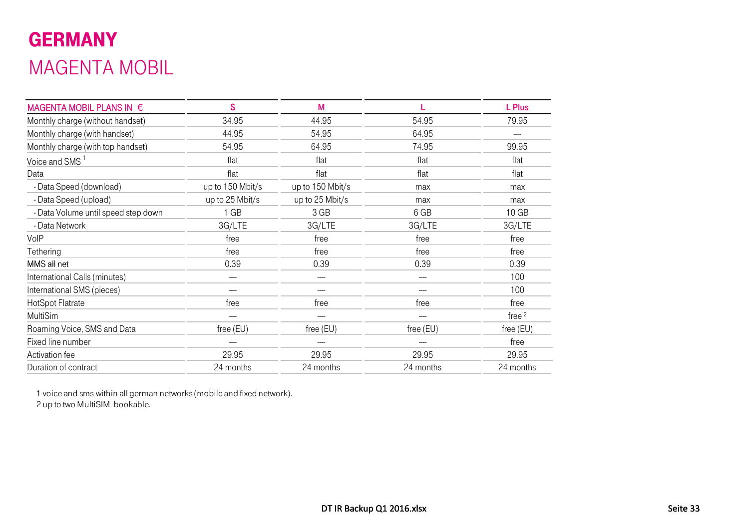# GERMANY

## MAGENTA MOBIL

| MAGENTA MOBIL PLANS IN € | S | M | L | L Plus |
|---|---|---|---|---|
| Monthly charge (without handset) | 34.95 | 44.95 | 54.95 | 79.95 |
| Monthly charge (with handset) | 44.95 | 54.95 | 64.95 | — |
| Monthly charge (with top handset) | 54.95 | 64.95 | 74.95 | 99.95 |
| Voice and SMS [1] | flat | flat | flat | flat |
| Data | flat | flat | flat | flat |
| - Data Speed (download) | up to 150 Mbit/s | up to 150 Mbit/s | max | max |
| - Data Speed (upload) | up to 25 Mbit/s | up to 25 Mbit/s | max | max |
| - Data Volume until speed step down | 1 GB | 3 GB | 6 GB | 10 GB |
| - Data Network | 3G/LTE | 3G/LTE | 3G/LTE | 3G/LTE |
| VoIP | free | free | free | free |
| Tethering | free | free | free | free |
| MMS all net | 0.39 | 0.39 | 0.39 | 0.39 |
| International Calls (minutes) | — | — | — | 100 |
| International SMS (pieces) | — | — | — | 100 |
| HotSpot Flatrate | free | free | free | free |
| MultiSim | — | — | — | free [2] |
| Roaming Voice, SMS and Data | free (EU) | free (EU) | free (EU) | free (EU) |
| Fixed line number | — | — | — | free |
| Activation fee | 29.95 | 29.95 | 29.95 | 29.95 |
| Duration of contract | 24 months | 24 months | 24 months | 24 months |

1 voice and sms within all german networks (mobile and fixed network).
2 up to two MultiSIM bookable.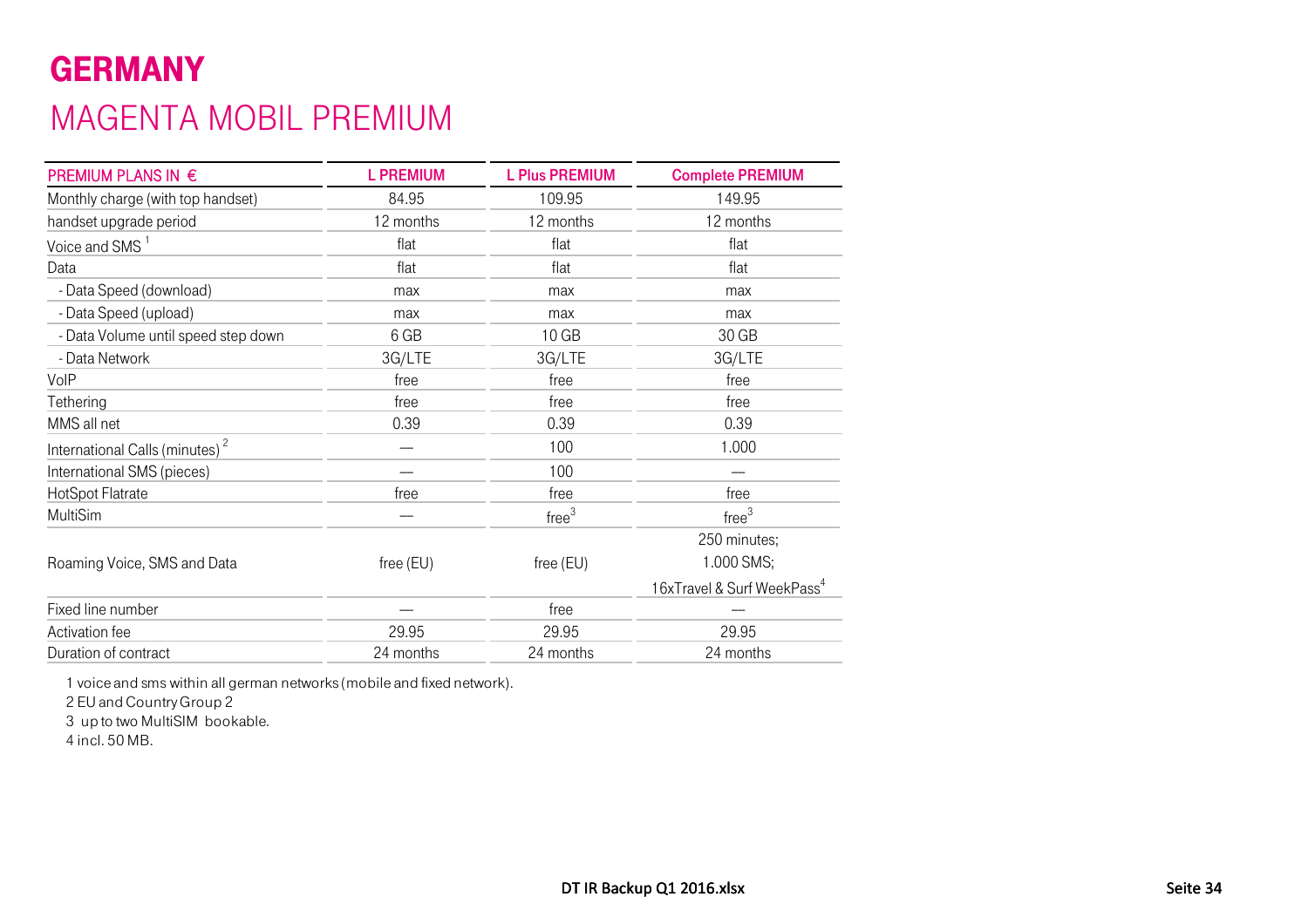# GERMANY

## MAGENTA MOBIL PREMIUM

| PREMIUM PLANS IN € | L PREMIUM | L Plus PREMIUM | Complete PREMIUM |
|---|---|---|---|
| Monthly charge (with top handset) | 84.95 | 109.95 | 149.95 |
| handset upgrade period | 12 months | 12 months | 12 months |
| Voice and SMS [1] | flat | flat | flat |
| Data | flat | flat | flat |
| - Data Speed (download) | max | max | max |
| - Data Speed (upload) | max | max | max |
| - Data Volume until speed step down | 6 GB | 10 GB | 30 GB |
| - Data Network | 3G/LTE | 3G/LTE | 3G/LTE |
| VoIP | free | free | free |
| Tethering | free | free | free |
| MMS all net | 0.39 | 0.39 | 0.39 |
| International Calls (minutes) [2] | — | 100 | 1.000 |
| International SMS (pieces) | — | 100 | — |
| HotSpot Flatrate | free | free | free |
| MultiSim | — | free[3] | free[3] |
| Roaming Voice, SMS and Data | free (EU) | free (EU) | 250 minutes; 1.000 SMS; 16xTravel & Surf WeekPass[4] |
| Fixed line number | — | free | — |
| Activation fee | 29.95 | 29.95 | 29.95 |
| Duration of contract | 24 months | 24 months | 24 months |

1 voice and sms within all german networks (mobile and fixed network).

2 EU and Country Group 2

3 up to two MultiSIM bookable.

4 incl. 50 MB.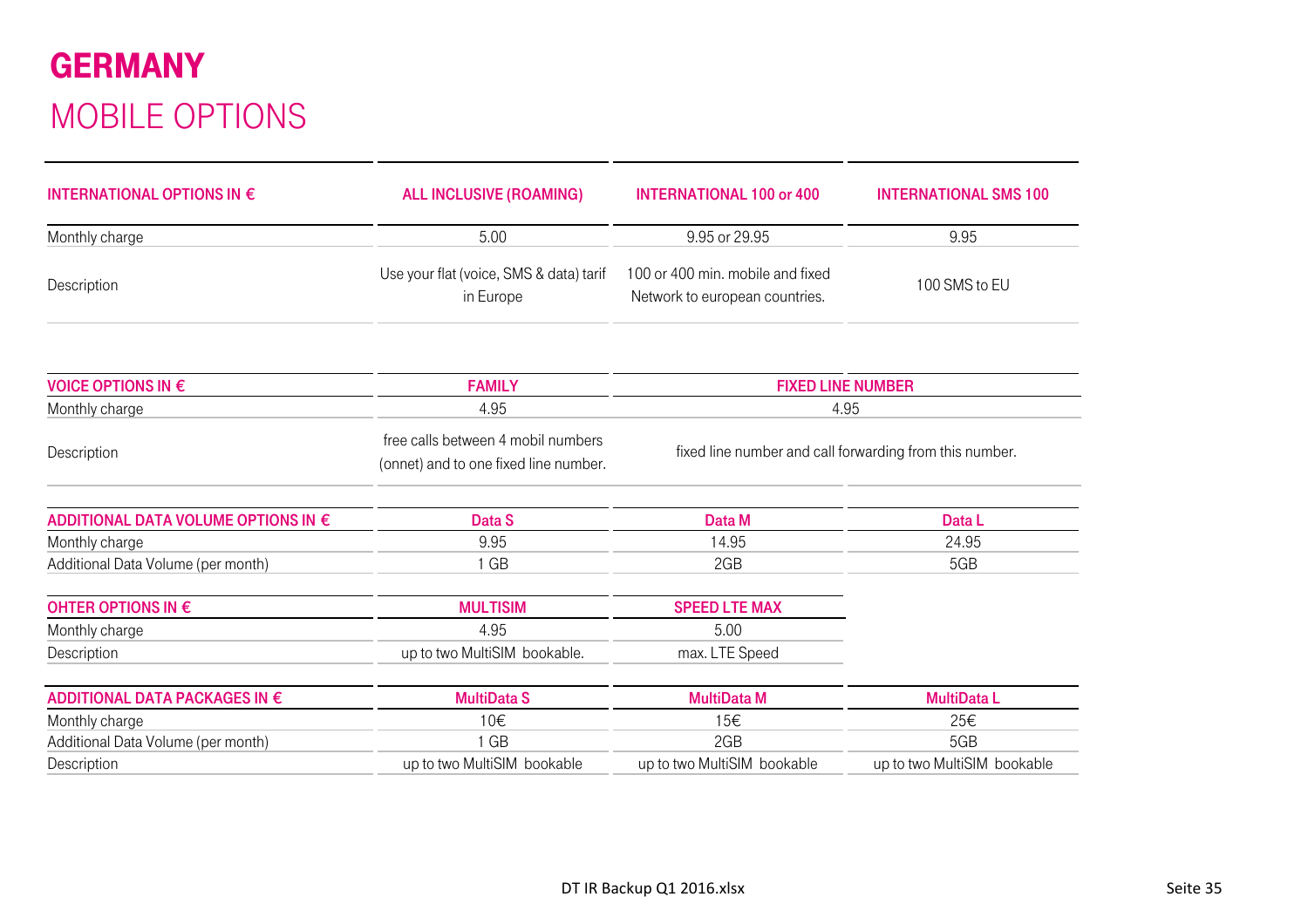# GERMANY

## MOBILE OPTIONS

| INTERNATIONAL OPTIONS IN € | ALL INCLUSIVE (ROAMING) | INTERNATIONAL 100 or 400 | INTERNATIONAL SMS 100 |
|---|---|---|---|
| Monthly charge | 5.00 | 9.95 or 29.95 | 9.95 |
| Description | Use your flat (voice, SMS & data) tarif in Europe | 100 or 400 min. mobile and fixed Network to european countries. | 100 SMS to EU |

| VOICE OPTIONS IN € | FAMILY | FIXED LINE NUMBER |
|---|---|---|
| Monthly charge | 4.95 | 4.95 |
| Description | free calls between 4 mobil numbers (onnet) and to one fixed line number. | fixed line number and call forwarding from this number. |

| ADDITIONAL DATA VOLUME OPTIONS IN € | Data S | Data M | Data L |
|---|---|---|---|
| Monthly charge | 9.95 | 14.95 | 24.95 |
| Additional Data Volume (per month) | 1 GB | 2GB | 5GB |

| OHTER OPTIONS IN € | MULTISIM | SPEED LTE MAX |
|---|---|---|
| Monthly charge | 4.95 | 5.00 |
| Description | up to two MultiSIM bookable. | max. LTE Speed |

| ADDITIONAL DATA PACKAGES IN € | MultiData S | MultiData M | MultiData L |
|---|---|---|---|
| Monthly charge | 10€ | 15€ | 25€ |
| Additional Data Volume (per month) | 1 GB | 2GB | 5GB |
| Description | up to two MultiSIM bookable | up to two MultiSIM bookable | up to two MultiSIM bookable |

DT IR Backup Q1 2016.xlsx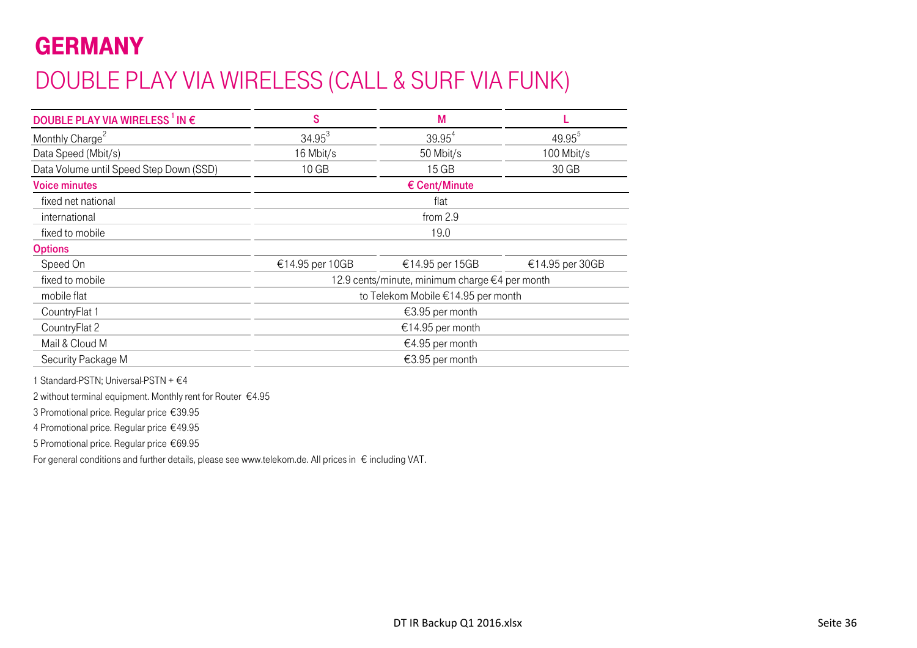# GERMANY

## DOUBLE PLAY VIA WIRELESS (CALL & SURF VIA FUNK)

| DOUBLE PLAY VIA WIRELESS [1] IN € | S | M | L |
|---|---|---|---|
| Monthly Charge[2] | 34.95[3] | 39.95[4] | 49.95[5] |
| Data Speed (Mbit/s) | 16 Mbit/s | 50 Mbit/s | 100 Mbit/s |
| Data Volume until Speed Step Down (SSD) | 10 GB | 15 GB | 30 GB |
| **Voice minutes** | | **€ Cent/Minute** | |
| fixed net national | | flat | |
| international | | from 2.9 | |
| fixed to mobile | | 19.0 | |
| **Options** | | | |
| Speed On | €14.95 per 10GB | €14.95 per 15GB | €14.95 per 30GB |
| fixed to mobile | | 12.9 cents/minute, minimum charge €4 per month | |
| mobile flat | | to Telekom Mobile €14.95 per month | |
| CountryFlat 1 | | €3.95 per month | |
| CountryFlat 2 | | €14.95 per month | |
| Mail & Cloud M | | €4.95 per month | |
| Security Package M | | €3.95 per month | |

1 Standard-PSTN; Universal-PSTN + €4

2 without terminal equipment. Monthly rent for Router €4.95

3 Promotional price. Regular price €39.95

4 Promotional price. Regular price €49.95

5 Promotional price. Regular price €69.95

For general conditions and further details, please see www.telekom.de. All prices in € including VAT.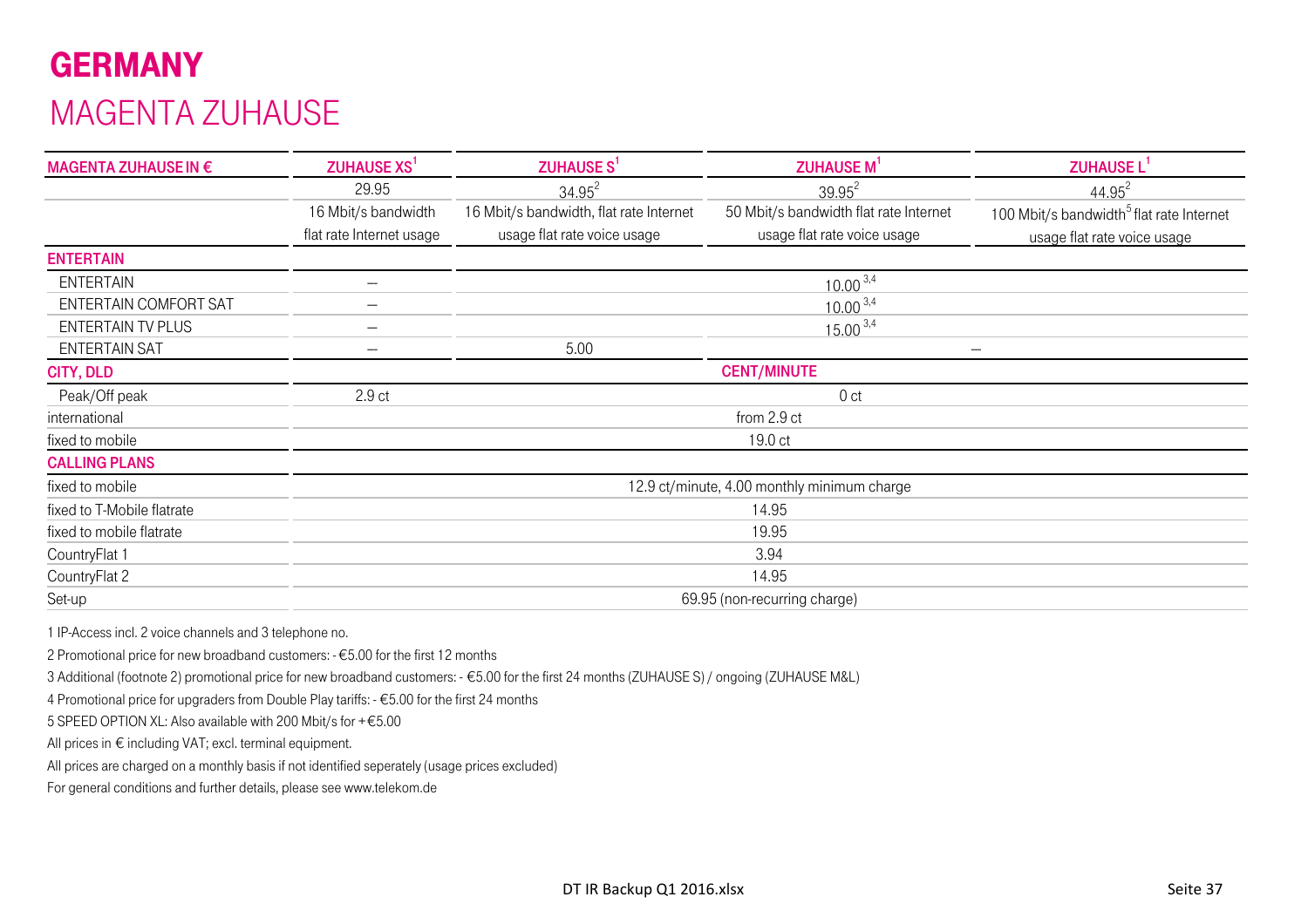# GERMANY

## MAGENTA ZUHAUSE

| MAGENTA ZUHAUSE IN € | ZUHAUSE XS[1] | ZUHAUSE S[1] | ZUHAUSE M[1] | ZUHAUSE L[1] |
|---|---|---|---|---|
| | 29.95 | 34.95[2] | 39.95[2] | 44.95[2] |
| | 16 Mbit/s bandwidth flat rate Internet usage | 16 Mbit/s bandwidth, flat rate Internet usage flat rate voice usage | 50 Mbit/s bandwidth flat rate Internet usage flat rate voice usage | 100 Mbit/s bandwidth[5] flat rate Internet usage flat rate voice usage |
| **ENTERTAIN** | | | | |
| ENTERTAIN | – | 10.00 [3,4] | | |
| ENTERTAIN COMFORT SAT | – | 10.00 [3,4] | | |
| ENTERTAIN TV PLUS | – | 15.00 [3,4] | | |
| ENTERTAIN SAT | – | 5.00 | – | |
| **CITY, DLD** | **CENT/MINUTE** | | | |
| Peak/Off peak | 2.9 ct | 0 ct | | |
| international | from 2.9 ct | | | |
| fixed to mobile | 19.0 ct | | | |
| **CALLING PLANS** | | | | |
| fixed to mobile | 12.9 ct/minute, 4.00 monthly minimum charge | | | |
| fixed to T-Mobile flatrate | 14.95 | | | |
| fixed to mobile flatrate | 19.95 | | | |
| CountryFlat 1 | 3.94 | | | |
| CountryFlat 2 | 14.95 | | | |
| Set-up | 69.95 (non-recurring charge) | | | |

1 IP-Access incl. 2 voice channels and 3 telephone no.

2 Promotional price for new broadband customers: - €5.00 for the first 12 months

3 Additional (footnote 2) promotional price for new broadband customers: - €5.00 for the first 24 months (ZUHAUSE S) / ongoing (ZUHAUSE M&L)

4 Promotional price for upgraders from Double Play tariffs: - €5.00 for the first 24 months

5 SPEED OPTION XL: Also available with 200 Mbit/s for +€5.00

All prices in € including VAT; excl. terminal equipment.

All prices are charged on a monthly basis if not identified seperately (usage prices excluded)

For general conditions and further details, please see www.telekom.de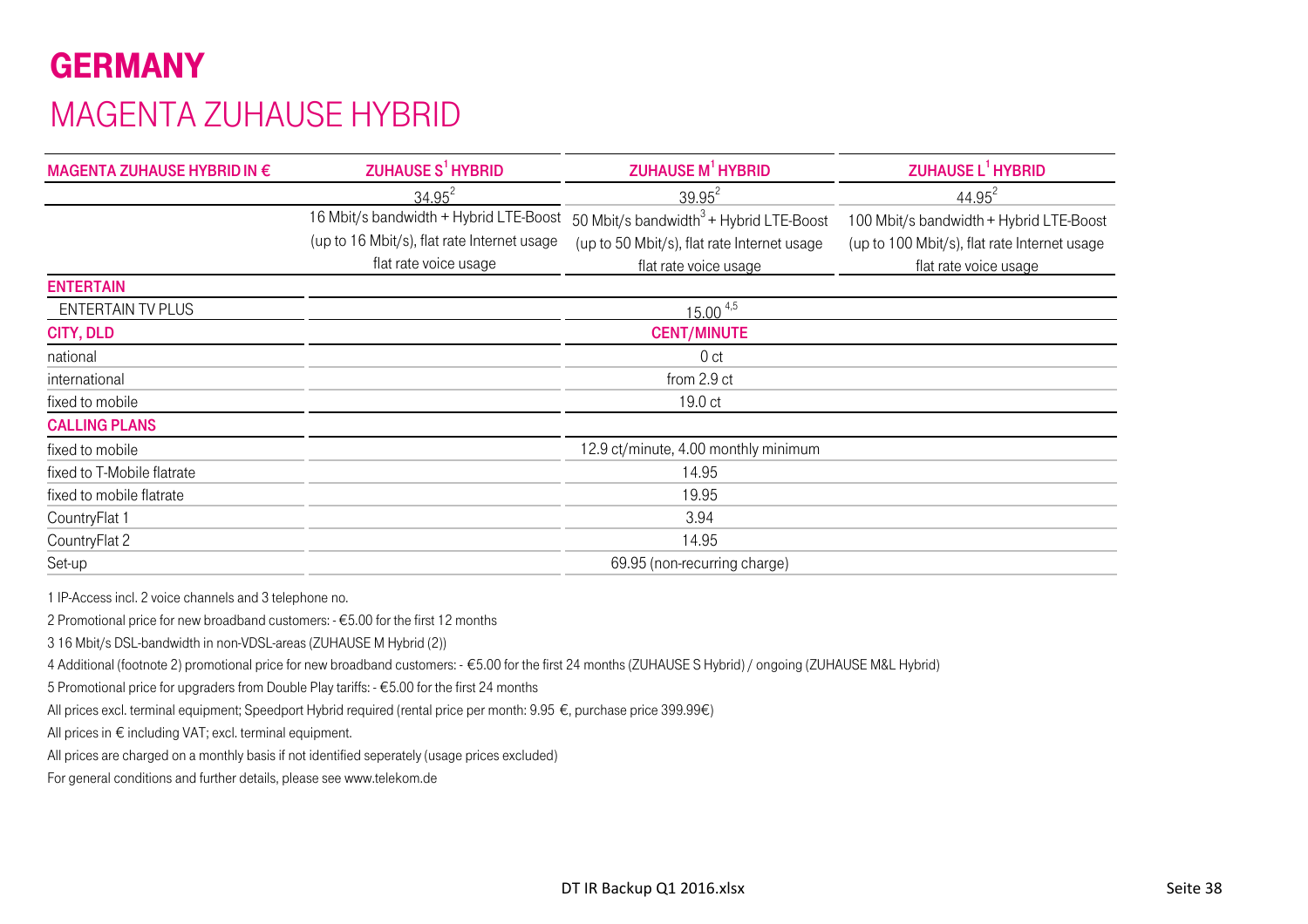# GERMANY

## MAGENTA ZUHAUSE HYBRID

| MAGENTA ZUHAUSE HYBRID IN € | ZUHAUSE S[1] HYBRID | ZUHAUSE M[1] HYBRID | ZUHAUSE L[1] HYBRID |
|---|---|---|---|
| | 34.95[2] | 39.95[2] | 44.95[2] |
| | 16 Mbit/s bandwidth + Hybrid LTE-Boost (up to 16 Mbit/s), flat rate Internet usage flat rate voice usage | 50 Mbit/s bandwidth[3] + Hybrid LTE-Boost (up to 50 Mbit/s), flat rate Internet usage flat rate voice usage | 100 Mbit/s bandwidth + Hybrid LTE-Boost (up to 100 Mbit/s), flat rate Internet usage flat rate voice usage |
| **ENTERTAIN** | | | |
| ENTERTAIN TV PLUS | | 15.00 [4,5] | |
| **CITY, DLD** | | **CENT/MINUTE** | |
| national | | 0 ct | |
| international | | from 2.9 ct | |
| fixed to mobile | | 19.0 ct | |
| **CALLING PLANS** | | | |
| fixed to mobile | | 12.9 ct/minute, 4.00 monthly minimum | |
| fixed to T-Mobile flatrate | | 14.95 | |
| fixed to mobile flatrate | | 19.95 | |
| CountryFlat 1 | | 3.94 | |
| CountryFlat 2 | | 14.95 | |
| Set-up | | 69.95 (non-recurring charge) | |

1 IP-Access incl. 2 voice channels and 3 telephone no.

2 Promotional price for new broadband customers: - €5.00 for the first 12 months

3 16 Mbit/s DSL-bandwidth in non-VDSL-areas (ZUHAUSE M Hybrid (2))

4 Additional (footnote 2) promotional price for new broadband customers: - €5.00 for the first 24 months (ZUHAUSE S Hybrid) / ongoing (ZUHAUSE M&L Hybrid)

5 Promotional price for upgraders from Double Play tariffs: - €5.00 for the first 24 months

All prices excl. terminal equipment; Speedport Hybrid required (rental price per month: 9.95 €, purchase price 399.99€)

All prices in € including VAT; excl. terminal equipment.

All prices are charged on a monthly basis if not identified seperately (usage prices excluded)

For general conditions and further details, please see www.telekom.de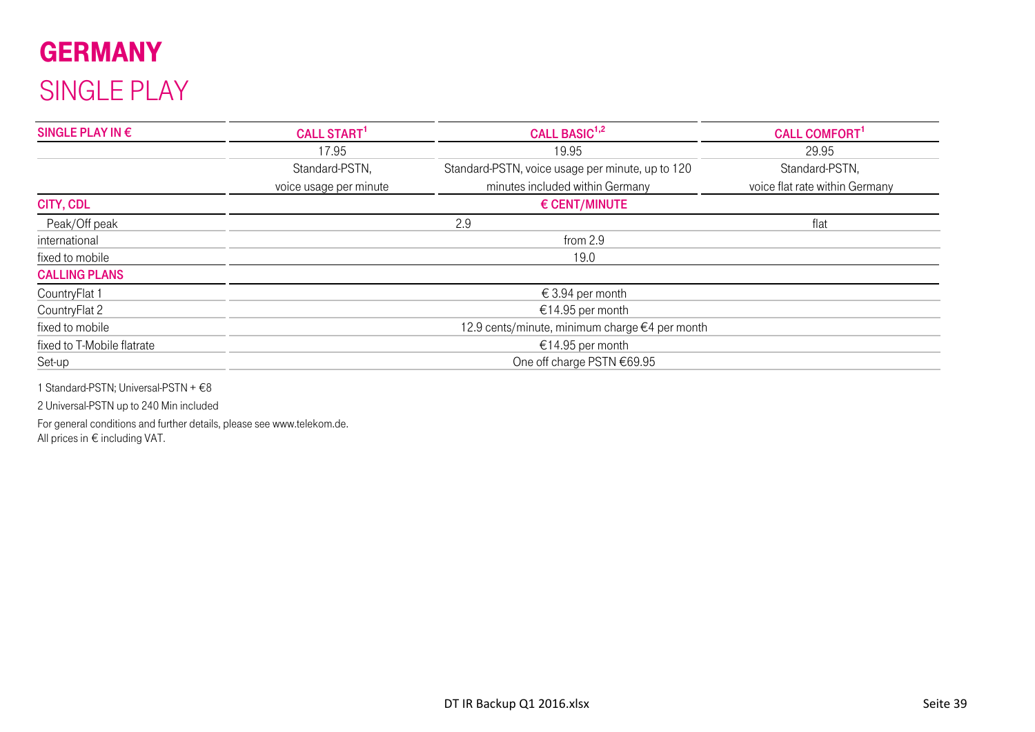# GERMANY

## SINGLE PLAY

| SINGLE PLAY IN € | CALL START[1] | CALL BASIC[1,2] | CALL COMFORT[1] |
|---|---|---|---|
| | 17.95 | 19.95 | 29.95 |
| | Standard-PSTN, voice usage per minute | Standard-PSTN, voice usage per minute, up to 120 minutes included within Germany | Standard-PSTN, voice flat rate within Germany |
| **CITY, CDL** | | € CENT/MINUTE | |
| Peak/Off peak | | 2.9 | flat |
| international | | from 2.9 | |
| fixed to mobile | | 19.0 | |
| **CALLING PLANS** | | | |
| CountryFlat 1 | | € 3.94 per month | |
| CountryFlat 2 | | €14.95 per month | |
| fixed to mobile | | 12.9 cents/minute, minimum charge €4 per month | |
| fixed to T-Mobile flatrate | | €14.95 per month | |
| Set-up | | One off charge PSTN €69.95 | |

1 Standard-PSTN; Universal-PSTN + €8

2 Universal-PSTN up to 240 Min included

For general conditions and further details, please see www.telekom.de.
All prices in € including VAT.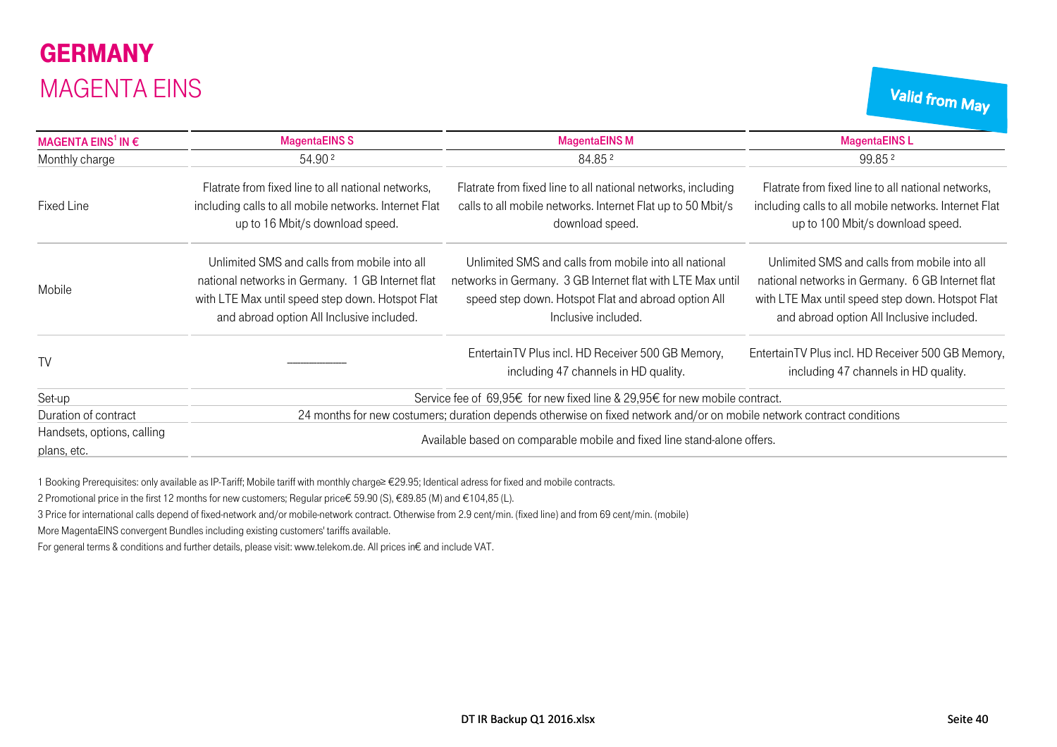# GERMANY

## MAGENTA EINS

Valid from May

| MAGENTA EINS[1] IN € | MagentaEINS S | MagentaEINS M | MagentaEINS L |
|---|---|---|---|
| Monthly charge | 54.90 [2] | 84.85 [2] | 99.85 [2] |
| Fixed Line | Flatrate from fixed line to all national networks, including calls to all mobile networks. Internet Flat up to 16 Mbit/s download speed. | Flatrate from fixed line to all national networks, including calls to all mobile networks. Internet Flat up to 50 Mbit/s download speed. | Flatrate from fixed line to all national networks, including calls to all mobile networks. Internet Flat up to 100 Mbit/s download speed. |
| Mobile | Unlimited SMS and calls from mobile into all national networks in Germany. 1 GB Internet flat with LTE Max until speed step down. Hotspot Flat and abroad option All Inclusive included. | Unlimited SMS and calls from mobile into all national networks in Germany. 3 GB Internet flat with LTE Max until speed step down. Hotspot Flat and abroad option All Inclusive included. | Unlimited SMS and calls from mobile into all national networks in Germany. 6 GB Internet flat with LTE Max until speed step down. Hotspot Flat and abroad option All Inclusive included. |
| TV | ———— | EntertainTV Plus incl. HD Receiver 500 GB Memory, including 47 channels in HD quality. | EntertainTV Plus incl. HD Receiver 500 GB Memory, including 47 channels in HD quality. |
| Set-up | Service fee of 69,95€ for new fixed line & 29,95€ for new mobile contract. | | |
| Duration of contract | 24 months for new costumers; duration depends otherwise on fixed network and/or on mobile network contract conditions | | |
| Handsets, options, calling plans, etc. | Available based on comparable mobile and fixed line stand-alone offers. | | |

1 Booking Prerequisites: only available as IP-Tariff; Mobile tariff with monthly charge≥ €29.95; Identical adress for fixed and mobile contracts.

2 Promotional price in the first 12 months for new customers; Regular price€ 59.90 (S), €89.85 (M) and €104,85 (L).

3 Price for international calls depend of fixed-network and/or mobile-network contract. Otherwise from 2.9 cent/min. (fixed line) and from 69 cent/min. (mobile)

More MagentaEINS convergent Bundles including existing customers' tariffs available.

For general terms & conditions and further details, please visit: www.telekom.de. All prices in€ and include VAT.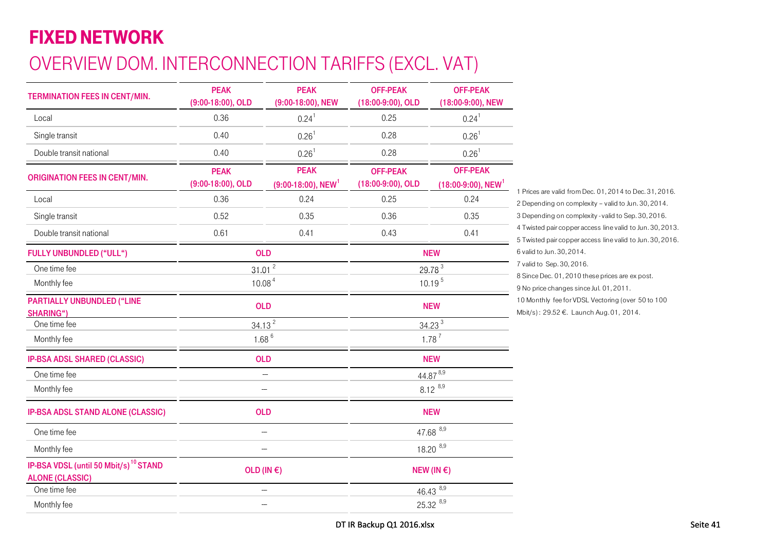# FIXED NETWORK

## OVERVIEW DOM. INTERCONNECTION TARIFFS (EXCL. VAT)

| TERMINATION FEES IN CENT/MIN. | PEAK (9:00-18:00), OLD | PEAK (9:00-18:00), NEW | OFF-PEAK (18:00-9:00), OLD | OFF-PEAK (18:00-9:00), NEW |
|---|---|---|---|---|
| Local | 0.36 | 0.24[1] | 0.25 | 0.24[1] |
| Single transit | 0.40 | 0.26[1] | 0.28 | 0.26[1] |
| Double transit national | 0.40 | 0.26[1] | 0.28 | 0.26[1] |

| ORIGINATION FEES IN CENT/MIN. | PEAK (9:00-18:00), OLD | PEAK (9:00-18:00), NEW[1] | OFF-PEAK (18:00-9:00), OLD | OFF-PEAK (18:00-9:00), NEW[1] |
|---|---|---|---|---|
| Local | 0.36 | 0.24 | 0.25 | 0.24 |
| Single transit | 0.52 | 0.35 | 0.36 | 0.35 |
| Double transit national | 0.61 | 0.41 | 0.43 | 0.41 |

| FULLY UNBUNDLED („ULL") | OLD | NEW |
|---|---|---|
| One time fee | 31.01 [2] | 29.78 [3] |
| Monthly fee | 10.08 [4] | 10.19 [5] |

| PARTIALLY UNBUNDLED („LINE SHARING") | OLD | NEW |
|---|---|---|
| One time fee | 34.13 [2] | 34.23 [3] |
| Monthly fee | 1.68 [6] | 1.78 [7] |

| IP-BSA ADSL SHARED (CLASSIC) | OLD | NEW |
|---|---|---|
| One time fee | – | 44.87 [8,9] |
| Monthly fee | – | 8.12 [8,9] |

| IP-BSA ADSL STAND ALONE (CLASSIC) | OLD | NEW |
|---|---|---|
| One time fee | – | 47.68 [8,9] |
| Monthly fee | – | 18.20 [8,9] |

| IP-BSA VDSL (until 50 Mbit/s)[10] STAND ALONE (CLASSIC) | OLD (IN €) | NEW (IN €) |
|---|---|---|
| One time fee | – | 46.43 [8,9] |
| Monthly fee | – | 25.32 [8,9] |

1 Prices are valid from Dec. 01, 2014 to Dec. 31, 2016.
2 Depending on complexity – valid to Jun. 30, 2014.
3 Depending on complexity - valid to Sep. 30, 2016.
4 Twisted pair copper access line valid to Jun. 30, 2013.
5 Twisted pair copper access line valid to Jun. 30, 2016.
6 valid to Jun. 30, 2014.
7 valid to Sep. 30, 2016.
8 Since Dec. 01, 2010 these prices are ex post.
9 No price changes since Jul. 01, 2011.
10 Monthly fee for VDSL Vectoring (over 50 to 100 Mbit/s): 29.52 €. Launch Aug. 01, 2014.

DT IR Backup Q1 2016.xlsx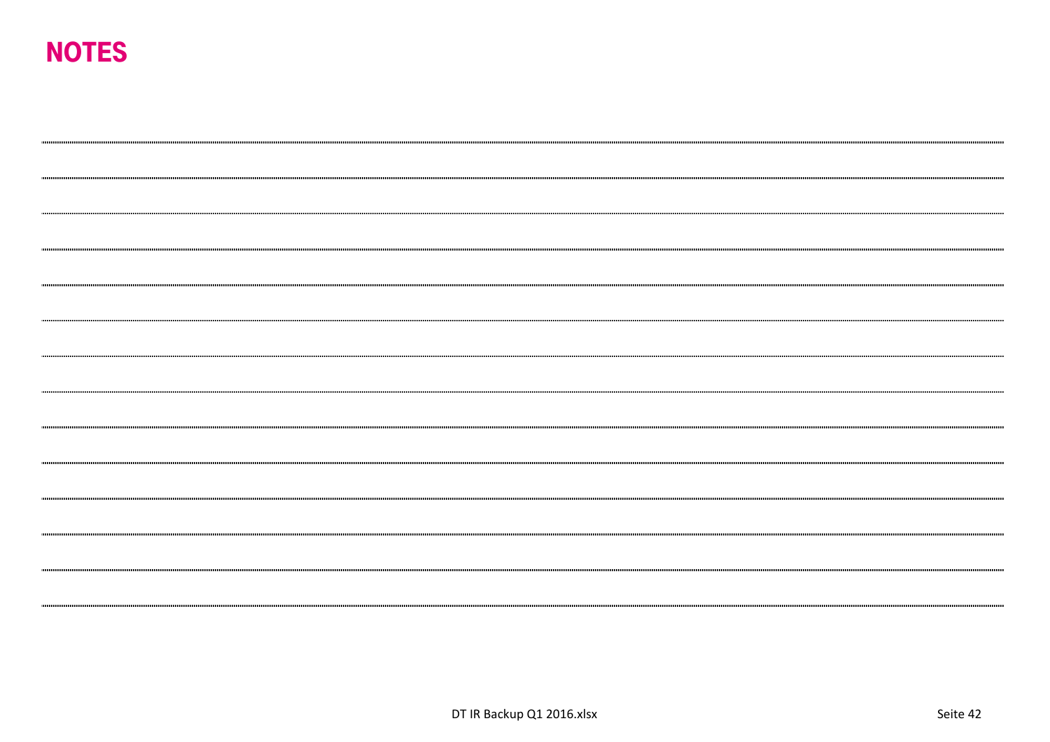# NOTES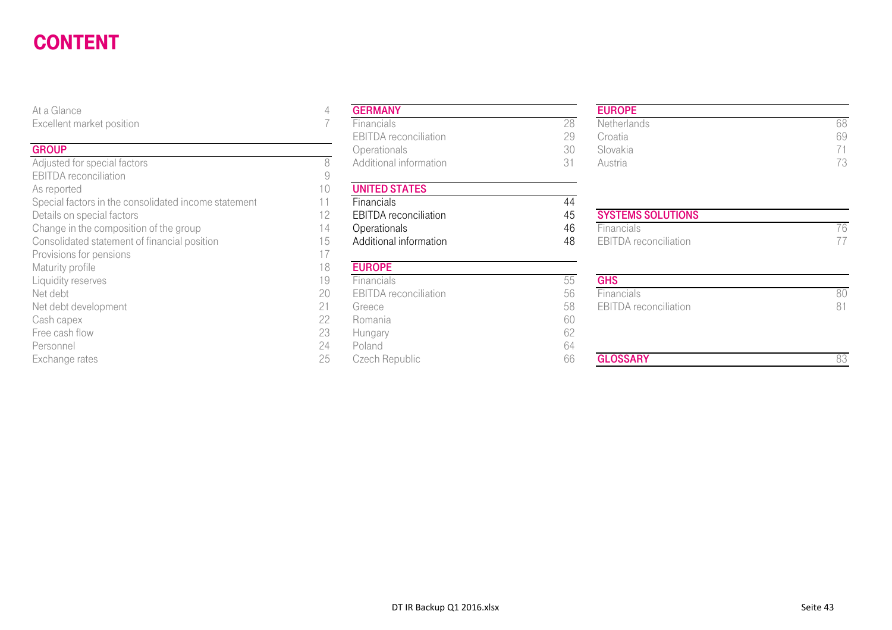# CONTENT

| | |
|---|---|
| At a Glance | 4 |
| Excellent market position | 7 |

| GROUP | |
|---|---|
| Adjusted for special factors | 8 |
| EBITDA reconciliation | 9 |
| As reported | 10 |
| Special factors in the consolidated income statement | 11 |
| Details on special factors | 12 |
| Change in the composition of the group | 14 |
| Consolidated statement of financial position | 15 |
| Provisions for pensions | 17 |
| Maturity profile | 18 |
| Liquidity reserves | 19 |
| Net debt | 20 |
| Net debt development | 21 |
| Cash capex | 22 |
| Free cash flow | 23 |
| Personnel | 24 |
| Exchange rates | 25 |

| GERMANY | |
|---|---|
| Financials | 28 |
| EBITDA reconciliation | 29 |
| Operationals | 30 |
| Additional information | 31 |

| UNITED STATES | |
|---|---|
| Financials | 44 |
| EBITDA reconciliation | 45 |
| Operationals | 46 |
| Additional information | 48 |

| EUROPE | |
|---|---|
| Financials | 55 |
| EBITDA reconciliation | 56 |
| Greece | 58 |
| Romania | 60 |
| Hungary | 62 |
| Poland | 64 |
| Czech Republic | 66 |
| Netherlands | 68 |
| Croatia | 69 |
| Slovakia | 71 |
| Austria | 73 |

| SYSTEMS SOLUTIONS | |
|---|---|
| Financials | 76 |
| EBITDA reconciliation | 77 |

| GHS | |
|---|---|
| Financials | 80 |
| EBITDA reconciliation | 81 |

| GLOSSARY | 83 |
|---|---|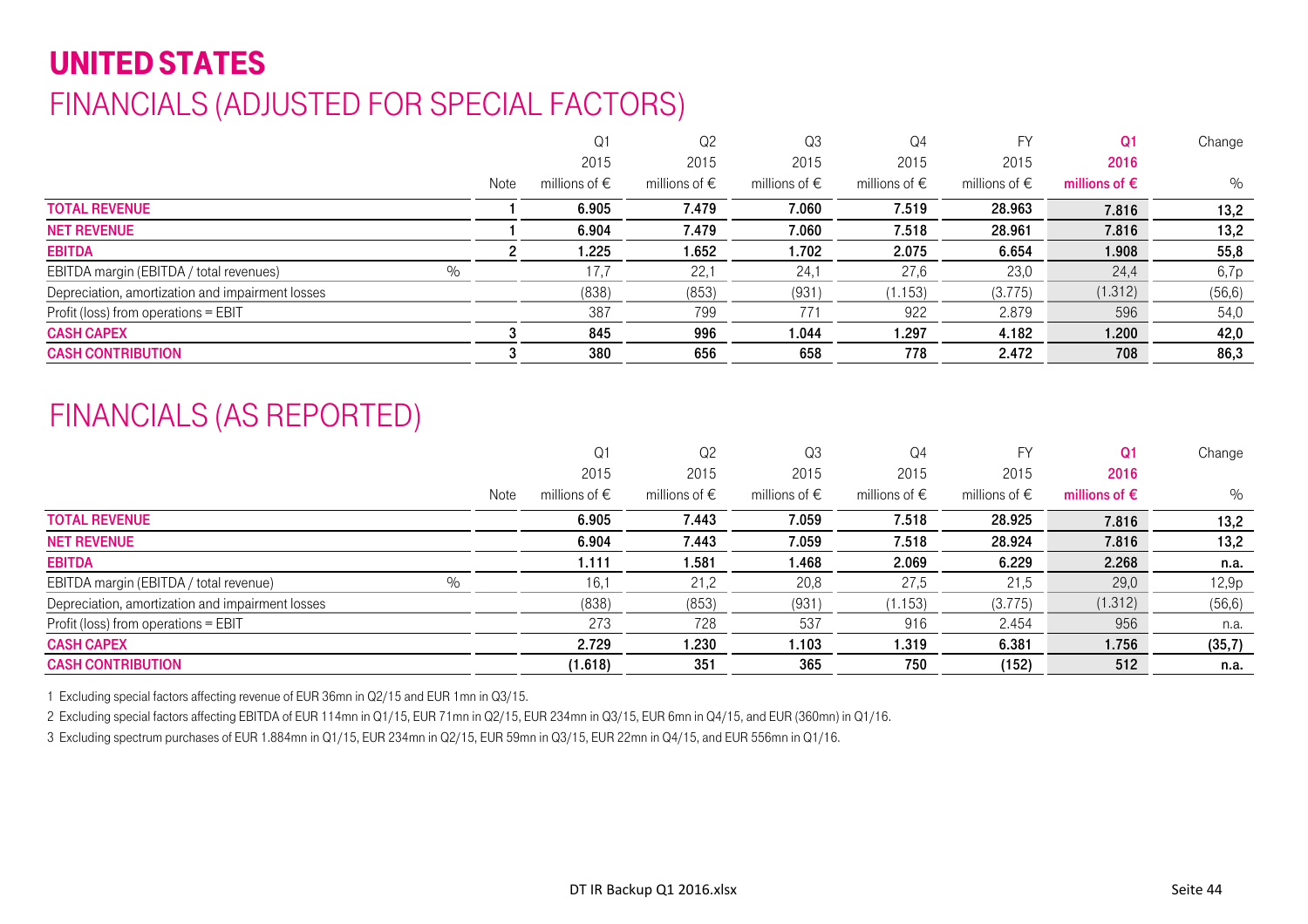# UNITED STATES

## FINANCIALS (ADJUSTED FOR SPECIAL FACTORS)

| | Note | Q1 2015 millions of € | Q2 2015 millions of € | Q3 2015 millions of € | Q4 2015 millions of € | FY 2015 millions of € | Q1 2016 millions of € | Change % |
|---|---|---|---|---|---|---|---|---|
| **TOTAL REVENUE** | 1 | **6.905** | **7.479** | **7.060** | **7.519** | **28.963** | **7.816** | **13,2** |
| **NET REVENUE** | 1 | **6.904** | **7.479** | **7.060** | **7.518** | **28.961** | **7.816** | **13,2** |
| **EBITDA** | 2 | **1.225** | **1.652** | **1.702** | **2.075** | **6.654** | **1.908** | **55,8** |
| EBITDA margin (EBITDA / total revenues) % | | 17,7 | 22,1 | 24,1 | 27,6 | 23,0 | 24,4 | 6,7p |
| Depreciation, amortization and impairment losses | | (838) | (853) | (931) | (1.153) | (3.775) | (1.312) | (56,6) |
| Profit (loss) from operations = EBIT | | 387 | 799 | 771 | 922 | 2.879 | 596 | 54,0 |
| **CASH CAPEX** | 3 | **845** | **996** | **1.044** | **1.297** | **4.182** | **1.200** | **42,0** |
| **CASH CONTRIBUTION** | 3 | **380** | **656** | **658** | **778** | **2.472** | **708** | **86,3** |

## FINANCIALS (AS REPORTED)

| | Note | Q1 2015 millions of € | Q2 2015 millions of € | Q3 2015 millions of € | Q4 2015 millions of € | FY 2015 millions of € | Q1 2016 millions of € | Change % |
|---|---|---|---|---|---|---|---|---|
| **TOTAL REVENUE** | | **6.905** | **7.443** | **7.059** | **7.518** | **28.925** | **7.816** | **13,2** |
| **NET REVENUE** | | **6.904** | **7.443** | **7.059** | **7.518** | **28.924** | **7.816** | **13,2** |
| **EBITDA** | | **1.111** | **1.581** | **1.468** | **2.069** | **6.229** | **2.268** | **n.a.** |
| EBITDA margin (EBITDA / total revenue) % | | 16,1 | 21,2 | 20,8 | 27,5 | 21,5 | 29,0 | 12,9p |
| Depreciation, amortization and impairment losses | | (838) | (853) | (931) | (1.153) | (3.775) | (1.312) | (56,6) |
| Profit (loss) from operations = EBIT | | 273 | 728 | 537 | 916 | 2.454 | 956 | n.a. |
| **CASH CAPEX** | | **2.729** | **1.230** | **1.103** | **1.319** | **6.381** | **1.756** | **(35,7)** |
| **CASH CONTRIBUTION** | | **(1.618)** | **351** | **365** | **750** | **(152)** | **512** | **n.a.** |

1 Excluding special factors affecting revenue of EUR 36mn in Q2/15 and EUR 1mn in Q3/15.

2 Excluding special factors affecting EBITDA of EUR 114mn in Q1/15, EUR 71mn in Q2/15, EUR 234mn in Q3/15, EUR 6mn in Q4/15, and EUR (360mn) in Q1/16.

3 Excluding spectrum purchases of EUR 1.884mn in Q1/15, EUR 234mn in Q2/15, EUR 59mn in Q3/15, EUR 22mn in Q4/15, and EUR 556mn in Q1/16.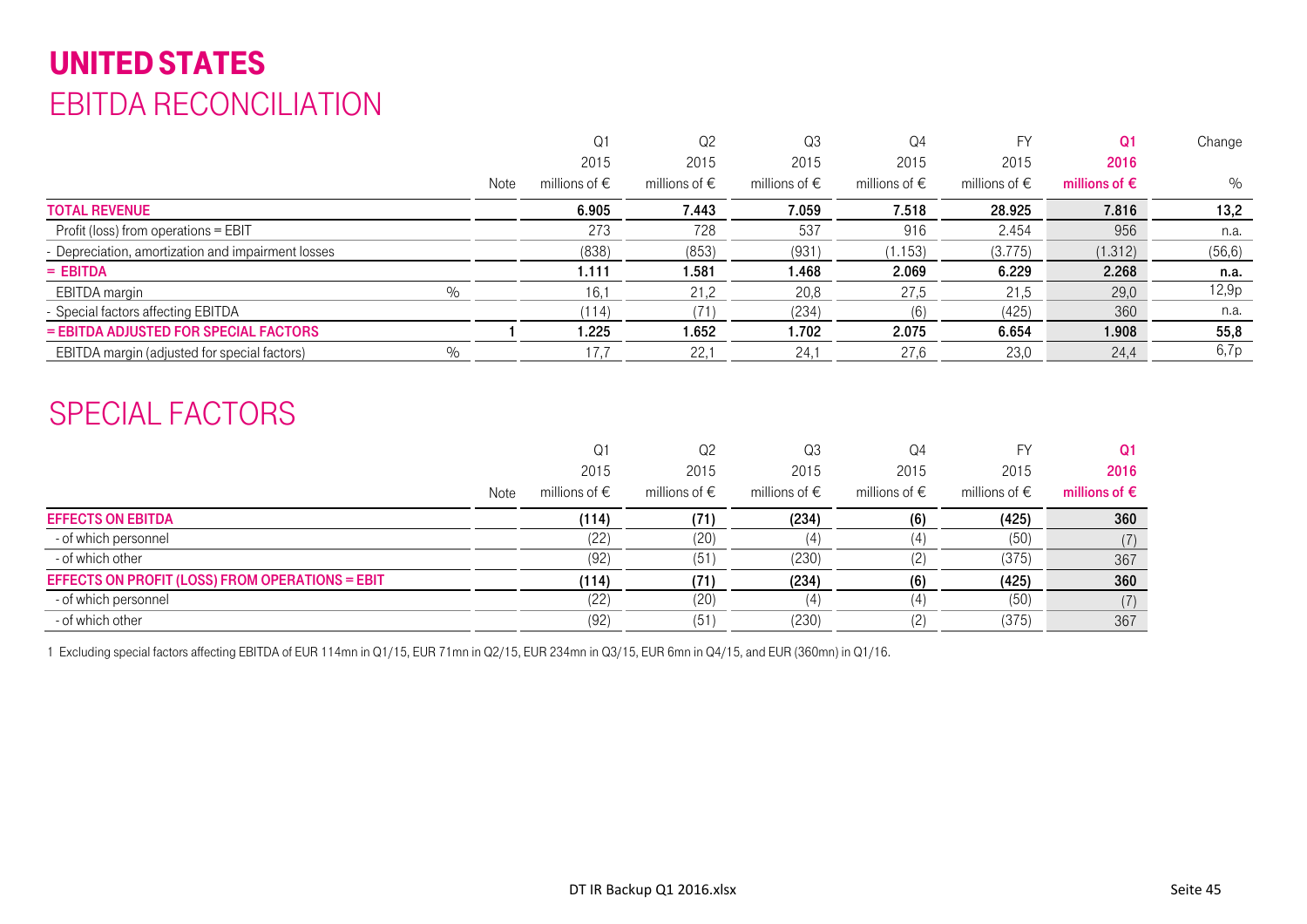# UNITED STATES

## EBITDA RECONCILIATION

| | Note | Q1 2015 millions of € | Q2 2015 millions of € | Q3 2015 millions of € | Q4 2015 millions of € | FY 2015 millions of € | Q1 2016 millions of € | Change % |
|---|---|---|---|---|---|---|---|---|
| **TOTAL REVENUE** | | **6.905** | **7.443** | **7.059** | **7.518** | **28.925** | **7.816** | **13,2** |
| Profit (loss) from operations = EBIT | | 273 | 728 | 537 | 916 | 2.454 | 956 | n.a. |
| - Depreciation, amortization and impairment losses | | (838) | (853) | (931) | (1.153) | (3.775) | (1.312) | (56,6) |
| **= EBITDA** | | **1.111** | **1.581** | **1.468** | **2.069** | **6.229** | **2.268** | **n.a.** |
| EBITDA margin % | | 16,1 | 21,2 | 20,8 | 27,5 | 21,5 | 29,0 | 12,9p |
| - Special factors affecting EBITDA | | (114) | (71) | (234) | (6) | (425) | 360 | n.a. |
| **= EBITDA ADJUSTED FOR SPECIAL FACTORS** | **1** | **1.225** | **1.652** | **1.702** | **2.075** | **6.654** | **1.908** | **55,8** |
| EBITDA margin (adjusted for special factors) % | | 17,7 | 22,1 | 24,1 | 27,6 | 23,0 | 24,4 | 6,7p |

## SPECIAL FACTORS

| | Note | Q1 2015 millions of € | Q2 2015 millions of € | Q3 2015 millions of € | Q4 2015 millions of € | FY 2015 millions of € | Q1 2016 millions of € |
|---|---|---|---|---|---|---|---|
| **EFFECTS ON EBITDA** | | **(114)** | **(71)** | **(234)** | **(6)** | **(425)** | **360** |
| - of which personnel | | (22) | (20) | (4) | (4) | (50) | (7) |
| - of which other | | (92) | (51) | (230) | (2) | (375) | 367 |
| **EFFECTS ON PROFIT (LOSS) FROM OPERATIONS = EBIT** | | **(114)** | **(71)** | **(234)** | **(6)** | **(425)** | **360** |
| - of which personnel | | (22) | (20) | (4) | (4) | (50) | (7) |
| - of which other | | (92) | (51) | (230) | (2) | (375) | 367 |

1 Excluding special factors affecting EBITDA of EUR 114mn in Q1/15, EUR 71mn in Q2/15, EUR 234mn in Q3/15, EUR 6mn in Q4/15, and EUR (360mn) in Q1/16.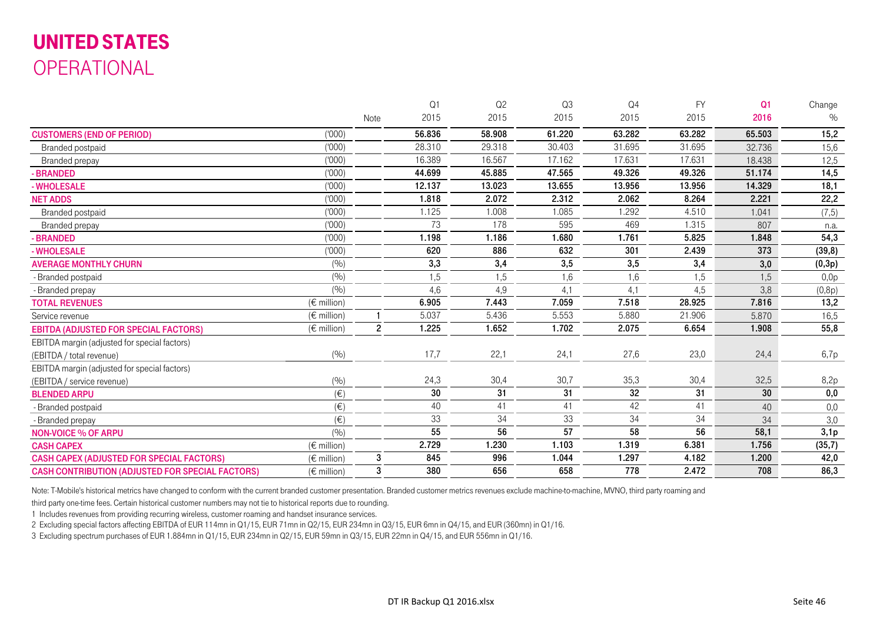# UNITED STATES
## OPERATIONAL

| | | Note | Q1 2015 | Q2 2015 | Q3 2015 | Q4 2015 | FY 2015 | Q1 2016 | Change % |
|---|---|---|---|---|---|---|---|---|---|
| **CUSTOMERS (END OF PERIOD)** | ('000) | | **56.836** | **58.908** | **61.220** | **63.282** | **63.282** | **65.503** | **15,2** |
| Branded postpaid | ('000) | | 28.310 | 29.318 | 30.403 | 31.695 | 31.695 | 32.736 | 15,6 |
| Branded prepay | ('000) | | 16.389 | 16.567 | 17.162 | 17.631 | 17.631 | 18.438 | 12,5 |
| **- BRANDED** | ('000) | | **44.699** | **45.885** | **47.565** | **49.326** | **49.326** | **51.174** | **14,5** |
| **- WHOLESALE** | ('000) | | **12.137** | **13.023** | **13.655** | **13.956** | **13.956** | **14.329** | **18,1** |
| **NET ADDS** | ('000) | | **1.818** | **2.072** | **2.312** | **2.062** | **8.264** | **2.221** | **22,2** |
| Branded postpaid | ('000) | | 1.125 | 1.008 | 1.085 | 1.292 | 4.510 | 1.041 | (7,5) |
| Branded prepay | ('000) | | 73 | 178 | 595 | 469 | 1.315 | 807 | n.a. |
| **- BRANDED** | ('000) | | **1.198** | **1.186** | **1.680** | **1.761** | **5.825** | **1.848** | **54,3** |
| **- WHOLESALE** | ('000) | | **620** | **886** | **632** | **301** | **2.439** | **373** | **(39,8)** |
| **AVERAGE MONTHLY CHURN** | (%) | | **3,3** | **3,4** | **3,5** | **3,5** | **3,4** | **3,0** | **(0,3p)** |
| - Branded postpaid | (%) | | 1,5 | 1,5 | 1,6 | 1,6 | 1,5 | 1,5 | 0,0p |
| - Branded prepay | (%) | | 4,6 | 4,9 | 4,1 | 4,1 | 4,5 | 3,8 | (0,8p) |
| **TOTAL REVENUES** | (€ million) | | **6.905** | **7.443** | **7.059** | **7.518** | **28.925** | **7.816** | **13,2** |
| Service revenue | (€ million) | 1 | 5.037 | 5.436 | 5.553 | 5.880 | 21.906 | 5.870 | 16,5 |
| **EBITDA (ADJUSTED FOR SPECIAL FACTORS)** | (€ million) | 2 | **1.225** | **1.652** | **1.702** | **2.075** | **6.654** | **1.908** | **55,8** |
| EBITDA margin (adjusted for special factors) (EBITDA / total revenue) | (%) | | 17,7 | 22,1 | 24,1 | 27,6 | 23,0 | 24,4 | 6,7p |
| EBITDA margin (adjusted for special factors) (EBITDA / service revenue) | (%) | | 24,3 | 30,4 | 30,7 | 35,3 | 30,4 | 32,5 | 8,2p |
| **BLENDED ARPU** | (€) | | **30** | **31** | **31** | **32** | **31** | **30** | **0,0** |
| - Branded postpaid | (€) | | 40 | 41 | 41 | 42 | 41 | 40 | 0,0 |
| - Branded prepay | (€) | | 33 | 34 | 33 | 34 | 34 | 34 | 3,0 |
| **NON-VOICE % OF ARPU** | (%) | | **55** | **56** | **57** | **58** | **56** | **58,1** | **3,1p** |
| **CASH CAPEX** | (€ million) | | **2.729** | **1.230** | **1.103** | **1.319** | **6.381** | **1.756** | **(35,7)** |
| **CASH CAPEX (ADJUSTED FOR SPECIAL FACTORS)** | (€ million) | 3 | **845** | **996** | **1.044** | **1.297** | **4.182** | **1.200** | **42,0** |
| **CASH CONTRIBUTION (ADJUSTED FOR SPECIAL FACTORS)** | (€ million) | 3 | **380** | **656** | **658** | **778** | **2.472** | **708** | **86,3** |

Note: T-Mobile's historical metrics have changed to conform with the current branded customer presentation. Branded customer metrics revenues exclude machine-to-machine, MVNO, third party roaming and third party one-time fees. Certain historical customer numbers may not tie to historical reports due to rounding.

1 Includes revenues from providing recurring wireless, customer roaming and handset insurance services.

2 Excluding special factors affecting EBITDA of EUR 114mn in Q1/15, EUR 71mn in Q2/15, EUR 234mn in Q3/15, EUR 6mn in Q4/15, and EUR (360mn) in Q1/16.

3 Excluding spectrum purchases of EUR 1.884mn in Q1/15, EUR 234mn in Q2/15, EUR 59mn in Q3/15, EUR 22mn in Q4/15, and EUR 556mn in Q1/16.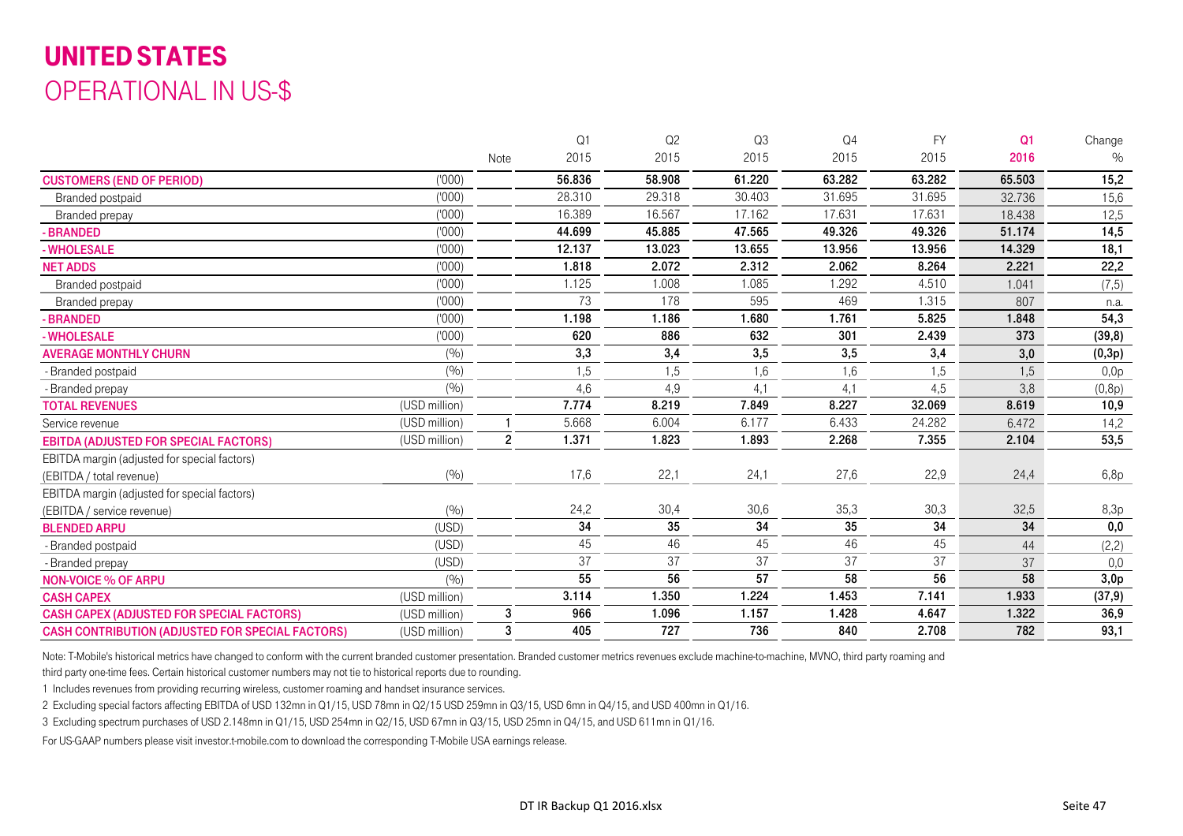# UNITED STATES

## OPERATIONAL IN US-$

| | | Note | Q1 2015 | Q2 2015 | Q3 2015 | Q4 2015 | FY 2015 | **Q1 2016** | Change % |
|---|---|---|---|---|---|---|---|---|---|
| **CUSTOMERS (END OF PERIOD)** | ('000) | | **56.836** | **58.908** | **61.220** | **63.282** | **63.282** | **65.503** | **15,2** |
| Branded postpaid | ('000) | | 28.310 | 29.318 | 30.403 | 31.695 | 31.695 | 32.736 | 15,6 |
| Branded prepay | ('000) | | 16.389 | 16.567 | 17.162 | 17.631 | 17.631 | 18.438 | 12,5 |
| **- BRANDED** | ('000) | | **44.699** | **45.885** | **47.565** | **49.326** | **49.326** | **51.174** | **14,5** |
| **- WHOLESALE** | ('000) | | **12.137** | **13.023** | **13.655** | **13.956** | **13.956** | **14.329** | **18,1** |
| **NET ADDS** | ('000) | | **1.818** | **2.072** | **2.312** | **2.062** | **8.264** | **2.221** | **22,2** |
| Branded postpaid | ('000) | | 1.125 | 1.008 | 1.085 | 1.292 | 4.510 | 1.041 | (7,5) |
| Branded prepay | ('000) | | 73 | 178 | 595 | 469 | 1.315 | 807 | n.a. |
| **- BRANDED** | ('000) | | **1.198** | **1.186** | **1.680** | **1.761** | **5.825** | **1.848** | **54,3** |
| **- WHOLESALE** | ('000) | | **620** | **886** | **632** | **301** | **2.439** | **373** | **(39,8)** |
| **AVERAGE MONTHLY CHURN** | (%) | | **3,3** | **3,4** | **3,5** | **3,5** | **3,4** | **3,0** | **(0,3p)** |
| - Branded postpaid | (%) | | 1,5 | 1,5 | 1,6 | 1,6 | 1,5 | 1,5 | 0,0p |
| - Branded prepay | (%) | | 4,6 | 4,9 | 4,1 | 4,1 | 4,5 | 3,8 | (0,8p) |
| **TOTAL REVENUES** | (USD million) | | **7.774** | **8.219** | **7.849** | **8.227** | **32.069** | **8.619** | **10,9** |
| Service revenue | (USD million) | 1 | 5.668 | 6.004 | 6.177 | 6.433 | 24.282 | 6.472 | 14,2 |
| **EBITDA (ADJUSTED FOR SPECIAL FACTORS)** | (USD million) | 2 | **1.371** | **1.823** | **1.893** | **2.268** | **7.355** | **2.104** | **53,5** |
| EBITDA margin (adjusted for special factors) (EBITDA / total revenue) | (%) | | 17,6 | 22,1 | 24,1 | 27,6 | 22,9 | 24,4 | 6,8p |
| EBITDA margin (adjusted for special factors) (EBITDA / service revenue) | (%) | | 24,2 | 30,4 | 30,6 | 35,3 | 30,3 | 32,5 | 8,3p |
| **BLENDED ARPU** | (USD) | | **34** | **35** | **34** | **35** | **34** | **34** | **0,0** |
| - Branded postpaid | (USD) | | 45 | 46 | 45 | 46 | 45 | 44 | (2,2) |
| - Branded prepay | (USD) | | 37 | 37 | 37 | 37 | 37 | 37 | 0,0 |
| **NON-VOICE % OF ARPU** | (%) | | **55** | **56** | **57** | **58** | **56** | **58** | **3,0p** |
| **CASH CAPEX** | (USD million) | | **3.114** | **1.350** | **1.224** | **1.453** | **7.141** | **1.933** | **(37,9)** |
| **CASH CAPEX (ADJUSTED FOR SPECIAL FACTORS)** | (USD million) | 3 | **966** | **1.096** | **1.157** | **1.428** | **4.647** | **1.322** | **36,9** |
| **CASH CONTRIBUTION (ADJUSTED FOR SPECIAL FACTORS)** | (USD million) | 3 | **405** | **727** | **736** | **840** | **2.708** | **782** | **93,1** |

Note: T-Mobile's historical metrics have changed to conform with the current branded customer presentation. Branded customer metrics revenues exclude machine-to-machine, MVNO, third party roaming and third party one-time fees. Certain historical customer numbers may not tie to historical reports due to rounding.

1 Includes revenues from providing recurring wireless, customer roaming and handset insurance services.

2 Excluding special factors affecting EBITDA of USD 132mn in Q1/15, USD 78mn in Q2/15 USD 259mn in Q3/15, USD 6mn in Q4/15, and USD 400mn in Q1/16.

3 Excluding spectrum purchases of USD 2.148mn in Q1/15, USD 254mn in Q2/15, USD 67mn in Q3/15, USD 25mn in Q4/15, and USD 611mn in Q1/16.

For US-GAAP numbers please visit investor.t-mobile.com to download the corresponding T-Mobile USA earnings release.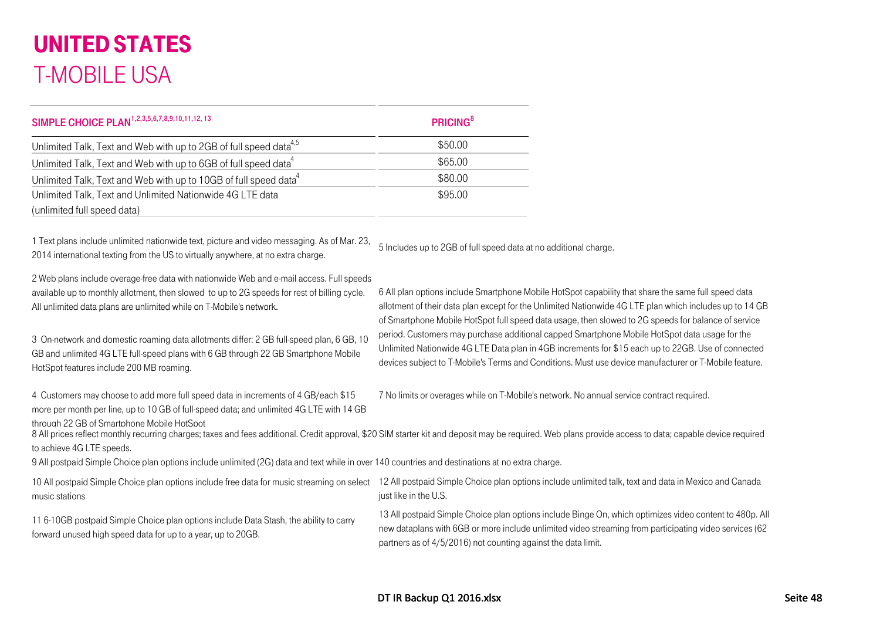# UNITED STATES
## T-MOBILE USA

| SIMPLE CHOICE PLAN[1,2,3,5,6,7,8,9,10,11,12, 13] | PRICING[8] |
|---|---|
| Unlimited Talk, Text and Web with up to 2GB of full speed data[4,5] | $50.00 |
| Unlimited Talk, Text and Web with up to 6GB of full speed data[4] | $65.00 |
| Unlimited Talk, Text and Web with up to 10GB of full speed data[4] | $80.00 |
| Unlimited Talk, Text and Unlimited Nationwide 4G LTE data (unlimited full speed data) | $95.00 |

1 Text plans include unlimited nationwide text, picture and video messaging. As of Mar. 23, 2014 international texting from the US to virtually anywhere, at no extra charge.

2 Web plans include overage-free data with nationwide Web and e-mail access. Full speeds available up to monthly allotment, then slowed to up to 2G speeds for rest of billing cycle. All unlimited data plans are unlimited while on T-Mobile's network.

3 On-network and domestic roaming data allotments differ: 2 GB full-speed plan, 6 GB, 10 GB and unlimited 4G LTE full-speed plans with 6 GB through 22 GB Smartphone Mobile HotSpot features include 200 MB roaming.

4 Customers may choose to add more full speed data in increments of 4 GB/each $15 more per month per line, up to 10 GB of full-speed data; and unlimited 4G LTE with 14 GB through 22 GB of Smartphone Mobile HotSpot

5 Includes up to 2GB of full speed data at no additional charge.

6 All plan options include Smartphone Mobile HotSpot capability that share the same full speed data allotment of their data plan except for the Unlimited Nationwide 4G LTE plan which includes up to 14 GB of Smartphone Mobile HotSpot full speed data usage, then slowed to 2G speeds for balance of service period. Customers may purchase additional capped Smartphone Mobile HotSpot data usage for the Unlimited Nationwide 4G LTE Data plan in 4GB increments for $15 each up to 22GB. Use of connected devices subject to T-Mobile's Terms and Conditions. Must use device manufacturer or T-Mobile feature.

7 No limits or overages while on T-Mobile's network. No annual service contract required.

8 All prices reflect monthly recurring charges; taxes and fees additional. Credit approval, $20 SIM starter kit and deposit may be required. Web plans provide access to data; capable device required to achieve 4G LTE speeds.

9 All postpaid Simple Choice plan options include unlimited (2G) data and text while in over 140 countries and destinations at no extra charge.

10 All postpaid Simple Choice plan options include free data for music streaming on select music stations

11 6-10GB postpaid Simple Choice plan options include Data Stash, the ability to carry forward unused high speed data for up to a year, up to 20GB.

12 All postpaid Simple Choice plan options include unlimited talk, text and data in Mexico and Canada just like in the U.S.

13 All postpaid Simple Choice plan options include Binge On, which optimizes video content to 480p. All new dataplans with 6GB or more include unlimited video streaming from participating video services (62 partners as of 4/5/2016) not counting against the data limit.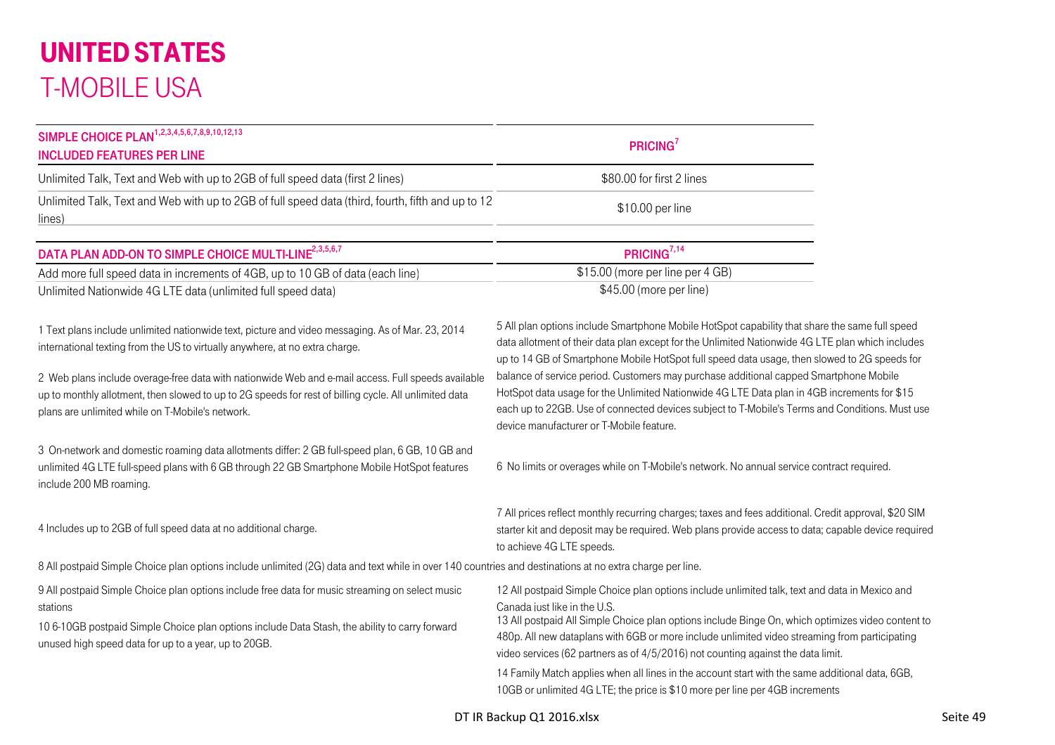# UNITED STATES

## T-MOBILE USA

| SIMPLE CHOICE PLAN[1,2,3,4,5,6,7,8,9,10,12,13] INCLUDED FEATURES PER LINE | PRICING[7] |
|---|---|
| Unlimited Talk, Text and Web with up to 2GB of full speed data (first 2 lines) | $80.00 for first 2 lines |
| Unlimited Talk, Text and Web with up to 2GB of full speed data (third, fourth, fifth and up to 12 lines) | $10.00 per line |

| DATA PLAN ADD-ON TO SIMPLE CHOICE MULTI-LINE[2,3,5,6,7] | PRICING[7,14] |
|---|---|
| Add more full speed data in increments of 4GB, up to 10 GB of data (each line) | $15.00 (more per line per 4 GB) |
| Unlimited Nationwide 4G LTE data (unlimited full speed data) | $45.00 (more per line) |

1 Text plans include unlimited nationwide text, picture and video messaging. As of Mar. 23, 2014 international texting from the US to virtually anywhere, at no extra charge.

2 Web plans include overage-free data with nationwide Web and e-mail access. Full speeds available up to monthly allotment, then slowed to up to 2G speeds for rest of billing cycle. All unlimited data plans are unlimited while on T-Mobile's network.

3 On-network and domestic roaming data allotments differ: 2 GB full-speed plan, 6 GB, 10 GB and unlimited 4G LTE full-speed plans with 6 GB through 22 GB Smartphone Mobile HotSpot features include 200 MB roaming.

4 Includes up to 2GB of full speed data at no additional charge.

5 All plan options include Smartphone Mobile HotSpot capability that share the same full speed data allotment of their data plan except for the Unlimited Nationwide 4G LTE plan which includes up to 14 GB of Smartphone Mobile HotSpot full speed data usage, then slowed to 2G speeds for balance of service period. Customers may purchase additional capped Smartphone Mobile HotSpot data usage for the Unlimited Nationwide 4G LTE Data plan in 4GB increments for $15 each up to 22GB. Use of connected devices subject to T-Mobile's Terms and Conditions. Must use device manufacturer or T-Mobile feature.

6 No limits or overages while on T-Mobile's network. No annual service contract required.

7 All prices reflect monthly recurring charges; taxes and fees additional. Credit approval, $20 SIM starter kit and deposit may be required. Web plans provide access to data; capable device required to achieve 4G LTE speeds.

8 All postpaid Simple Choice plan options include unlimited (2G) data and text while in over 140 countries and destinations at no extra charge per line.

9 All postpaid Simple Choice plan options include free data for music streaming on select music stations

10 6-10GB postpaid Simple Choice plan options include Data Stash, the ability to carry forward unused high speed data for up to a year, up to 20GB.

12 All postpaid Simple Choice plan options include unlimited talk, text and data in Mexico and Canada just like in the U.S.

13 All postpaid All Simple Choice plan options include Binge On, which optimizes video content to 480p. All new dataplans with 6GB or more include unlimited video streaming from participating video services (62 partners as of 4/5/2016) not counting against the data limit.

14 Family Match applies when all lines in the account start with the same additional data, 6GB, 10GB or unlimited 4G LTE; the price is $10 more per line per 4GB increments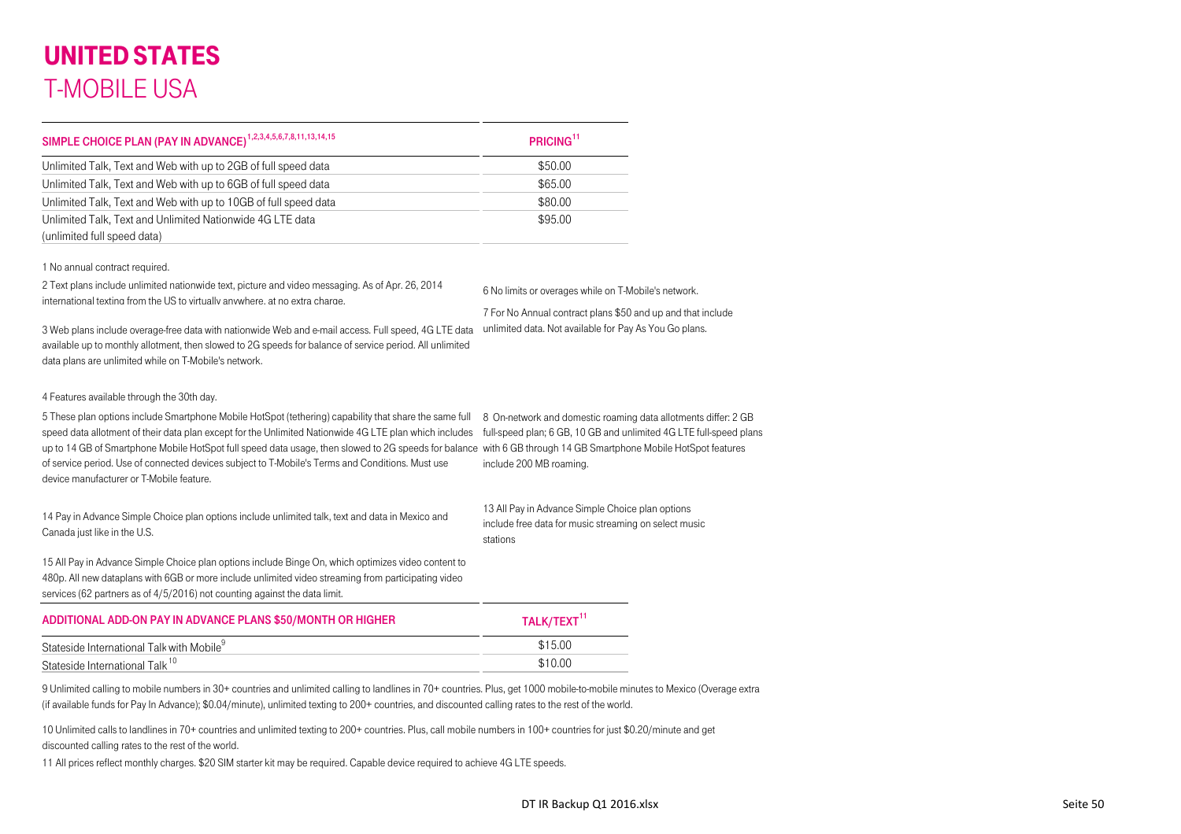# UNITED STATES

## T-MOBILE USA

| SIMPLE CHOICE PLAN (PAY IN ADVANCE)[1,2,3,4,5,6,7,8,11,13,14,15] | PRICING[11] |
|---|---|
| Unlimited Talk, Text and Web with up to 2GB of full speed data | $50.00 |
| Unlimited Talk, Text and Web with up to 6GB of full speed data | $65.00 |
| Unlimited Talk, Text and Web with up to 10GB of full speed data | $80.00 |
| Unlimited Talk, Text and Unlimited Nationwide 4G LTE data (unlimited full speed data) | $95.00 |

1 No annual contract required.

2 Text plans include unlimited nationwide text, picture and video messaging. As of Apr. 26, 2014 international texting from the US to virtually anywhere, at no extra charge.

3 Web plans include overage-free data with nationwide Web and e-mail access. Full speed, 4G LTE data available up to monthly allotment, then slowed to 2G speeds for balance of service period. All unlimited data plans are unlimited while on T-Mobile's network.

4 Features available through the 30th day.

5 These plan options include Smartphone Mobile HotSpot (tethering) capability that share the same full speed data allotment of their data plan except for the Unlimited Nationwide 4G LTE plan which includes up to 14 GB of Smartphone Mobile HotSpot full speed data usage, then slowed to 2G speeds for balance of service period. Use of connected devices subject to T-Mobile's Terms and Conditions. Must use device manufacturer or T-Mobile feature.

6 No limits or overages while on T-Mobile's network.

7 For No Annual contract plans $50 and up and that include unlimited data. Not available for Pay As You Go plans.

8 On-network and domestic roaming data allotments differ: 2 GB full-speed plan; 6 GB, 10 GB and unlimited 4G LTE full-speed plans with 6 GB through 14 GB Smartphone Mobile HotSpot features include 200 MB roaming.

13 All Pay in Advance Simple Choice plan options include free data for music streaming on select music stations

14 Pay in Advance Simple Choice plan options include unlimited talk, text and data in Mexico and Canada just like in the U.S.

15 All Pay in Advance Simple Choice plan options include Binge On, which optimizes video content to 480p. All new dataplans with 6GB or more include unlimited video streaming from participating video services (62 partners as of 4/5/2016) not counting against the data limit.

| ADDITIONAL ADD-ON PAY IN ADVANCE PLANS $50/MONTH OR HIGHER | TALK/TEXT[11] |
|---|---|
| Stateside International Talk with Mobile[9] | $15.00 |
| Stateside International Talk[10] | $10.00 |

9 Unlimited calling to mobile numbers in 30+ countries and unlimited calling to landlines in 70+ countries. Plus, get 1000 mobile-to-mobile minutes to Mexico (Overage extra (if available funds for Pay In Advance); $0.04/minute), unlimited texting to 200+ countries, and discounted calling rates to the rest of the world.

10 Unlimited calls to landlines in 70+ countries and unlimited texting to 200+ countries. Plus, call mobile numbers in 100+ countries for just $0.20/minute and get discounted calling rates to the rest of the world.

11 All prices reflect monthly charges. $20 SIM starter kit may be required. Capable device required to achieve 4G LTE speeds.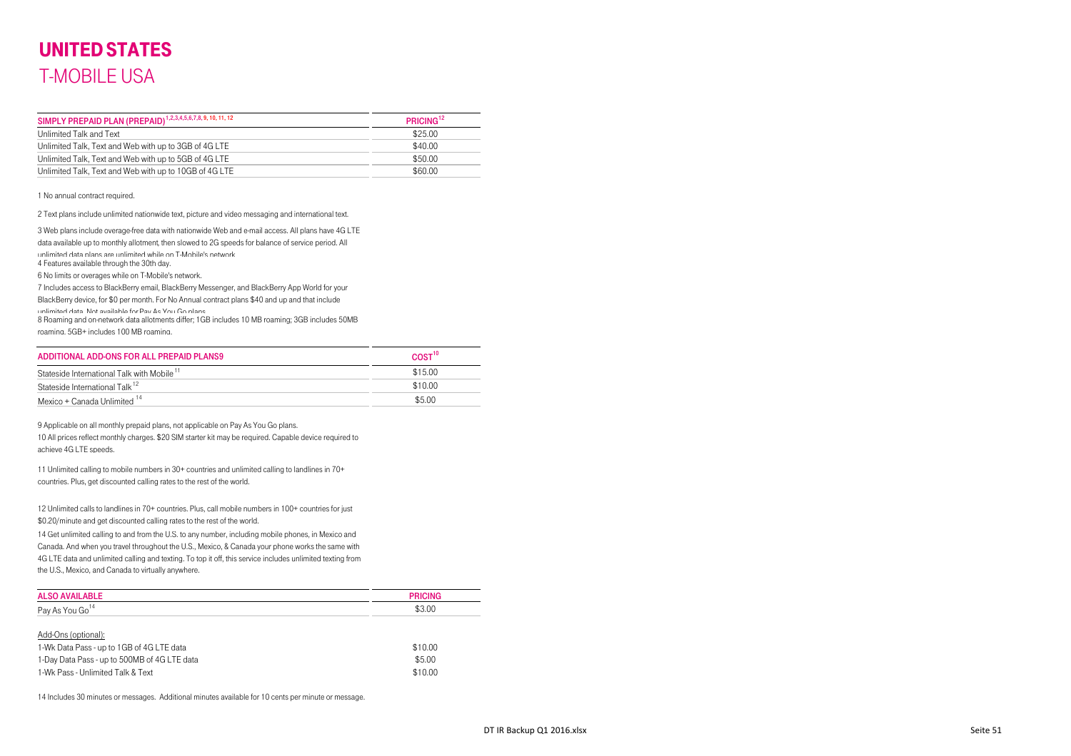# UNITED STATES

## T-MOBILE USA

| SIMPLY PREPAID PLAN (PREPAID)[1,2,3,4,5,6,7,8,9,10,11,12] | PRICING[12] |
|---|---|
| Unlimited Talk and Text | \$25.00 |
| Unlimited Talk, Text and Web with up to 3GB of 4G LTE | \$40.00 |
| Unlimited Talk, Text and Web with up to 5GB of 4G LTE | \$50.00 |
| Unlimited Talk, Text and Web with up to 10GB of 4G LTE | \$60.00 |

1 No annual contract required.

2 Text plans include unlimited nationwide text, picture and video messaging and international text.

3 Web plans include overage-free data with nationwide Web and e-mail access. All plans have 4G LTE data available up to monthly allotment, then slowed to 2G speeds for balance of service period. All unlimited data plans are unlimited while on T-Mobile's network.

4 Features available through the 30th day.

6 No limits or overages while on T-Mobile's network.

7 Includes access to BlackBerry email, BlackBerry Messenger, and BlackBerry App World for your BlackBerry device, for \$0 per month. For No Annual contract plans \$40 and up and that include unlimited data. Not available for Pay As You Go plans.

8 Roaming and on-network data allotments differ; 1GB includes 10 MB roaming; 3GB includes 50MB roaming, 5GB+ includes 100 MB roaming.

| ADDITIONAL ADD-ONS FOR ALL PREPAID PLANS9 | COST[10] |
|---|---|
| Stateside International Talk with Mobile[11] | \$15.00 |
| Stateside International Talk[12] | \$10.00 |
| Mexico + Canada Unlimited[14] | \$5.00 |

9 Applicable on all monthly prepaid plans, not applicable on Pay As You Go plans.

10 All prices reflect monthly charges. \$20 SIM starter kit may be required. Capable device required to achieve 4G LTE speeds.

11 Unlimited calling to mobile numbers in 30+ countries and unlimited calling to landlines in 70+ countries. Plus, get discounted calling rates to the rest of the world.

12 Unlimited calls to landlines in 70+ countries. Plus, call mobile numbers in 100+ countries for just \$0.20/minute and get discounted calling rates to the rest of the world.

14 Get unlimited calling to and from the U.S. to any number, including mobile phones, in Mexico and Canada. And when you travel throughout the U.S., Mexico, & Canada your phone works the same with 4G LTE data and unlimited calling and texting. To top it off, this service includes unlimited texting from the U.S., Mexico, and Canada to virtually anywhere.

| ALSO AVAILABLE | PRICING |
|---|---|
| Pay As You Go[14] | \$3.00 |
| | |
| Add-Ons (optional): | |
| 1-Wk Data Pass - up to 1GB of 4G LTE data | \$10.00 |
| 1-Day Data Pass - up to 500MB of 4G LTE data | \$5.00 |
| 1-Wk Pass - Unlimited Talk & Text | \$10.00 |

14 Includes 30 minutes or messages. Additional minutes available for 10 cents per minute or message.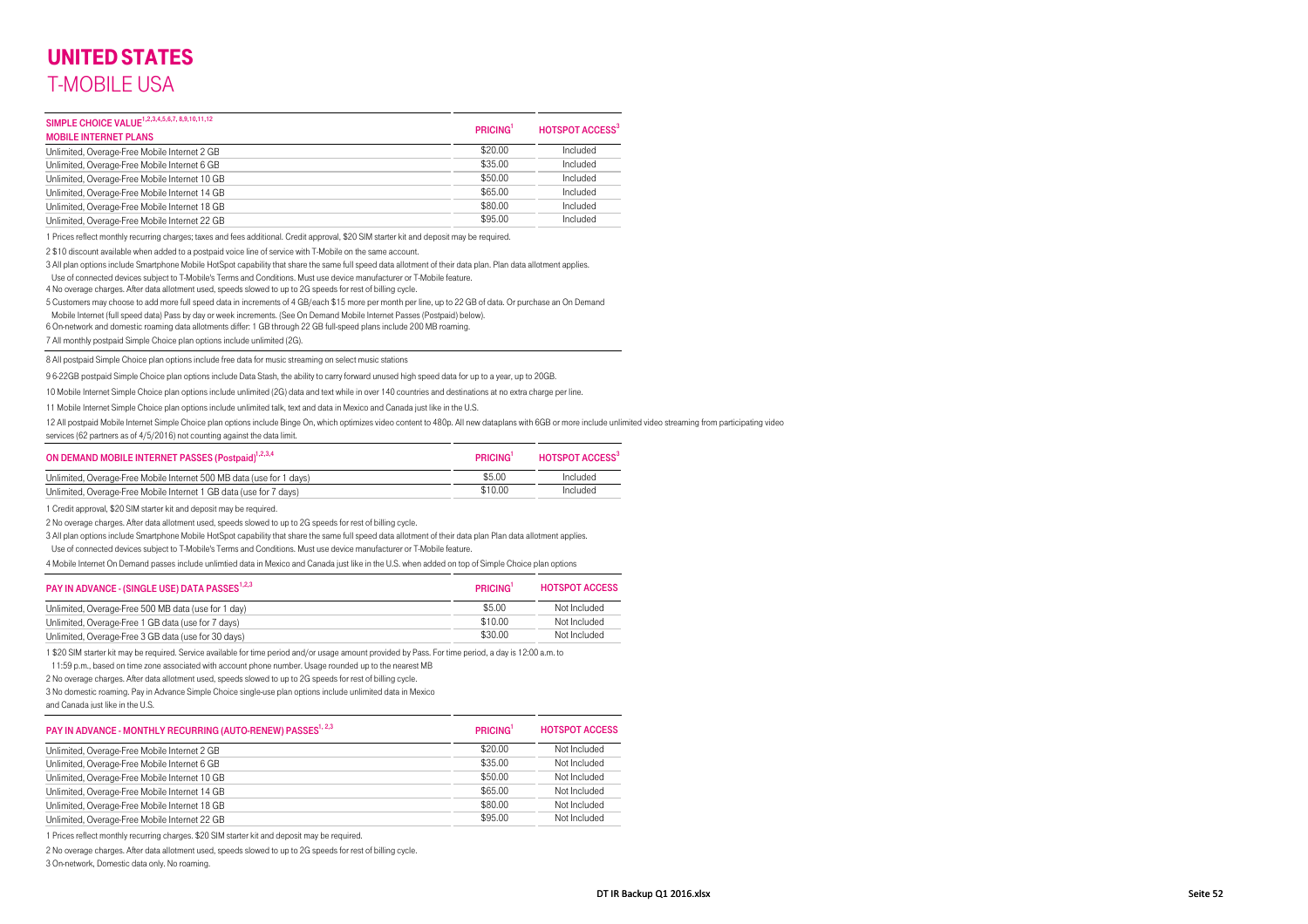# UNITED STATES
## T-MOBILE USA

| SIMPLE CHOICE VALUE[1,2,3,4,5,6,7,8,9,10,11,12] MOBILE INTERNET PLANS | PRICING[1] | HOTSPOT ACCESS[3] |
|---|---|---|
| Unlimited, Overage-Free Mobile Internet 2 GB | $20.00 | Included |
| Unlimited, Overage-Free Mobile Internet 6 GB | $35.00 | Included |
| Unlimited, Overage-Free Mobile Internet 10 GB | $50.00 | Included |
| Unlimited, Overage-Free Mobile Internet 14 GB | $65.00 | Included |
| Unlimited, Overage-Free Mobile Internet 18 GB | $80.00 | Included |
| Unlimited, Overage-Free Mobile Internet 22 GB | $95.00 | Included |

1 Prices reflect monthly recurring charges; taxes and fees additional. Credit approval, $20 SIM starter kit and deposit may be required.

2 $10 discount available when added to a postpaid voice line of service with T-Mobile on the same account.

3 All plan options include Smartphone Mobile HotSpot capability that share the same full speed data allotment of their data plan. Plan data allotment applies. Use of connected devices subject to T-Mobile's Terms and Conditions. Must use device manufacturer or T-Mobile feature.

4 No overage charges. After data allotment used, speeds slowed to up to 2G speeds for rest of billing cycle.

5 Customers may choose to add more full speed data in increments of 4 GB/each $15 more per month per line, up to 22 GB of data. Or purchase an On Demand Mobile Internet (full speed data) Pass by day or week increments. (See On Demand Mobile Internet Passes (Postpaid) below).

6 On-network and domestic roaming data allotments differ: 1 GB through 22 GB full-speed plans include 200 MB roaming.

7 All monthly postpaid Simple Choice plan options include unlimited (2G).

8 All postpaid Simple Choice plan options include free data for music streaming on select music stations

9 6-22GB postpaid Simple Choice plan options include Data Stash, the ability to carry forward unused high speed data for up to a year, up to 20GB.

10 Mobile Internet Simple Choice plan options include unlimited (2G) data and text while in over 140 countries and destinations at no extra charge per line.

11 Mobile Internet Simple Choice plan options include unlimited talk, text and data in Mexico and Canada just like in the U.S.

12 All postpaid Mobile Internet Simple Choice plan options include Binge On, which optimizes video content to 480p. All new dataplans with 6GB or more include unlimited video streaming from participating video services (62 partners as of 4/5/2016) not counting against the data limit.

| ON DEMAND MOBILE INTERNET PASSES (Postpaid)[1,2,3,4] | PRICING[1] | HOTSPOT ACCESS[3] |
|---|---|---|
| Unlimited, Overage-Free Mobile Internet 500 MB data (use for 1 days) | $5.00 | Included |
| Unlimited, Overage-Free Mobile Internet 1 GB data (use for 7 days) | $10.00 | Included |

1 Credit approval, $20 SIM starter kit and deposit may be required.

2 No overage charges. After data allotment used, speeds slowed to up to 2G speeds for rest of billing cycle.

3 All plan options include Smartphone Mobile HotSpot capability that share the same full speed data allotment of their data plan Plan data allotment applies. Use of connected devices subject to T-Mobile's Terms and Conditions. Must use device manufacturer or T-Mobile feature.

4 Mobile Internet On Demand passes include unlimtied data in Mexico and Canada just like in the U.S. when added on top of Simple Choice plan options

| PAY IN ADVANCE - (SINGLE USE) DATA PASSES[1,2,3] | PRICING[1] | HOTSPOT ACCESS |
|---|---|---|
| Unlimited, Overage-Free 500 MB data (use for 1 day) | $5.00 | Not Included |
| Unlimited, Overage-Free 1 GB data (use for 7 days) | $10.00 | Not Included |
| Unlimited, Overage-Free 3 GB data (use for 30 days) | $30.00 | Not Included |

1 $20 SIM starter kit may be required. Service available for time period and/or usage amount provided by Pass. For time period, a day is 12:00 a.m. to 11:59 p.m., based on time zone associated with account phone number. Usage rounded up to the nearest MB

2 No overage charges. After data allotment used, speeds slowed to up to 2G speeds for rest of billing cycle.

3 No domestic roaming. Pay in Advance Simple Choice single-use plan options include unlimited data in Mexico and Canada just like in the U.S.

| PAY IN ADVANCE - MONTHLY RECURRING (AUTO-RENEW) PASSES[1,2,3] | PRICING[1] | HOTSPOT ACCESS |
|---|---|---|
| Unlimited, Overage-Free Mobile Internet 2 GB | $20.00 | Not Included |
| Unlimited, Overage-Free Mobile Internet 6 GB | $35.00 | Not Included |
| Unlimited, Overage-Free Mobile Internet 10 GB | $50.00 | Not Included |
| Unlimited, Overage-Free Mobile Internet 14 GB | $65.00 | Not Included |
| Unlimited, Overage-Free Mobile Internet 18 GB | $80.00 | Not Included |
| Unlimited, Overage-Free Mobile Internet 22 GB | $95.00 | Not Included |

1 Prices reflect monthly recurring charges. $20 SIM starter kit and deposit may be required.

2 No overage charges. After data allotment used, speeds slowed to up to 2G speeds for rest of billing cycle.

3 On-network, Domestic data only. No roaming.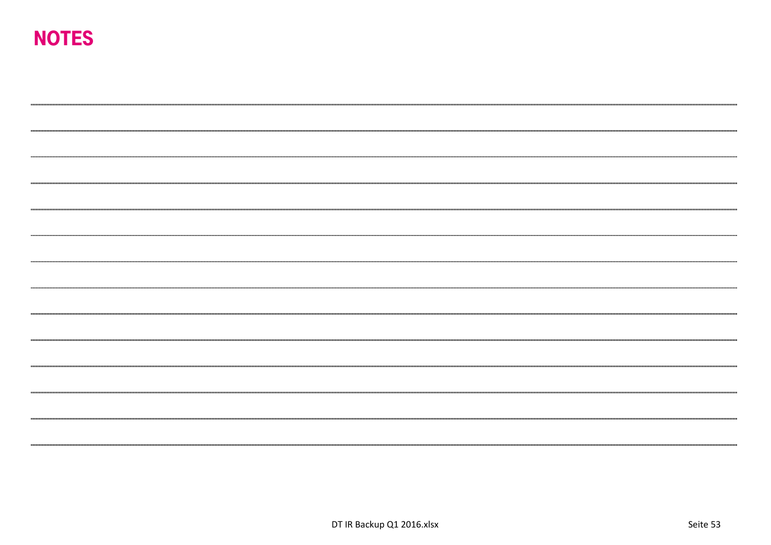# NOTES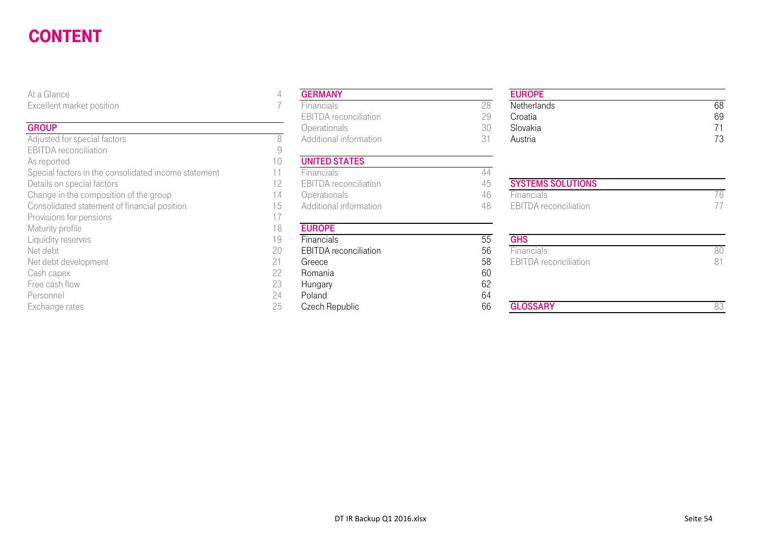# CONTENT

| | |
|---|---|
| At a Glance | 4 |
| Excellent market position | 7 |

| **GROUP** | |
|---|---|
| Adjusted for special factors | 8 |
| EBITDA reconciliation | 9 |
| As reported | 10 |
| Special factors in the consolidated income statement | 11 |
| Details on special factors | 12 |
| Change in the composition of the group | 14 |
| Consolidated statement of financial position | 15 |
| Provisions for pensions | 17 |
| Maturity profile | 18 |
| Liquidity reserves | 19 |
| Net debt | 20 |
| Net debt development | 21 |
| Cash capex | 22 |
| Free cash flow | 23 |
| Personnel | 24 |
| Exchange rates | 25 |

| **GERMANY** | |
|---|---|
| Financials | 28 |
| EBITDA reconciliation | 29 |
| Operationals | 30 |
| Additional information | 31 |

| **UNITED STATES** | |
|---|---|
| Financials | 44 |
| EBITDA reconciliation | 45 |
| Operationals | 46 |
| Additional information | 48 |

| **EUROPE** | |
|---|---|
| Financials | 55 |
| EBITDA reconciliation | 56 |
| Greece | 58 |
| Romania | 60 |
| Hungary | 62 |
| Poland | 64 |
| Czech Republic | 66 |
| Netherlands | 68 |
| Croatia | 69 |
| Slovakia | 71 |
| Austria | 73 |

| **SYSTEMS SOLUTIONS** | |
|---|---|
| Financials | 76 |
| EBITDA reconciliation | 77 |

| **GHS** | |
|---|---|
| Financials | 80 |
| EBITDA reconciliation | 81 |

| **GLOSSARY** | 83 |
|---|---|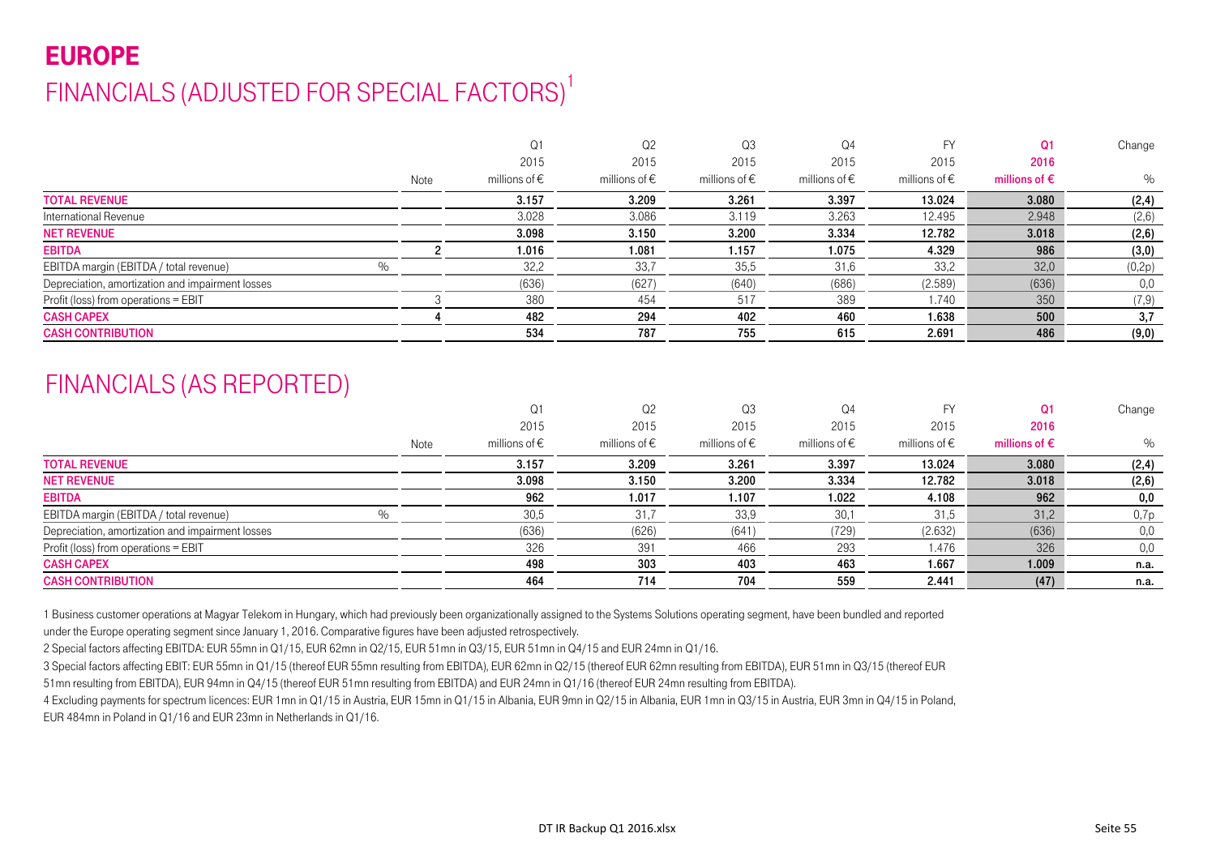# EUROPE

## FINANCIALS (ADJUSTED FOR SPECIAL FACTORS)[1]

| | Note | Q1 2015 millions of € | Q2 2015 millions of € | Q3 2015 millions of € | Q4 2015 millions of € | FY 2015 millions of € | Q1 2016 millions of € | Change % |
|---|---|---|---|---|---|---|---|---|
| **TOTAL REVENUE** | | **3.157** | **3.209** | **3.261** | **3.397** | **13.024** | **3.080** | **(2,4)** |
| International Revenue | | 3.028 | 3.086 | 3.119 | 3.263 | 12.495 | 2.948 | (2,6) |
| **NET REVENUE** | | **3.098** | **3.150** | **3.200** | **3.334** | **12.782** | **3.018** | **(2,6)** |
| **EBITDA** | 2 | **1.016** | **1.081** | **1.157** | **1.075** | **4.329** | **986** | **(3,0)** |
| EBITDA margin (EBITDA / total revenue) % | | 32,2 | 33,7 | 35,5 | 31,6 | 33,2 | 32,0 | (0,2p) |
| Depreciation, amortization and impairment losses | | (636) | (627) | (640) | (686) | (2.589) | (636) | 0,0 |
| Profit (loss) from operations = EBIT | 3 | 380 | 454 | 517 | 389 | 1.740 | 350 | (7,9) |
| **CASH CAPEX** | 4 | **482** | **294** | **402** | **460** | **1.638** | **500** | **3,7** |
| **CASH CONTRIBUTION** | | **534** | **787** | **755** | **615** | **2.691** | **486** | **(9,0)** |

## FINANCIALS (AS REPORTED)

| | Note | Q1 2015 millions of € | Q2 2015 millions of € | Q3 2015 millions of € | Q4 2015 millions of € | FY 2015 millions of € | Q1 2016 millions of € | Change % |
|---|---|---|---|---|---|---|---|---|
| **TOTAL REVENUE** | | **3.157** | **3.209** | **3.261** | **3.397** | **13.024** | **3.080** | **(2,4)** |
| **NET REVENUE** | | **3.098** | **3.150** | **3.200** | **3.334** | **12.782** | **3.018** | **(2,6)** |
| **EBITDA** | | **962** | **1.017** | **1.107** | **1.022** | **4.108** | **962** | **0,0** |
| EBITDA margin (EBITDA / total revenue) % | | 30,5 | 31,7 | 33,9 | 30,1 | 31,5 | 31,2 | 0,7p |
| Depreciation, amortization and impairment losses | | (636) | (626) | (641) | (729) | (2.632) | (636) | 0,0 |
| Profit (loss) from operations = EBIT | | 326 | 391 | 466 | 293 | 1.476 | 326 | 0,0 |
| **CASH CAPEX** | | **498** | **303** | **403** | **463** | **1.667** | **1.009** | **n.a.** |
| **CASH CONTRIBUTION** | | **464** | **714** | **704** | **559** | **2.441** | **(47)** | **n.a.** |

1 Business customer operations at Magyar Telekom in Hungary, which had previously been organizationally assigned to the Systems Solutions operating segment, have been bundled and reported under the Europe operating segment since January 1, 2016. Comparative figures have been adjusted retrospectively.

2 Special factors affecting EBITDA: EUR 55mn in Q1/15, EUR 62mn in Q2/15, EUR 51mn in Q3/15, EUR 51mn in Q4/15 and EUR 24mn in Q1/16.

3 Special factors affecting EBIT: EUR 55mn in Q1/15 (thereof EUR 55mn resulting from EBITDA), EUR 62mn in Q2/15 (thereof EUR 62mn resulting from EBITDA), EUR 51mn in Q3/15 (thereof EUR 51mn resulting from EBITDA), EUR 94mn in Q4/15 (thereof EUR 51mn resulting from EBITDA) and EUR 24mn in Q1/16 (thereof EUR 24mn resulting from EBITDA).

4 Excluding payments for spectrum licences: EUR 1mn in Q1/15 in Austria, EUR 15mn in Q1/15 in Albania, EUR 9mn in Q2/15 in Albania, EUR 1mn in Q3/15 in Austria, EUR 3mn in Q4/15 in Poland, EUR 484mn in Poland in Q1/16 and EUR 23mn in Netherlands in Q1/16.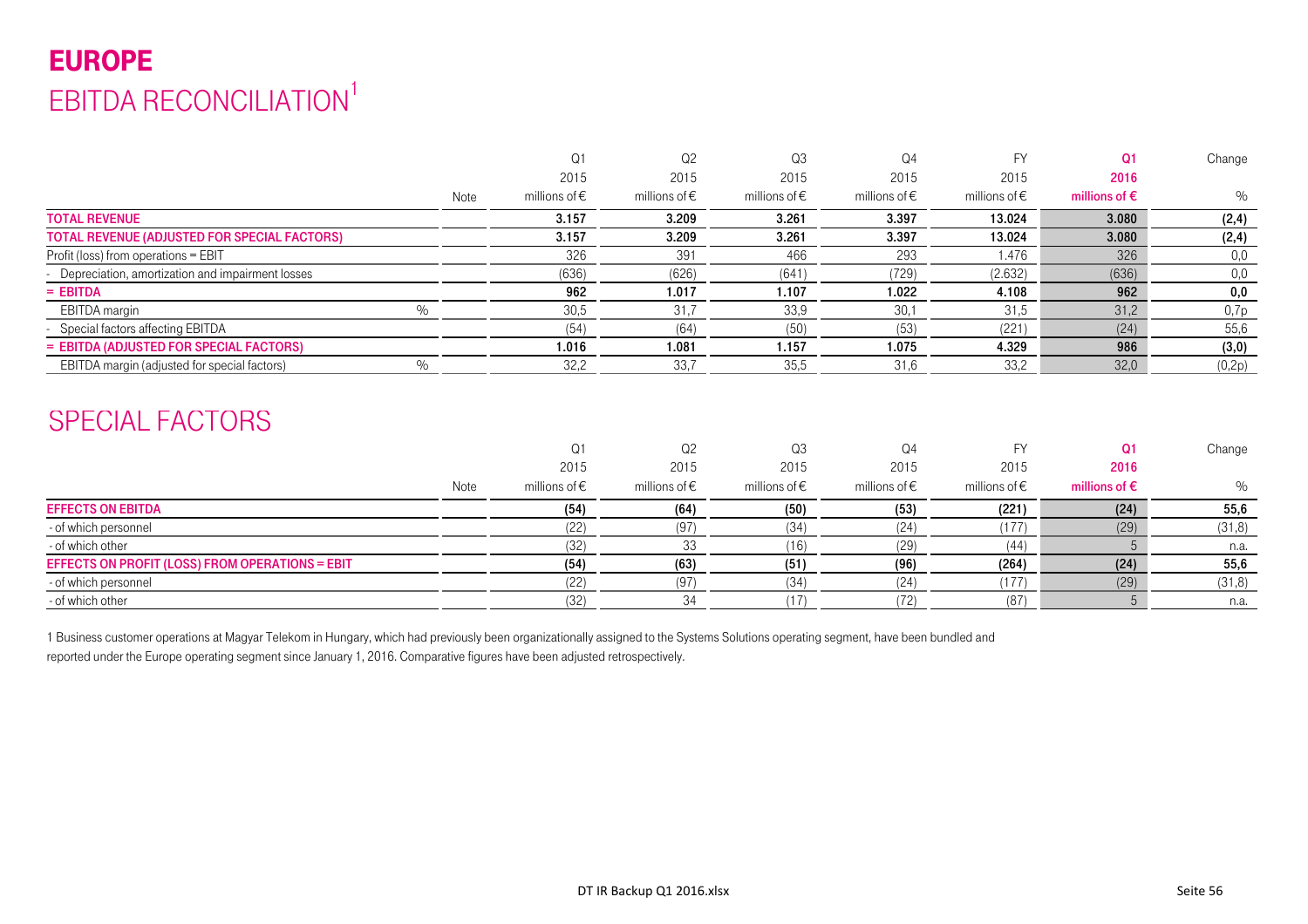# EUROPE

## EBITDA RECONCILIATION[1]

| | Note | Q1 2015 millions of € | Q2 2015 millions of € | Q3 2015 millions of € | Q4 2015 millions of € | FY 2015 millions of € | **Q1 2016 millions of €** | Change % |
|---|---|---|---|---|---|---|---|---|
| **TOTAL REVENUE** | | **3.157** | **3.209** | **3.261** | **3.397** | **13.024** | **3.080** | **(2,4)** |
| **TOTAL REVENUE (ADJUSTED FOR SPECIAL FACTORS)** | | **3.157** | **3.209** | **3.261** | **3.397** | **13.024** | **3.080** | **(2,4)** |
| Profit (loss) from operations = EBIT | | 326 | 391 | 466 | 293 | 1.476 | 326 | 0,0 |
| - Depreciation, amortization and impairment losses | | (636) | (626) | (641) | (729) | (2.632) | (636) | 0,0 |
| **= EBITDA** | | **962** | **1.017** | **1.107** | **1.022** | **4.108** | **962** | **0,0** |
| EBITDA margin | % | 30,5 | 31,7 | 33,9 | 30,1 | 31,5 | 31,2 | 0,7p |
| - Special factors affecting EBITDA | | (54) | (64) | (50) | (53) | (221) | (24) | 55,6 |
| **= EBITDA (ADJUSTED FOR SPECIAL FACTORS)** | | **1.016** | **1.081** | **1.157** | **1.075** | **4.329** | **986** | **(3,0)** |
| EBITDA margin (adjusted for special factors) | % | 32,2 | 33,7 | 35,5 | 31,6 | 33,2 | 32,0 | (0,2p) |

## SPECIAL FACTORS

| | Note | Q1 2015 millions of € | Q2 2015 millions of € | Q3 2015 millions of € | Q4 2015 millions of € | FY 2015 millions of € | **Q1 2016 millions of €** | Change % |
|---|---|---|---|---|---|---|---|---|
| **EFFECTS ON EBITDA** | | **(54)** | **(64)** | **(50)** | **(53)** | **(221)** | **(24)** | **55,6** |
| - of which personnel | | (22) | (97) | (34) | (24) | (177) | (29) | (31,8) |
| - of which other | | (32) | 33 | (16) | (29) | (44) | 5 | n.a. |
| **EFFECTS ON PROFIT (LOSS) FROM OPERATIONS = EBIT** | | **(54)** | **(63)** | **(51)** | **(96)** | **(264)** | **(24)** | **55,6** |
| - of which personnel | | (22) | (97) | (34) | (24) | (177) | (29) | (31,8) |
| - of which other | | (32) | 34 | (17) | (72) | (87) | 5 | n.a. |

1 Business customer operations at Magyar Telekom in Hungary, which had previously been organizationally assigned to the Systems Solutions operating segment, have been bundled and reported under the Europe operating segment since January 1, 2016. Comparative figures have been adjusted retrospectively.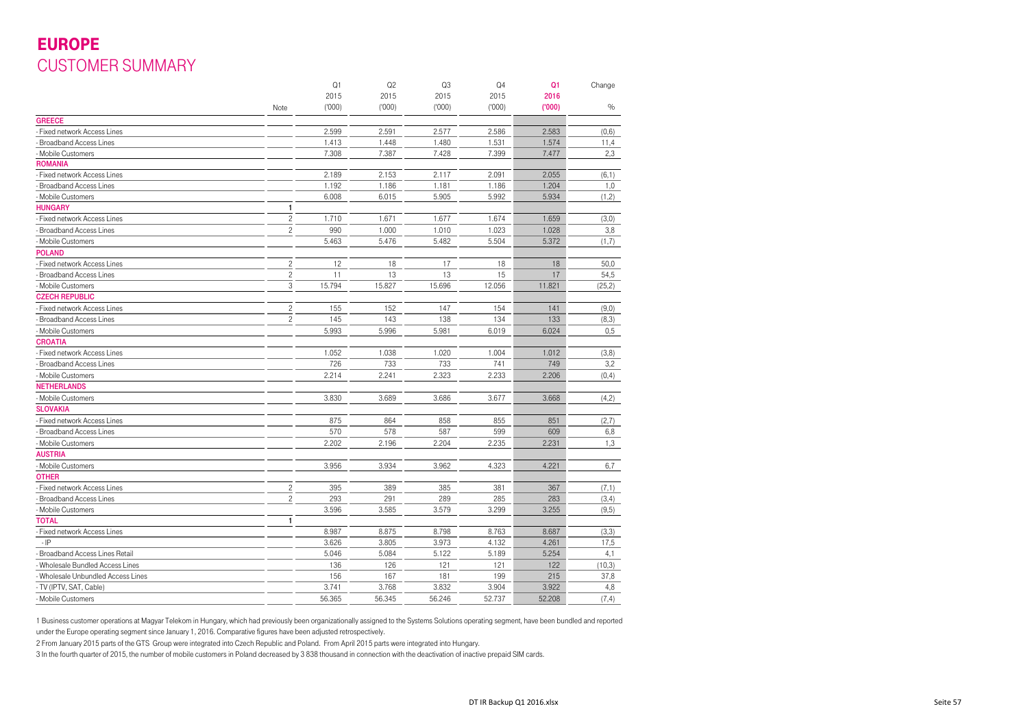# EUROPE

## CUSTOMER SUMMARY

| | Note | Q1 2015 ('000) | Q2 2015 ('000) | Q3 2015 ('000) | Q4 2015 ('000) | Q1 2016 ('000) | Change % |
|---|---|---|---|---|---|---|---|
| **GREECE** | | | | | | | |
| - Fixed network Access Lines | | 2.599 | 2.591 | 2.577 | 2.586 | 2.583 | (0,6) |
| - Broadband Access Lines | | 1.413 | 1.448 | 1.480 | 1.531 | 1.574 | 11,4 |
| - Mobile Customers | | 7.308 | 7.387 | 7.428 | 7.399 | 7.477 | 2,3 |
| **ROMANIA** | | | | | | | |
| - Fixed network Access Lines | | 2.189 | 2.153 | 2.117 | 2.091 | 2.055 | (6,1) |
| - Broadband Access Lines | | 1.192 | 1.186 | 1.181 | 1.186 | 1.204 | 1,0 |
| - Mobile Customers | | 6.008 | 6.015 | 5.905 | 5.992 | 5.934 | (1,2) |
| **HUNGARY** | 1 | | | | | | |
| - Fixed network Access Lines | 2 | 1.710 | 1.671 | 1.677 | 1.674 | 1.659 | (3,0) |
| - Broadband Access Lines | 2 | 990 | 1.000 | 1.010 | 1.023 | 1.028 | 3,8 |
| - Mobile Customers | | 5.463 | 5.476 | 5.482 | 5.504 | 5.372 | (1,7) |
| **POLAND** | | | | | | | |
| - Fixed network Access Lines | 2 | 12 | 18 | 17 | 18 | 18 | 50,0 |
| - Broadband Access Lines | 2 | 11 | 13 | 13 | 15 | 17 | 54,5 |
| - Mobile Customers | 3 | 15.794 | 15.827 | 15.696 | 12.056 | 11.821 | (25,2) |
| **CZECH REPUBLIC** | | | | | | | |
| - Fixed network Access Lines | 2 | 155 | 152 | 147 | 154 | 141 | (9,0) |
| - Broadband Access Lines | 2 | 145 | 143 | 138 | 134 | 133 | (8,3) |
| - Mobile Customers | | 5.993 | 5.996 | 5.981 | 6.019 | 6.024 | 0,5 |
| **CROATIA** | | | | | | | |
| - Fixed network Access Lines | | 1.052 | 1.038 | 1.020 | 1.004 | 1.012 | (3,8) |
| - Broadband Access Lines | | 726 | 733 | 733 | 741 | 749 | 3,2 |
| - Mobile Customers | | 2.214 | 2.241 | 2.323 | 2.233 | 2.206 | (0,4) |
| **NETHERLANDS** | | | | | | | |
| - Mobile Customers | | 3.830 | 3.689 | 3.686 | 3.677 | 3.668 | (4,2) |
| **SLOVAKIA** | | | | | | | |
| - Fixed network Access Lines | | 875 | 864 | 858 | 855 | 851 | (2,7) |
| - Broadband Access Lines | | 570 | 578 | 587 | 599 | 609 | 6,8 |
| - Mobile Customers | | 2.202 | 2.196 | 2.204 | 2.235 | 2.231 | 1,3 |
| **AUSTRIA** | | | | | | | |
| - Mobile Customers | | 3.956 | 3.934 | 3.962 | 4.323 | 4.221 | 6,7 |
| **OTHER** | | | | | | | |
| - Fixed network Access Lines | 2 | 395 | 389 | 385 | 381 | 367 | (7,1) |
| - Broadband Access Lines | 2 | 293 | 291 | 289 | 285 | 283 | (3,4) |
| - Mobile Customers | | 3.596 | 3.585 | 3.579 | 3.299 | 3.255 | (9,5) |
| **TOTAL** | 1 | | | | | | |
| - Fixed network Access Lines | | 8.987 | 8.875 | 8.798 | 8.763 | 8.687 | (3,3) |
| - IP | | 3.626 | 3.805 | 3.973 | 4.132 | 4.261 | 17,5 |
| - Broadband Access Lines Retail | | 5.046 | 5.084 | 5.122 | 5.189 | 5.254 | 4,1 |
| - Wholesale Bundled Access Lines | | 136 | 126 | 121 | 121 | 122 | (10,3) |
| - Wholesale Unbundled Access Lines | | 156 | 167 | 181 | 199 | 215 | 37,8 |
| - TV (IPTV, SAT, Cable) | | 3.741 | 3.768 | 3.832 | 3.904 | 3.922 | 4,8 |
| - Mobile Customers | | 56.365 | 56.345 | 56.246 | 52.737 | 52.208 | (7,4) |

1 Business customer operations at Magyar Telekom in Hungary, which had previously been organizationally assigned to the Systems Solutions operating segment, have been bundled and reported under the Europe operating segment since January 1, 2016. Comparative figures have been adjusted retrospectively.

2 From January 2015 parts of the GTS Group were integrated into Czech Republic and Poland. From April 2015 parts were integrated into Hungary.

3 In the fourth quarter of 2015, the number of mobile customers in Poland decreased by 3 838 thousand in connection with the deactivation of inactive prepaid SIM cards.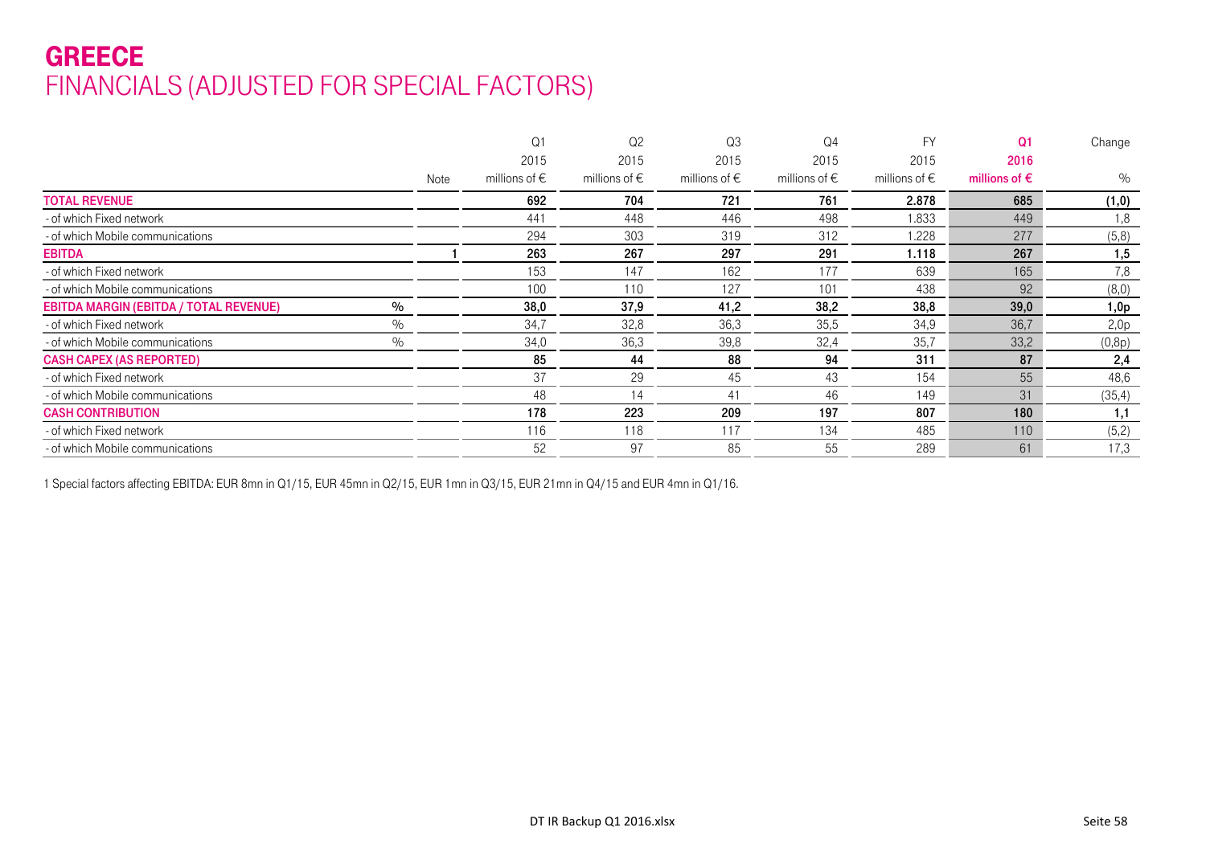# GREECE
## FINANCIALS (ADJUSTED FOR SPECIAL FACTORS)

| | | Note | Q1 2015 millions of € | Q2 2015 millions of € | Q3 2015 millions of € | Q4 2015 millions of € | FY 2015 millions of € | **Q1 2016 millions of €** | Change % |
|---|---|---|---|---|---|---|---|---|---|
| **TOTAL REVENUE** | | | **692** | **704** | **721** | **761** | **2.878** | **685** | **(1,0)** |
| - of which Fixed network | | | 441 | 448 | 446 | 498 | 1.833 | 449 | 1,8 |
| - of which Mobile communications | | | 294 | 303 | 319 | 312 | 1.228 | 277 | (5,8) |
| **EBITDA** | | 1 | **263** | **267** | **297** | **291** | **1.118** | **267** | **1,5** |
| - of which Fixed network | | | 153 | 147 | 162 | 177 | 639 | 165 | 7,8 |
| - of which Mobile communications | | | 100 | 110 | 127 | 101 | 438 | 92 | (8,0) |
| **EBITDA MARGIN (EBITDA / TOTAL REVENUE)** | % | | **38,0** | **37,9** | **41,2** | **38,2** | **38,8** | **39,0** | **1,0p** |
| - of which Fixed network | % | | 34,7 | 32,8 | 36,3 | 35,5 | 34,9 | 36,7 | 2,0p |
| - of which Mobile communications | % | | 34,0 | 36,3 | 39,8 | 32,4 | 35,7 | 33,2 | (0,8p) |
| **CASH CAPEX (AS REPORTED)** | | | **85** | **44** | **88** | **94** | **311** | **87** | **2,4** |
| - of which Fixed network | | | 37 | 29 | 45 | 43 | 154 | 55 | 48,6 |
| - of which Mobile communications | | | 48 | 14 | 41 | 46 | 149 | 31 | (35,4) |
| **CASH CONTRIBUTION** | | | **178** | **223** | **209** | **197** | **807** | **180** | **1,1** |
| - of which Fixed network | | | 116 | 118 | 117 | 134 | 485 | 110 | (5,2) |
| - of which Mobile communications | | | 52 | 97 | 85 | 55 | 289 | 61 | 17,3 |

1 Special factors affecting EBITDA: EUR 8mn in Q1/15, EUR 45mn in Q2/15, EUR 1mn in Q3/15, EUR 21mn in Q4/15 and EUR 4mn in Q1/16.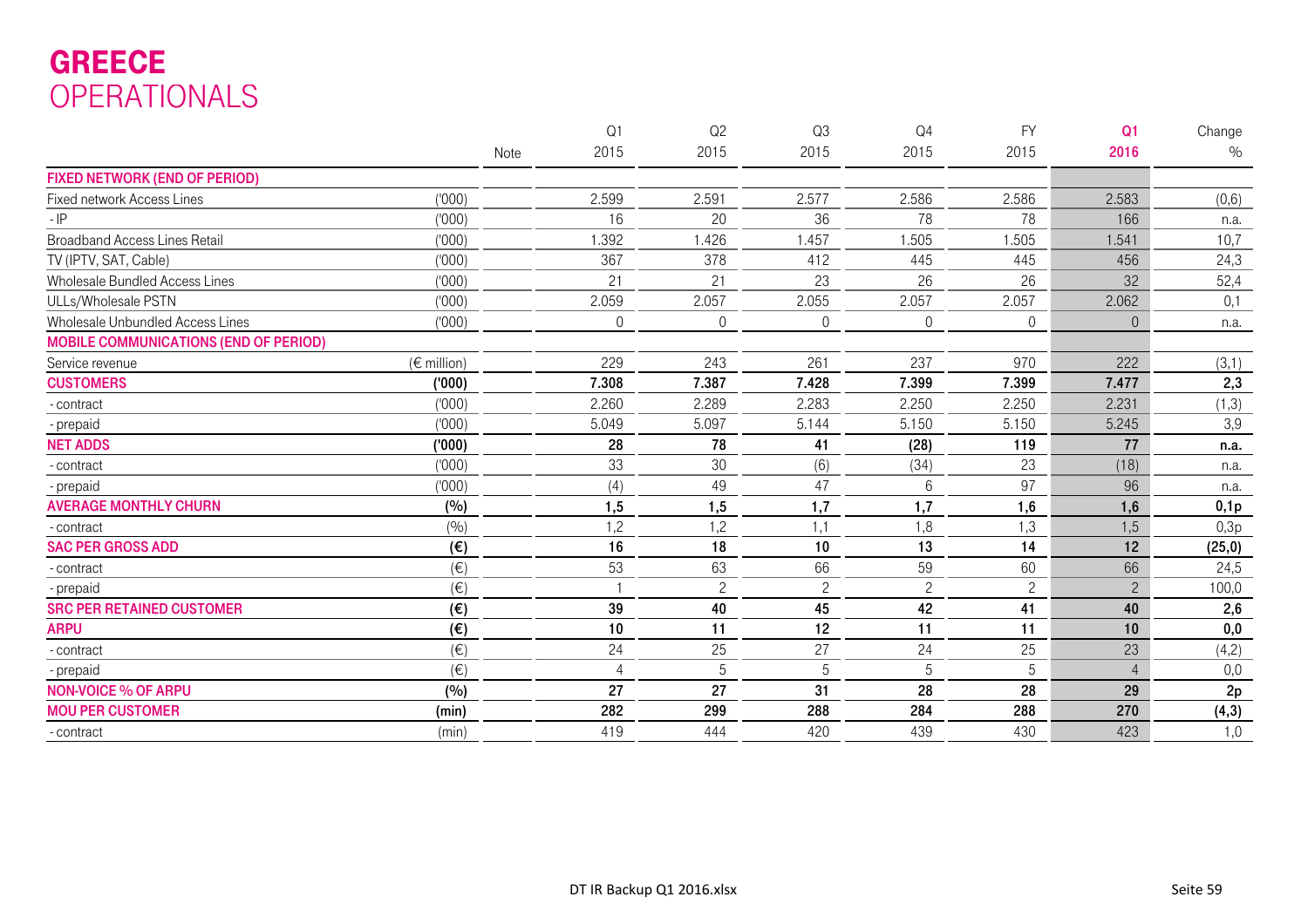# GREECE
## OPERATIONALS

| | | Note | Q1 2015 | Q2 2015 | Q3 2015 | Q4 2015 | FY 2015 | Q1 2016 | Change % |
|---|---|---|---|---|---|---|---|---|---|
| **FIXED NETWORK (END OF PERIOD)** | | | | | | | | | |
| Fixed network Access Lines | ('000) | | 2.599 | 2.591 | 2.577 | 2.586 | 2.586 | 2.583 | (0,6) |
| - IP | ('000) | | 16 | 20 | 36 | 78 | 78 | 166 | n.a. |
| Broadband Access Lines Retail | ('000) | | 1.392 | 1.426 | 1.457 | 1.505 | 1.505 | 1.541 | 10,7 |
| TV (IPTV, SAT, Cable) | ('000) | | 367 | 378 | 412 | 445 | 445 | 456 | 24,3 |
| Wholesale Bundled Access Lines | ('000) | | 21 | 21 | 23 | 26 | 26 | 32 | 52,4 |
| ULLs/Wholesale PSTN | ('000) | | 2.059 | 2.057 | 2.055 | 2.057 | 2.057 | 2.062 | 0,1 |
| Wholesale Unbundled Access Lines | ('000) | | 0 | 0 | 0 | 0 | 0 | 0 | n.a. |
| **MOBILE COMMUNICATIONS (END OF PERIOD)** | | | | | | | | | |
| Service revenue | (€ million) | | 229 | 243 | 261 | 237 | 970 | 222 | (3,1) |
| **CUSTOMERS** | **('000)** | | **7.308** | **7.387** | **7.428** | **7.399** | **7.399** | **7.477** | **2,3** |
| - contract | ('000) | | 2.260 | 2.289 | 2.283 | 2.250 | 2.250 | 2.231 | (1,3) |
| - prepaid | ('000) | | 5.049 | 5.097 | 5.144 | 5.150 | 5.150 | 5.245 | 3,9 |
| **NET ADDS** | **('000)** | | **28** | **78** | **41** | **(28)** | **119** | **77** | **n.a.** |
| - contract | ('000) | | 33 | 30 | (6) | (34) | 23 | (18) | n.a. |
| - prepaid | ('000) | | (4) | 49 | 47 | 6 | 97 | 96 | n.a. |
| **AVERAGE MONTHLY CHURN** | **(%)** | | **1,5** | **1,5** | **1,7** | **1,7** | **1,6** | **1,6** | **0,1p** |
| - contract | (%) | | 1,2 | 1,2 | 1,1 | 1,8 | 1,3 | 1,5 | 0,3p |
| **SAC PER GROSS ADD** | **(€)** | | **16** | **18** | **10** | **13** | **14** | **12** | **(25,0)** |
| - contract | (€) | | 53 | 63 | 66 | 59 | 60 | 66 | 24,5 |
| - prepaid | (€) | | 1 | 2 | 2 | 2 | 2 | 2 | 100,0 |
| **SRC PER RETAINED CUSTOMER** | **(€)** | | **39** | **40** | **45** | **42** | **41** | **40** | **2,6** |
| **ARPU** | **(€)** | | **10** | **11** | **12** | **11** | **11** | **10** | **0,0** |
| - contract | (€) | | 24 | 25 | 27 | 24 | 25 | 23 | (4,2) |
| - prepaid | (€) | | 4 | 5 | 5 | 5 | 5 | 4 | 0,0 |
| **NON-VOICE % OF ARPU** | **(%)** | | **27** | **27** | **31** | **28** | **28** | **29** | **2p** |
| **MOU PER CUSTOMER** | **(min)** | | **282** | **299** | **288** | **284** | **288** | **270** | **(4,3)** |
| - contract | (min) | | 419 | 444 | 420 | 439 | 430 | 423 | 1,0 |

DT IR Backup Q1 2016.xlsx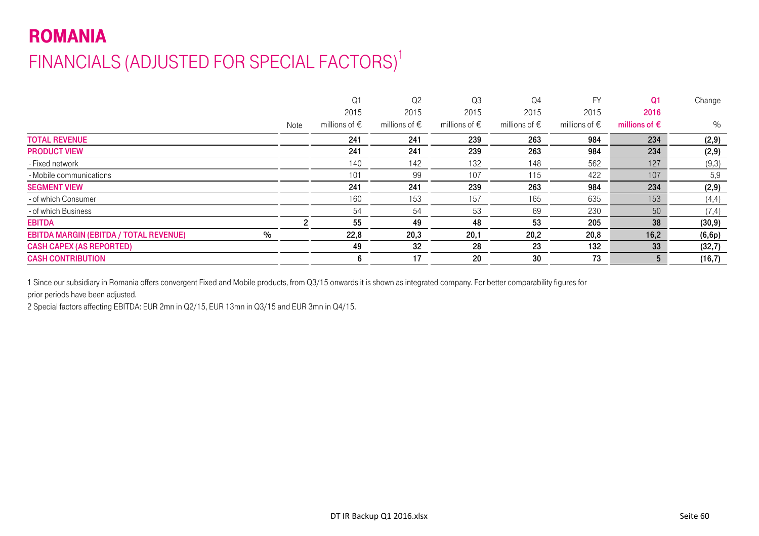# ROMANIA

## FINANCIALS (ADJUSTED FOR SPECIAL FACTORS)[1]

| | Note | Q1 2015 millions of € | Q2 2015 millions of € | Q3 2015 millions of € | Q4 2015 millions of € | FY 2015 millions of € | **Q1 2016 millions of €** | Change % |
|---|---|---|---|---|---|---|---|---|
| **TOTAL REVENUE** | | **241** | **241** | **239** | **263** | **984** | **234** | **(2,9)** |
| **PRODUCT VIEW** | | **241** | **241** | **239** | **263** | **984** | **234** | **(2,9)** |
| - Fixed network | | 140 | 142 | 132 | 148 | 562 | 127 | (9,3) |
| - Mobile communications | | 101 | 99 | 107 | 115 | 422 | 107 | 5,9 |
| **SEGMENT VIEW** | | **241** | **241** | **239** | **263** | **984** | **234** | **(2,9)** |
| - of which Consumer | | 160 | 153 | 157 | 165 | 635 | 153 | (4,4) |
| - of which Business | | 54 | 54 | 53 | 69 | 230 | 50 | (7,4) |
| **EBITDA** | 2 | **55** | **49** | **48** | **53** | **205** | **38** | **(30,9)** |
| **EBITDA MARGIN (EBITDA / TOTAL REVENUE)** % | | **22,8** | **20,3** | **20,1** | **20,2** | **20,8** | **16,2** | **(6,6p)** |
| **CASH CAPEX (AS REPORTED)** | | **49** | **32** | **28** | **23** | **132** | **33** | **(32,7)** |
| **CASH CONTRIBUTION** | | **6** | **17** | **20** | **30** | **73** | **5** | **(16,7)** |

1 Since our subsidiary in Romania offers convergent Fixed and Mobile products, from Q3/15 onwards it is shown as integrated company. For better comparability figures for prior periods have been adjusted.

2 Special factors affecting EBITDA: EUR 2mn in Q2/15, EUR 13mn in Q3/15 and EUR 3mn in Q4/15.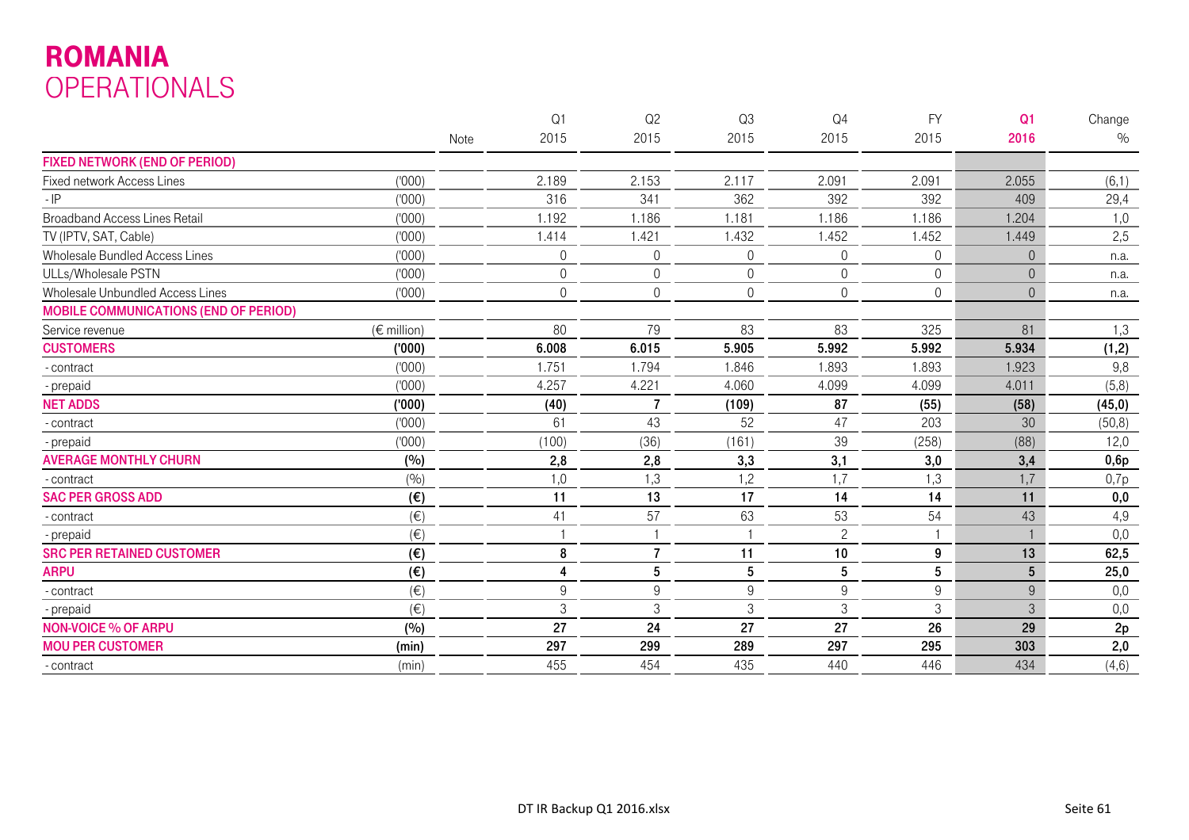# ROMANIA
## OPERATIONALS

| | | Note | Q1 2015 | Q2 2015 | Q3 2015 | Q4 2015 | FY 2015 | **Q1 2016** | Change % |
|---|---|---|---|---|---|---|---|---|---|
| **FIXED NETWORK (END OF PERIOD)** | | | | | | | | | |
| Fixed network Access Lines | ('000) | | 2.189 | 2.153 | 2.117 | 2.091 | 2.091 | 2.055 | (6,1) |
| - IP | ('000) | | 316 | 341 | 362 | 392 | 392 | 409 | 29,4 |
| Broadband Access Lines Retail | ('000) | | 1.192 | 1.186 | 1.181 | 1.186 | 1.186 | 1.204 | 1,0 |
| TV (IPTV, SAT, Cable) | ('000) | | 1.414 | 1.421 | 1.432 | 1.452 | 1.452 | 1.449 | 2,5 |
| Wholesale Bundled Access Lines | ('000) | | 0 | 0 | 0 | 0 | 0 | 0 | n.a. |
| ULLs/Wholesale PSTN | ('000) | | 0 | 0 | 0 | 0 | 0 | 0 | n.a. |
| Wholesale Unbundled Access Lines | ('000) | | 0 | 0 | 0 | 0 | 0 | 0 | n.a. |
| **MOBILE COMMUNICATIONS (END OF PERIOD)** | | | | | | | | | |
| Service revenue | (€ million) | | 80 | 79 | 83 | 83 | 325 | 81 | 1,3 |
| **CUSTOMERS** | **('000)** | | **6.008** | **6.015** | **5.905** | **5.992** | **5.992** | **5.934** | **(1,2)** |
| - contract | ('000) | | 1.751 | 1.794 | 1.846 | 1.893 | 1.893 | 1.923 | 9,8 |
| - prepaid | ('000) | | 4.257 | 4.221 | 4.060 | 4.099 | 4.099 | 4.011 | (5,8) |
| **NET ADDS** | **('000)** | | **(40)** | **7** | **(109)** | **87** | **(55)** | **(58)** | **(45,0)** |
| - contract | ('000) | | 61 | 43 | 52 | 47 | 203 | 30 | (50,8) |
| - prepaid | ('000) | | (100) | (36) | (161) | 39 | (258) | (88) | 12,0 |
| **AVERAGE MONTHLY CHURN** | **(%)** | | **2,8** | **2,8** | **3,3** | **3,1** | **3,0** | **3,4** | **0,6p** |
| - contract | (%) | | 1,0 | 1,3 | 1,2 | 1,7 | 1,3 | 1,7 | 0,7p |
| **SAC PER GROSS ADD** | **(€)** | | **11** | **13** | **17** | **14** | **14** | **11** | **0,0** |
| - contract | (€) | | 41 | 57 | 63 | 53 | 54 | 43 | 4,9 |
| - prepaid | (€) | | 1 | 1 | 1 | 2 | 1 | 1 | 0,0 |
| **SRC PER RETAINED CUSTOMER** | **(€)** | | **8** | **7** | **11** | **10** | **9** | **13** | **62,5** |
| **ARPU** | **(€)** | | **4** | **5** | **5** | **5** | **5** | **5** | **25,0** |
| - contract | (€) | | 9 | 9 | 9 | 9 | 9 | 9 | 0,0 |
| - prepaid | (€) | | 3 | 3 | 3 | 3 | 3 | 3 | 0,0 |
| **NON-VOICE % OF ARPU** | **(%)** | | **27** | **24** | **27** | **27** | **26** | **29** | **2p** |
| **MOU PER CUSTOMER** | **(min)** | | **297** | **299** | **289** | **297** | **295** | **303** | **2,0** |
| - contract | (min) | | 455 | 454 | 435 | 440 | 446 | 434 | (4,6) |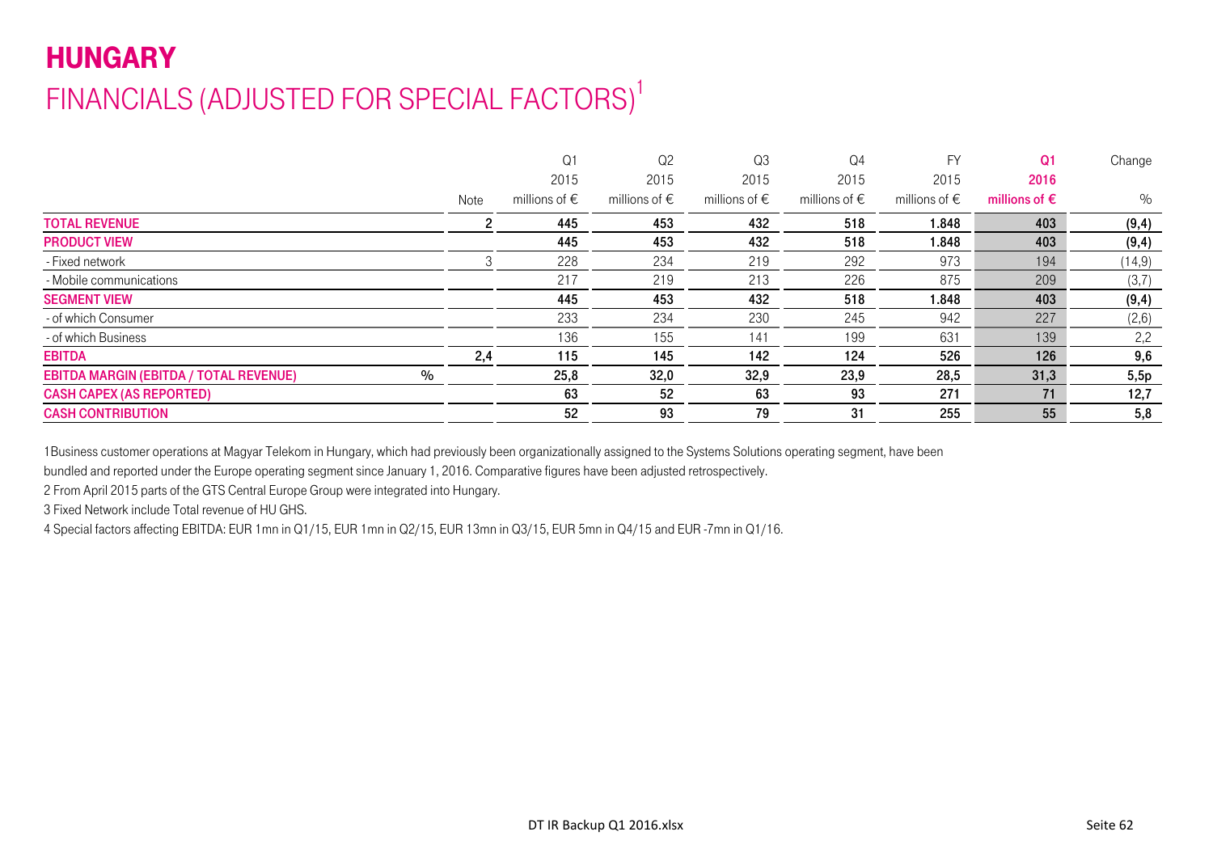# HUNGARY

## FINANCIALS (ADJUSTED FOR SPECIAL FACTORS)[1]

| | Note | Q1 2015 millions of € | Q2 2015 millions of € | Q3 2015 millions of € | Q4 2015 millions of € | FY 2015 millions of € | Q1 2016 millions of € | Change % |
|---|---|---|---|---|---|---|---|---|
| **TOTAL REVENUE** | 2 | 445 | 453 | 432 | 518 | 1.848 | 403 | (9,4) |
| **PRODUCT VIEW** | | 445 | 453 | 432 | 518 | 1.848 | 403 | (9,4) |
| - Fixed network | 3 | 228 | 234 | 219 | 292 | 973 | 194 | (14,9) |
| - Mobile communications | | 217 | 219 | 213 | 226 | 875 | 209 | (3,7) |
| **SEGMENT VIEW** | | 445 | 453 | 432 | 518 | 1.848 | 403 | (9,4) |
| - of which Consumer | | 233 | 234 | 230 | 245 | 942 | 227 | (2,6) |
| - of which Business | | 136 | 155 | 141 | 199 | 631 | 139 | 2,2 |
| **EBITDA** | 2,4 | 115 | 145 | 142 | 124 | 526 | 126 | 9,6 |
| **EBITDA MARGIN (EBITDA / TOTAL REVENUE)** % | | 25,8 | 32,0 | 32,9 | 23,9 | 28,5 | 31,3 | 5,5p |
| **CASH CAPEX (AS REPORTED)** | | 63 | 52 | 63 | 93 | 271 | 71 | 12,7 |
| **CASH CONTRIBUTION** | | 52 | 93 | 79 | 31 | 255 | 55 | 5,8 |

1 Business customer operations at Magyar Telekom in Hungary, which had previously been organizationally assigned to the Systems Solutions operating segment, have been bundled and reported under the Europe operating segment since January 1, 2016. Comparative figures have been adjusted retrospectively.

2 From April 2015 parts of the GTS Central Europe Group were integrated into Hungary.

3 Fixed Network include Total revenue of HU GHS.

4 Special factors affecting EBITDA: EUR 1mn in Q1/15, EUR 1mn in Q2/15, EUR 13mn in Q3/15, EUR 5mn in Q4/15 and EUR -7mn in Q1/16.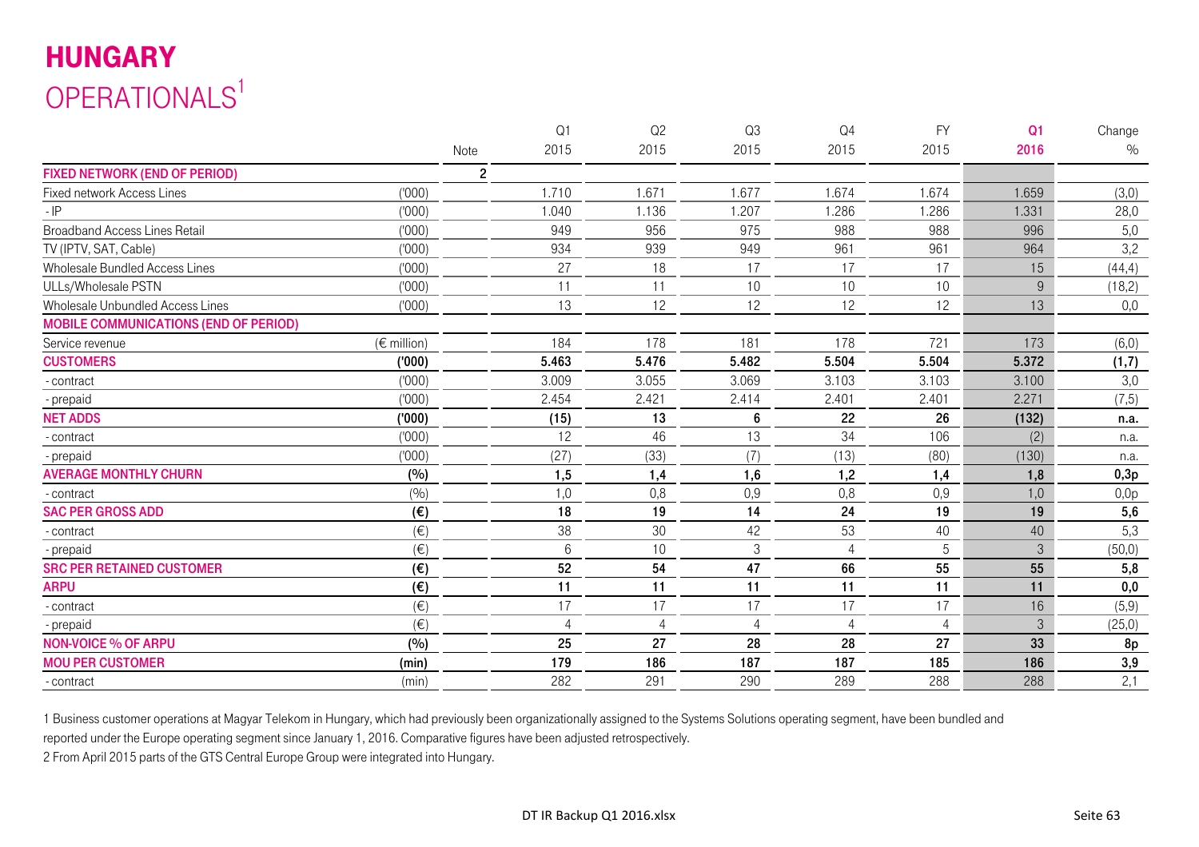# HUNGARY

## OPERATIONALS[1]

| | | Note | Q1 2015 | Q2 2015 | Q3 2015 | Q4 2015 | FY 2015 | **Q1 2016** | Change % |
|---|---|---|---|---|---|---|---|---|---|
| **FIXED NETWORK (END OF PERIOD)** | | **2** | | | | | | | |
| Fixed network Access Lines | ('000) | | 1.710 | 1.671 | 1.677 | 1.674 | 1.674 | 1.659 | (3,0) |
| - IP | ('000) | | 1.040 | 1.136 | 1.207 | 1.286 | 1.286 | 1.331 | 28,0 |
| Broadband Access Lines Retail | ('000) | | 949 | 956 | 975 | 988 | 988 | 996 | 5,0 |
| TV (IPTV, SAT, Cable) | ('000) | | 934 | 939 | 949 | 961 | 961 | 964 | 3,2 |
| Wholesale Bundled Access Lines | ('000) | | 27 | 18 | 17 | 17 | 17 | 15 | (44,4) |
| ULLs/Wholesale PSTN | ('000) | | 11 | 11 | 10 | 10 | 10 | 9 | (18,2) |
| Wholesale Unbundled Access Lines | ('000) | | 13 | 12 | 12 | 12 | 12 | 13 | 0,0 |
| **MOBILE COMMUNICATIONS (END OF PERIOD)** | | | | | | | | | |
| Service revenue | (€ million) | | 184 | 178 | 181 | 178 | 721 | 173 | (6,0) |
| **CUSTOMERS** | **('000)** | | **5.463** | **5.476** | **5.482** | **5.504** | **5.504** | **5.372** | **(1,7)** |
| - contract | ('000) | | 3.009 | 3.055 | 3.069 | 3.103 | 3.103 | 3.100 | 3,0 |
| - prepaid | ('000) | | 2.454 | 2.421 | 2.414 | 2.401 | 2.401 | 2.271 | (7,5) |
| **NET ADDS** | **('000)** | | **(15)** | **13** | **6** | **22** | **26** | **(132)** | **n.a.** |
| - contract | ('000) | | 12 | 46 | 13 | 34 | 106 | (2) | n.a. |
| - prepaid | ('000) | | (27) | (33) | (7) | (13) | (80) | (130) | n.a. |
| **AVERAGE MONTHLY CHURN** | **(%)** | | **1,5** | **1,4** | **1,6** | **1,2** | **1,4** | **1,8** | **0,3p** |
| - contract | (%) | | 1,0 | 0,8 | 0,9 | 0,8 | 0,9 | 1,0 | 0,0p |
| **SAC PER GROSS ADD** | **(€)** | | **18** | **19** | **14** | **24** | **19** | **19** | **5,6** |
| - contract | (€) | | 38 | 30 | 42 | 53 | 40 | 40 | 5,3 |
| - prepaid | (€) | | 6 | 10 | 3 | 4 | 5 | 3 | (50,0) |
| **SRC PER RETAINED CUSTOMER** | **(€)** | | **52** | **54** | **47** | **66** | **55** | **55** | **5,8** |
| **ARPU** | **(€)** | | **11** | **11** | **11** | **11** | **11** | **11** | **0,0** |
| - contract | (€) | | 17 | 17 | 17 | 17 | 17 | 16 | (5,9) |
| - prepaid | (€) | | 4 | 4 | 4 | 4 | 4 | 3 | (25,0) |
| **NON-VOICE % OF ARPU** | **(%)** | | **25** | **27** | **28** | **28** | **27** | **33** | **8p** |
| **MOU PER CUSTOMER** | **(min)** | | **179** | **186** | **187** | **187** | **185** | **186** | **3,9** |
| - contract | (min) | | 282 | 291 | 290 | 289 | 288 | 288 | 2,1 |

1 Business customer operations at Magyar Telekom in Hungary, which had previously been organizationally assigned to the Systems Solutions operating segment, have been bundled and reported under the Europe operating segment since January 1, 2016. Comparative figures have been adjusted retrospectively.

2 From April 2015 parts of the GTS Central Europe Group were integrated into Hungary.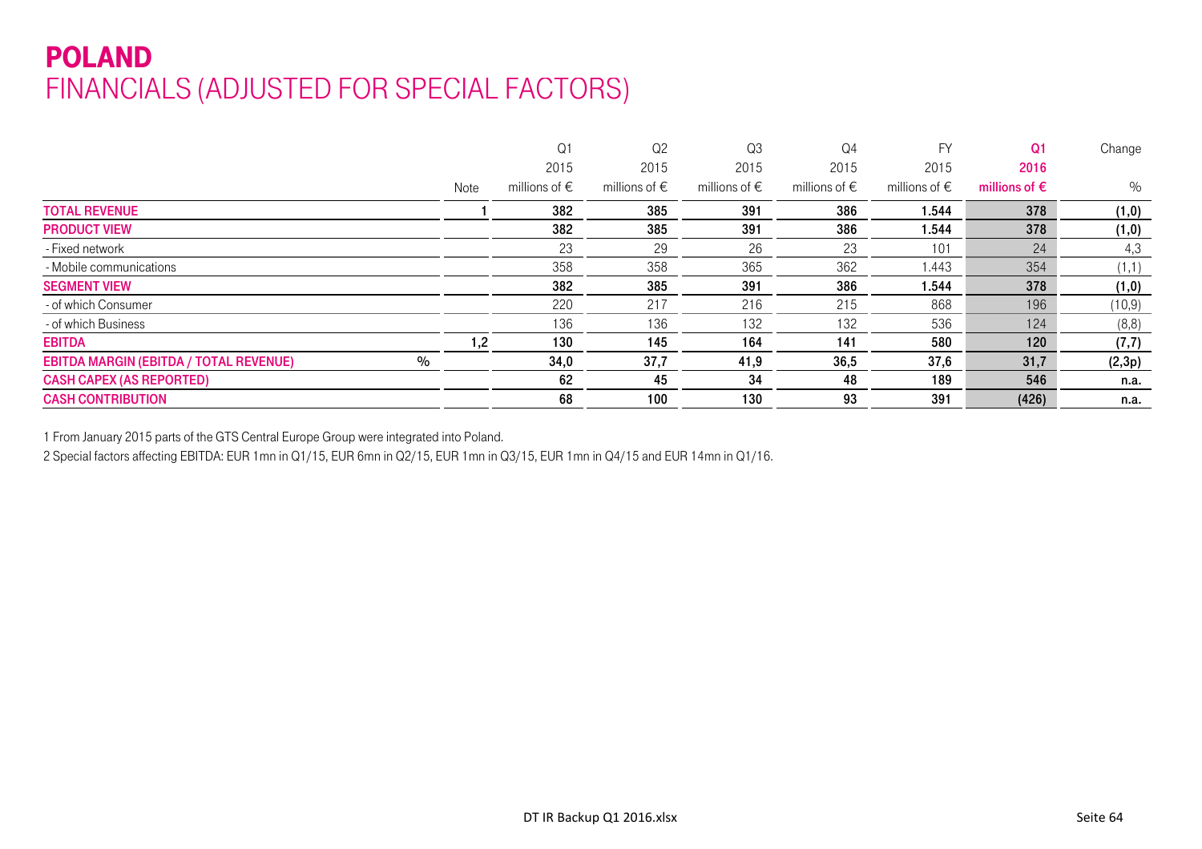# POLAND
## FINANCIALS (ADJUSTED FOR SPECIAL FACTORS)

| | | Note | Q1 2015 millions of € | Q2 2015 millions of € | Q3 2015 millions of € | Q4 2015 millions of € | FY 2015 millions of € | **Q1 2016 millions of €** | Change % |
|---|---|---|---|---|---|---|---|---|---|
| **TOTAL REVENUE** | | 1 | **382** | **385** | **391** | **386** | **1.544** | **378** | **(1,0)** |
| **PRODUCT VIEW** | | | **382** | **385** | **391** | **386** | **1.544** | **378** | **(1,0)** |
| - Fixed network | | | 23 | 29 | 26 | 23 | 101 | 24 | 4,3 |
| - Mobile communications | | | 358 | 358 | 365 | 362 | 1.443 | 354 | (1,1) |
| **SEGMENT VIEW** | | | **382** | **385** | **391** | **386** | **1.544** | **378** | **(1,0)** |
| - of which Consumer | | | 220 | 217 | 216 | 215 | 868 | 196 | (10,9) |
| - of which Business | | | 136 | 136 | 132 | 132 | 536 | 124 | (8,8) |
| **EBITDA** | | 1,2 | **130** | **145** | **164** | **141** | **580** | **120** | **(7,7)** |
| **EBITDA MARGIN (EBITDA / TOTAL REVENUE)** | % | | **34,0** | **37,7** | **41,9** | **36,5** | **37,6** | **31,7** | **(2,3p)** |
| **CASH CAPEX (AS REPORTED)** | | | **62** | **45** | **34** | **48** | **189** | **546** | **n.a.** |
| **CASH CONTRIBUTION** | | | **68** | **100** | **130** | **93** | **391** | **(426)** | **n.a.** |

1 From January 2015 parts of the GTS Central Europe Group were integrated into Poland.

2 Special factors affecting EBITDA: EUR 1mn in Q1/15, EUR 6mn in Q2/15, EUR 1mn in Q3/15, EUR 1mn in Q4/15 and EUR 14mn in Q1/16.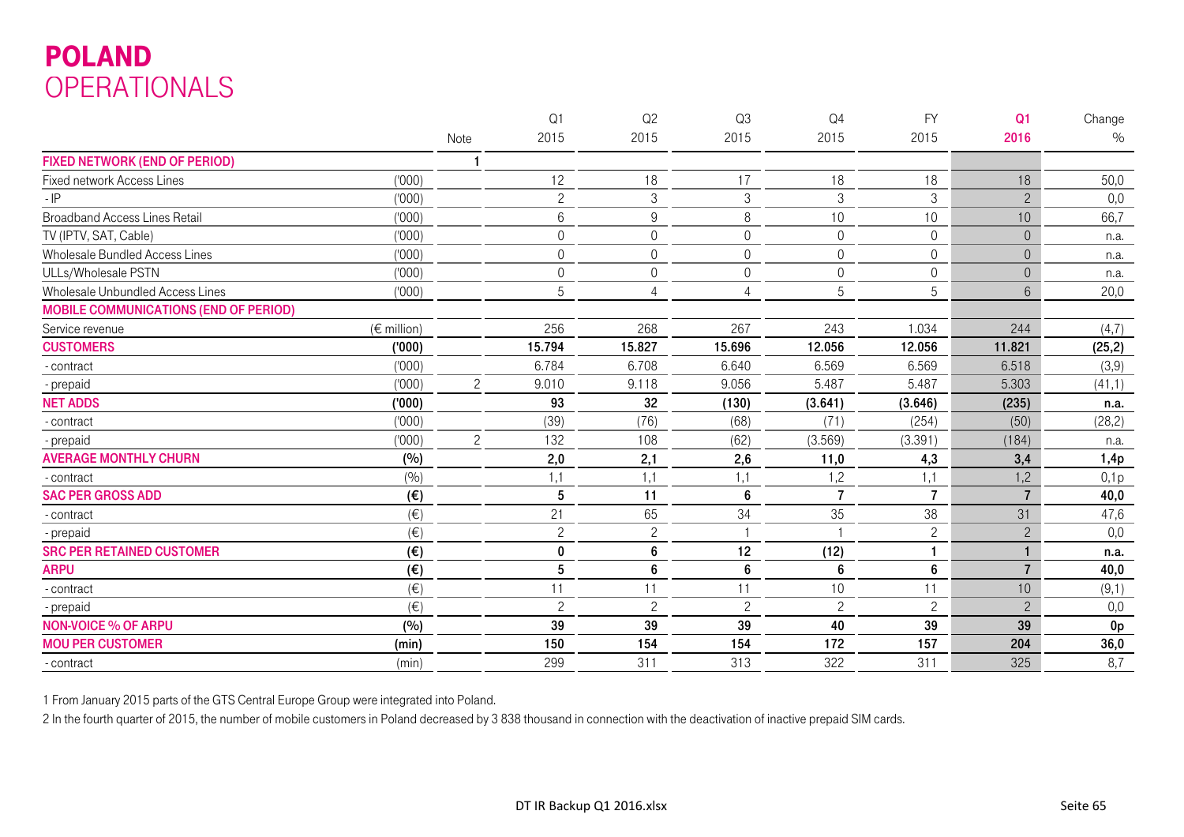# POLAND
## OPERATIONALS

| | | Note | Q1 2015 | Q2 2015 | Q3 2015 | Q4 2015 | FY 2015 | Q1 2016 | Change % |
|---|---|---|---|---|---|---|---|---|---|
| **FIXED NETWORK (END OF PERIOD)** | | 1 | | | | | | | |
| Fixed network Access Lines | ('000) | | 12 | 18 | 17 | 18 | 18 | 18 | 50,0 |
| - IP | ('000) | | 2 | 3 | 3 | 3 | 3 | 2 | 0,0 |
| Broadband Access Lines Retail | ('000) | | 6 | 9 | 8 | 10 | 10 | 10 | 66,7 |
| TV (IPTV, SAT, Cable) | ('000) | | 0 | 0 | 0 | 0 | 0 | 0 | n.a. |
| Wholesale Bundled Access Lines | ('000) | | 0 | 0 | 0 | 0 | 0 | 0 | n.a. |
| ULLs/Wholesale PSTN | ('000) | | 0 | 0 | 0 | 0 | 0 | 0 | n.a. |
| Wholesale Unbundled Access Lines | ('000) | | 5 | 4 | 4 | 5 | 5 | 6 | 20,0 |
| **MOBILE COMMUNICATIONS (END OF PERIOD)** | | | | | | | | | |
| Service revenue | (€ million) | | 256 | 268 | 267 | 243 | 1.034 | 244 | (4,7) |
| **CUSTOMERS** | **('000)** | | **15.794** | **15.827** | **15.696** | **12.056** | **12.056** | **11.821** | **(25,2)** |
| - contract | ('000) | | 6.784 | 6.708 | 6.640 | 6.569 | 6.569 | 6.518 | (3,9) |
| - prepaid | ('000) | 2 | 9.010 | 9.118 | 9.056 | 5.487 | 5.487 | 5.303 | (41,1) |
| **NET ADDS** | **('000)** | | **93** | **32** | **(130)** | **(3.641)** | **(3.646)** | **(235)** | **n.a.** |
| - contract | ('000) | | (39) | (76) | (68) | (71) | (254) | (50) | (28,2) |
| - prepaid | ('000) | 2 | 132 | 108 | (62) | (3.569) | (3.391) | (184) | n.a. |
| **AVERAGE MONTHLY CHURN** | **(%)** | | **2,0** | **2,1** | **2,6** | **11,0** | **4,3** | **3,4** | **1,4p** |
| - contract | (%) | | 1,1 | 1,1 | 1,1 | 1,2 | 1,1 | 1,2 | 0,1p |
| **SAC PER GROSS ADD** | **(€)** | | **5** | **11** | **6** | **7** | **7** | **7** | **40,0** |
| - contract | (€) | | 21 | 65 | 34 | 35 | 38 | 31 | 47,6 |
| - prepaid | (€) | | 2 | 2 | 1 | 1 | 2 | 2 | 0,0 |
| **SRC PER RETAINED CUSTOMER** | **(€)** | | **0** | **6** | **12** | **(12)** | **1** | **1** | **n.a.** |
| **ARPU** | **(€)** | | **5** | **6** | **6** | **6** | **6** | **7** | **40,0** |
| - contract | (€) | | 11 | 11 | 11 | 10 | 11 | 10 | (9,1) |
| - prepaid | (€) | | 2 | 2 | 2 | 2 | 2 | 2 | 0,0 |
| **NON-VOICE % OF ARPU** | **(%)** | | **39** | **39** | **39** | **40** | **39** | **39** | **0p** |
| **MOU PER CUSTOMER** | **(min)** | | **150** | **154** | **154** | **172** | **157** | **204** | **36,0** |
| - contract | (min) | | 299 | 311 | 313 | 322 | 311 | 325 | 8,7 |

1 From January 2015 parts of the GTS Central Europe Group were integrated into Poland.

2 In the fourth quarter of 2015, the number of mobile customers in Poland decreased by 3 838 thousand in connection with the deactivation of inactive prepaid SIM cards.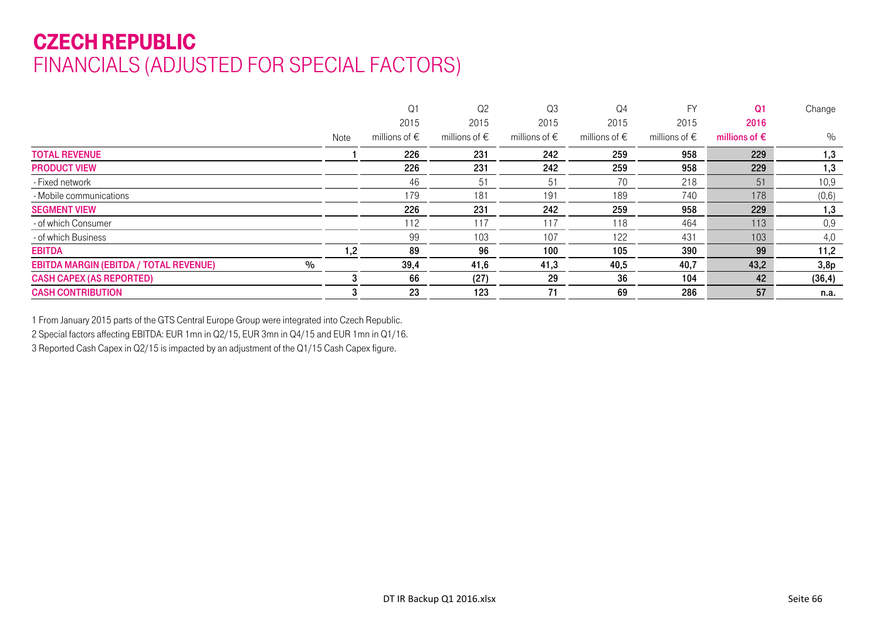# CZECH REPUBLIC
## FINANCIALS (ADJUSTED FOR SPECIAL FACTORS)

| | Note | Q1 2015 millions of € | Q2 2015 millions of € | Q3 2015 millions of € | Q4 2015 millions of € | FY 2015 millions of € | Q1 2016 millions of € | Change % |
|---|---|---|---|---|---|---|---|---|
| **TOTAL REVENUE** | 1 | **226** | **231** | **242** | **259** | **958** | **229** | **1,3** |
| **PRODUCT VIEW** | | **226** | **231** | **242** | **259** | **958** | **229** | **1,3** |
| - Fixed network | | 46 | 51 | 51 | 70 | 218 | 51 | 10,9 |
| - Mobile communications | | 179 | 181 | 191 | 189 | 740 | 178 | (0,6) |
| **SEGMENT VIEW** | | **226** | **231** | **242** | **259** | **958** | **229** | **1,3** |
| - of which Consumer | | 112 | 117 | 117 | 118 | 464 | 113 | 0,9 |
| - of which Business | | 99 | 103 | 107 | 122 | 431 | 103 | 4,0 |
| **EBITDA** | 1,2 | **89** | **96** | **100** | **105** | **390** | **99** | **11,2** |
| **EBITDA MARGIN (EBITDA / TOTAL REVENUE)** % | | **39,4** | **41,6** | **41,3** | **40,5** | **40,7** | **43,2** | **3,8p** |
| **CASH CAPEX (AS REPORTED)** | 3 | **66** | **(27)** | **29** | **36** | **104** | **42** | **(36,4)** |
| **CASH CONTRIBUTION** | 3 | **23** | **123** | **71** | **69** | **286** | **57** | **n.a.** |

1 From January 2015 parts of the GTS Central Europe Group were integrated into Czech Republic.

2 Special factors affecting EBITDA: EUR 1mn in Q2/15, EUR 3mn in Q4/15 and EUR 1mn in Q1/16.

3 Reported Cash Capex in Q2/15 is impacted by an adjustment of the Q1/15 Cash Capex figure.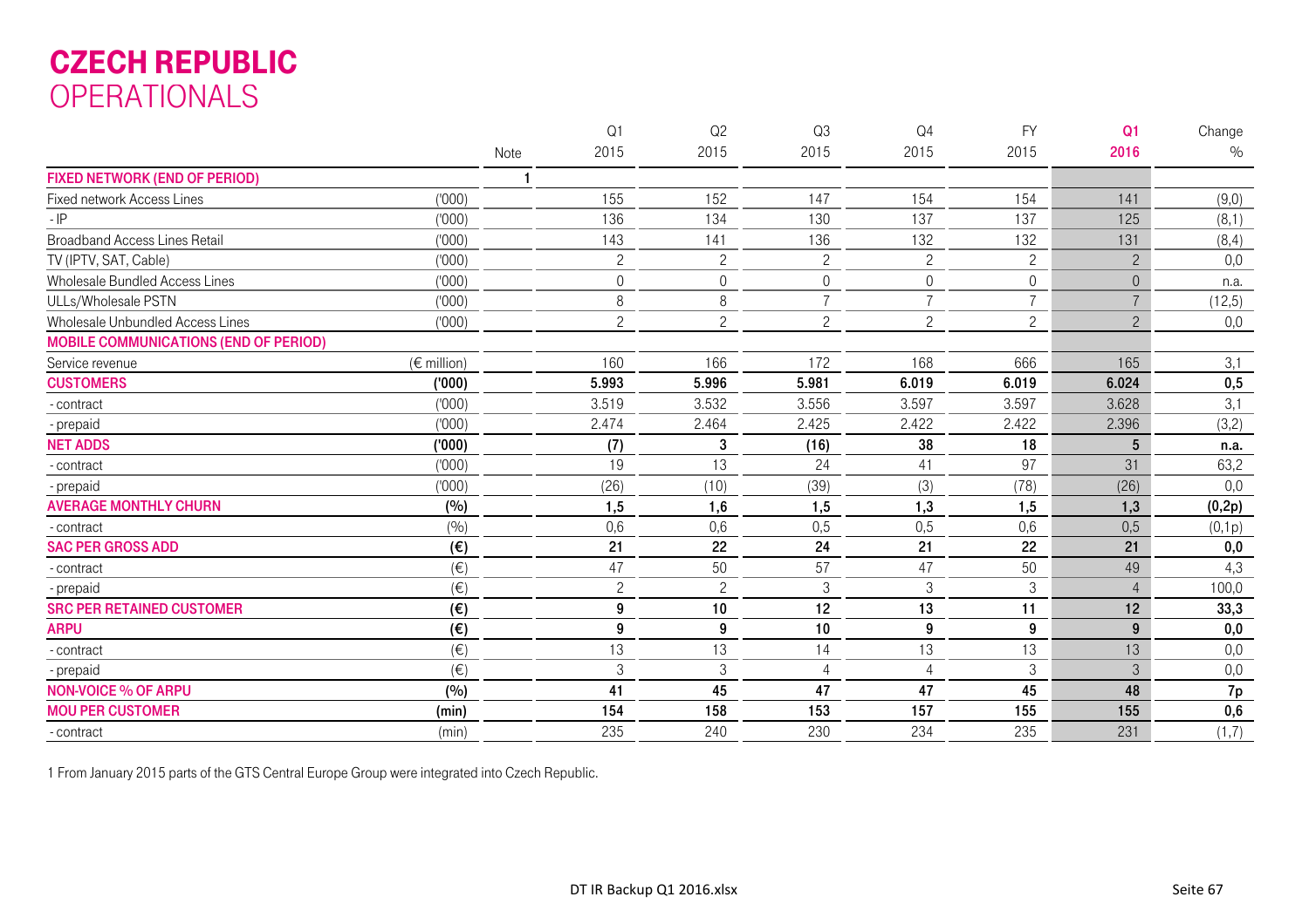# CZECH REPUBLIC
## OPERATIONALS

| | | Note | Q1 2015 | Q2 2015 | Q3 2015 | Q4 2015 | FY 2015 | **Q1 2016** | Change % |
|---|---|---|---|---|---|---|---|---|---|
| **FIXED NETWORK (END OF PERIOD)** | | 1 | | | | | | | |
| Fixed network Access Lines | ('000) | | 155 | 152 | 147 | 154 | 154 | 141 | (9,0) |
| - IP | ('000) | | 136 | 134 | 130 | 137 | 137 | 125 | (8,1) |
| Broadband Access Lines Retail | ('000) | | 143 | 141 | 136 | 132 | 132 | 131 | (8,4) |
| TV (IPTV, SAT, Cable) | ('000) | | 2 | 2 | 2 | 2 | 2 | 2 | 0,0 |
| Wholesale Bundled Access Lines | ('000) | | 0 | 0 | 0 | 0 | 0 | 0 | n.a. |
| ULLs/Wholesale PSTN | ('000) | | 8 | 8 | 7 | 7 | 7 | 7 | (12,5) |
| Wholesale Unbundled Access Lines | ('000) | | 2 | 2 | 2 | 2 | 2 | 2 | 0,0 |
| **MOBILE COMMUNICATIONS (END OF PERIOD)** | | | | | | | | | |
| Service revenue | (€ million) | | 160 | 166 | 172 | 168 | 666 | 165 | 3,1 |
| **CUSTOMERS** | **('000)** | | **5.993** | **5.996** | **5.981** | **6.019** | **6.019** | **6.024** | **0,5** |
| - contract | ('000) | | 3.519 | 3.532 | 3.556 | 3.597 | 3.597 | 3.628 | 3,1 |
| - prepaid | ('000) | | 2.474 | 2.464 | 2.425 | 2.422 | 2.422 | 2.396 | (3,2) |
| **NET ADDS** | **('000)** | | **(7)** | **3** | **(16)** | **38** | **18** | **5** | **n.a.** |
| - contract | ('000) | | 19 | 13 | 24 | 41 | 97 | 31 | 63,2 |
| - prepaid | ('000) | | (26) | (10) | (39) | (3) | (78) | (26) | 0,0 |
| **AVERAGE MONTHLY CHURN** | **(%)** | | **1,5** | **1,6** | **1,5** | **1,3** | **1,5** | **1,3** | **(0,2p)** |
| - contract | (%) | | 0,6 | 0,6 | 0,5 | 0,5 | 0,6 | 0,5 | (0,1p) |
| **SAC PER GROSS ADD** | **(€)** | | **21** | **22** | **24** | **21** | **22** | **21** | **0,0** |
| - contract | (€) | | 47 | 50 | 57 | 47 | 50 | 49 | 4,3 |
| - prepaid | (€) | | 2 | 2 | 3 | 3 | 3 | 4 | 100,0 |
| **SRC PER RETAINED CUSTOMER** | **(€)** | | **9** | **10** | **12** | **13** | **11** | **12** | **33,3** |
| **ARPU** | **(€)** | | **9** | **9** | **10** | **9** | **9** | **9** | **0,0** |
| - contract | (€) | | 13 | 13 | 14 | 13 | 13 | 13 | 0,0 |
| - prepaid | (€) | | 3 | 3 | 4 | 4 | 3 | 3 | 0,0 |
| **NON-VOICE % OF ARPU** | **(%)** | | **41** | **45** | **47** | **47** | **45** | **48** | **7p** |
| **MOU PER CUSTOMER** | **(min)** | | **154** | **158** | **153** | **157** | **155** | **155** | **0,6** |
| - contract | (min) | | 235 | 240 | 230 | 234 | 235 | 231 | (1,7) |

1 From January 2015 parts of the GTS Central Europe Group were integrated into Czech Republic.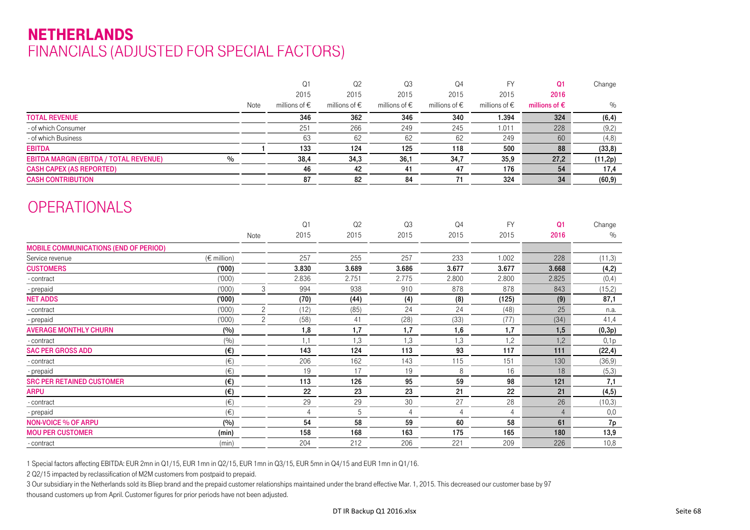# NETHERLANDS
## FINANCIALS (ADJUSTED FOR SPECIAL FACTORS)

| | Note | Q1 2015 millions of € | Q2 2015 millions of € | Q3 2015 millions of € | Q4 2015 millions of € | FY 2015 millions of € | Q1 2016 millions of € | Change % |
|---|---|---|---|---|---|---|---|---|
| **TOTAL REVENUE** | | **346** | **362** | **346** | **340** | **1.394** | **324** | **(6,4)** |
| - of which Consumer | | 251 | 266 | 249 | 245 | 1.011 | 228 | (9,2) |
| - of which Business | | 63 | 62 | 62 | 62 | 249 | 60 | (4,8) |
| **EBITDA** | 1 | **133** | **124** | **125** | **118** | **500** | **88** | **(33,8)** |
| **EBITDA MARGIN (EBITDA / TOTAL REVENUE)** % | | **38,4** | **34,3** | **36,1** | **34,7** | **35,9** | **27,2** | **(11,2p)** |
| **CASH CAPEX (AS REPORTED)** | | **46** | **42** | **41** | **47** | **176** | **54** | **17,4** |
| **CASH CONTRIBUTION** | | **87** | **82** | **84** | **71** | **324** | **34** | **(60,9)** |

## OPERATIONALS

| | | Note | Q1 2015 | Q2 2015 | Q3 2015 | Q4 2015 | FY 2015 | Q1 2016 | Change % |
|---|---|---|---|---|---|---|---|---|---|
| **MOBILE COMMUNICATIONS (END OF PERIOD)** | | | | | | | | | |
| Service revenue | (€ million) | | 257 | 255 | 257 | 233 | 1.002 | 228 | (11,3) |
| **CUSTOMERS** | **('000)** | | **3.830** | **3.689** | **3.686** | **3.677** | **3.677** | **3.668** | **(4,2)** |
| - contract | ('000) | | 2.836 | 2.751 | 2.775 | 2.800 | 2.800 | 2.825 | (0,4) |
| - prepaid | ('000) | 3 | 994 | 938 | 910 | 878 | 878 | 843 | (15,2) |
| **NET ADDS** | **('000)** | | **(70)** | **(44)** | **(4)** | **(8)** | **(125)** | **(9)** | **87,1** |
| - contract | ('000) | 2 | (12) | (85) | 24 | 24 | (48) | 25 | n.a. |
| - prepaid | ('000) | 2 | (58) | 41 | (28) | (33) | (77) | (34) | 41,4 |
| **AVERAGE MONTHLY CHURN** | **(%)** | | **1,8** | **1,7** | **1,7** | **1,6** | **1,7** | **1,5** | **(0,3p)** |
| - contract | (%) | | 1,1 | 1,3 | 1,3 | 1,3 | 1,2 | 1,2 | 0,1p |
| **SAC PER GROSS ADD** | **(€)** | | **143** | **124** | **113** | **93** | **117** | **111** | **(22,4)** |
| - contract | (€) | | 206 | 162 | 143 | 115 | 151 | 130 | (36,9) |
| - prepaid | (€) | | 19 | 17 | 19 | 8 | 16 | 18 | (5,3) |
| **SRC PER RETAINED CUSTOMER** | **(€)** | | **113** | **126** | **95** | **59** | **98** | **121** | **7,1** |
| **ARPU** | **(€)** | | **22** | **23** | **23** | **21** | **22** | **21** | **(4,5)** |
| - contract | (€) | | 29 | 29 | 30 | 27 | 28 | 26 | (10,3) |
| - prepaid | (€) | | 4 | 5 | 4 | 4 | 4 | 4 | 0,0 |
| **NON-VOICE % OF ARPU** | **(%)** | | **54** | **58** | **59** | **60** | **58** | **61** | **7p** |
| **MOU PER CUSTOMER** | **(min)** | | **158** | **168** | **163** | **175** | **165** | **180** | **13,9** |
| - contract | (min) | | 204 | 212 | 206 | 221 | 209 | 226 | 10,8 |

1 Special factors affecting EBITDA: EUR 2mn in Q1/15, EUR 1mn in Q2/15, EUR 1mn in Q3/15, EUR 5mn in Q4/15 and EUR 1mn in Q1/16.

2 Q2/15 impacted by reclassification of M2M customers from postpaid to prepaid.

3 Our subsidiary in the Netherlands sold its Bliep brand and the prepaid customer relationships maintained under the brand effective Mar. 1, 2015. This decreased our customer base by 97 thousand customers up from April. Customer figures for prior periods have not been adjusted.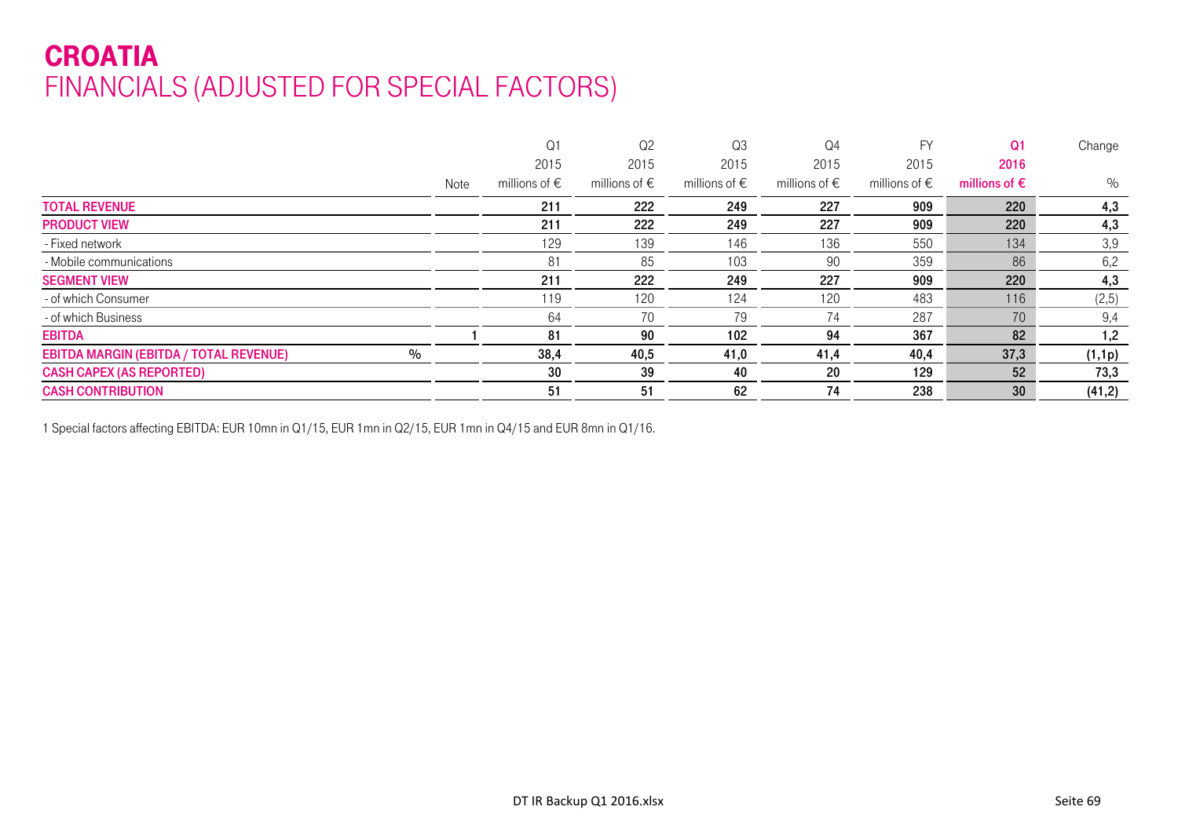# CROATIA
## FINANCIALS (ADJUSTED FOR SPECIAL FACTORS)

| | Note | Q1 2015 millions of € | Q2 2015 millions of € | Q3 2015 millions of € | Q4 2015 millions of € | FY 2015 millions of € | Q1 2016 millions of € | Change % |
|---|---|---|---|---|---|---|---|---|
| **TOTAL REVENUE** | | 211 | 222 | 249 | 227 | 909 | 220 | 4,3 |
| **PRODUCT VIEW** | | 211 | 222 | 249 | 227 | 909 | 220 | 4,3 |
| - Fixed network | | 129 | 139 | 146 | 136 | 550 | 134 | 3,9 |
| - Mobile communications | | 81 | 85 | 103 | 90 | 359 | 86 | 6,2 |
| **SEGMENT VIEW** | | 211 | 222 | 249 | 227 | 909 | 220 | 4,3 |
| - of which Consumer | | 119 | 120 | 124 | 120 | 483 | 116 | (2,5) |
| - of which Business | | 64 | 70 | 79 | 74 | 287 | 70 | 9,4 |
| **EBITDA** | 1 | 81 | 90 | 102 | 94 | 367 | 82 | 1,2 |
| **EBITDA MARGIN (EBITDA / TOTAL REVENUE)** % | | 38,4 | 40,5 | 41,0 | 41,4 | 40,4 | 37,3 | (1,1p) |
| **CASH CAPEX (AS REPORTED)** | | 30 | 39 | 40 | 20 | 129 | 52 | 73,3 |
| **CASH CONTRIBUTION** | | 51 | 51 | 62 | 74 | 238 | 30 | (41,2) |

1 Special factors affecting EBITDA: EUR 10mn in Q1/15, EUR 1mn in Q2/15, EUR 1mn in Q4/15 and EUR 8mn in Q1/16.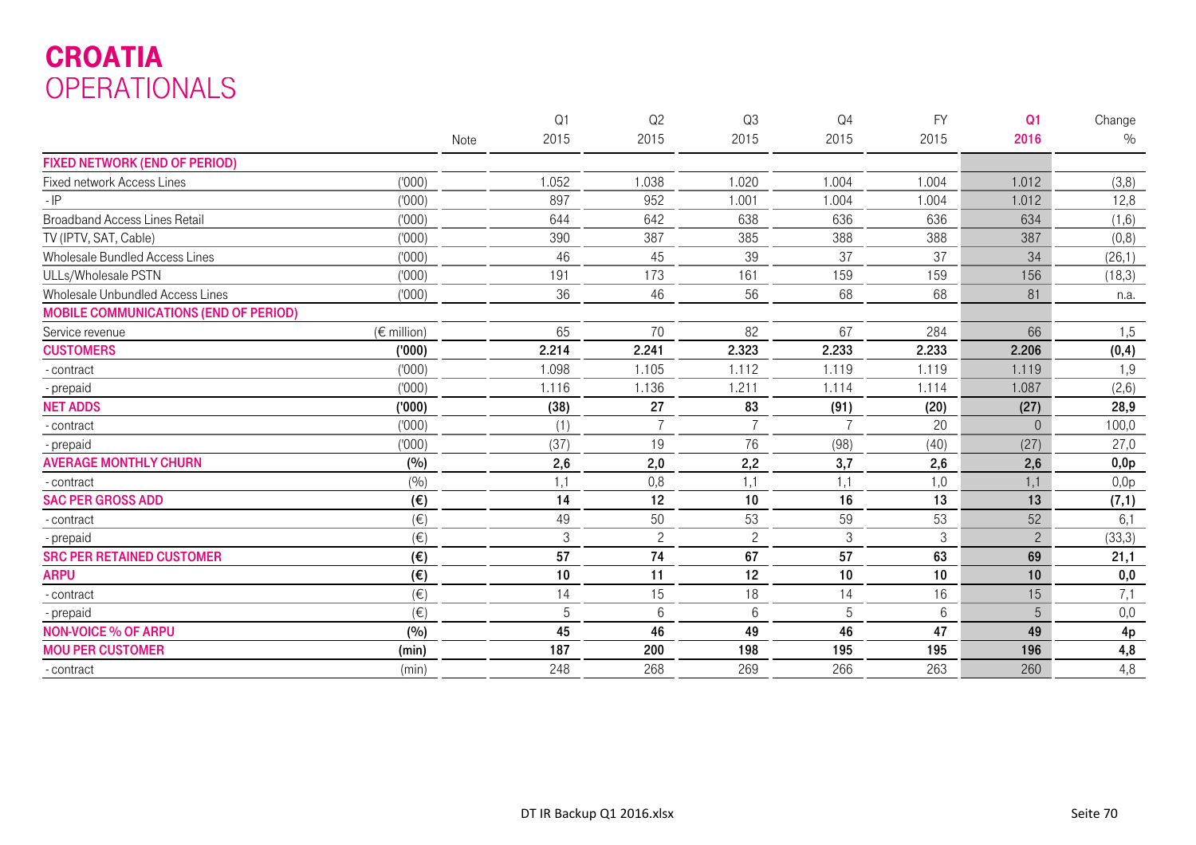# CROATIA
## OPERATIONALS

| | | Note | Q1 2015 | Q2 2015 | Q3 2015 | Q4 2015 | FY 2015 | Q1 2016 | Change % |
|---|---|---|---|---|---|---|---|---|---|
| **FIXED NETWORK (END OF PERIOD)** | | | | | | | | | |
| Fixed network Access Lines | ('000) | | 1.052 | 1.038 | 1.020 | 1.004 | 1.004 | 1.012 | (3,8) |
| - IP | ('000) | | 897 | 952 | 1.001 | 1.004 | 1.004 | 1.012 | 12,8 |
| Broadband Access Lines Retail | ('000) | | 644 | 642 | 638 | 636 | 636 | 634 | (1,6) |
| TV (IPTV, SAT, Cable) | ('000) | | 390 | 387 | 385 | 388 | 388 | 387 | (0,8) |
| Wholesale Bundled Access Lines | ('000) | | 46 | 45 | 39 | 37 | 37 | 34 | (26,1) |
| ULLs/Wholesale PSTN | ('000) | | 191 | 173 | 161 | 159 | 159 | 156 | (18,3) |
| Wholesale Unbundled Access Lines | ('000) | | 36 | 46 | 56 | 68 | 68 | 81 | n.a. |
| **MOBILE COMMUNICATIONS (END OF PERIOD)** | | | | | | | | | |
| Service revenue | (€ million) | | 65 | 70 | 82 | 67 | 284 | 66 | 1,5 |
| **CUSTOMERS** | **('000)** | | **2.214** | **2.241** | **2.323** | **2.233** | **2.233** | **2.206** | **(0,4)** |
| - contract | ('000) | | 1.098 | 1.105 | 1.112 | 1.119 | 1.119 | 1.119 | 1,9 |
| - prepaid | ('000) | | 1.116 | 1.136 | 1.211 | 1.114 | 1.114 | 1.087 | (2,6) |
| **NET ADDS** | **('000)** | | **(38)** | **27** | **83** | **(91)** | **(20)** | **(27)** | **28,9** |
| - contract | ('000) | | (1) | 7 | 7 | 7 | 20 | 0 | 100,0 |
| - prepaid | ('000) | | (37) | 19 | 76 | (98) | (40) | (27) | 27,0 |
| **AVERAGE MONTHLY CHURN** | **(%)** | | **2,6** | **2,0** | **2,2** | **3,7** | **2,6** | **2,6** | **0,0p** |
| - contract | (%) | | 1,1 | 0,8 | 1,1 | 1,1 | 1,0 | 1,1 | 0,0p |
| **SAC PER GROSS ADD** | **(€)** | | **14** | **12** | **10** | **16** | **13** | **13** | **(7,1)** |
| - contract | (€) | | 49 | 50 | 53 | 59 | 53 | 52 | 6,1 |
| - prepaid | (€) | | 3 | 2 | 2 | 3 | 3 | 2 | (33,3) |
| **SRC PER RETAINED CUSTOMER** | **(€)** | | **57** | **74** | **67** | **57** | **63** | **69** | **21,1** |
| **ARPU** | **(€)** | | **10** | **11** | **12** | **10** | **10** | **10** | **0,0** |
| - contract | (€) | | 14 | 15 | 18 | 14 | 16 | 15 | 7,1 |
| - prepaid | (€) | | 5 | 6 | 6 | 5 | 6 | 5 | 0,0 |
| **NON-VOICE % OF ARPU** | **(%)** | | **45** | **46** | **49** | **46** | **47** | **49** | **4p** |
| **MOU PER CUSTOMER** | **(min)** | | **187** | **200** | **198** | **195** | **195** | **196** | **4,8** |
| - contract | (min) | | 248 | 268 | 269 | 266 | 263 | 260 | 4,8 |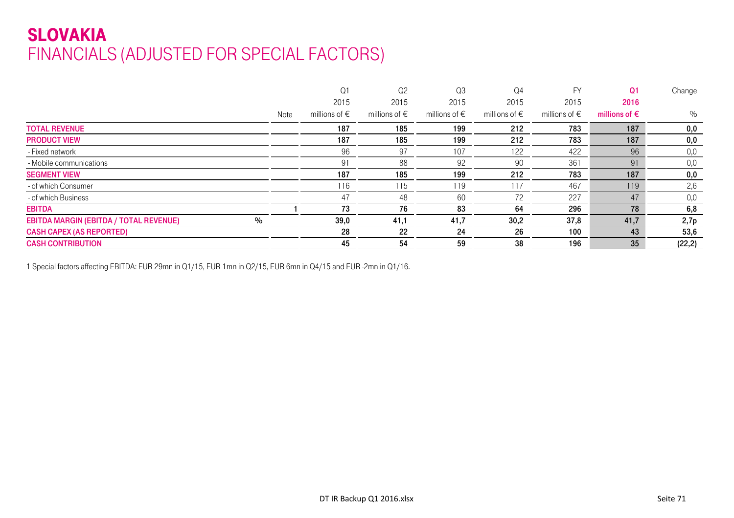# SLOVAKIA
## FINANCIALS (ADJUSTED FOR SPECIAL FACTORS)

| | Note | Q1 2015 millions of € | Q2 2015 millions of € | Q3 2015 millions of € | Q4 2015 millions of € | FY 2015 millions of € | Q1 2016 millions of € | Change % |
|---|---|---|---|---|---|---|---|---|
| **TOTAL REVENUE** | | **187** | **185** | **199** | **212** | **783** | **187** | **0,0** |
| **PRODUCT VIEW** | | **187** | **185** | **199** | **212** | **783** | **187** | **0,0** |
| - Fixed network | | 96 | 97 | 107 | 122 | 422 | 96 | 0,0 |
| - Mobile communications | | 91 | 88 | 92 | 90 | 361 | 91 | 0,0 |
| **SEGMENT VIEW** | | **187** | **185** | **199** | **212** | **783** | **187** | **0,0** |
| - of which Consumer | | 116 | 115 | 119 | 117 | 467 | 119 | 2,6 |
| - of which Business | | 47 | 48 | 60 | 72 | 227 | 47 | 0,0 |
| **EBITDA** | 1 | **73** | **76** | **83** | **64** | **296** | **78** | **6,8** |
| **EBITDA MARGIN (EBITDA / TOTAL REVENUE)** % | | **39,0** | **41,1** | **41,7** | **30,2** | **37,8** | **41,7** | **2,7p** |
| **CASH CAPEX (AS REPORTED)** | | **28** | **22** | **24** | **26** | **100** | **43** | **53,6** |
| **CASH CONTRIBUTION** | | **45** | **54** | **59** | **38** | **196** | **35** | **(22,2)** |

1 Special factors affecting EBITDA: EUR 29mn in Q1/15, EUR 1mn in Q2/15, EUR 6mn in Q4/15 and EUR -2mn in Q1/16.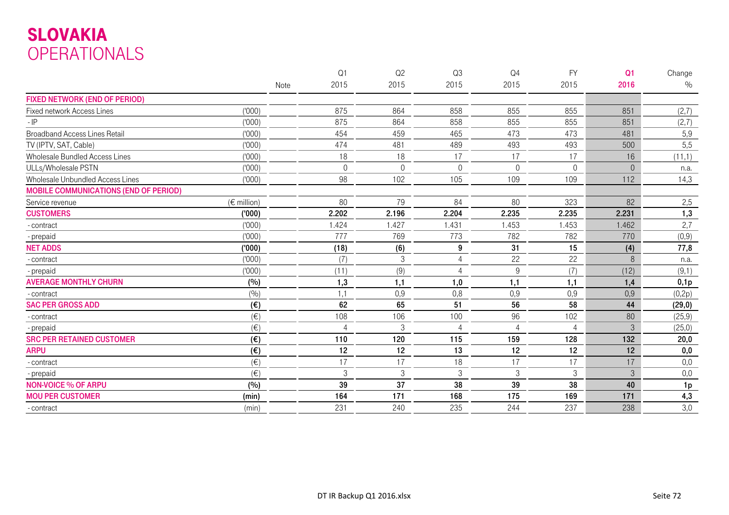# SLOVAKIA
## OPERATIONALS

| | | Note | Q1 2015 | Q2 2015 | Q3 2015 | Q4 2015 | FY 2015 | Q1 2016 | Change % |
|---|---|---|---|---|---|---|---|---|---|
| **FIXED NETWORK (END OF PERIOD)** | | | | | | | | | |
| Fixed network Access Lines | ('000) | | 875 | 864 | 858 | 855 | 855 | 851 | (2,7) |
| - IP | ('000) | | 875 | 864 | 858 | 855 | 855 | 851 | (2,7) |
| Broadband Access Lines Retail | ('000) | | 454 | 459 | 465 | 473 | 473 | 481 | 5,9 |
| TV (IPTV, SAT, Cable) | ('000) | | 474 | 481 | 489 | 493 | 493 | 500 | 5,5 |
| Wholesale Bundled Access Lines | ('000) | | 18 | 18 | 17 | 17 | 17 | 16 | (11,1) |
| ULLs/Wholesale PSTN | ('000) | | 0 | 0 | 0 | 0 | 0 | 0 | n.a. |
| Wholesale Unbundled Access Lines | ('000) | | 98 | 102 | 105 | 109 | 109 | 112 | 14,3 |
| **MOBILE COMMUNICATIONS (END OF PERIOD)** | | | | | | | | | |
| Service revenue | (€ million) | | 80 | 79 | 84 | 80 | 323 | 82 | 2,5 |
| **CUSTOMERS** | **('000)** | | **2.202** | **2.196** | **2.204** | **2.235** | **2.235** | **2.231** | **1,3** |
| - contract | ('000) | | 1.424 | 1.427 | 1.431 | 1.453 | 1.453 | 1.462 | 2,7 |
| - prepaid | ('000) | | 777 | 769 | 773 | 782 | 782 | 770 | (0,9) |
| **NET ADDS** | **('000)** | | **(18)** | **(6)** | **9** | **31** | **15** | **(4)** | **77,8** |
| - contract | ('000) | | (7) | 3 | 4 | 22 | 22 | 8 | n.a. |
| - prepaid | ('000) | | (11) | (9) | 4 | 9 | (7) | (12) | (9,1) |
| **AVERAGE MONTHLY CHURN** | **(%)** | | **1,3** | **1,1** | **1,0** | **1,1** | **1,1** | **1,4** | **0,1p** |
| - contract | (%) | | 1,1 | 0,9 | 0,8 | 0,9 | 0,9 | 0,9 | (0,2p) |
| **SAC PER GROSS ADD** | **(€)** | | **62** | **65** | **51** | **56** | **58** | **44** | **(29,0)** |
| - contract | (€) | | 108 | 106 | 100 | 96 | 102 | 80 | (25,9) |
| - prepaid | (€) | | 4 | 3 | 4 | 4 | 4 | 3 | (25,0) |
| **SRC PER RETAINED CUSTOMER** | **(€)** | | **110** | **120** | **115** | **159** | **128** | **132** | **20,0** |
| **ARPU** | **(€)** | | **12** | **12** | **13** | **12** | **12** | **12** | **0,0** |
| - contract | (€) | | 17 | 17 | 18 | 17 | 17 | 17 | 0,0 |
| - prepaid | (€) | | 3 | 3 | 3 | 3 | 3 | 3 | 0,0 |
| **NON-VOICE % OF ARPU** | **(%)** | | **39** | **37** | **38** | **39** | **38** | **40** | **1p** |
| **MOU PER CUSTOMER** | **(min)** | | **164** | **171** | **168** | **175** | **169** | **171** | **4,3** |
| - contract | (min) | | 231 | 240 | 235 | 244 | 237 | 238 | 3,0 |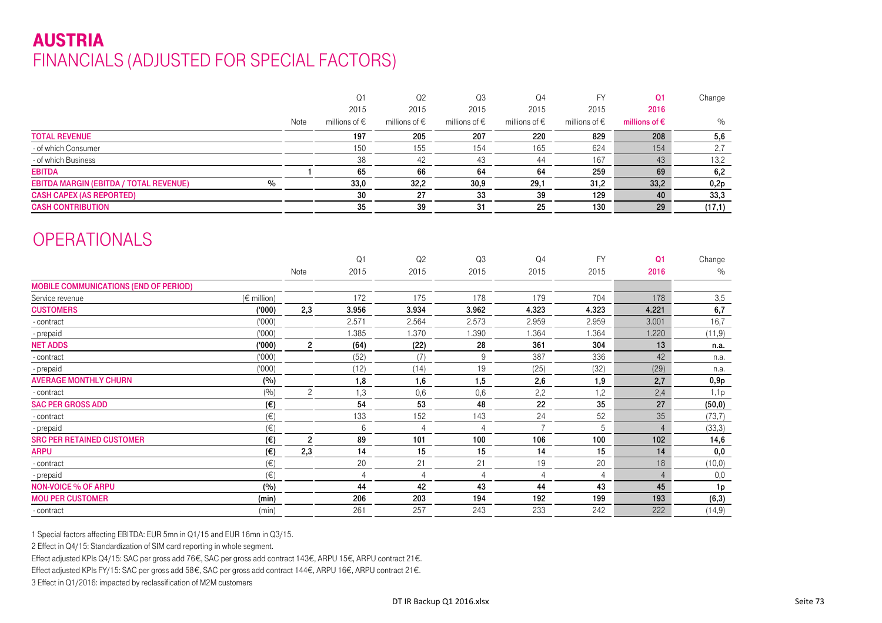# AUSTRIA
## FINANCIALS (ADJUSTED FOR SPECIAL FACTORS)

| | | Note | Q1 2015 millions of € | Q2 2015 millions of € | Q3 2015 millions of € | Q4 2015 millions of € | FY 2015 millions of € | Q1 2016 millions of € | Change % |
|---|---|---|---|---|---|---|---|---|---|
| **TOTAL REVENUE** | | | **197** | **205** | **207** | **220** | **829** | **208** | **5,6** |
| - of which Consumer | | | 150 | 155 | 154 | 165 | 624 | 154 | 2,7 |
| - of which Business | | | 38 | 42 | 43 | 44 | 167 | 43 | 13,2 |
| **EBITDA** | | 1 | **65** | **66** | **64** | **64** | **259** | **69** | **6,2** |
| **EBITDA MARGIN (EBITDA / TOTAL REVENUE)** | % | | **33,0** | **32,2** | **30,9** | **29,1** | **31,2** | **33,2** | **0,2p** |
| **CASH CAPEX (AS REPORTED)** | | | **30** | **27** | **33** | **39** | **129** | **40** | **33,3** |
| **CASH CONTRIBUTION** | | | **35** | **39** | **31** | **25** | **130** | **29** | **(17,1)** |

## OPERATIONALS

| | | Note | Q1 2015 | Q2 2015 | Q3 2015 | Q4 2015 | FY 2015 | Q1 2016 | Change % |
|---|---|---|---|---|---|---|---|---|---|
| **MOBILE COMMUNICATIONS (END OF PERIOD)** | | | | | | | | | |
| Service revenue | (€ million) | | 172 | 175 | 178 | 179 | 704 | 178 | 3,5 |
| **CUSTOMERS** | **('000)** | **2,3** | **3.956** | **3.934** | **3.962** | **4.323** | **4.323** | **4.221** | **6,7** |
| - contract | ('000) | | 2.571 | 2.564 | 2.573 | 2.959 | 2.959 | 3.001 | 16,7 |
| - prepaid | ('000) | | 1.385 | 1.370 | 1.390 | 1.364 | 1.364 | 1.220 | (11,9) |
| **NET ADDS** | **('000)** | **2** | **(64)** | **(22)** | **28** | **361** | **304** | **13** | **n.a.** |
| - contract | ('000) | | (52) | (7) | 9 | 387 | 336 | 42 | n.a. |
| - prepaid | ('000) | | (12) | (14) | 19 | (25) | (32) | (29) | n.a. |
| **AVERAGE MONTHLY CHURN** | **(%)** | | **1,8** | **1,6** | **1,5** | **2,6** | **1,9** | **2,7** | **0,9p** |
| - contract | (%) | 2 | 1,3 | 0,6 | 0,6 | 2,2 | 1,2 | 2,4 | 1,1p |
| **SAC PER GROSS ADD** | **(€)** | | **54** | **53** | **48** | **22** | **35** | **27** | **(50,0)** |
| - contract | (€) | | 133 | 152 | 143 | 24 | 52 | 35 | (73,7) |
| - prepaid | (€) | | 6 | 4 | 4 | 7 | 5 | 4 | (33,3) |
| **SRC PER RETAINED CUSTOMER** | **(€)** | **2** | **89** | **101** | **100** | **106** | **100** | **102** | **14,6** |
| **ARPU** | **(€)** | **2,3** | **14** | **15** | **15** | **14** | **15** | **14** | **0,0** |
| - contract | (€) | | 20 | 21 | 21 | 19 | 20 | 18 | (10,0) |
| - prepaid | (€) | | 4 | 4 | 4 | 4 | 4 | 4 | 0,0 |
| **NON-VOICE % OF ARPU** | **(%)** | | **44** | **42** | **43** | **44** | **43** | **45** | **1p** |
| **MOU PER CUSTOMER** | **(min)** | | **206** | **203** | **194** | **192** | **199** | **193** | **(6,3)** |
| - contract | (min) | | 261 | 257 | 243 | 233 | 242 | 222 | (14,9) |

1 Special factors affecting EBITDA: EUR 5mn in Q1/15 and EUR 16mn in Q3/15.

2 Effect in Q4/15: Standardization of SIM card reporting in whole segment.

Effect adjusted KPIs Q4/15: SAC per gross add 76€, SAC per gross add contract 143€, ARPU 15€, ARPU contract 21€.

Effect adjusted KPIs FY/15: SAC per gross add 58€, SAC per gross add contract 144€, ARPU 16€, ARPU contract 21€.

3 Effect in Q1/2016: impacted by reclassification of M2M customers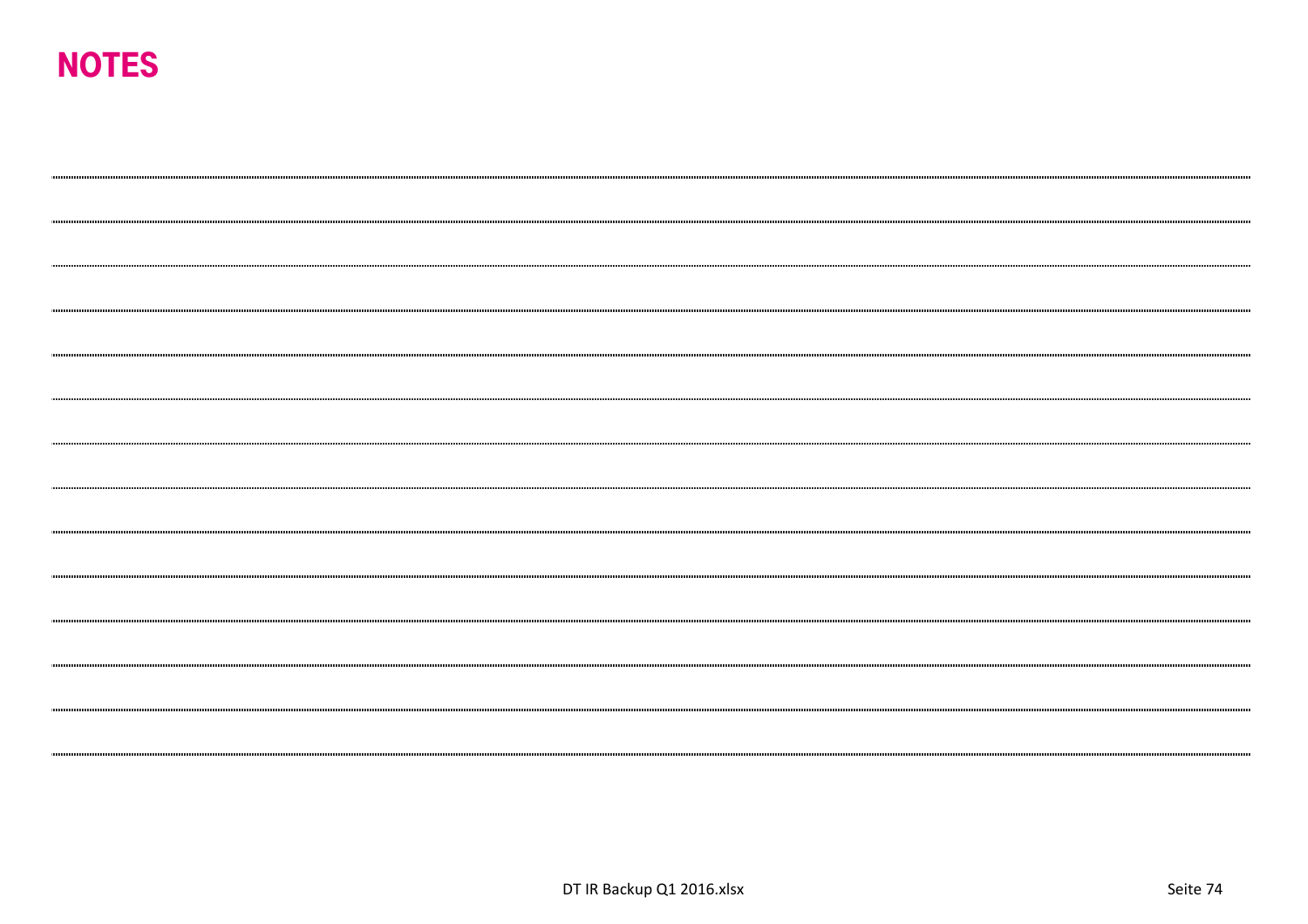# NOTES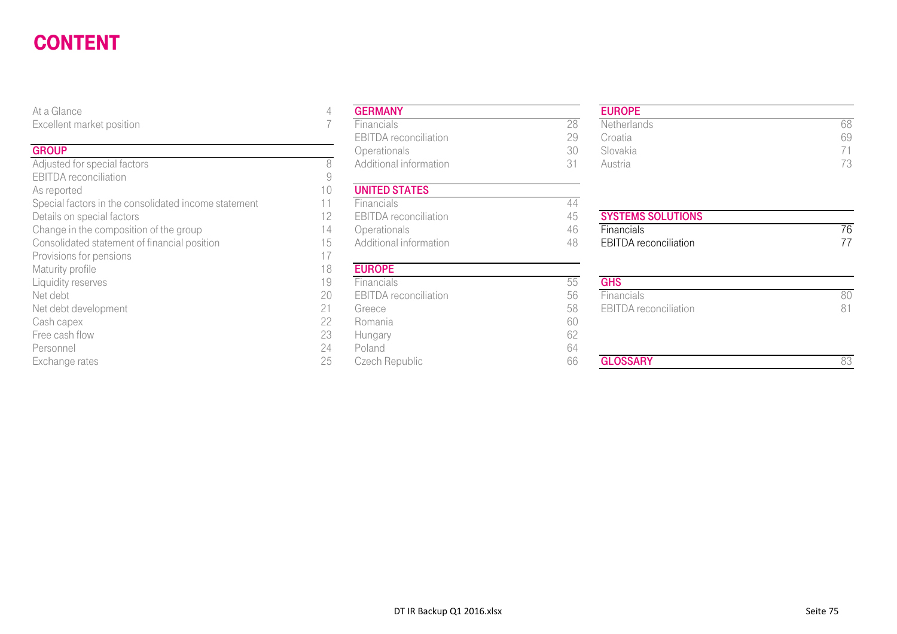# CONTENT

| | |
|---|---|
| At a Glance | 4 |
| Excellent market position | 7 |

| **GROUP** | |
|---|---|
| Adjusted for special factors | 8 |
| EBITDA reconciliation | 9 |
| As reported | 10 |
| Special factors in the consolidated income statement | 11 |
| Details on special factors | 12 |
| Change in the composition of the group | 14 |
| Consolidated statement of financial position | 15 |
| Provisions for pensions | 17 |
| Maturity profile | 18 |
| Liquidity reserves | 19 |
| Net debt | 20 |
| Net debt development | 21 |
| Cash capex | 22 |
| Free cash flow | 23 |
| Personnel | 24 |
| Exchange rates | 25 |

| **GERMANY** | |
|---|---|
| Financials | 28 |
| EBITDA reconciliation | 29 |
| Operationals | 30 |
| Additional information | 31 |

| **UNITED STATES** | |
|---|---|
| Financials | 44 |
| EBITDA reconciliation | 45 |
| Operationals | 46 |
| Additional information | 48 |

| **EUROPE** | |
|---|---|
| Financials | 55 |
| EBITDA reconciliation | 56 |
| Greece | 58 |
| Romania | 60 |
| Hungary | 62 |
| Poland | 64 |
| Czech Republic | 66 |
| Netherlands | 68 |
| Croatia | 69 |
| Slovakia | 71 |
| Austria | 73 |

| **SYSTEMS SOLUTIONS** | |
|---|---|
| Financials | 76 |
| EBITDA reconciliation | 77 |

| **GHS** | |
|---|---|
| Financials | 80 |
| EBITDA reconciliation | 81 |

| **GLOSSARY** | 83 |
|---|---|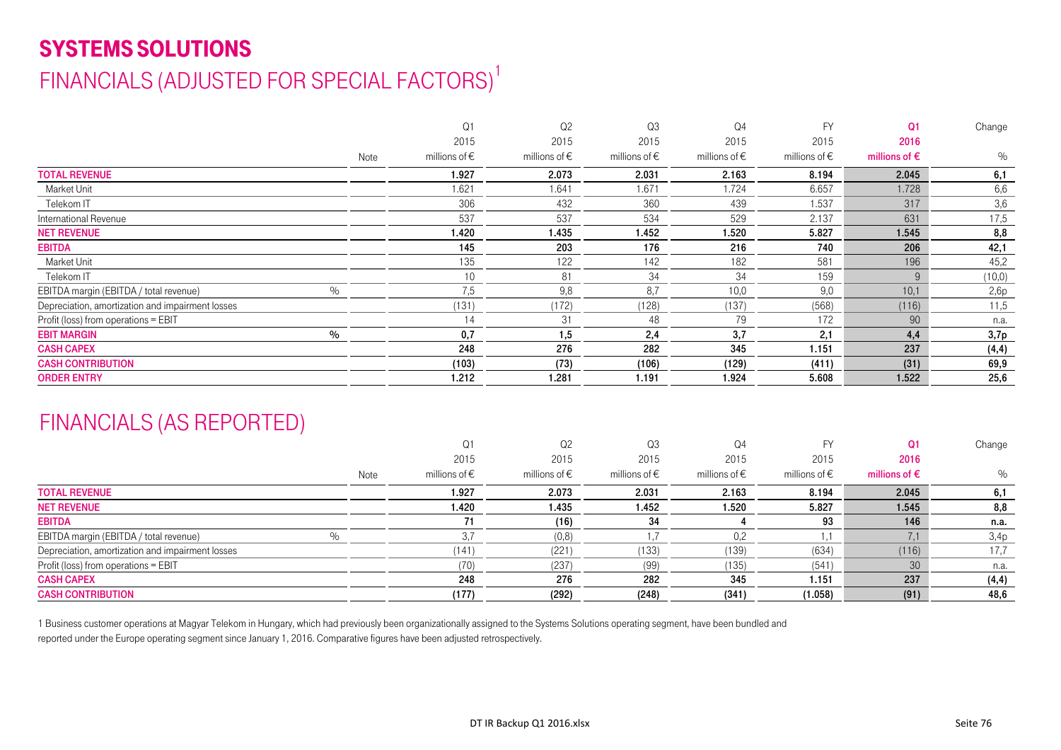# SYSTEMS SOLUTIONS

## FINANCIALS (ADJUSTED FOR SPECIAL FACTORS)[1]

| | Note | Q1 2015 millions of € | Q2 2015 millions of € | Q3 2015 millions of € | Q4 2015 millions of € | FY 2015 millions of € | **Q1 2016 millions of €** | Change % |
|---|---|---|---|---|---|---|---|---|
| **TOTAL REVENUE** | | **1.927** | **2.073** | **2.031** | **2.163** | **8.194** | **2.045** | **6,1** |
| Market Unit | | 1.621 | 1.641 | 1.671 | 1.724 | 6.657 | 1.728 | 6,6 |
| Telekom IT | | 306 | 432 | 360 | 439 | 1.537 | 317 | 3,6 |
| International Revenue | | 537 | 537 | 534 | 529 | 2.137 | 631 | 17,5 |
| **NET REVENUE** | | **1.420** | **1.435** | **1.452** | **1.520** | **5.827** | **1.545** | **8,8** |
| **EBITDA** | | **145** | **203** | **176** | **216** | **740** | **206** | **42,1** |
| Market Unit | | 135 | 122 | 142 | 182 | 581 | 196 | 45,2 |
| Telekom IT | | 10 | 81 | 34 | 34 | 159 | 9 | (10,0) |
| EBITDA margin (EBITDA / total revenue) % | | 7,5 | 9,8 | 8,7 | 10,0 | 9,0 | 10,1 | 2,6p |
| Depreciation, amortization and impairment losses | | (131) | (172) | (128) | (137) | (568) | (116) | 11,5 |
| Profit (loss) from operations = EBIT | | 14 | 31 | 48 | 79 | 172 | 90 | n.a. |
| **EBIT MARGIN %** | | **0,7** | **1,5** | **2,4** | **3,7** | **2,1** | **4,4** | **3,7p** |
| **CASH CAPEX** | | **248** | **276** | **282** | **345** | **1.151** | **237** | **(4,4)** |
| **CASH CONTRIBUTION** | | **(103)** | **(73)** | **(106)** | **(129)** | **(411)** | **(31)** | **69,9** |
| **ORDER ENTRY** | | **1.212** | **1.281** | **1.191** | **1.924** | **5.608** | **1.522** | **25,6** |

## FINANCIALS (AS REPORTED)

| | Note | Q1 2015 millions of € | Q2 2015 millions of € | Q3 2015 millions of € | Q4 2015 millions of € | FY 2015 millions of € | **Q1 2016 millions of €** | Change % |
|---|---|---|---|---|---|---|---|---|
| **TOTAL REVENUE** | | **1.927** | **2.073** | **2.031** | **2.163** | **8.194** | **2.045** | **6,1** |
| **NET REVENUE** | | **1.420** | **1.435** | **1.452** | **1.520** | **5.827** | **1.545** | **8,8** |
| **EBITDA** | | **71** | **(16)** | **34** | **4** | **93** | **146** | **n.a.** |
| EBITDA margin (EBITDA / total revenue) % | | 3,7 | (0,8) | 1,7 | 0,2 | 1,1 | 7,1 | 3,4p |
| Depreciation, amortization and impairment losses | | (141) | (221) | (133) | (139) | (634) | (116) | 17,7 |
| Profit (loss) from operations = EBIT | | (70) | (237) | (99) | (135) | (541) | 30 | n.a. |
| **CASH CAPEX** | | **248** | **276** | **282** | **345** | **1.151** | **237** | **(4,4)** |
| **CASH CONTRIBUTION** | | **(177)** | **(292)** | **(248)** | **(341)** | **(1.058)** | **(91)** | **48,6** |

1 Business customer operations at Magyar Telekom in Hungary, which had previously been organizationally assigned to the Systems Solutions operating segment, have been bundled and reported under the Europe operating segment since January 1, 2016. Comparative figures have been adjusted retrospectively.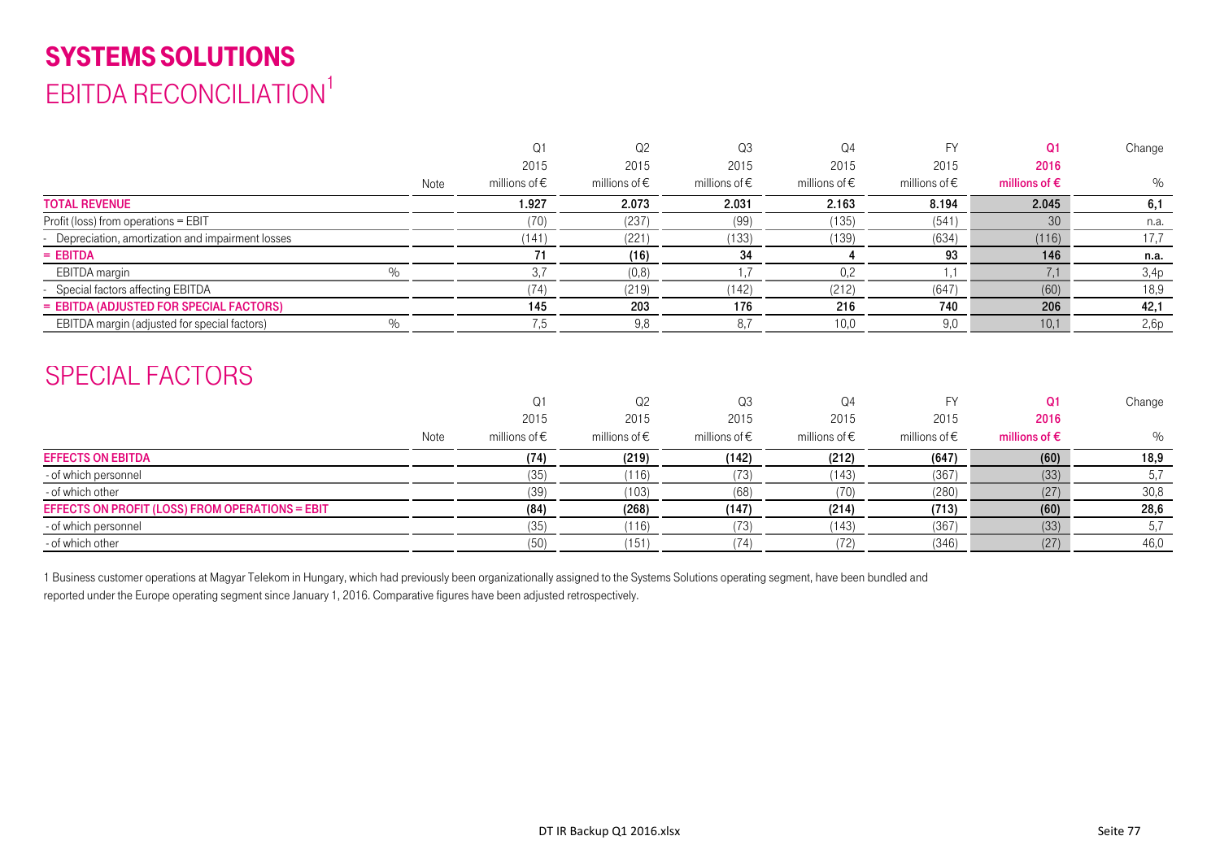# SYSTEMS SOLUTIONS

## EBITDA RECONCILIATION[1]

| | | Note | Q1 2015 millions of € | Q2 2015 millions of € | Q3 2015 millions of € | Q4 2015 millions of € | FY 2015 millions of € | Q1 2016 millions of € | Change % |
|---|---|---|---|---|---|---|---|---|---|
| **TOTAL REVENUE** | | | **1.927** | **2.073** | **2.031** | **2.163** | **8.194** | **2.045** | **6,1** |
| Profit (loss) from operations = EBIT | | | (70) | (237) | (99) | (135) | (541) | 30 | n.a. |
| - Depreciation, amortization and impairment losses | | | (141) | (221) | (133) | (139) | (634) | (116) | 17,7 |
| **= EBITDA** | | | **71** | **(16)** | **34** | **4** | **93** | **146** | **n.a.** |
| EBITDA margin | % | | 3,7 | (0,8) | 1,7 | 0,2 | 1,1 | 7,1 | 3,4p |
| - Special factors affecting EBITDA | | | (74) | (219) | (142) | (212) | (647) | (60) | 18,9 |
| **= EBITDA (ADJUSTED FOR SPECIAL FACTORS)** | | | **145** | **203** | **176** | **216** | **740** | **206** | **42,1** |
| EBITDA margin (adjusted for special factors) | % | | 7,5 | 9,8 | 8,7 | 10,0 | 9,0 | 10,1 | 2,6p |

## SPECIAL FACTORS

| | Note | Q1 2015 millions of € | Q2 2015 millions of € | Q3 2015 millions of € | Q4 2015 millions of € | FY 2015 millions of € | Q1 2016 millions of € | Change % |
|---|---|---|---|---|---|---|---|---|
| **EFFECTS ON EBITDA** | | **(74)** | **(219)** | **(142)** | **(212)** | **(647)** | **(60)** | **18,9** |
| - of which personnel | | (35) | (116) | (73) | (143) | (367) | (33) | 5,7 |
| - of which other | | (39) | (103) | (68) | (70) | (280) | (27) | 30,8 |
| **EFFECTS ON PROFIT (LOSS) FROM OPERATIONS = EBIT** | | **(84)** | **(268)** | **(147)** | **(214)** | **(713)** | **(60)** | **28,6** |
| - of which personnel | | (35) | (116) | (73) | (143) | (367) | (33) | 5,7 |
| - of which other | | (50) | (151) | (74) | (72) | (346) | (27) | 46,0 |

1 Business customer operations at Magyar Telekom in Hungary, which had previously been organizationally assigned to the Systems Solutions operating segment, have been bundled and reported under the Europe operating segment since January 1, 2016. Comparative figures have been adjusted retrospectively.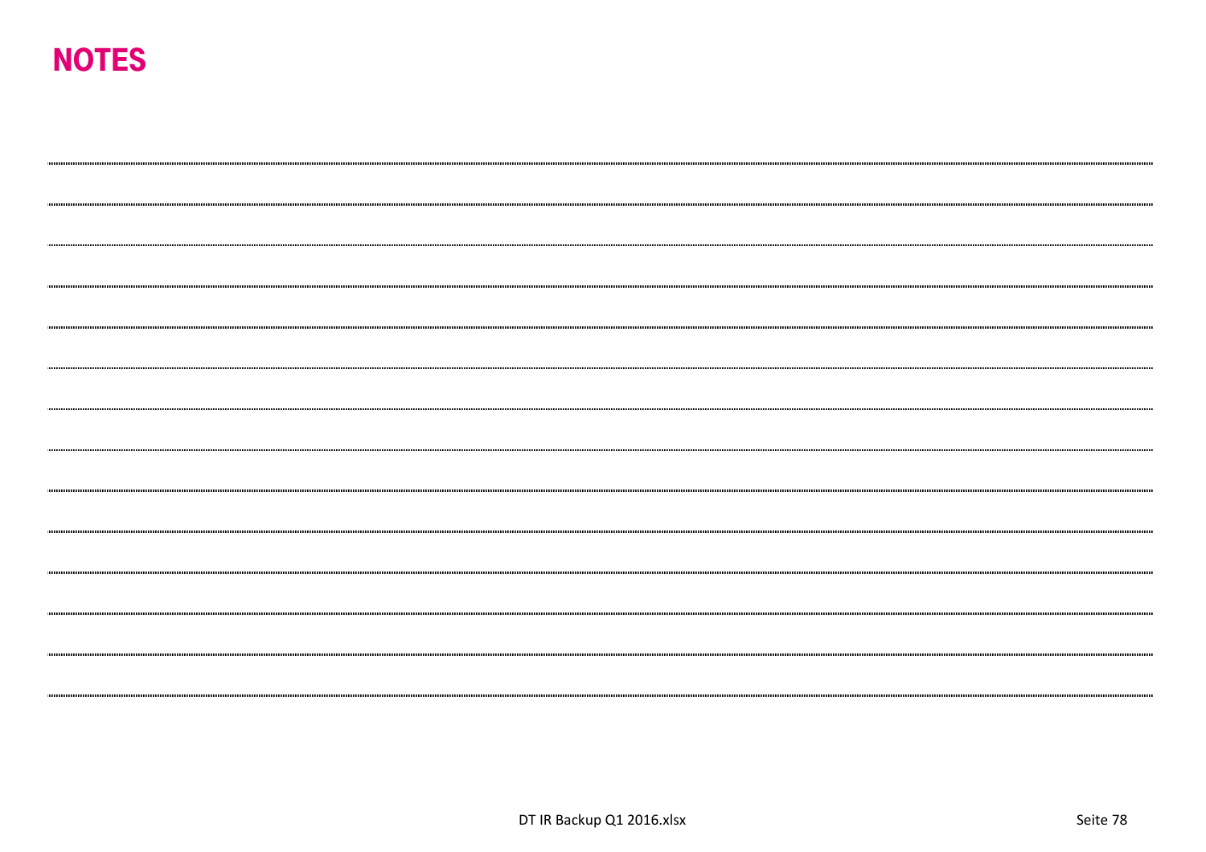# NOTES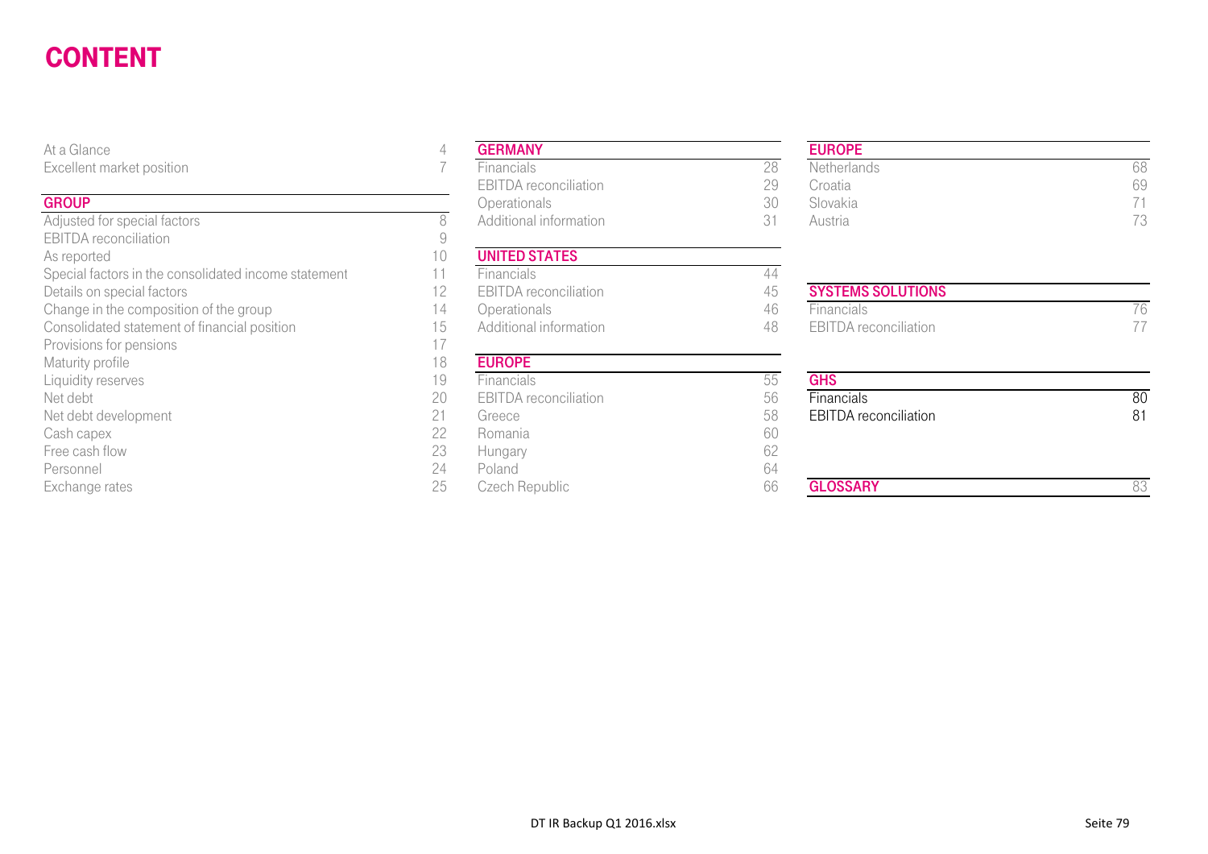# CONTENT

| | |
|---|---|
| At a Glance | 4 |
| Excellent market position | 7 |

| GROUP | |
|---|---|
| Adjusted for special factors | 8 |
| EBITDA reconciliation | 9 |
| As reported | 10 |
| Special factors in the consolidated income statement | 11 |
| Details on special factors | 12 |
| Change in the composition of the group | 14 |
| Consolidated statement of financial position | 15 |
| Provisions for pensions | 17 |
| Maturity profile | 18 |
| Liquidity reserves | 19 |
| Net debt | 20 |
| Net debt development | 21 |
| Cash capex | 22 |
| Free cash flow | 23 |
| Personnel | 24 |
| Exchange rates | 25 |

| GERMANY | |
|---|---|
| Financials | 28 |
| EBITDA reconciliation | 29 |
| Operationals | 30 |
| Additional information | 31 |

| UNITED STATES | |
|---|---|
| Financials | 44 |
| EBITDA reconciliation | 45 |
| Operationals | 46 |
| Additional information | 48 |

| EUROPE | |
|---|---|
| Financials | 55 |
| EBITDA reconciliation | 56 |
| Greece | 58 |
| Romania | 60 |
| Hungary | 62 |
| Poland | 64 |
| Czech Republic | 66 |
| Netherlands | 68 |
| Croatia | 69 |
| Slovakia | 71 |
| Austria | 73 |

| SYSTEMS SOLUTIONS | |
|---|---|
| Financials | 76 |
| EBITDA reconciliation | 77 |

| GHS | |
|---|---|
| Financials | 80 |
| EBITDA reconciliation | 81 |

| GLOSSARY | 83 |
|---|---|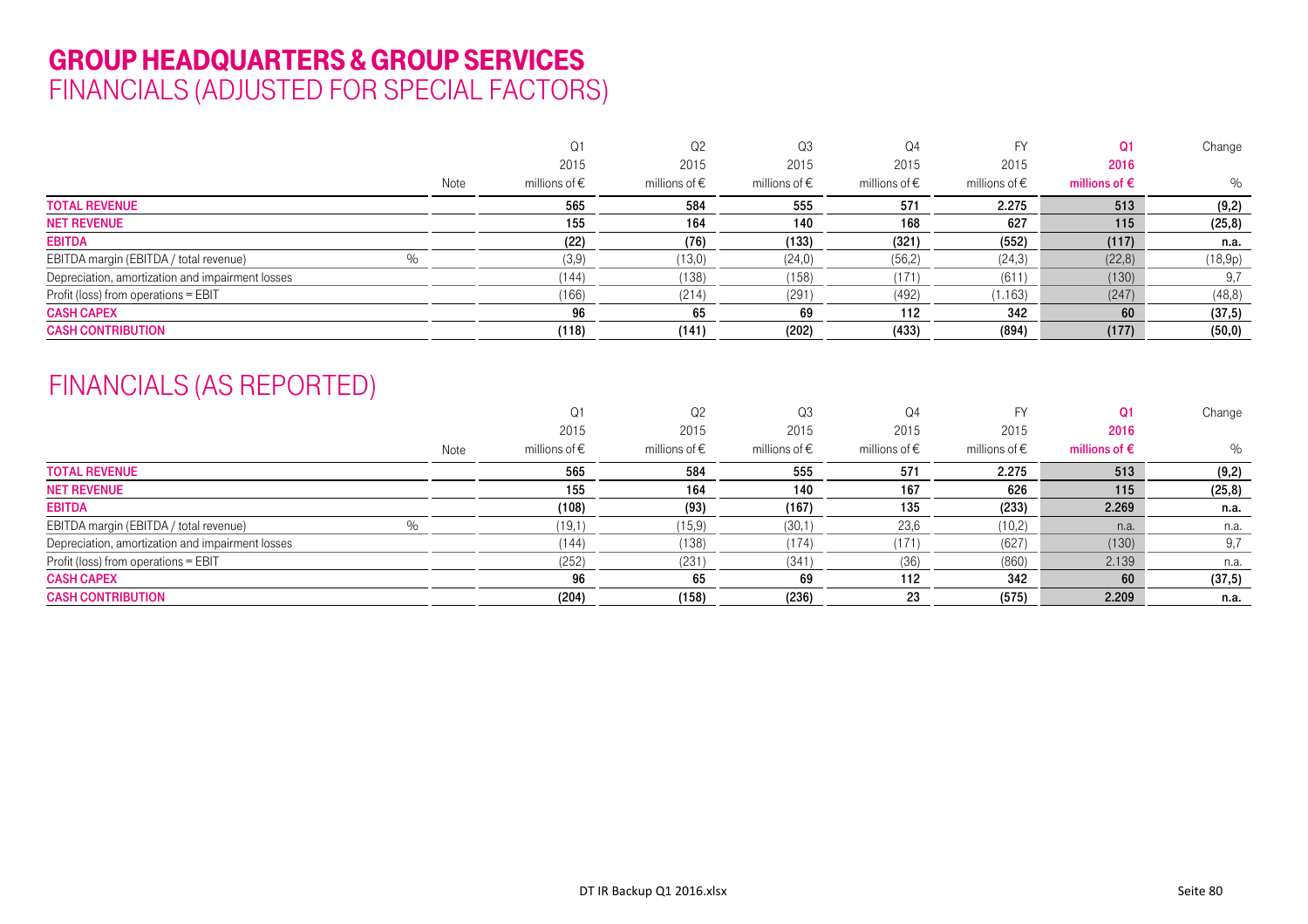# GROUP HEADQUARTERS & GROUP SERVICES

## FINANCIALS (ADJUSTED FOR SPECIAL FACTORS)

| | Note | Q1 2015 millions of € | Q2 2015 millions of € | Q3 2015 millions of € | Q4 2015 millions of € | FY 2015 millions of € | Q1 2016 millions of € | Change % |
|---|---|---|---|---|---|---|---|---|
| **TOTAL REVENUE** | | **565** | **584** | **555** | **571** | **2.275** | **513** | **(9,2)** |
| **NET REVENUE** | | **155** | **164** | **140** | **168** | **627** | **115** | **(25,8)** |
| **EBITDA** | | **(22)** | **(76)** | **(133)** | **(321)** | **(552)** | **(117)** | **n.a.** |
| EBITDA margin (EBITDA / total revenue) % | | (3,9) | (13,0) | (24,0) | (56,2) | (24,3) | (22,8) | (18,9p) |
| Depreciation, amortization and impairment losses | | (144) | (138) | (158) | (171) | (611) | (130) | 9,7 |
| Profit (loss) from operations = EBIT | | (166) | (214) | (291) | (492) | (1.163) | (247) | (48,8) |
| **CASH CAPEX** | | **96** | **65** | **69** | **112** | **342** | **60** | **(37,5)** |
| **CASH CONTRIBUTION** | | **(118)** | **(141)** | **(202)** | **(433)** | **(894)** | **(177)** | **(50,0)** |

## FINANCIALS (AS REPORTED)

| | Note | Q1 2015 millions of € | Q2 2015 millions of € | Q3 2015 millions of € | Q4 2015 millions of € | FY 2015 millions of € | Q1 2016 millions of € | Change % |
|---|---|---|---|---|---|---|---|---|
| **TOTAL REVENUE** | | **565** | **584** | **555** | **571** | **2.275** | **513** | **(9,2)** |
| **NET REVENUE** | | **155** | **164** | **140** | **167** | **626** | **115** | **(25,8)** |
| **EBITDA** | | **(108)** | **(93)** | **(167)** | **135** | **(233)** | **2.269** | **n.a.** |
| EBITDA margin (EBITDA / total revenue) % | | (19,1) | (15,9) | (30,1) | 23,6 | (10,2) | n.a. | n.a. |
| Depreciation, amortization and impairment losses | | (144) | (138) | (174) | (171) | (627) | (130) | 9,7 |
| Profit (loss) from operations = EBIT | | (252) | (231) | (341) | (36) | (860) | 2.139 | n.a. |
| **CASH CAPEX** | | **96** | **65** | **69** | **112** | **342** | **60** | **(37,5)** |
| **CASH CONTRIBUTION** | | **(204)** | **(158)** | **(236)** | **23** | **(575)** | **2.209** | **n.a.** |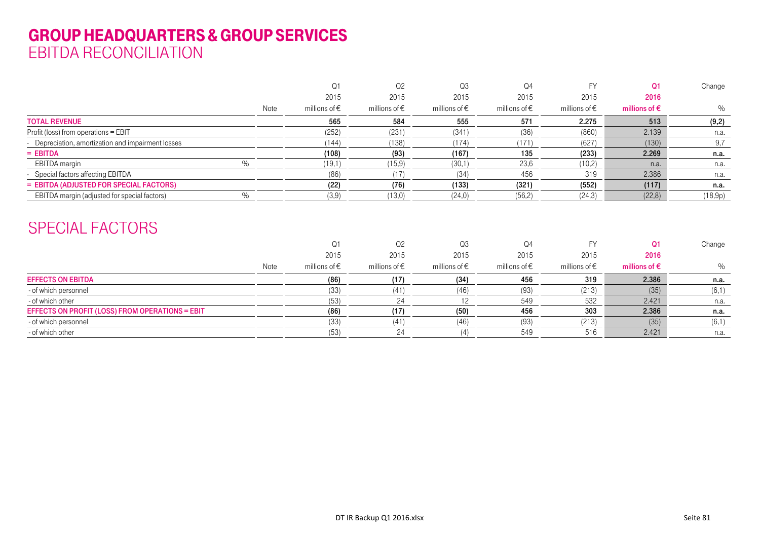# GROUP HEADQUARTERS & GROUP SERVICES
## EBITDA RECONCILIATION

| | | Note | Q1 2015 millions of € | Q2 2015 millions of € | Q3 2015 millions of € | Q4 2015 millions of € | FY 2015 millions of € | Q1 2016 millions of € | Change % |
|---|---|---|---|---|---|---|---|---|---|
| **TOTAL REVENUE** | | | **565** | **584** | **555** | **571** | **2.275** | **513** | **(9,2)** |
| Profit (loss) from operations = EBIT | | | (252) | (231) | (341) | (36) | (860) | 2.139 | n.a. |
| - Depreciation, amortization and impairment losses | | | (144) | (138) | (174) | (171) | (627) | (130) | 9,7 |
| **= EBITDA** | | | **(108)** | **(93)** | **(167)** | **135** | **(233)** | **2.269** | **n.a.** |
| EBITDA margin | % | | (19,1) | (15,9) | (30,1) | 23,6 | (10,2) | n.a. | n.a. |
| - Special factors affecting EBITDA | | | (86) | (17) | (34) | 456 | 319 | 2.386 | n.a. |
| **= EBITDA (ADJUSTED FOR SPECIAL FACTORS)** | | | **(22)** | **(76)** | **(133)** | **(321)** | **(552)** | **(117)** | **n.a.** |
| EBITDA margin (adjusted for special factors) | % | | (3,9) | (13,0) | (24,0) | (56,2) | (24,3) | (22,8) | (18,9p) |

## SPECIAL FACTORS

| | Note | Q1 2015 millions of € | Q2 2015 millions of € | Q3 2015 millions of € | Q4 2015 millions of € | FY 2015 millions of € | Q1 2016 millions of € | Change % |
|---|---|---|---|---|---|---|---|---|
| **EFFECTS ON EBITDA** | | **(86)** | **(17)** | **(34)** | **456** | **319** | **2.386** | **n.a.** |
| - of which personnel | | (33) | (41) | (46) | (93) | (213) | (35) | (6,1) |
| - of which other | | (53) | 24 | 12 | 549 | 532 | 2.421 | n.a. |
| **EFFECTS ON PROFIT (LOSS) FROM OPERATIONS = EBIT** | | **(86)** | **(17)** | **(50)** | **456** | **303** | **2.386** | **n.a.** |
| - of which personnel | | (33) | (41) | (46) | (93) | (213) | (35) | (6,1) |
| - of which other | | (53) | 24 | (4) | 549 | 516 | 2.421 | n.a. |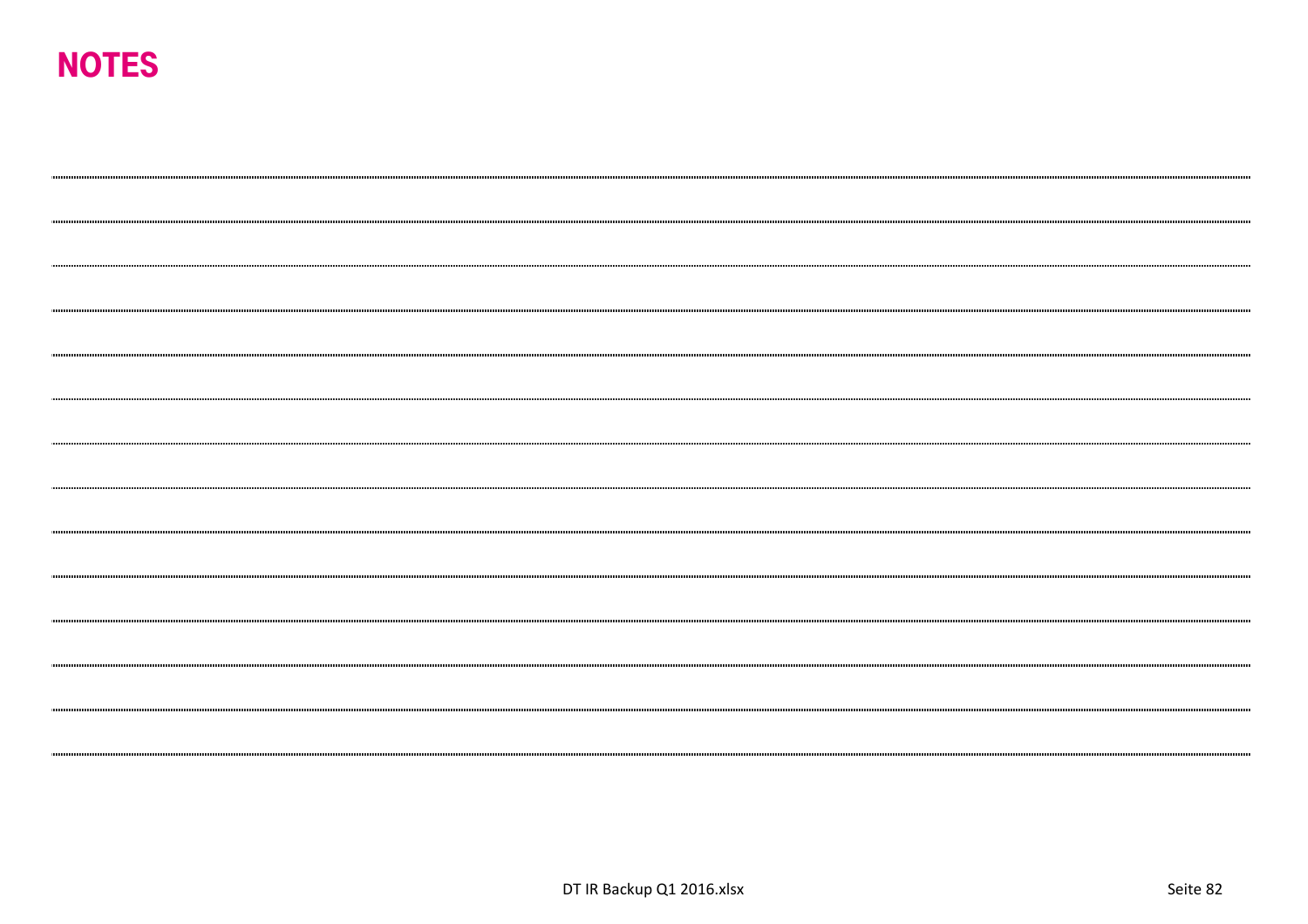# NOTES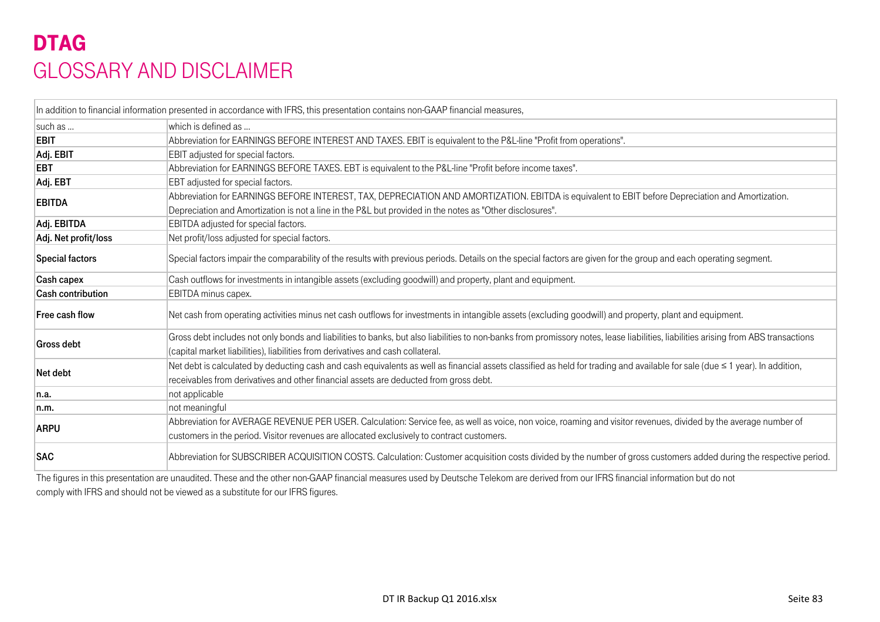# DTAG

## GLOSSARY AND DISCLAIMER

| In addition to financial information presented in accordance with IFRS, this presentation contains non-GAAP financial measures, | |
|---|---|
| such as ... | which is defined as ... |
| **EBIT** | Abbreviation for EARNINGS BEFORE INTEREST AND TAXES. EBIT is equivalent to the P&L-line "Profit from operations". |
| **Adj. EBIT** | EBIT adjusted for special factors. |
| **EBT** | Abbreviation for EARNINGS BEFORE TAXES. EBT is equivalent to the P&L-line "Profit before income taxes". |
| **Adj. EBT** | EBT adjusted for special factors. |
| **EBITDA** | Abbreviation for EARNINGS BEFORE INTEREST, TAX, DEPRECIATION AND AMORTIZATION. EBITDA is equivalent to EBIT before Depreciation and Amortization. Depreciation and Amortization is not a line in the P&L but provided in the notes as "Other disclosures". |
| **Adj. EBITDA** | EBITDA adjusted for special factors. |
| **Adj. Net profit/loss** | Net profit/loss adjusted for special factors. |
| **Special factors** | Special factors impair the comparability of the results with previous periods. Details on the special factors are given for the group and each operating segment. |
| **Cash capex** | Cash outflows for investments in intangible assets (excluding goodwill) and property, plant and equipment. |
| **Cash contribution** | EBITDA minus capex. |
| **Free cash flow** | Net cash from operating activities minus net cash outflows for investments in intangible assets (excluding goodwill) and property, plant and equipment. |
| **Gross debt** | Gross debt includes not only bonds and liabilities to banks, but also liabilities to non-banks from promissory notes, lease liabilities, liabilities arising from ABS transactions (capital market liabilities), liabilities from derivatives and cash collateral. |
| **Net debt** | Net debt is calculated by deducting cash and cash equivalents as well as financial assets classified as held for trading and available for sale (due ≤ 1 year). In addition, receivables from derivatives and other financial assets are deducted from gross debt. |
| **n.a.** | not applicable |
| **n.m.** | not meaningful |
| **ARPU** | Abbreviation for AVERAGE REVENUE PER USER. Calculation: Service fee, as well as voice, non voice, roaming and visitor revenues, divided by the average number of customers in the period. Visitor revenues are allocated exclusively to contract customers. |
| **SAC** | Abbreviation for SUBSCRIBER ACQUISITION COSTS. Calculation: Customer acquisition costs divided by the number of gross customers added during the respective period. |

The figures in this presentation are unaudited. These and the other non-GAAP financial measures used by Deutsche Telekom are derived from our IFRS financial information but do not comply with IFRS and should not be viewed as a substitute for our IFRS figures.